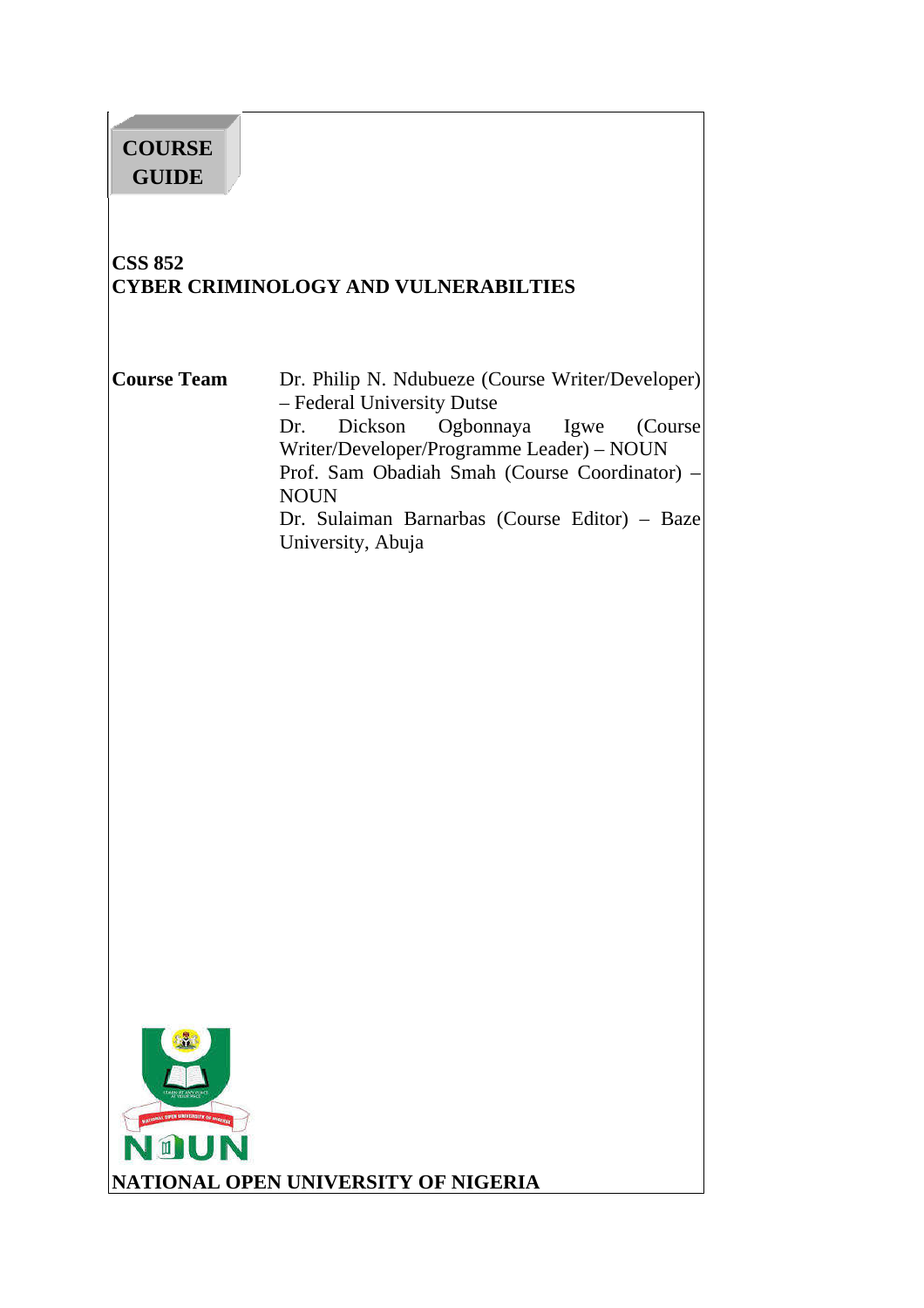**COURSE GUIDE**

# CSS 852
# CYBER CRIMINOLOGY AND VULNERABILTIES

| **Course Team** | Dr. Philip N. Ndubueze (Course Writer/Developer) – Federal University Dutse<br>Dr. Dickson Ogbonnaya Igwe (Course Writer/Developer/Programme Leader) – NOUN<br>Prof. Sam Obadiah Smah (Course Coordinator) – NOUN<br>Dr. Sulaiman Barnarbas (Course Editor) – Baze University, Abuja |
|---|---|

**NATIONAL OPEN UNIVERSITY OF NIGERIA**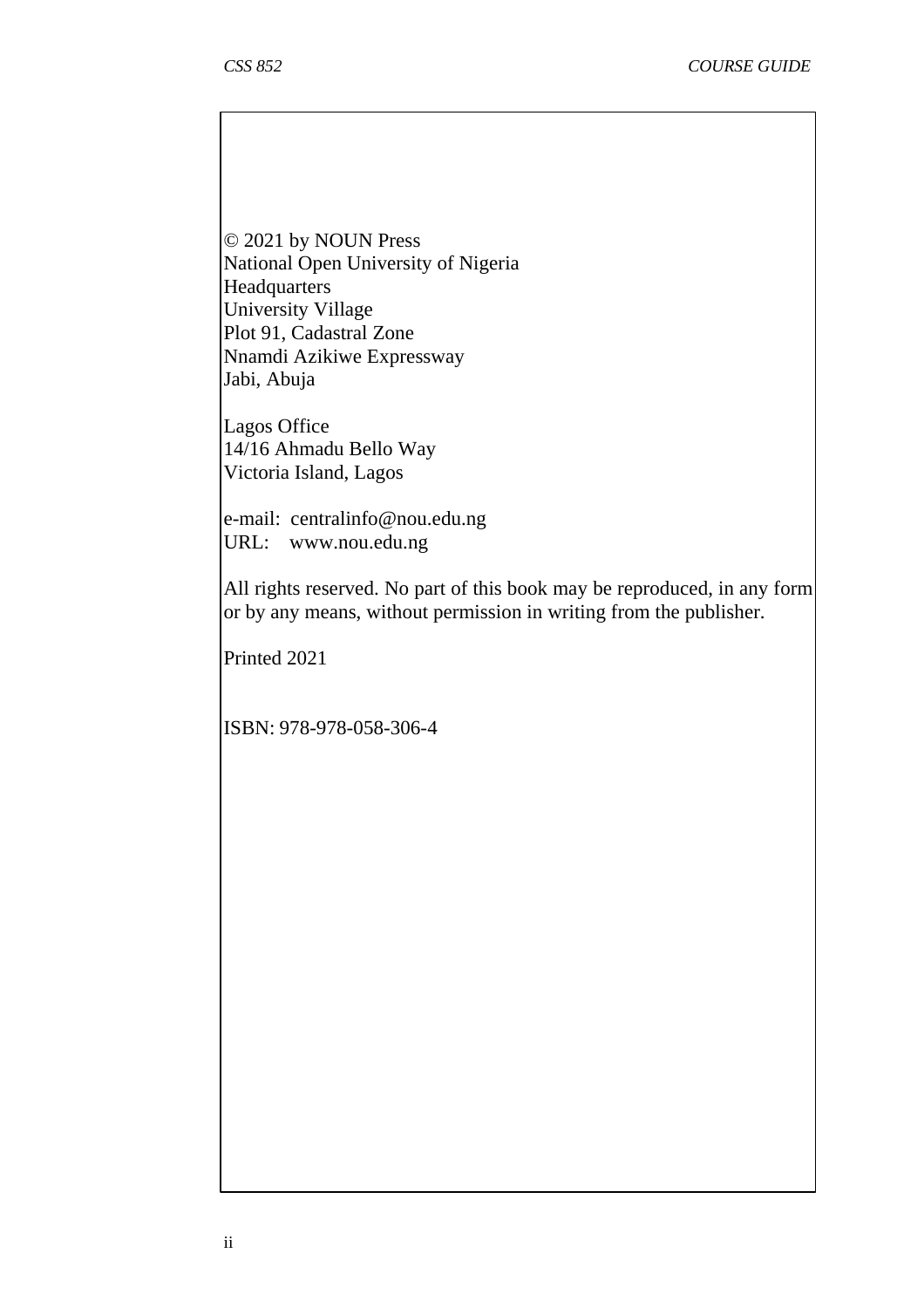© 2021 by NOUN Press
National Open University of Nigeria
Headquarters
University Village
Plot 91, Cadastral Zone
Nnamdi Azikiwe Expressway
Jabi, Abuja

Lagos Office
14/16 Ahmadu Bello Way
Victoria Island, Lagos

e-mail: centralinfo@nou.edu.ng
URL: www.nou.edu.ng

All rights reserved. No part of this book may be reproduced, in any form or by any means, without permission in writing from the publisher.

Printed 2021

ISBN: 978-978-058-306-4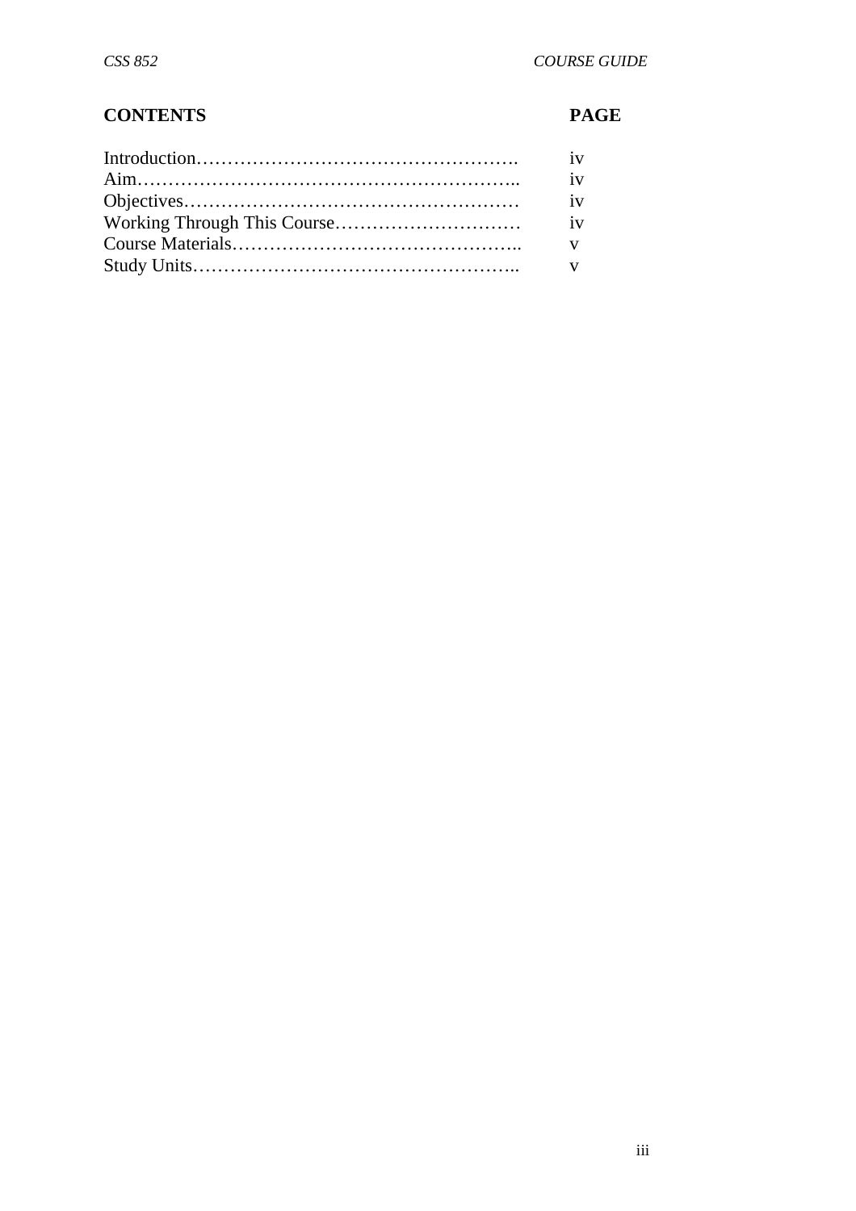| CONTENTS | PAGE |
|---|---|
| Introduction………………………………………………. | iv |
| Aim………………………………………………………….. | iv |
| Objectives……………………………………………… | iv |
| Working Through This Course………………………… | iv |
| Course Materials……………………………………….. | v |
| Study Units…………………………………………….. | v |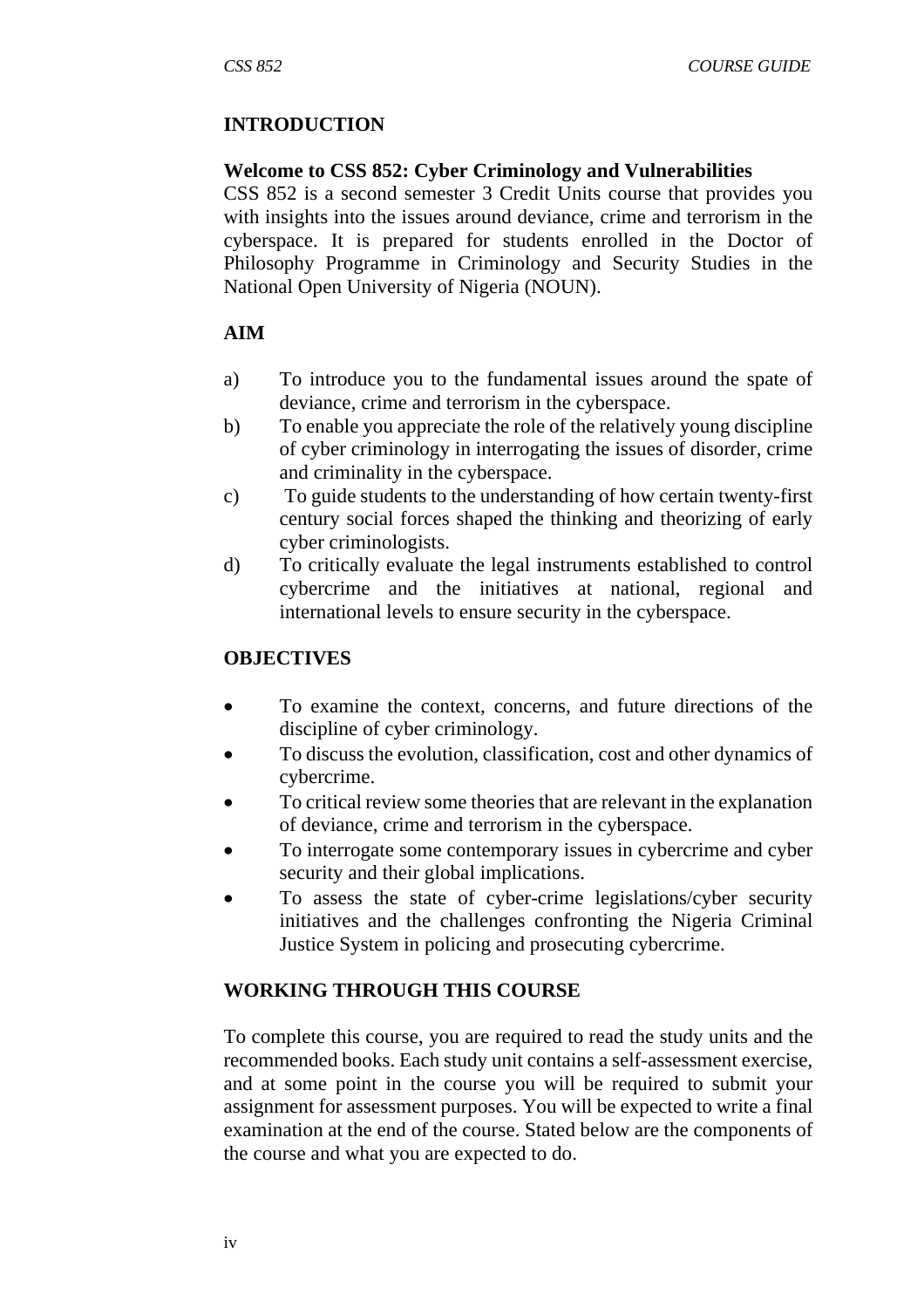## INTRODUCTION

**Welcome to CSS 852: Cyber Criminology and Vulnerabilities**

CSS 852 is a second semester 3 Credit Units course that provides you with insights into the issues around deviance, crime and terrorism in the cyberspace. It is prepared for students enrolled in the Doctor of Philosophy Programme in Criminology and Security Studies in the National Open University of Nigeria (NOUN).

## AIM

a) To introduce you to the fundamental issues around the spate of deviance, crime and terrorism in the cyberspace.
b) To enable you appreciate the role of the relatively young discipline of cyber criminology in interrogating the issues of disorder, crime and criminality in the cyberspace.
c) To guide students to the understanding of how certain twenty-first century social forces shaped the thinking and theorizing of early cyber criminologists.
d) To critically evaluate the legal instruments established to control cybercrime and the initiatives at national, regional and international levels to ensure security in the cyberspace.

## OBJECTIVES

- To examine the context, concerns, and future directions of the discipline of cyber criminology.
- To discuss the evolution, classification, cost and other dynamics of cybercrime.
- To critical review some theories that are relevant in the explanation of deviance, crime and terrorism in the cyberspace.
- To interrogate some contemporary issues in cybercrime and cyber security and their global implications.
- To assess the state of cyber-crime legislations/cyber security initiatives and the challenges confronting the Nigeria Criminal Justice System in policing and prosecuting cybercrime.

## WORKING THROUGH THIS COURSE

To complete this course, you are required to read the study units and the recommended books. Each study unit contains a self-assessment exercise, and at some point in the course you will be required to submit your assignment for assessment purposes. You will be expected to write a final examination at the end of the course. Stated below are the components of the course and what you are expected to do.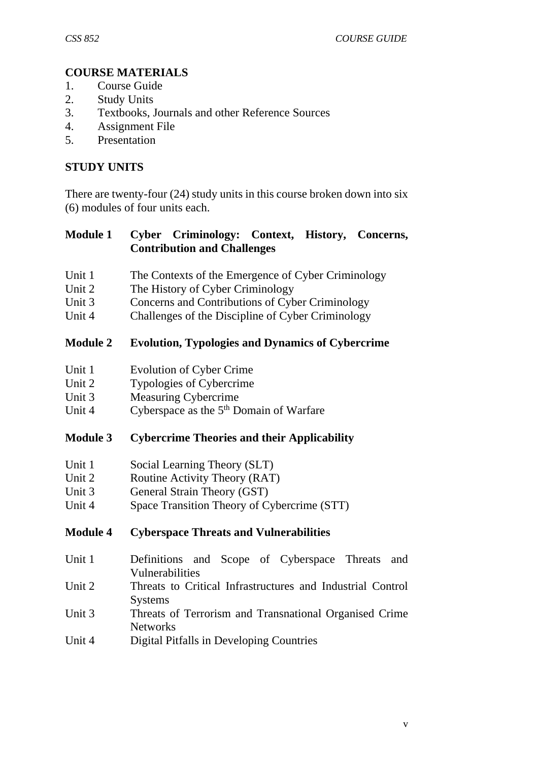**COURSE MATERIALS**

1. Course Guide
2. Study Units
3. Textbooks, Journals and other Reference Sources
4. Assignment File
5. Presentation

**STUDY UNITS**

There are twenty-four (24) study units in this course broken down into six (6) modules of four units each.

**Module 1 Cyber Criminology: Context, History, Concerns, Contribution and Challenges**

Unit 1 The Contexts of the Emergence of Cyber Criminology
Unit 2 The History of Cyber Criminology
Unit 3 Concerns and Contributions of Cyber Criminology
Unit 4 Challenges of the Discipline of Cyber Criminology

**Module 2 Evolution, Typologies and Dynamics of Cybercrime**

Unit 1 Evolution of Cyber Crime
Unit 2 Typologies of Cybercrime
Unit 3 Measuring Cybercrime
Unit 4 Cyberspace as the 5th Domain of Warfare

**Module 3 Cybercrime Theories and their Applicability**

Unit 1 Social Learning Theory (SLT)
Unit 2 Routine Activity Theory (RAT)
Unit 3 General Strain Theory (GST)
Unit 4 Space Transition Theory of Cybercrime (STT)

**Module 4 Cyberspace Threats and Vulnerabilities**

Unit 1 Definitions and Scope of Cyberspace Threats and Vulnerabilities
Unit 2 Threats to Critical Infrastructures and Industrial Control Systems
Unit 3 Threats of Terrorism and Transnational Organised Crime Networks
Unit 4 Digital Pitfalls in Developing Countries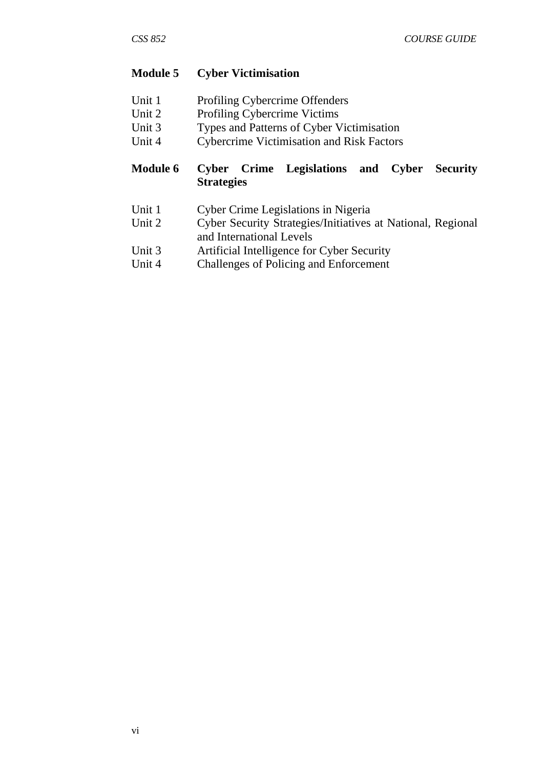**Module 5 Cyber Victimisation**

Unit 1 Profiling Cybercrime Offenders
Unit 2 Profiling Cybercrime Victims
Unit 3 Types and Patterns of Cyber Victimisation
Unit 4 Cybercrime Victimisation and Risk Factors

**Module 6 Cyber Crime Legislations and Cyber Security Strategies**

Unit 1 Cyber Crime Legislations in Nigeria
Unit 2 Cyber Security Strategies/Initiatives at National, Regional and International Levels
Unit 3 Artificial Intelligence for Cyber Security
Unit 4 Challenges of Policing and Enforcement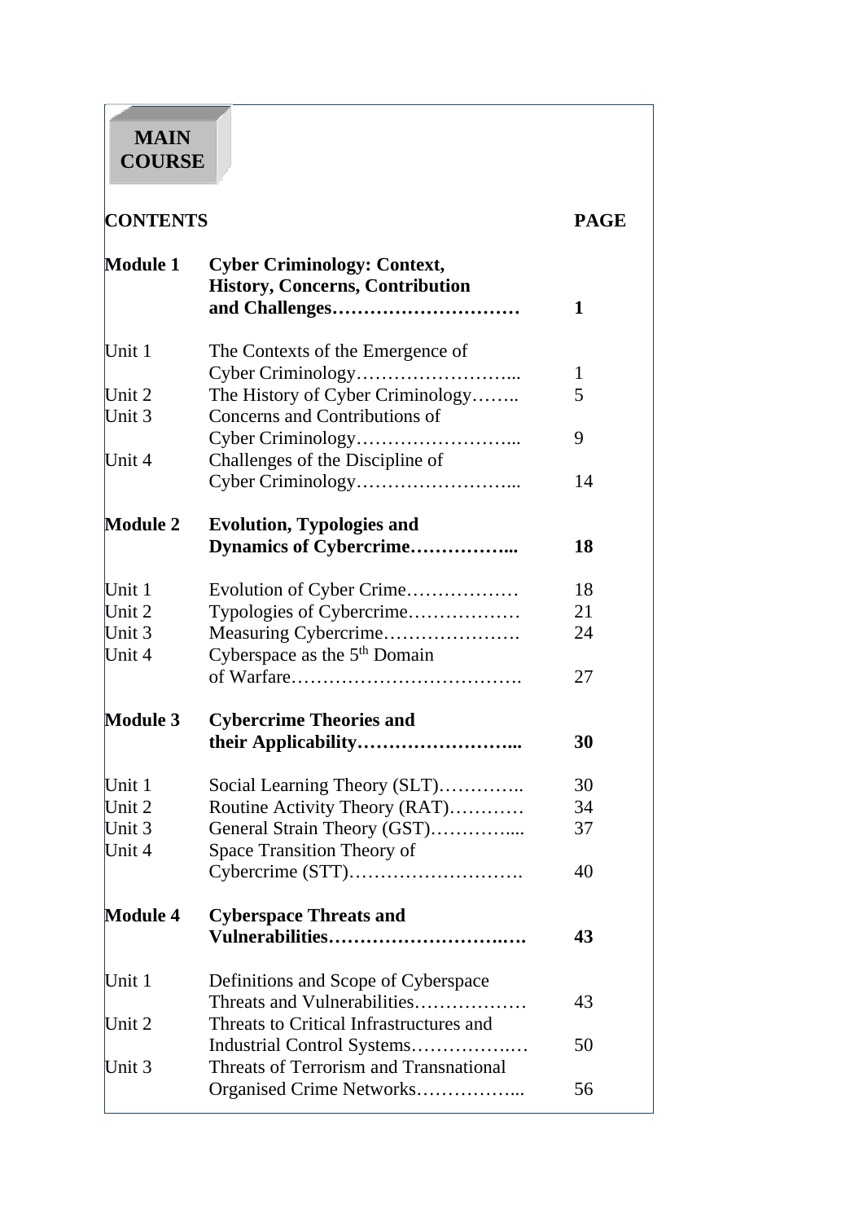# MAIN COURSE

| CONTENTS | | PAGE |
|---|---|---|
| **Module 1** | **Cyber Criminology: Context, History, Concerns, Contribution and Challenges…………………………** | **1** |
| Unit 1 | The Contexts of the Emergence of Cyber Criminology……………………... | 1 |
| Unit 2 | The History of Cyber Criminology…….. | 5 |
| Unit 3 | Concerns and Contributions of Cyber Criminology……………………... | 9 |
| Unit 4 | Challenges of the Discipline of Cyber Criminology……………………... | 14 |
| **Module 2** | **Evolution, Typologies and Dynamics of Cybercrime……………...** | **18** |
| Unit 1 | Evolution of Cyber Crime……………… | 18 |
| Unit 2 | Typologies of Cybercrime……………… | 21 |
| Unit 3 | Measuring Cybercrime…………………. | 24 |
| Unit 4 | Cyberspace as the 5th Domain of Warfare………………………………. | 27 |
| **Module 3** | **Cybercrime Theories and their Applicability……………………...** | **30** |
| Unit 1 | Social Learning Theory (SLT)………….. | 30 |
| Unit 2 | Routine Activity Theory (RAT)………… | 34 |
| Unit 3 | General Strain Theory (GST)………….... | 37 |
| Unit 4 | Space Transition Theory of Cybercrime (STT)………………………. | 40 |
| **Module 4** | **Cyberspace Threats and Vulnerabilities………………………..….** | **43** |
| Unit 1 | Definitions and Scope of Cyberspace Threats and Vulnerabilities……………… | 43 |
| Unit 2 | Threats to Critical Infrastructures and Industrial Control Systems…………….… | 50 |
| Unit 3 | Threats of Terrorism and Transnational Organised Crime Networks……………... | 56 |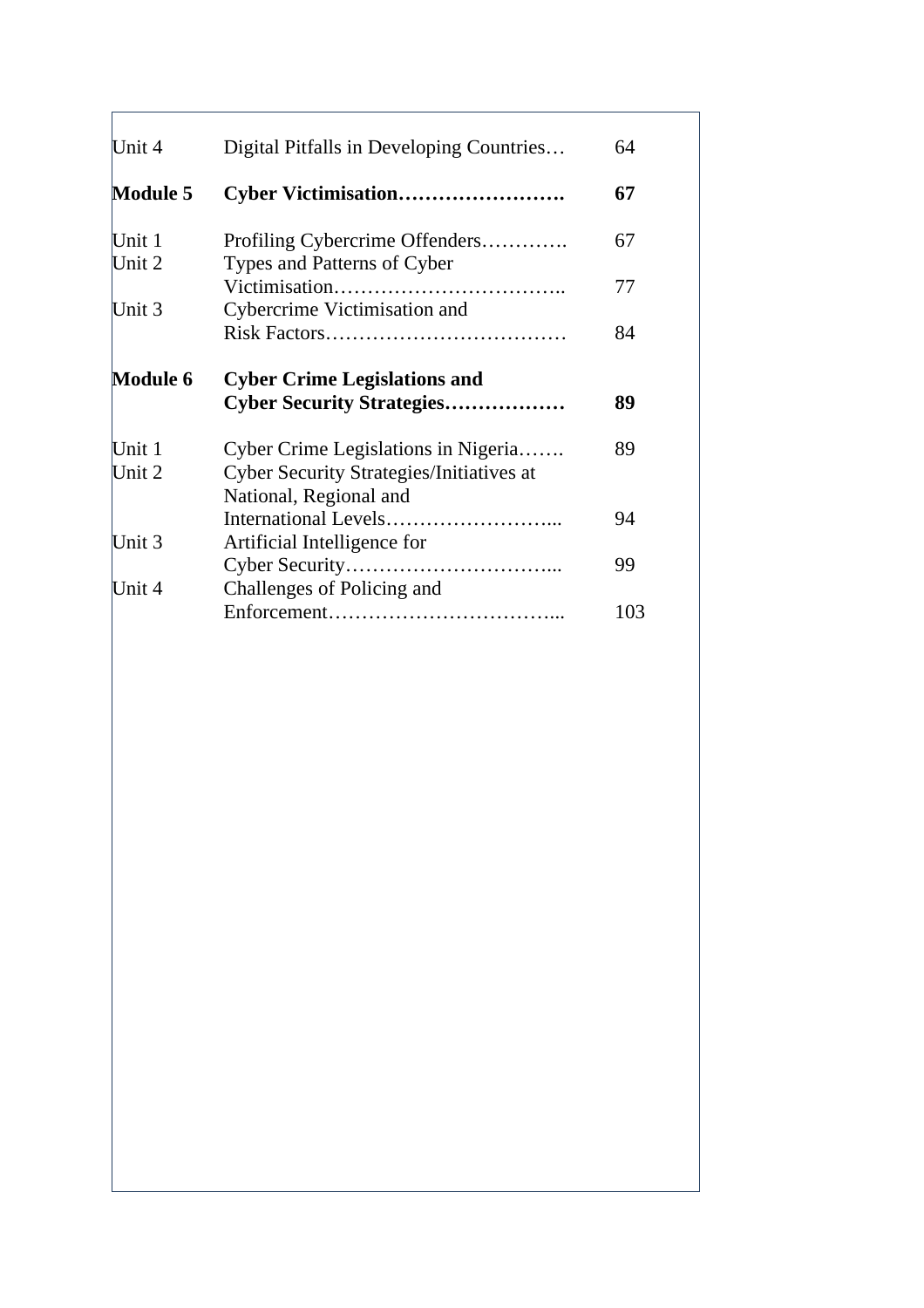| | | |
|---|---|---|
| Unit 4 | Digital Pitfalls in Developing Countries… | 64 |
| **Module 5** | **Cyber Victimisation…………………….** | **67** |
| Unit 1 | Profiling Cybercrime Offenders…………. | 67 |
| Unit 2 | Types and Patterns of Cyber Victimisation…………………………….. | 77 |
| Unit 3 | Cybercrime Victimisation and Risk Factors……………………………… | 84 |
| **Module 6** | **Cyber Crime Legislations and Cyber Security Strategies………………** | **89** |
| Unit 1 | Cyber Crime Legislations in Nigeria……. | 89 |
| Unit 2 | Cyber Security Strategies/Initiatives at National, Regional and International Levels……………………... | 94 |
| Unit 3 | Artificial Intelligence for Cyber Security…………………………... | 99 |
| Unit 4 | Challenges of Policing and Enforcement……………………………... | 103 |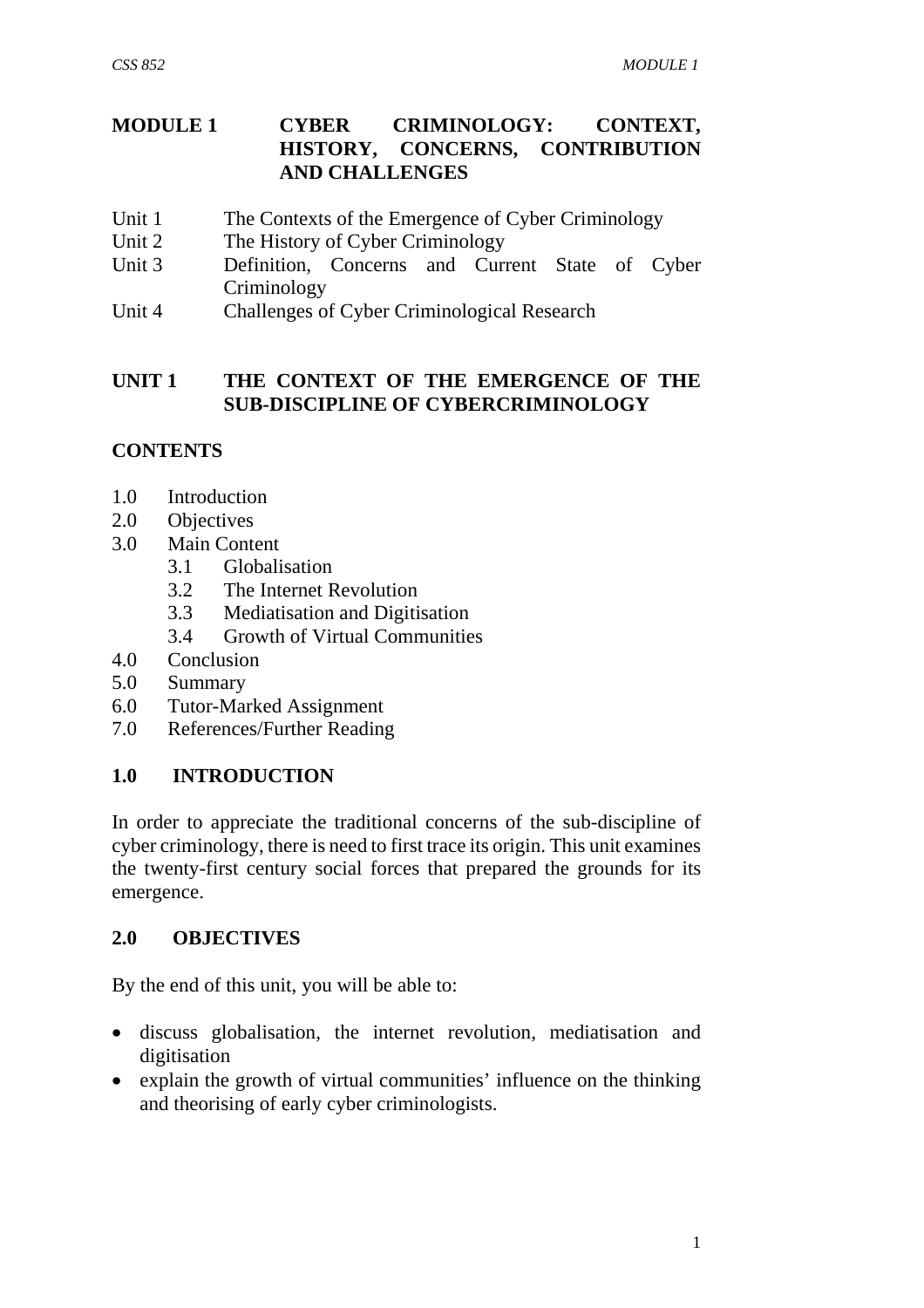# MODULE 1 CYBER CRIMINOLOGY: CONTEXT, HISTORY, CONCERNS, CONTRIBUTION AND CHALLENGES

Unit 1 The Contexts of the Emergence of Cyber Criminology
Unit 2 The History of Cyber Criminology
Unit 3 Definition, Concerns and Current State of Cyber Criminology
Unit 4 Challenges of Cyber Criminological Research

## UNIT 1 THE CONTEXT OF THE EMERGENCE OF THE SUB-DISCIPLINE OF CYBERCRIMINOLOGY

**CONTENTS**

- 1.0 Introduction
- 2.0 Objectives
- 3.0 Main Content
  - 3.1 Globalisation
  - 3.2 The Internet Revolution
  - 3.3 Mediatisation and Digitisation
  - 3.4 Growth of Virtual Communities
- 4.0 Conclusion
- 5.0 Summary
- 6.0 Tutor-Marked Assignment
- 7.0 References/Further Reading

### 1.0 INTRODUCTION

In order to appreciate the traditional concerns of the sub-discipline of cyber criminology, there is need to first trace its origin. This unit examines the twenty-first century social forces that prepared the grounds for its emergence.

### 2.0 OBJECTIVES

By the end of this unit, you will be able to:

- discuss globalisation, the internet revolution, mediatisation and digitisation
- explain the growth of virtual communities' influence on the thinking and theorising of early cyber criminologists.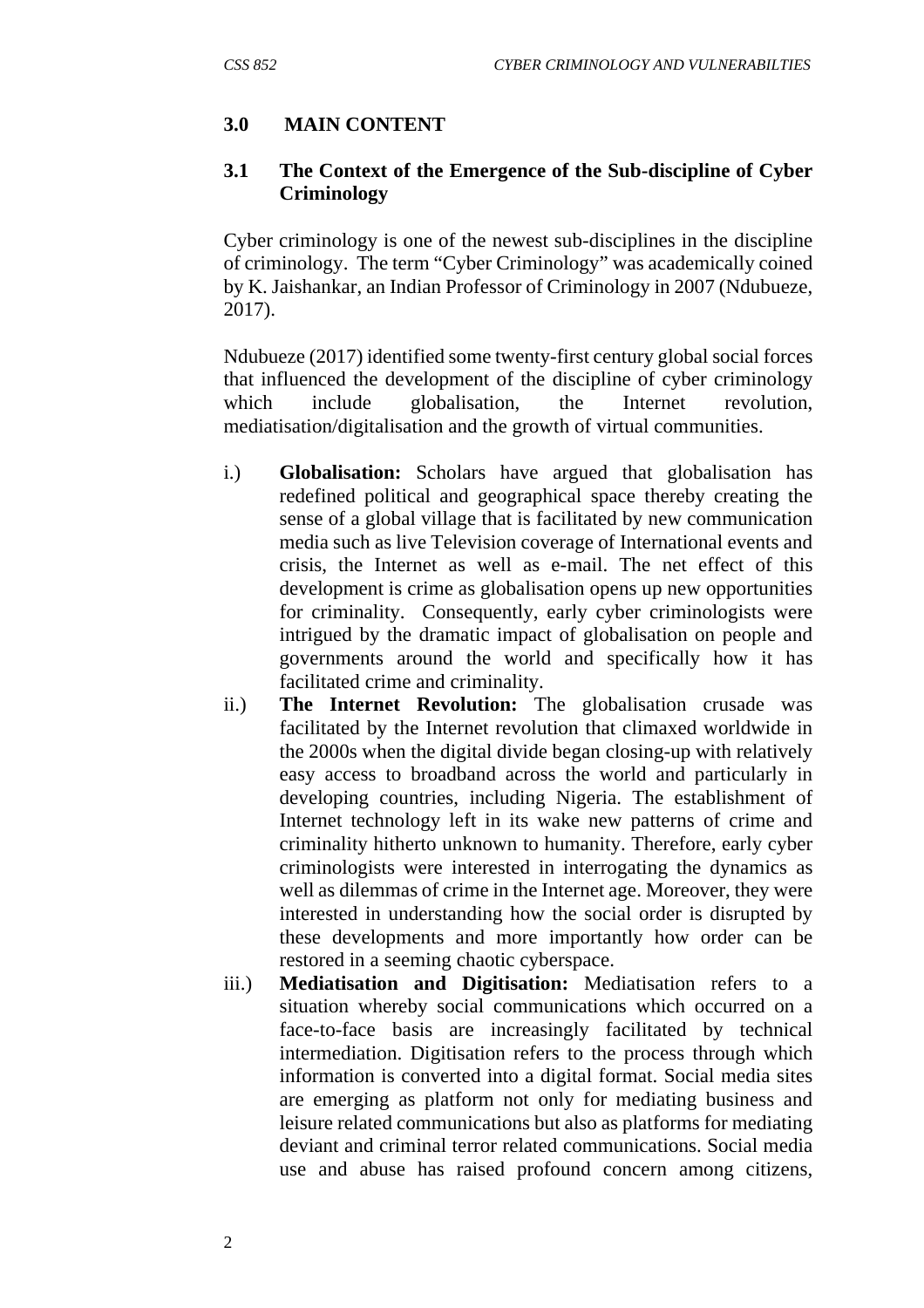## 3.0 MAIN CONTENT

### 3.1 The Context of the Emergence of the Sub-discipline of Cyber Criminology

Cyber criminology is one of the newest sub-disciplines in the discipline of criminology. The term "Cyber Criminology" was academically coined by K. Jaishankar, an Indian Professor of Criminology in 2007 (Ndubueze, 2017).

Ndubueze (2017) identified some twenty-first century global social forces that influenced the development of the discipline of cyber criminology which include globalisation, the Internet revolution, mediatisation/digitalisation and the growth of virtual communities.

i.) **Globalisation:** Scholars have argued that globalisation has redefined political and geographical space thereby creating the sense of a global village that is facilitated by new communication media such as live Television coverage of International events and crisis, the Internet as well as e-mail. The net effect of this development is crime as globalisation opens up new opportunities for criminality. Consequently, early cyber criminologists were intrigued by the dramatic impact of globalisation on people and governments around the world and specifically how it has facilitated crime and criminality.

ii.) **The Internet Revolution:** The globalisation crusade was facilitated by the Internet revolution that climaxed worldwide in the 2000s when the digital divide began closing-up with relatively easy access to broadband across the world and particularly in developing countries, including Nigeria. The establishment of Internet technology left in its wake new patterns of crime and criminality hitherto unknown to humanity. Therefore, early cyber criminologists were interested in interrogating the dynamics as well as dilemmas of crime in the Internet age. Moreover, they were interested in understanding how the social order is disrupted by these developments and more importantly how order can be restored in a seeming chaotic cyberspace.

iii.) **Mediatisation and Digitisation:** Mediatisation refers to a situation whereby social communications which occurred on a face-to-face basis are increasingly facilitated by technical intermediation. Digitisation refers to the process through which information is converted into a digital format. Social media sites are emerging as platform not only for mediating business and leisure related communications but also as platforms for mediating deviant and criminal terror related communications. Social media use and abuse has raised profound concern among citizens,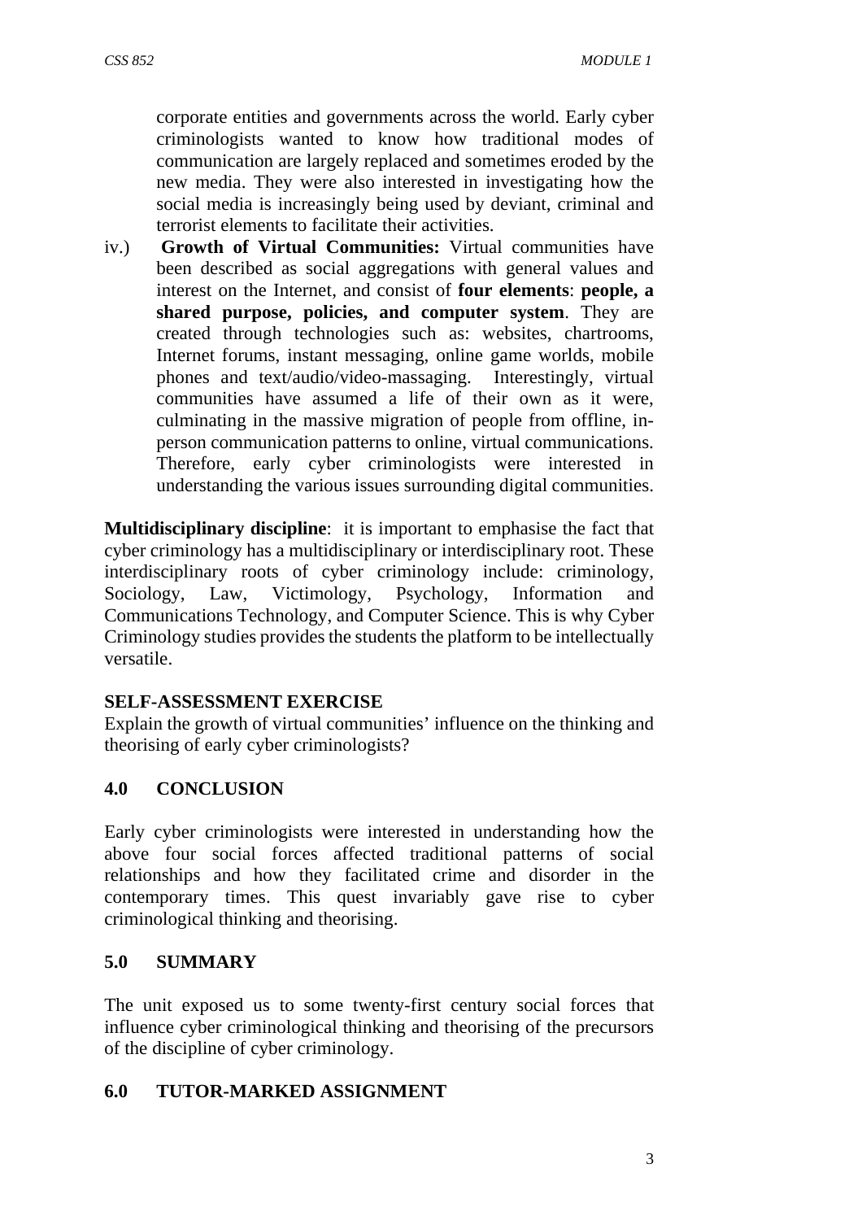corporate entities and governments across the world. Early cyber criminologists wanted to know how traditional modes of communication are largely replaced and sometimes eroded by the new media. They were also interested in investigating how the social media is increasingly being used by deviant, criminal and terrorist elements to facilitate their activities.

iv.) **Growth of Virtual Communities:** Virtual communities have been described as social aggregations with general values and interest on the Internet, and consist of **four elements**: **people, a shared purpose, policies, and computer system**. They are created through technologies such as: websites, chartrooms, Internet forums, instant messaging, online game worlds, mobile phones and text/audio/video-massaging. Interestingly, virtual communities have assumed a life of their own as it were, culminating in the massive migration of people from offline, in-person communication patterns to online, virtual communications. Therefore, early cyber criminologists were interested in understanding the various issues surrounding digital communities.

**Multidisciplinary discipline**: it is important to emphasise the fact that cyber criminology has a multidisciplinary or interdisciplinary root. These interdisciplinary roots of cyber criminology include: criminology, Sociology, Law, Victimology, Psychology, Information and Communications Technology, and Computer Science. This is why Cyber Criminology studies provides the students the platform to be intellectually versatile.

**SELF-ASSESSMENT EXERCISE**

Explain the growth of virtual communities' influence on the thinking and theorising of early cyber criminologists?

## 4.0 CONCLUSION

Early cyber criminologists were interested in understanding how the above four social forces affected traditional patterns of social relationships and how they facilitated crime and disorder in the contemporary times. This quest invariably gave rise to cyber criminological thinking and theorising.

## 5.0 SUMMARY

The unit exposed us to some twenty-first century social forces that influence cyber criminological thinking and theorising of the precursors of the discipline of cyber criminology.

## 6.0 TUTOR-MARKED ASSIGNMENT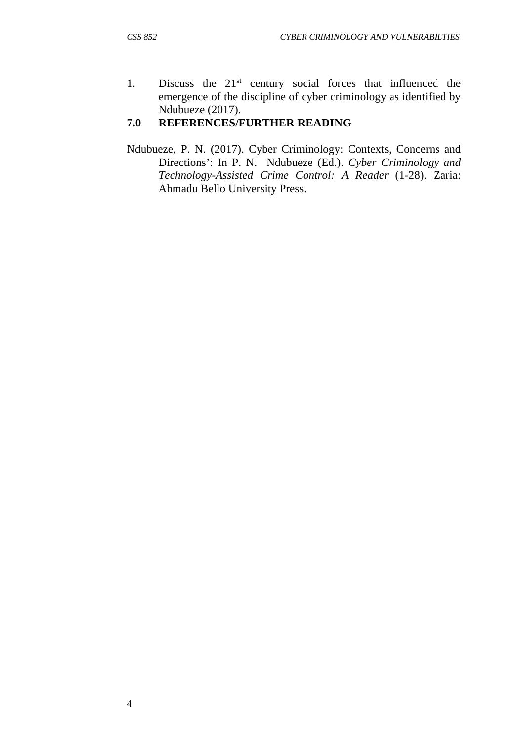1. Discuss the 21st century social forces that influenced the emergence of the discipline of cyber criminology as identified by Ndubueze (2017).

## 7.0 REFERENCES/FURTHER READING

Ndubueze, P. N. (2017). Cyber Criminology: Contexts, Concerns and Directions': In P. N. Ndubueze (Ed.). *Cyber Criminology and Technology-Assisted Crime Control: A Reader* (1-28). Zaria: Ahmadu Bello University Press.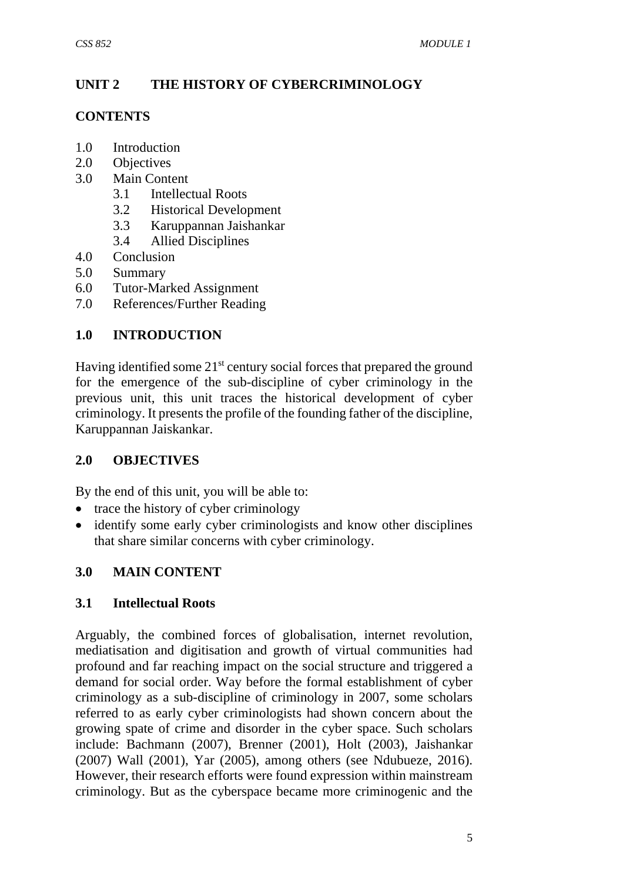# UNIT 2 THE HISTORY OF CYBERCRIMINOLOGY

## CONTENTS

1.0 Introduction
2.0 Objectives
3.0 Main Content
  3.1 Intellectual Roots
  3.2 Historical Development
  3.3 Karuppannan Jaishankar
  3.4 Allied Disciplines
4.0 Conclusion
5.0 Summary
6.0 Tutor-Marked Assignment
7.0 References/Further Reading

## 1.0 INTRODUCTION

Having identified some 21st century social forces that prepared the ground for the emergence of the sub-discipline of cyber criminology in the previous unit, this unit traces the historical development of cyber criminology. It presents the profile of the founding father of the discipline, Karuppannan Jaiskankar.

## 2.0 OBJECTIVES

By the end of this unit, you will be able to:

- trace the history of cyber criminology
- identify some early cyber criminologists and know other disciplines that share similar concerns with cyber criminology.

## 3.0 MAIN CONTENT

### 3.1 Intellectual Roots

Arguably, the combined forces of globalisation, internet revolution, mediatisation and digitisation and growth of virtual communities had profound and far reaching impact on the social structure and triggered a demand for social order. Way before the formal establishment of cyber criminology as a sub-discipline of criminology in 2007, some scholars referred to as early cyber criminologists had shown concern about the growing spate of crime and disorder in the cyber space. Such scholars include: Bachmann (2007), Brenner (2001), Holt (2003), Jaishankar (2007) Wall (2001), Yar (2005), among others (see Ndubueze, 2016). However, their research efforts were found expression within mainstream criminology. But as the cyberspace became more criminogenic and the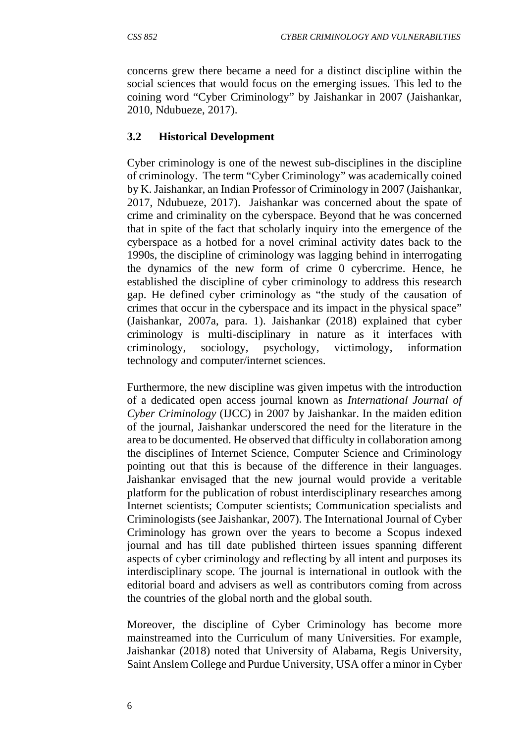concerns grew there became a need for a distinct discipline within the social sciences that would focus on the emerging issues. This led to the coining word "Cyber Criminology" by Jaishankar in 2007 (Jaishankar, 2010, Ndubueze, 2017).

### 3.2 Historical Development

Cyber criminology is one of the newest sub-disciplines in the discipline of criminology. The term "Cyber Criminology" was academically coined by K. Jaishankar, an Indian Professor of Criminology in 2007 (Jaishankar, 2017, Ndubueze, 2017). Jaishankar was concerned about the spate of crime and criminality on the cyberspace. Beyond that he was concerned that in spite of the fact that scholarly inquiry into the emergence of the cyberspace as a hotbed for a novel criminal activity dates back to the 1990s, the discipline of criminology was lagging behind in interrogating the dynamics of the new form of crime 0 cybercrime. Hence, he established the discipline of cyber criminology to address this research gap. He defined cyber criminology as "the study of the causation of crimes that occur in the cyberspace and its impact in the physical space" (Jaishankar, 2007a, para. 1). Jaishankar (2018) explained that cyber criminology is multi-disciplinary in nature as it interfaces with criminology, sociology, psychology, victimology, information technology and computer/internet sciences.

Furthermore, the new discipline was given impetus with the introduction of a dedicated open access journal known as *International Journal of Cyber Criminology* (IJCC) in 2007 by Jaishankar. In the maiden edition of the journal, Jaishankar underscored the need for the literature in the area to be documented. He observed that difficulty in collaboration among the disciplines of Internet Science, Computer Science and Criminology pointing out that this is because of the difference in their languages. Jaishankar envisaged that the new journal would provide a veritable platform for the publication of robust interdisciplinary researches among Internet scientists; Computer scientists; Communication specialists and Criminologists (see Jaishankar, 2007). The International Journal of Cyber Criminology has grown over the years to become a Scopus indexed journal and has till date published thirteen issues spanning different aspects of cyber criminology and reflecting by all intent and purposes its interdisciplinary scope. The journal is international in outlook with the editorial board and advisers as well as contributors coming from across the countries of the global north and the global south.

Moreover, the discipline of Cyber Criminology has become more mainstreamed into the Curriculum of many Universities. For example, Jaishankar (2018) noted that University of Alabama, Regis University, Saint Anslem College and Purdue University, USA offer a minor in Cyber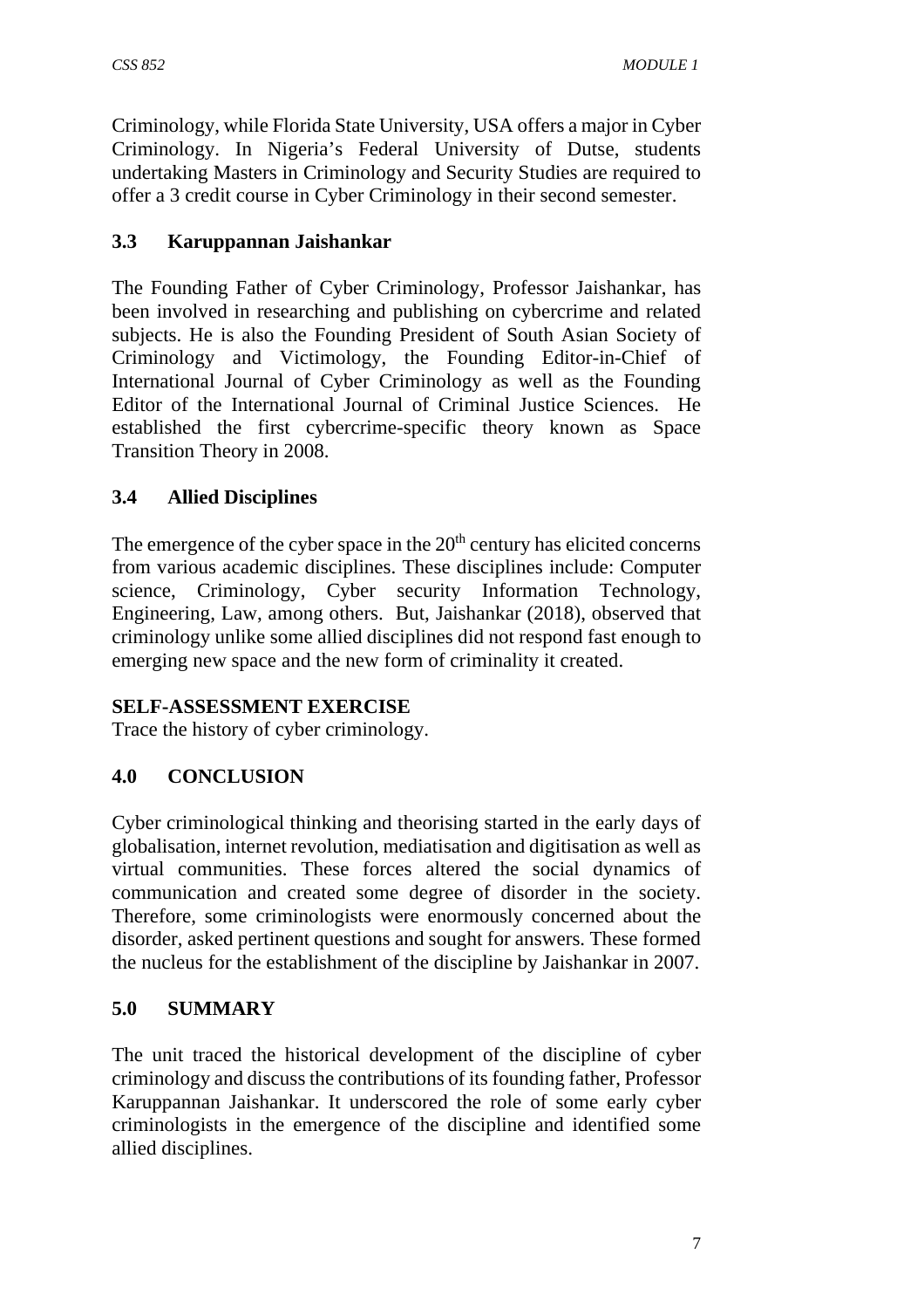Criminology, while Florida State University, USA offers a major in Cyber Criminology. In Nigeria's Federal University of Dutse, students undertaking Masters in Criminology and Security Studies are required to offer a 3 credit course in Cyber Criminology in their second semester.

### 3.3 Karuppannan Jaishankar

The Founding Father of Cyber Criminology, Professor Jaishankar, has been involved in researching and publishing on cybercrime and related subjects. He is also the Founding President of South Asian Society of Criminology and Victimology, the Founding Editor-in-Chief of International Journal of Cyber Criminology as well as the Founding Editor of the International Journal of Criminal Justice Sciences. He established the first cybercrime-specific theory known as Space Transition Theory in 2008.

### 3.4 Allied Disciplines

The emergence of the cyber space in the 20th century has elicited concerns from various academic disciplines. These disciplines include: Computer science, Criminology, Cyber security Information Technology, Engineering, Law, among others. But, Jaishankar (2018), observed that criminology unlike some allied disciplines did not respond fast enough to emerging new space and the new form of criminality it created.

**SELF-ASSESSMENT EXERCISE**

Trace the history of cyber criminology.

## 4.0 CONCLUSION

Cyber criminological thinking and theorising started in the early days of globalisation, internet revolution, mediatisation and digitisation as well as virtual communities. These forces altered the social dynamics of communication and created some degree of disorder in the society. Therefore, some criminologists were enormously concerned about the disorder, asked pertinent questions and sought for answers. These formed the nucleus for the establishment of the discipline by Jaishankar in 2007.

## 5.0 SUMMARY

The unit traced the historical development of the discipline of cyber criminology and discuss the contributions of its founding father, Professor Karuppannan Jaishankar. It underscored the role of some early cyber criminologists in the emergence of the discipline and identified some allied disciplines.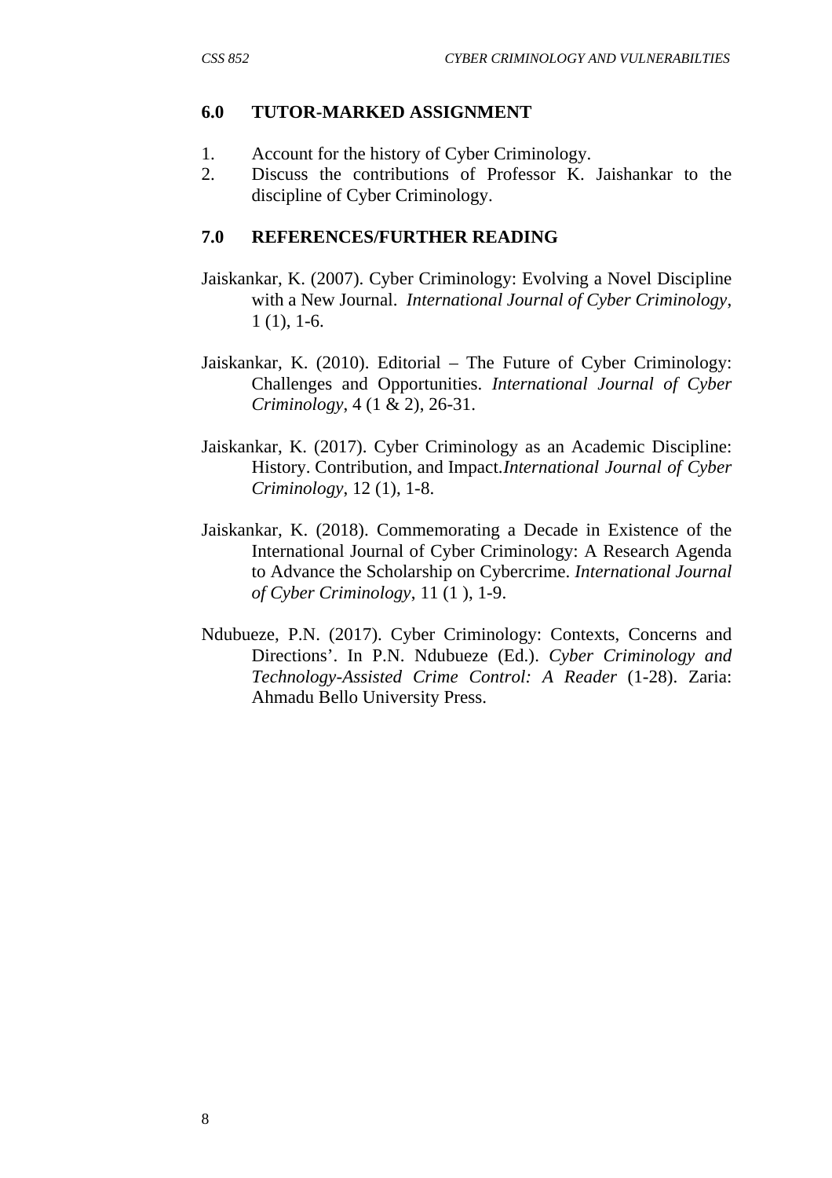## 6.0 TUTOR-MARKED ASSIGNMENT

1. Account for the history of Cyber Criminology.
2. Discuss the contributions of Professor K. Jaishankar to the discipline of Cyber Criminology.

## 7.0 REFERENCES/FURTHER READING

Jaiskankar, K. (2007). Cyber Criminology: Evolving a Novel Discipline with a New Journal. *International Journal of Cyber Criminology*, 1 (1), 1-6.

Jaiskankar, K. (2010). Editorial – The Future of Cyber Criminology: Challenges and Opportunities. *International Journal of Cyber Criminology*, 4 (1 & 2), 26-31.

Jaiskankar, K. (2017). Cyber Criminology as an Academic Discipline: History. Contribution, and Impact.*International Journal of Cyber Criminology*, 12 (1), 1-8.

Jaiskankar, K. (2018). Commemorating a Decade in Existence of the International Journal of Cyber Criminology: A Research Agenda to Advance the Scholarship on Cybercrime. *International Journal of Cyber Criminology*, 11 (1 ), 1-9.

Ndubueze, P.N. (2017). Cyber Criminology: Contexts, Concerns and Directions'. In P.N. Ndubueze (Ed.). *Cyber Criminology and Technology-Assisted Crime Control: A Reader* (1-28). Zaria: Ahmadu Bello University Press.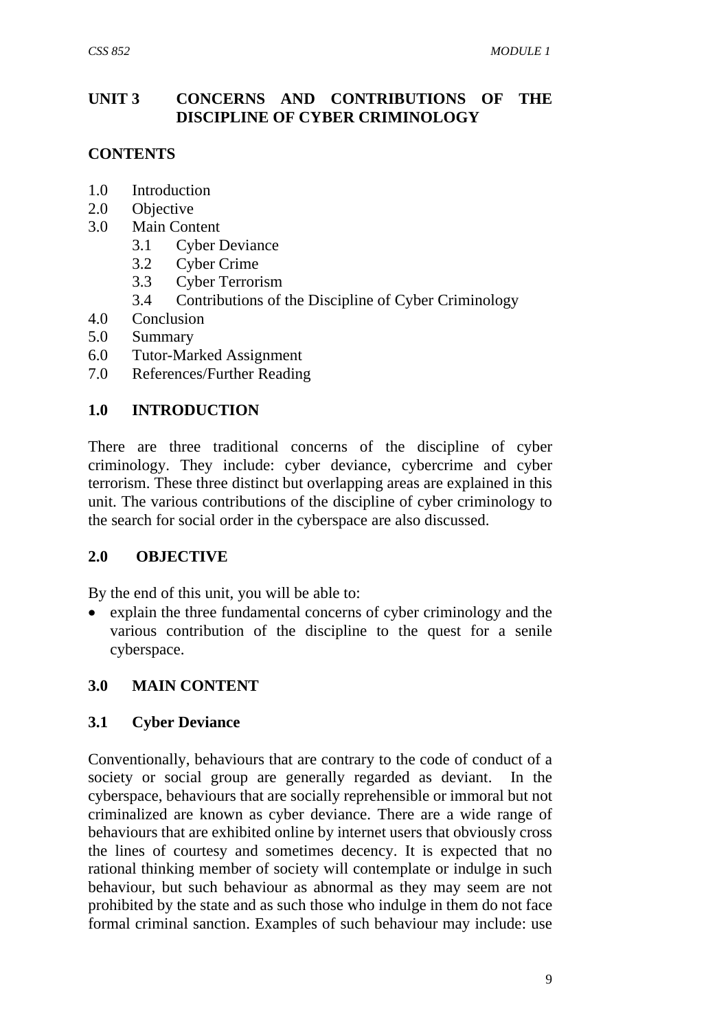## UNIT 3 CONCERNS AND CONTRIBUTIONS OF THE DISCIPLINE OF CYBER CRIMINOLOGY

**CONTENTS**

- 1.0 Introduction
- 2.0 Objective
- 3.0 Main Content
  - 3.1 Cyber Deviance
  - 3.2 Cyber Crime
  - 3.3 Cyber Terrorism
  - 3.4 Contributions of the Discipline of Cyber Criminology
- 4.0 Conclusion
- 5.0 Summary
- 6.0 Tutor-Marked Assignment
- 7.0 References/Further Reading

### 1.0 INTRODUCTION

There are three traditional concerns of the discipline of cyber criminology. They include: cyber deviance, cybercrime and cyber terrorism. These three distinct but overlapping areas are explained in this unit. The various contributions of the discipline of cyber criminology to the search for social order in the cyberspace are also discussed.

### 2.0 OBJECTIVE

By the end of this unit, you will be able to:

- explain the three fundamental concerns of cyber criminology and the various contribution of the discipline to the quest for a senile cyberspace.

### 3.0 MAIN CONTENT

#### 3.1 Cyber Deviance

Conventionally, behaviours that are contrary to the code of conduct of a society or social group are generally regarded as deviant. In the cyberspace, behaviours that are socially reprehensible or immoral but not criminalized are known as cyber deviance. There are a wide range of behaviours that are exhibited online by internet users that obviously cross the lines of courtesy and sometimes decency. It is expected that no rational thinking member of society will contemplate or indulge in such behaviour, but such behaviour as abnormal as they may seem are not prohibited by the state and as such those who indulge in them do not face formal criminal sanction. Examples of such behaviour may include: use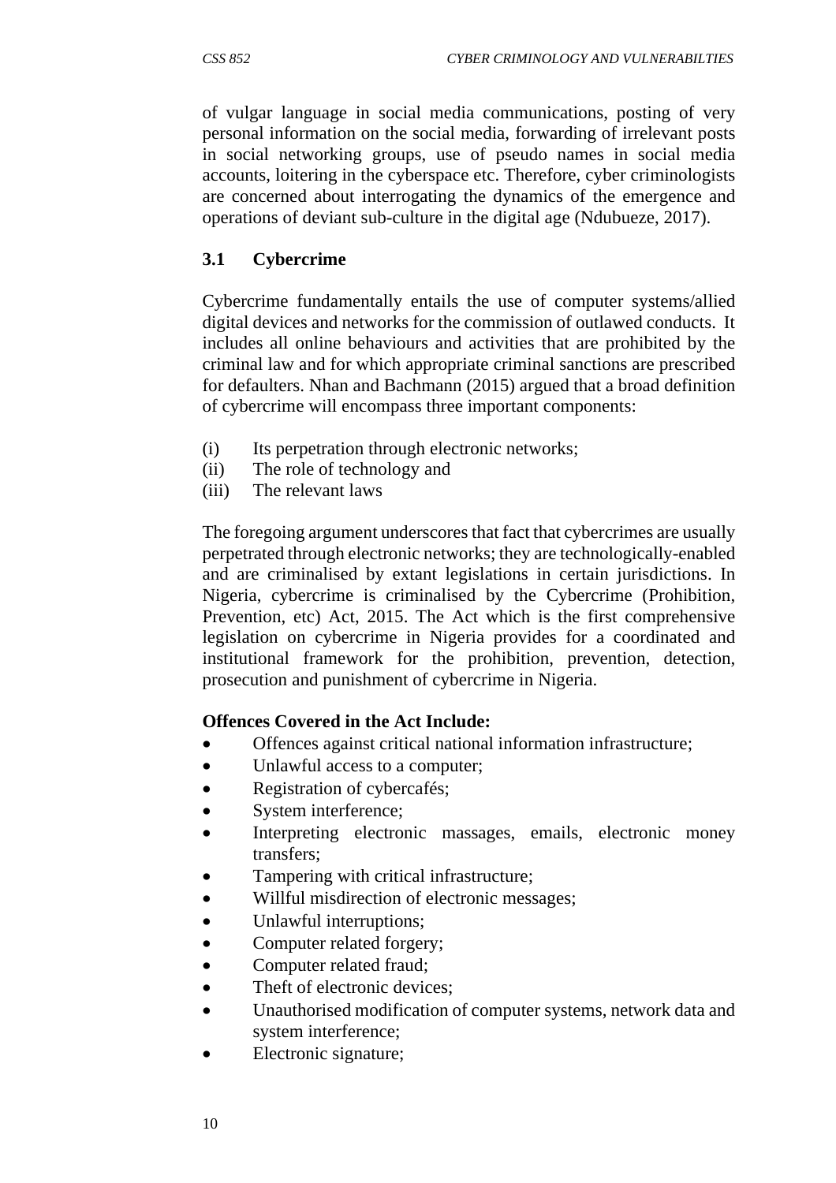of vulgar language in social media communications, posting of very personal information on the social media, forwarding of irrelevant posts in social networking groups, use of pseudo names in social media accounts, loitering in the cyberspace etc. Therefore, cyber criminologists are concerned about interrogating the dynamics of the emergence and operations of deviant sub-culture in the digital age (Ndubueze, 2017).

### 3.1 Cybercrime

Cybercrime fundamentally entails the use of computer systems/allied digital devices and networks for the commission of outlawed conducts. It includes all online behaviours and activities that are prohibited by the criminal law and for which appropriate criminal sanctions are prescribed for defaulters. Nhan and Bachmann (2015) argued that a broad definition of cybercrime will encompass three important components:

(i) Its perpetration through electronic networks;
(ii) The role of technology and
(iii) The relevant laws

The foregoing argument underscores that fact that cybercrimes are usually perpetrated through electronic networks; they are technologically-enabled and are criminalised by extant legislations in certain jurisdictions. In Nigeria, cybercrime is criminalised by the Cybercrime (Prohibition, Prevention, etc) Act, 2015. The Act which is the first comprehensive legislation on cybercrime in Nigeria provides for a coordinated and institutional framework for the prohibition, prevention, detection, prosecution and punishment of cybercrime in Nigeria.

**Offences Covered in the Act Include:**

- Offences against critical national information infrastructure;
- Unlawful access to a computer;
- Registration of cybercafés;
- System interference;
- Interpreting electronic massages, emails, electronic money transfers;
- Tampering with critical infrastructure;
- Willful misdirection of electronic messages;
- Unlawful interruptions;
- Computer related forgery;
- Computer related fraud;
- Theft of electronic devices;
- Unauthorised modification of computer systems, network data and system interference;
- Electronic signature;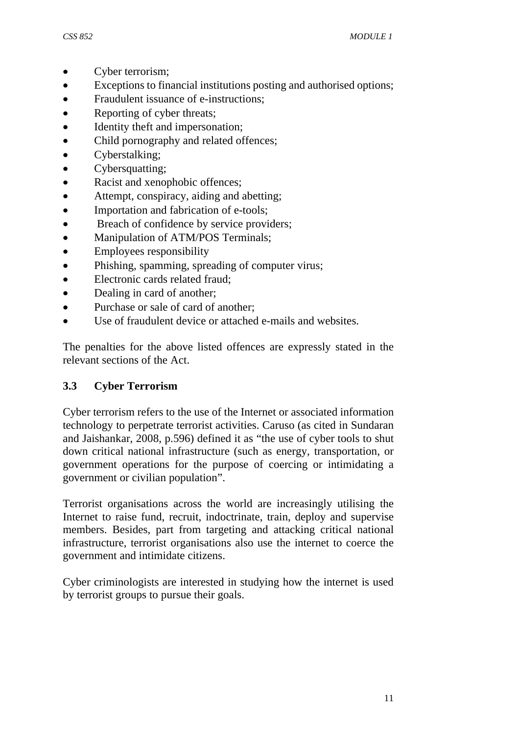- Cyber terrorism;
- Exceptions to financial institutions posting and authorised options;
- Fraudulent issuance of e-instructions;
- Reporting of cyber threats;
- Identity theft and impersonation;
- Child pornography and related offences;
- Cyberstalking;
- Cybersquatting;
- Racist and xenophobic offences;
- Attempt, conspiracy, aiding and abetting;
- Importation and fabrication of e-tools;
- Breach of confidence by service providers;
- Manipulation of ATM/POS Terminals;
- Employees responsibility
- Phishing, spamming, spreading of computer virus;
- Electronic cards related fraud;
- Dealing in card of another;
- Purchase or sale of card of another;
- Use of fraudulent device or attached e-mails and websites.

The penalties for the above listed offences are expressly stated in the relevant sections of the Act.

### 3.3 Cyber Terrorism

Cyber terrorism refers to the use of the Internet or associated information technology to perpetrate terrorist activities. Caruso (as cited in Sundaran and Jaishankar, 2008, p.596) defined it as "the use of cyber tools to shut down critical national infrastructure (such as energy, transportation, or government operations for the purpose of coercing or intimidating a government or civilian population".

Terrorist organisations across the world are increasingly utilising the Internet to raise fund, recruit, indoctrinate, train, deploy and supervise members. Besides, part from targeting and attacking critical national infrastructure, terrorist organisations also use the internet to coerce the government and intimidate citizens.

Cyber criminologists are interested in studying how the internet is used by terrorist groups to pursue their goals.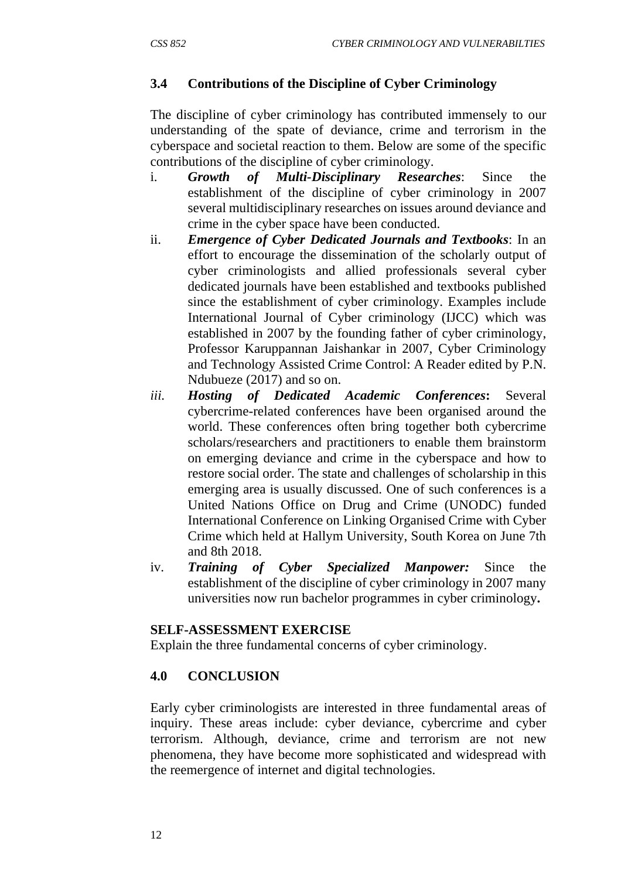### 3.4 Contributions of the Discipline of Cyber Criminology

The discipline of cyber criminology has contributed immensely to our understanding of the spate of deviance, crime and terrorism in the cyberspace and societal reaction to them. Below are some of the specific contributions of the discipline of cyber criminology.

i. ***Growth of Multi-Disciplinary Researches***: Since the establishment of the discipline of cyber criminology in 2007 several multidisciplinary researches on issues around deviance and crime in the cyber space have been conducted.

ii. ***Emergence of Cyber Dedicated Journals and Textbooks***: In an effort to encourage the dissemination of the scholarly output of cyber criminologists and allied professionals several cyber dedicated journals have been established and textbooks published since the establishment of cyber criminology. Examples include International Journal of Cyber criminology (IJCC) which was established in 2007 by the founding father of cyber criminology, Professor Karuppannan Jaishankar in 2007, Cyber Criminology and Technology Assisted Crime Control: A Reader edited by P.N. Ndubueze (2017) and so on.

*iii.* ***Hosting of Dedicated Academic Conferences*****:** Several cybercrime-related conferences have been organised around the world. These conferences often bring together both cybercrime scholars/researchers and practitioners to enable them brainstorm on emerging deviance and crime in the cyberspace and how to restore social order. The state and challenges of scholarship in this emerging area is usually discussed. One of such conferences is a United Nations Office on Drug and Crime (UNODC) funded International Conference on Linking Organised Crime with Cyber Crime which held at Hallym University, South Korea on June 7th and 8th 2018.

iv. ***Training of Cyber Specialized Manpower:*** Since the establishment of the discipline of cyber criminology in 2007 many universities now run bachelor programmes in cyber criminology**.**

**SELF-ASSESSMENT EXERCISE**

Explain the three fundamental concerns of cyber criminology.

## 4.0 CONCLUSION

Early cyber criminologists are interested in three fundamental areas of inquiry. These areas include: cyber deviance, cybercrime and cyber terrorism. Although, deviance, crime and terrorism are not new phenomena, they have become more sophisticated and widespread with the reemergence of internet and digital technologies.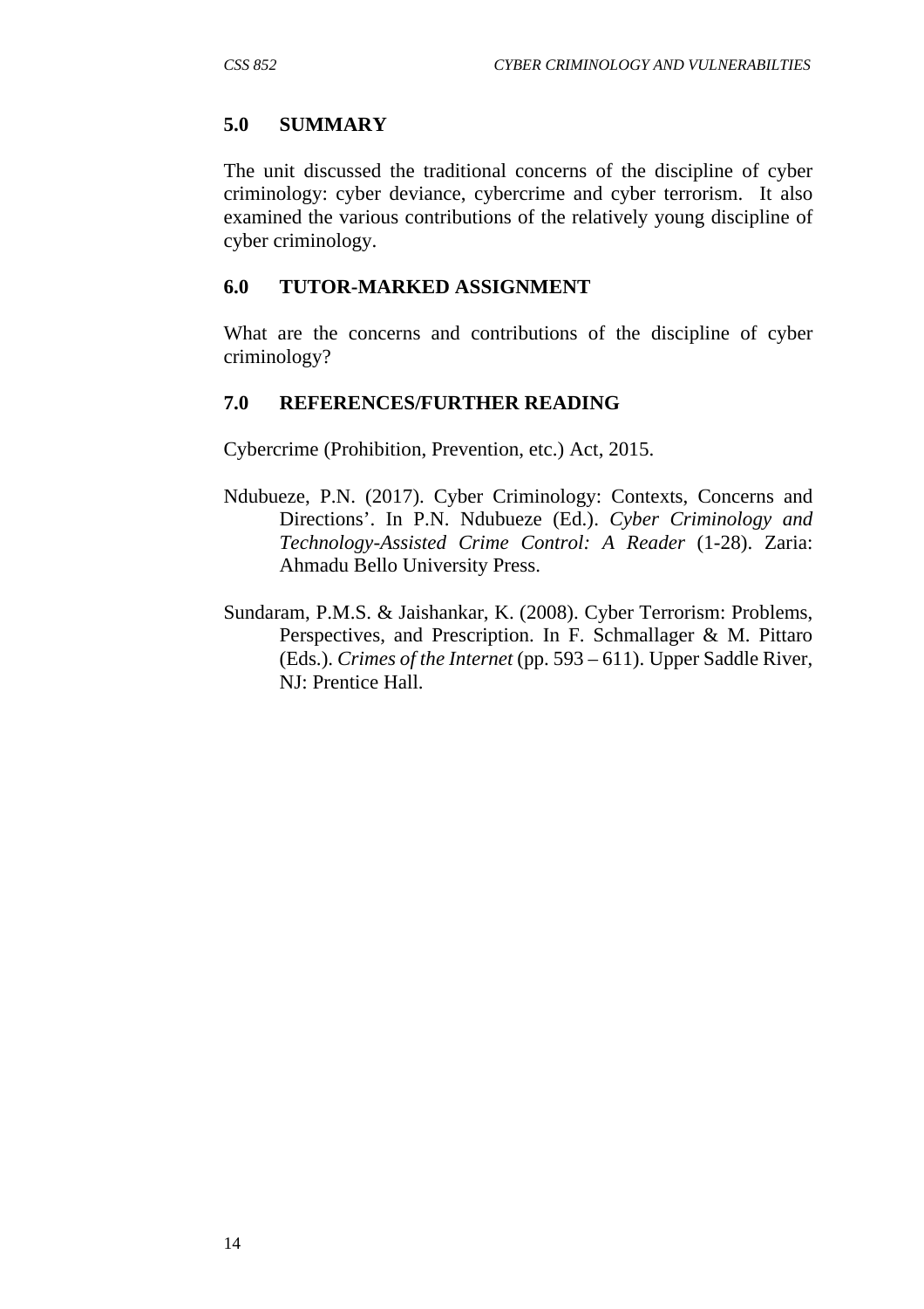## 5.0 SUMMARY

The unit discussed the traditional concerns of the discipline of cyber criminology: cyber deviance, cybercrime and cyber terrorism. It also examined the various contributions of the relatively young discipline of cyber criminology.

## 6.0 TUTOR-MARKED ASSIGNMENT

What are the concerns and contributions of the discipline of cyber criminology?

## 7.0 REFERENCES/FURTHER READING

Cybercrime (Prohibition, Prevention, etc.) Act, 2015.

Ndubueze, P.N. (2017). Cyber Criminology: Contexts, Concerns and Directions'. In P.N. Ndubueze (Ed.). *Cyber Criminology and Technology-Assisted Crime Control: A Reader* (1-28). Zaria: Ahmadu Bello University Press.

Sundaram, P.M.S. & Jaishankar, K. (2008). Cyber Terrorism: Problems, Perspectives, and Prescription. In F. Schmallager & M. Pittaro (Eds.). *Crimes of the Internet* (pp. 593 – 611). Upper Saddle River, NJ: Prentice Hall.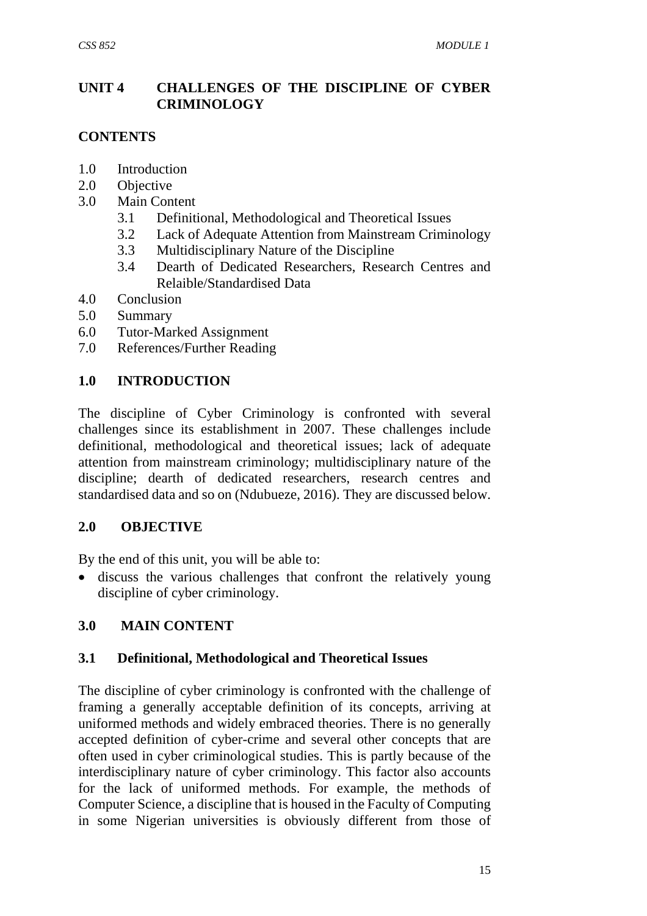# UNIT 4 CHALLENGES OF THE DISCIPLINE OF CYBER CRIMINOLOGY

## CONTENTS

- 1.0 Introduction
- 2.0 Objective
- 3.0 Main Content
  - 3.1 Definitional, Methodological and Theoretical Issues
  - 3.2 Lack of Adequate Attention from Mainstream Criminology
  - 3.3 Multidisciplinary Nature of the Discipline
  - 3.4 Dearth of Dedicated Researchers, Research Centres and Relaible/Standardised Data
- 4.0 Conclusion
- 5.0 Summary
- 6.0 Tutor-Marked Assignment
- 7.0 References/Further Reading

## 1.0 INTRODUCTION

The discipline of Cyber Criminology is confronted with several challenges since its establishment in 2007. These challenges include definitional, methodological and theoretical issues; lack of adequate attention from mainstream criminology; multidisciplinary nature of the discipline; dearth of dedicated researchers, research centres and standardised data and so on (Ndubueze, 2016). They are discussed below.

## 2.0 OBJECTIVE

By the end of this unit, you will be able to:

- discuss the various challenges that confront the relatively young discipline of cyber criminology.

## 3.0 MAIN CONTENT

### 3.1 Definitional, Methodological and Theoretical Issues

The discipline of cyber criminology is confronted with the challenge of framing a generally acceptable definition of its concepts, arriving at uniformed methods and widely embraced theories. There is no generally accepted definition of cyber-crime and several other concepts that are often used in cyber criminological studies. This is partly because of the interdisciplinary nature of cyber criminology. This factor also accounts for the lack of uniformed methods. For example, the methods of Computer Science, a discipline that is housed in the Faculty of Computing in some Nigerian universities is obviously different from those of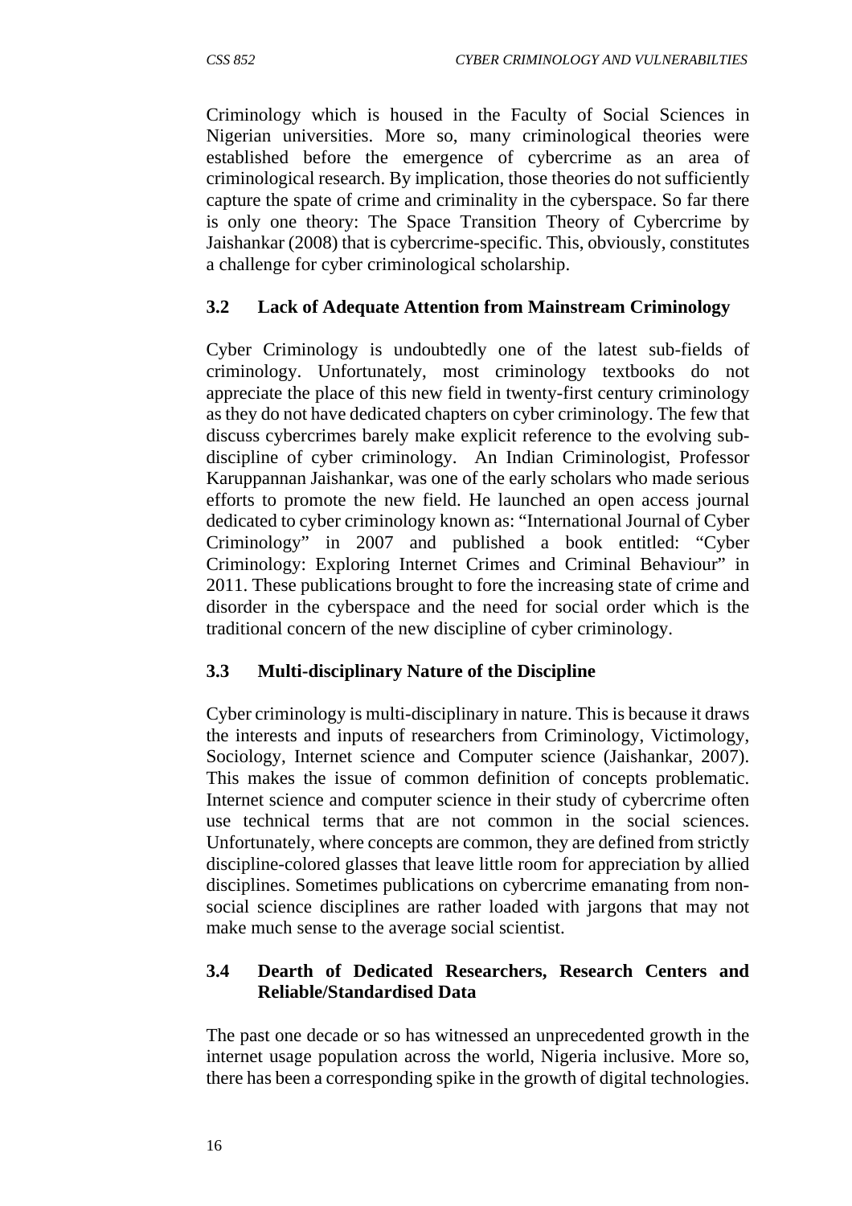Criminology which is housed in the Faculty of Social Sciences in Nigerian universities. More so, many criminological theories were established before the emergence of cybercrime as an area of criminological research. By implication, those theories do not sufficiently capture the spate of crime and criminality in the cyberspace. So far there is only one theory: The Space Transition Theory of Cybercrime by Jaishankar (2008) that is cybercrime-specific. This, obviously, constitutes a challenge for cyber criminological scholarship.

### 3.2 Lack of Adequate Attention from Mainstream Criminology

Cyber Criminology is undoubtedly one of the latest sub-fields of criminology. Unfortunately, most criminology textbooks do not appreciate the place of this new field in twenty-first century criminology as they do not have dedicated chapters on cyber criminology. The few that discuss cybercrimes barely make explicit reference to the evolving sub-discipline of cyber criminology. An Indian Criminologist, Professor Karuppannan Jaishankar, was one of the early scholars who made serious efforts to promote the new field. He launched an open access journal dedicated to cyber criminology known as: "International Journal of Cyber Criminology" in 2007 and published a book entitled: "Cyber Criminology: Exploring Internet Crimes and Criminal Behaviour" in 2011. These publications brought to fore the increasing state of crime and disorder in the cyberspace and the need for social order which is the traditional concern of the new discipline of cyber criminology.

### 3.3 Multi-disciplinary Nature of the Discipline

Cyber criminology is multi-disciplinary in nature. This is because it draws the interests and inputs of researchers from Criminology, Victimology, Sociology, Internet science and Computer science (Jaishankar, 2007). This makes the issue of common definition of concepts problematic. Internet science and computer science in their study of cybercrime often use technical terms that are not common in the social sciences. Unfortunately, where concepts are common, they are defined from strictly discipline-colored glasses that leave little room for appreciation by allied disciplines. Sometimes publications on cybercrime emanating from non-social science disciplines are rather loaded with jargons that may not make much sense to the average social scientist.

### 3.4 Dearth of Dedicated Researchers, Research Centers and Reliable/Standardised Data

The past one decade or so has witnessed an unprecedented growth in the internet usage population across the world, Nigeria inclusive. More so, there has been a corresponding spike in the growth of digital technologies.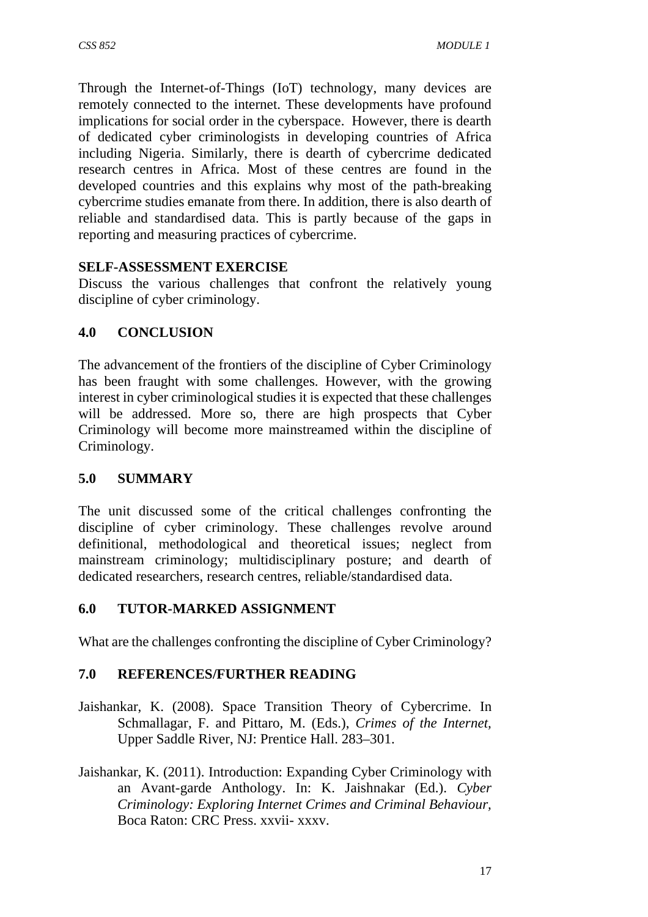Through the Internet-of-Things (IoT) technology, many devices are remotely connected to the internet. These developments have profound implications for social order in the cyberspace. However, there is dearth of dedicated cyber criminologists in developing countries of Africa including Nigeria. Similarly, there is dearth of cybercrime dedicated research centres in Africa. Most of these centres are found in the developed countries and this explains why most of the path-breaking cybercrime studies emanate from there. In addition, there is also dearth of reliable and standardised data. This is partly because of the gaps in reporting and measuring practices of cybercrime.

**SELF-ASSESSMENT EXERCISE**

Discuss the various challenges that confront the relatively young discipline of cyber criminology.

## 4.0 CONCLUSION

The advancement of the frontiers of the discipline of Cyber Criminology has been fraught with some challenges. However, with the growing interest in cyber criminological studies it is expected that these challenges will be addressed. More so, there are high prospects that Cyber Criminology will become more mainstreamed within the discipline of Criminology.

## 5.0 SUMMARY

The unit discussed some of the critical challenges confronting the discipline of cyber criminology. These challenges revolve around definitional, methodological and theoretical issues; neglect from mainstream criminology; multidisciplinary posture; and dearth of dedicated researchers, research centres, reliable/standardised data.

## 6.0 TUTOR-MARKED ASSIGNMENT

What are the challenges confronting the discipline of Cyber Criminology?

## 7.0 REFERENCES/FURTHER READING

Jaishankar, K. (2008). Space Transition Theory of Cybercrime. In Schmallagar, F. and Pittaro, M. (Eds.), *Crimes of the Internet,* Upper Saddle River, NJ: Prentice Hall. 283–301.

Jaishankar, K. (2011). Introduction: Expanding Cyber Criminology with an Avant-garde Anthology. In: K. Jaishnakar (Ed.). *Cyber Criminology: Exploring Internet Crimes and Criminal Behaviour,* Boca Raton: CRC Press. xxvii- xxxv.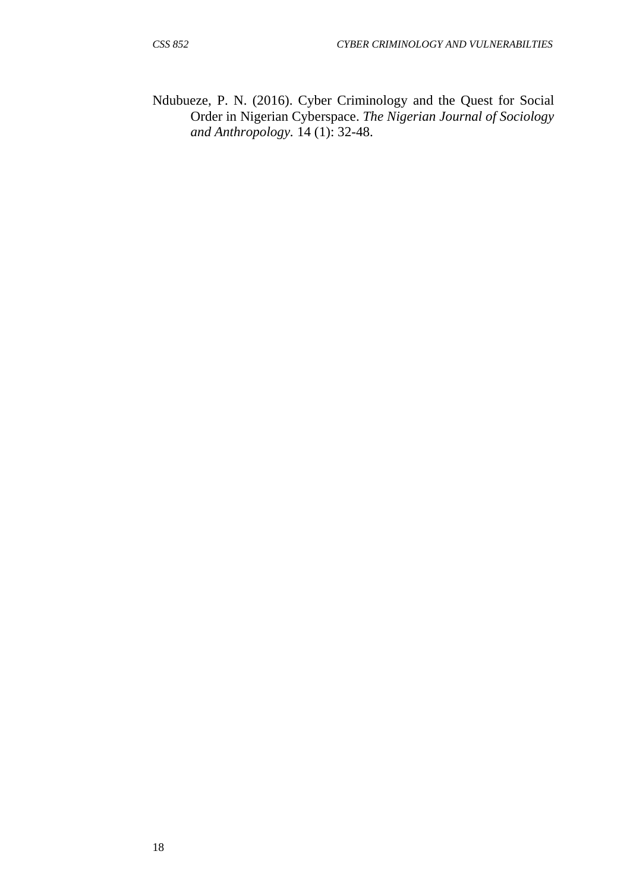Ndubueze, P. N. (2016). Cyber Criminology and the Quest for Social Order in Nigerian Cyberspace. *The Nigerian Journal of Sociology and Anthropology*. 14 (1): 32-48.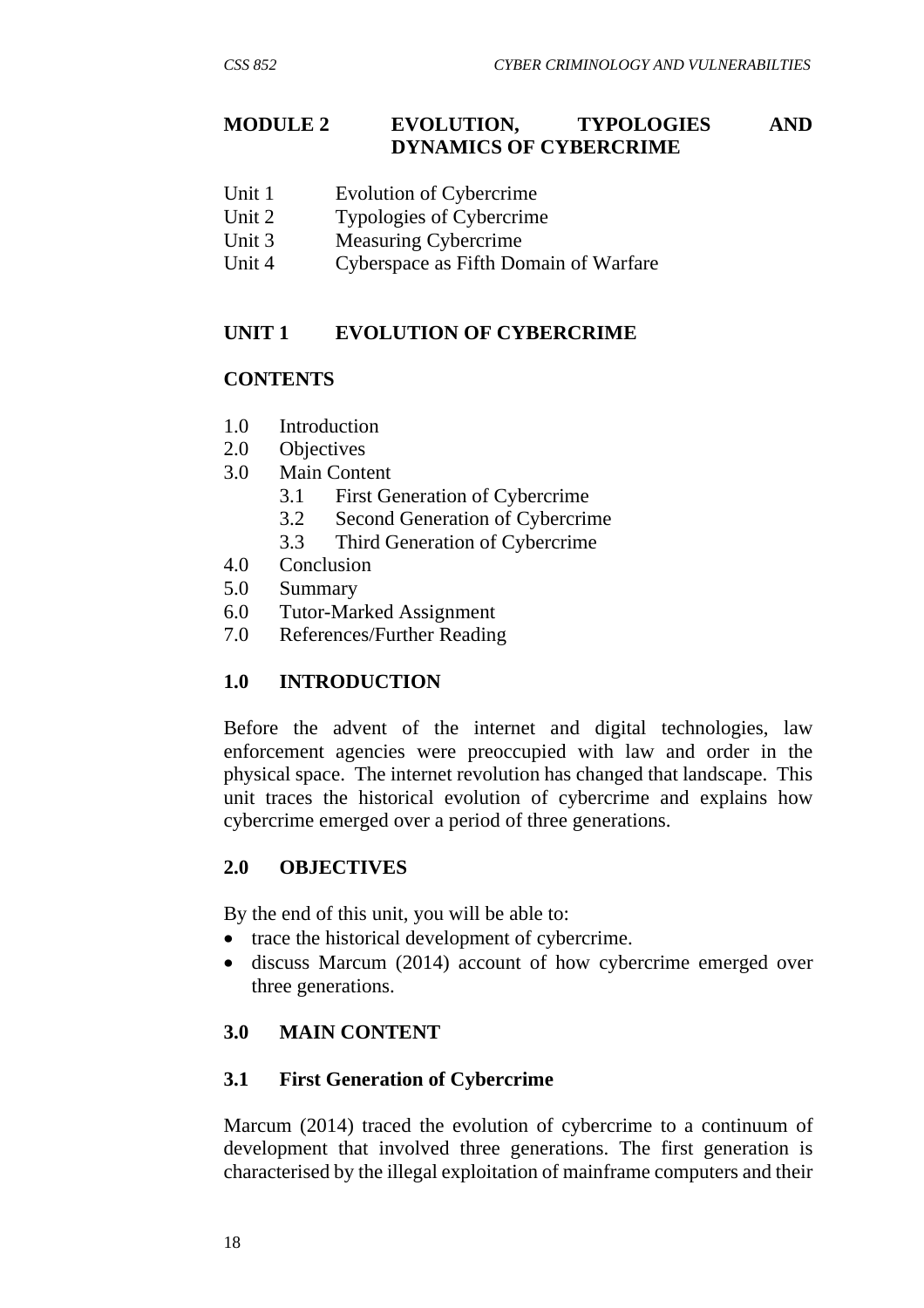# MODULE 2 EVOLUTION, TYPOLOGIES AND DYNAMICS OF CYBERCRIME

Unit 1 Evolution of Cybercrime
Unit 2 Typologies of Cybercrime
Unit 3 Measuring Cybercrime
Unit 4 Cyberspace as Fifth Domain of Warfare

## UNIT 1 EVOLUTION OF CYBERCRIME

### CONTENTS

1.0 Introduction
2.0 Objectives
3.0 Main Content
  3.1 First Generation of Cybercrime
  3.2 Second Generation of Cybercrime
  3.3 Third Generation of Cybercrime
4.0 Conclusion
5.0 Summary
6.0 Tutor-Marked Assignment
7.0 References/Further Reading

### 1.0 INTRODUCTION

Before the advent of the internet and digital technologies, law enforcement agencies were preoccupied with law and order in the physical space. The internet revolution has changed that landscape. This unit traces the historical evolution of cybercrime and explains how cybercrime emerged over a period of three generations.

### 2.0 OBJECTIVES

By the end of this unit, you will be able to:

- trace the historical development of cybercrime.
- discuss Marcum (2014) account of how cybercrime emerged over three generations.

### 3.0 MAIN CONTENT

### 3.1 First Generation of Cybercrime

Marcum (2014) traced the evolution of cybercrime to a continuum of development that involved three generations. The first generation is characterised by the illegal exploitation of mainframe computers and their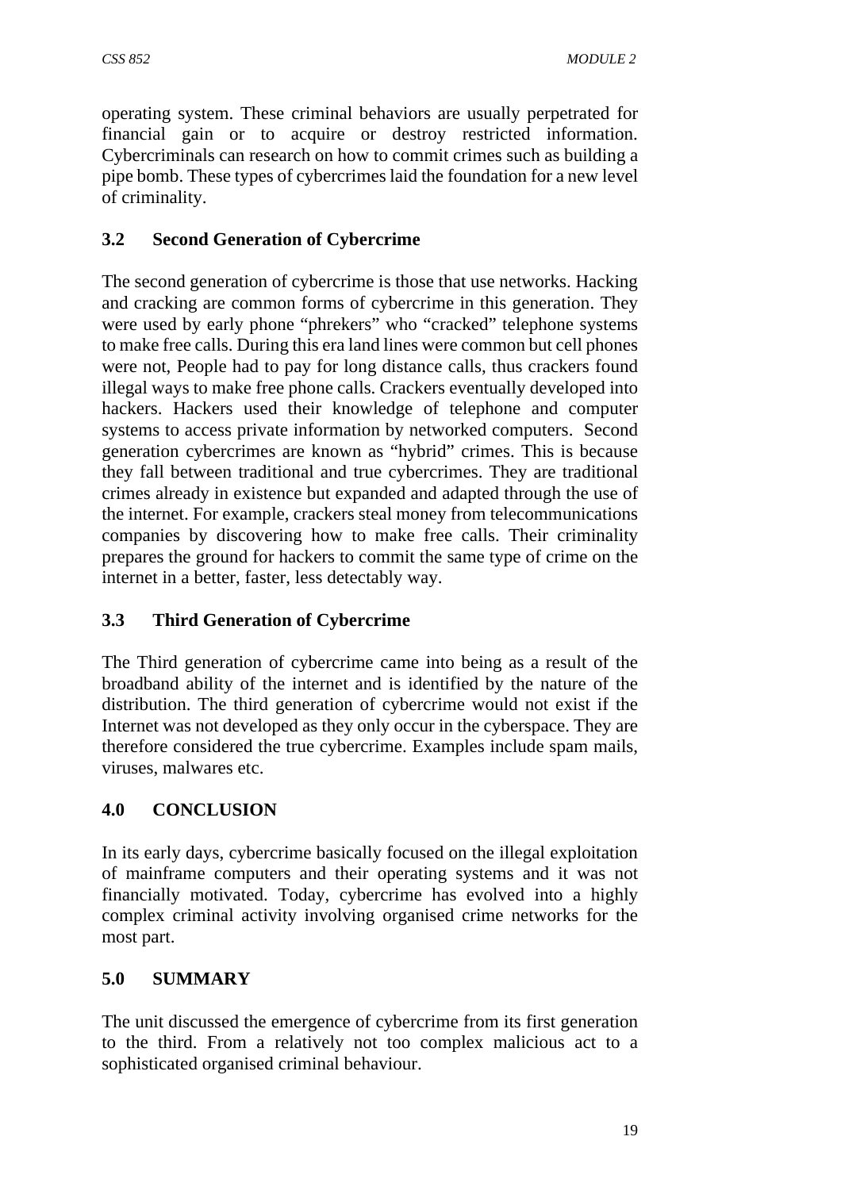operating system. These criminal behaviors are usually perpetrated for financial gain or to acquire or destroy restricted information. Cybercriminals can research on how to commit crimes such as building a pipe bomb. These types of cybercrimes laid the foundation for a new level of criminality.

### 3.2 Second Generation of Cybercrime

The second generation of cybercrime is those that use networks. Hacking and cracking are common forms of cybercrime in this generation. They were used by early phone "phrekers" who "cracked" telephone systems to make free calls. During this era land lines were common but cell phones were not, People had to pay for long distance calls, thus crackers found illegal ways to make free phone calls. Crackers eventually developed into hackers. Hackers used their knowledge of telephone and computer systems to access private information by networked computers. Second generation cybercrimes are known as "hybrid" crimes. This is because they fall between traditional and true cybercrimes. They are traditional crimes already in existence but expanded and adapted through the use of the internet. For example, crackers steal money from telecommunications companies by discovering how to make free calls. Their criminality prepares the ground for hackers to commit the same type of crime on the internet in a better, faster, less detectably way.

### 3.3 Third Generation of Cybercrime

The Third generation of cybercrime came into being as a result of the broadband ability of the internet and is identified by the nature of the distribution. The third generation of cybercrime would not exist if the Internet was not developed as they only occur in the cyberspace. They are therefore considered the true cybercrime. Examples include spam mails, viruses, malwares etc.

## 4.0 CONCLUSION

In its early days, cybercrime basically focused on the illegal exploitation of mainframe computers and their operating systems and it was not financially motivated. Today, cybercrime has evolved into a highly complex criminal activity involving organised crime networks for the most part.

## 5.0 SUMMARY

The unit discussed the emergence of cybercrime from its first generation to the third. From a relatively not too complex malicious act to a sophisticated organised criminal behaviour.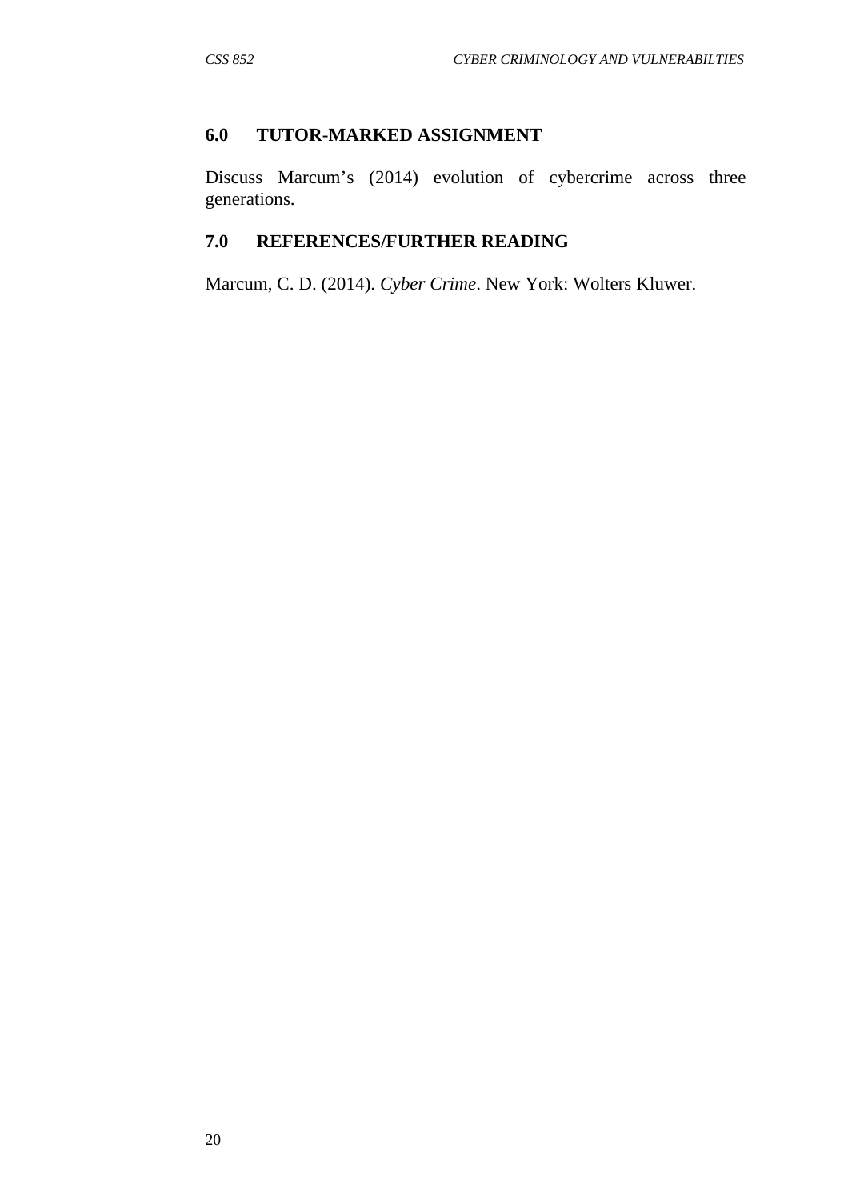## 6.0 TUTOR-MARKED ASSIGNMENT

Discuss Marcum's (2014) evolution of cybercrime across three generations.

## 7.0 REFERENCES/FURTHER READING

Marcum, C. D. (2014). *Cyber Crime*. New York: Wolters Kluwer.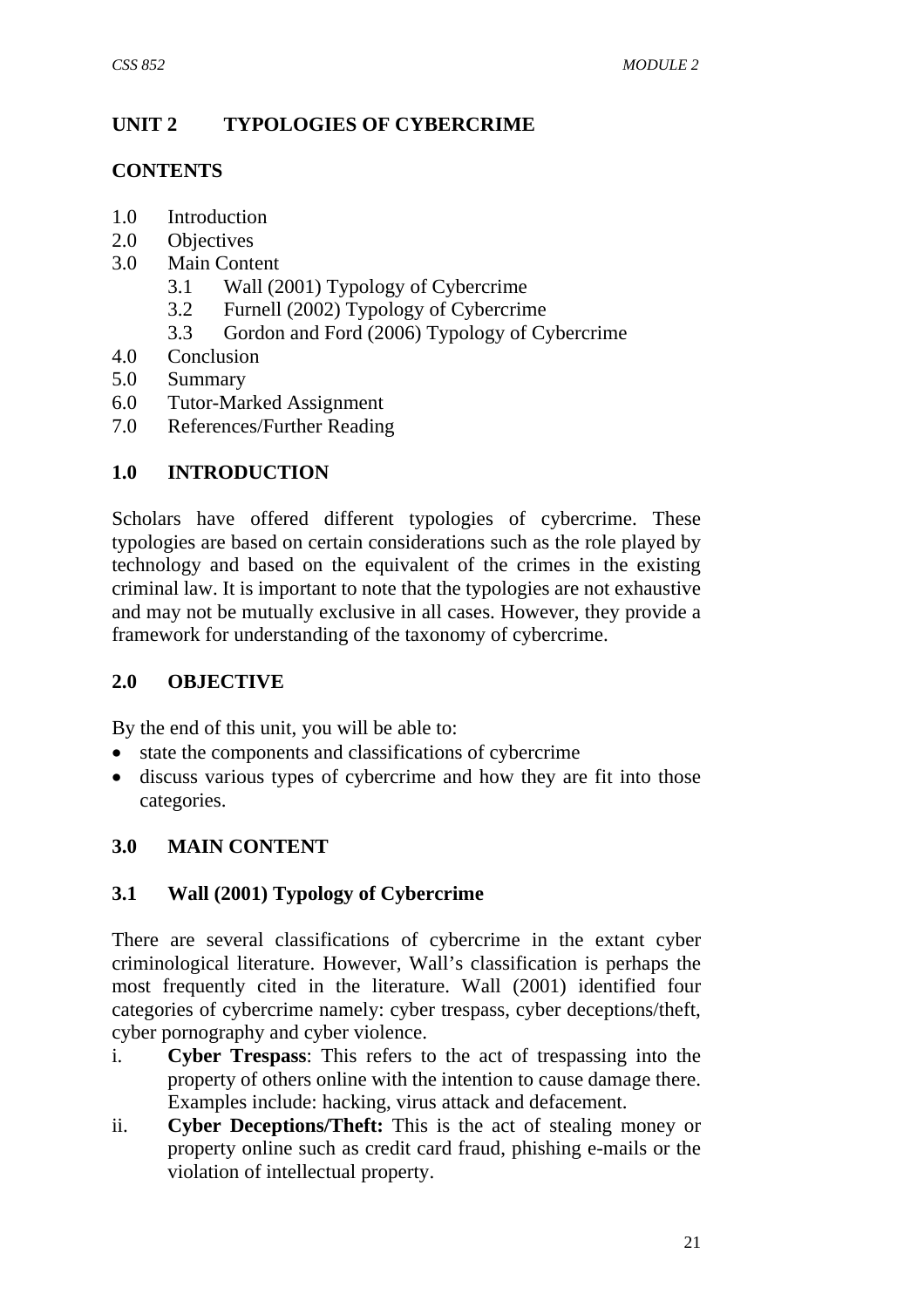## UNIT 2 TYPOLOGIES OF CYBERCRIME

### CONTENTS

1.0 Introduction
2.0 Objectives
3.0 Main Content
    3.1 Wall (2001) Typology of Cybercrime
    3.2 Furnell (2002) Typology of Cybercrime
    3.3 Gordon and Ford (2006) Typology of Cybercrime
4.0 Conclusion
5.0 Summary
6.0 Tutor-Marked Assignment
7.0 References/Further Reading

### 1.0 INTRODUCTION

Scholars have offered different typologies of cybercrime. These typologies are based on certain considerations such as the role played by technology and based on the equivalent of the crimes in the existing criminal law. It is important to note that the typologies are not exhaustive and may not be mutually exclusive in all cases. However, they provide a framework for understanding of the taxonomy of cybercrime.

### 2.0 OBJECTIVE

By the end of this unit, you will be able to:

- state the components and classifications of cybercrime
- discuss various types of cybercrime and how they are fit into those categories.

### 3.0 MAIN CONTENT

### 3.1 Wall (2001) Typology of Cybercrime

There are several classifications of cybercrime in the extant cyber criminological literature. However, Wall's classification is perhaps the most frequently cited in the literature. Wall (2001) identified four categories of cybercrime namely: cyber trespass, cyber deceptions/theft, cyber pornography and cyber violence.

i. **Cyber Trespass**: This refers to the act of trespassing into the property of others online with the intention to cause damage there. Examples include: hacking, virus attack and defacement.
ii. **Cyber Deceptions/Theft:** This is the act of stealing money or property online such as credit card fraud, phishing e-mails or the violation of intellectual property.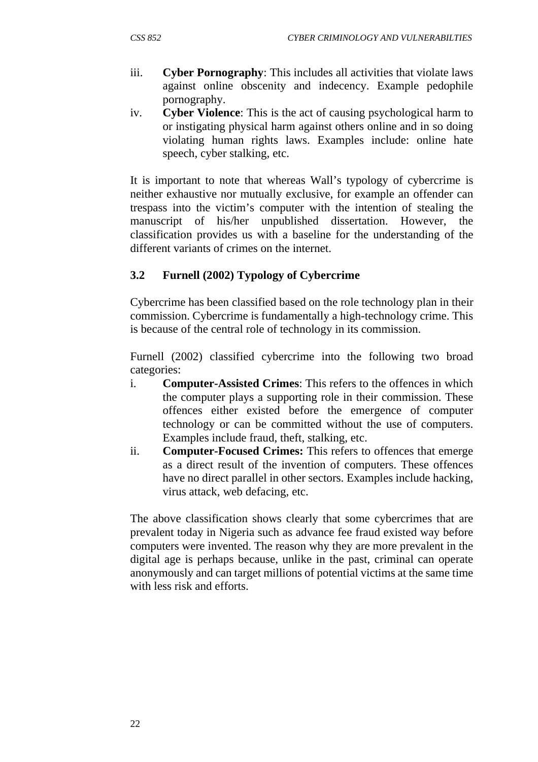iii. **Cyber Pornography**: This includes all activities that violate laws against online obscenity and indecency. Example pedophile pornography.

iv. **Cyber Violence**: This is the act of causing psychological harm to or instigating physical harm against others online and in so doing violating human rights laws. Examples include: online hate speech, cyber stalking, etc.

It is important to note that whereas Wall's typology of cybercrime is neither exhaustive nor mutually exclusive, for example an offender can trespass into the victim's computer with the intention of stealing the manuscript of his/her unpublished dissertation. However, the classification provides us with a baseline for the understanding of the different variants of crimes on the internet.

### 3.2 Furnell (2002) Typology of Cybercrime

Cybercrime has been classified based on the role technology plan in their commission. Cybercrime is fundamentally a high-technology crime. This is because of the central role of technology in its commission.

Furnell (2002) classified cybercrime into the following two broad categories:

i. **Computer-Assisted Crimes**: This refers to the offences in which the computer plays a supporting role in their commission. These offences either existed before the emergence of computer technology or can be committed without the use of computers. Examples include fraud, theft, stalking, etc.

ii. **Computer-Focused Crimes:** This refers to offences that emerge as a direct result of the invention of computers. These offences have no direct parallel in other sectors. Examples include hacking, virus attack, web defacing, etc.

The above classification shows clearly that some cybercrimes that are prevalent today in Nigeria such as advance fee fraud existed way before computers were invented. The reason why they are more prevalent in the digital age is perhaps because, unlike in the past, criminal can operate anonymously and can target millions of potential victims at the same time with less risk and efforts.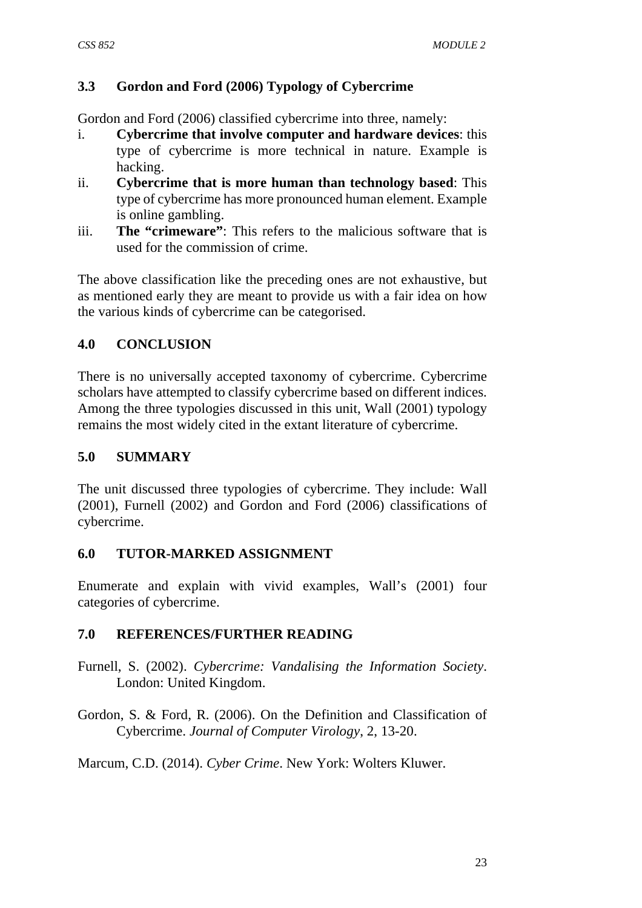### 3.3 Gordon and Ford (2006) Typology of Cybercrime

Gordon and Ford (2006) classified cybercrime into three, namely:

i. **Cybercrime that involve computer and hardware devices**: this type of cybercrime is more technical in nature. Example is hacking.
ii. **Cybercrime that is more human than technology based**: This type of cybercrime has more pronounced human element. Example is online gambling.
iii. **The "crimeware"**: This refers to the malicious software that is used for the commission of crime.

The above classification like the preceding ones are not exhaustive, but as mentioned early they are meant to provide us with a fair idea on how the various kinds of cybercrime can be categorised.

## 4.0 CONCLUSION

There is no universally accepted taxonomy of cybercrime. Cybercrime scholars have attempted to classify cybercrime based on different indices. Among the three typologies discussed in this unit, Wall (2001) typology remains the most widely cited in the extant literature of cybercrime.

## 5.0 SUMMARY

The unit discussed three typologies of cybercrime. They include: Wall (2001), Furnell (2002) and Gordon and Ford (2006) classifications of cybercrime.

## 6.0 TUTOR-MARKED ASSIGNMENT

Enumerate and explain with vivid examples, Wall's (2001) four categories of cybercrime.

## 7.0 REFERENCES/FURTHER READING

Furnell, S. (2002). *Cybercrime: Vandalising the Information Society*. London: United Kingdom.

Gordon, S. & Ford, R. (2006). On the Definition and Classification of Cybercrime. *Journal of Computer Virology*, 2, 13-20.

Marcum, C.D. (2014). *Cyber Crime*. New York: Wolters Kluwer.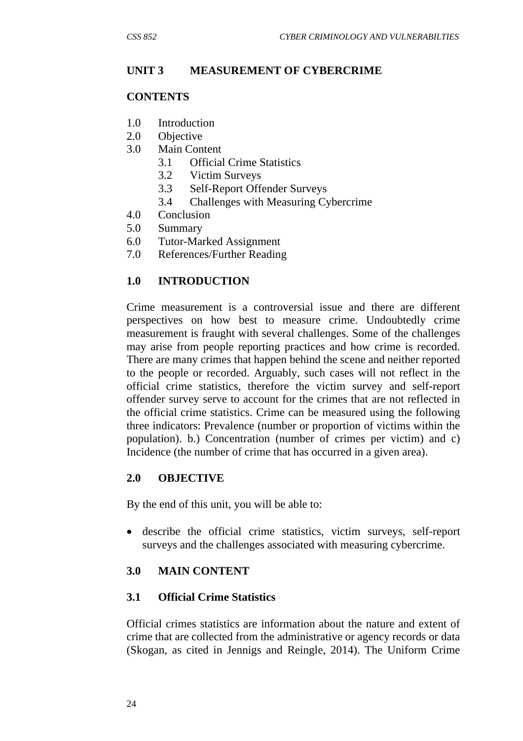## UNIT 3 MEASUREMENT OF CYBERCRIME

**CONTENTS**

1.0 Introduction
2.0 Objective
3.0 Main Content
   3.1 Official Crime Statistics
   3.2 Victim Surveys
   3.3 Self-Report Offender Surveys
   3.4 Challenges with Measuring Cybercrime
4.0 Conclusion
5.0 Summary
6.0 Tutor-Marked Assignment
7.0 References/Further Reading

### 1.0 INTRODUCTION

Crime measurement is a controversial issue and there are different perspectives on how best to measure crime. Undoubtedly crime measurement is fraught with several challenges. Some of the challenges may arise from people reporting practices and how crime is recorded. There are many crimes that happen behind the scene and neither reported to the people or recorded. Arguably, such cases will not reflect in the official crime statistics, therefore the victim survey and self-report offender survey serve to account for the crimes that are not reflected in the official crime statistics. Crime can be measured using the following three indicators: Prevalence (number or proportion of victims within the population). b.) Concentration (number of crimes per victim) and c) Incidence (the number of crime that has occurred in a given area).

### 2.0 OBJECTIVE

By the end of this unit, you will be able to:

- describe the official crime statistics, victim surveys, self-report surveys and the challenges associated with measuring cybercrime.

### 3.0 MAIN CONTENT

#### 3.1 Official Crime Statistics

Official crimes statistics are information about the nature and extent of crime that are collected from the administrative or agency records or data (Skogan, as cited in Jennigs and Reingle, 2014). The Uniform Crime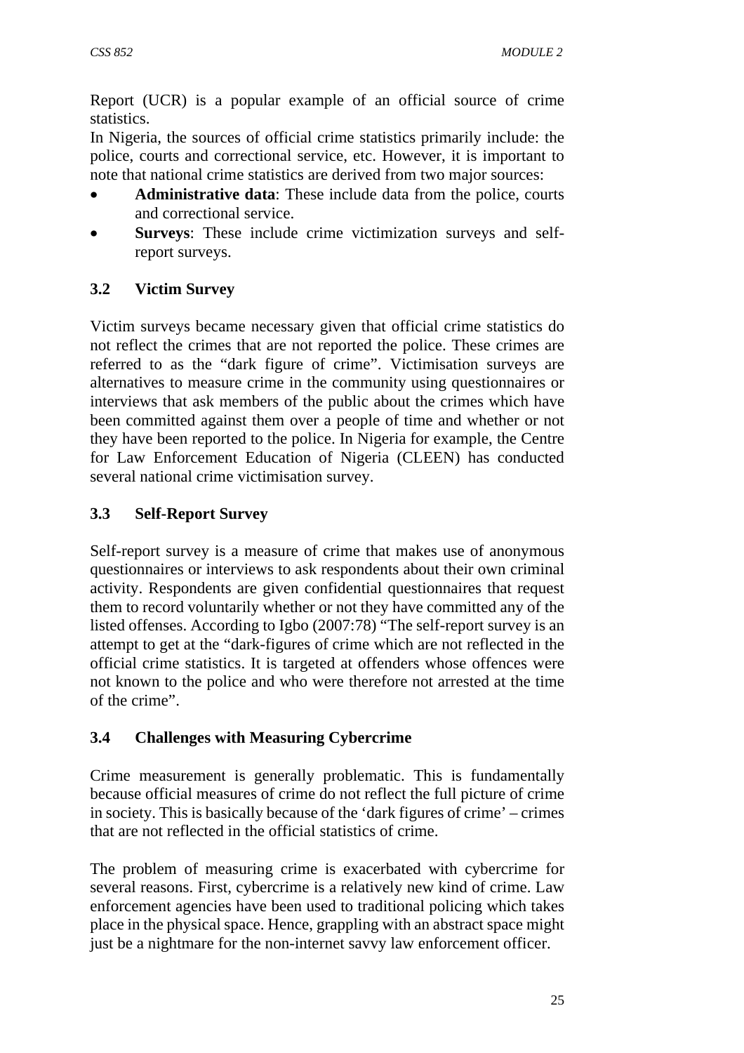Report (UCR) is a popular example of an official source of crime statistics.

In Nigeria, the sources of official crime statistics primarily include: the police, courts and correctional service, etc. However, it is important to note that national crime statistics are derived from two major sources:

- **Administrative data**: These include data from the police, courts and correctional service.
- **Surveys**: These include crime victimization surveys and self-report surveys.

### 3.2 Victim Survey

Victim surveys became necessary given that official crime statistics do not reflect the crimes that are not reported the police. These crimes are referred to as the "dark figure of crime". Victimisation surveys are alternatives to measure crime in the community using questionnaires or interviews that ask members of the public about the crimes which have been committed against them over a people of time and whether or not they have been reported to the police. In Nigeria for example, the Centre for Law Enforcement Education of Nigeria (CLEEN) has conducted several national crime victimisation survey.

### 3.3 Self-Report Survey

Self-report survey is a measure of crime that makes use of anonymous questionnaires or interviews to ask respondents about their own criminal activity. Respondents are given confidential questionnaires that request them to record voluntarily whether or not they have committed any of the listed offenses. According to Igbo (2007:78) "The self-report survey is an attempt to get at the "dark-figures of crime which are not reflected in the official crime statistics. It is targeted at offenders whose offences were not known to the police and who were therefore not arrested at the time of the crime".

### 3.4 Challenges with Measuring Cybercrime

Crime measurement is generally problematic. This is fundamentally because official measures of crime do not reflect the full picture of crime in society. This is basically because of the 'dark figures of crime' – crimes that are not reflected in the official statistics of crime.

The problem of measuring crime is exacerbated with cybercrime for several reasons. First, cybercrime is a relatively new kind of crime. Law enforcement agencies have been used to traditional policing which takes place in the physical space. Hence, grappling with an abstract space might just be a nightmare for the non-internet savvy law enforcement officer.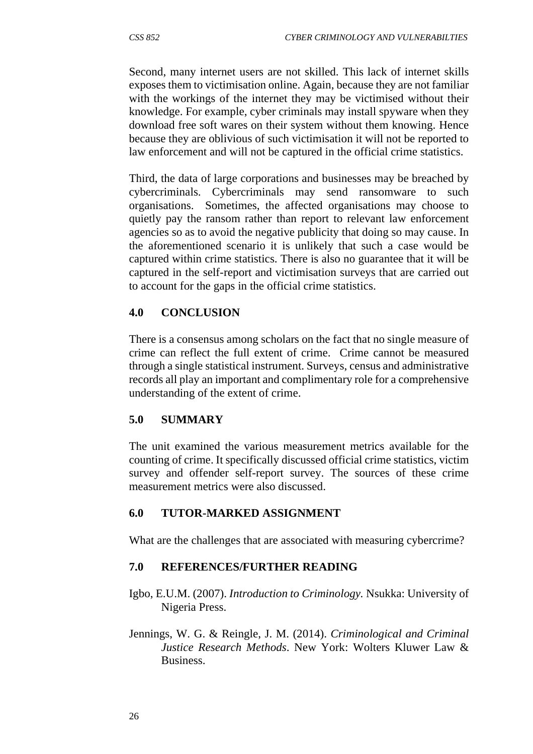Second, many internet users are not skilled. This lack of internet skills exposes them to victimisation online. Again, because they are not familiar with the workings of the internet they may be victimised without their knowledge. For example, cyber criminals may install spyware when they download free soft wares on their system without them knowing. Hence because they are oblivious of such victimisation it will not be reported to law enforcement and will not be captured in the official crime statistics.

Third, the data of large corporations and businesses may be breached by cybercriminals. Cybercriminals may send ransomware to such organisations. Sometimes, the affected organisations may choose to quietly pay the ransom rather than report to relevant law enforcement agencies so as to avoid the negative publicity that doing so may cause. In the aforementioned scenario it is unlikely that such a case would be captured within crime statistics. There is also no guarantee that it will be captured in the self-report and victimisation surveys that are carried out to account for the gaps in the official crime statistics.

## 4.0 CONCLUSION

There is a consensus among scholars on the fact that no single measure of crime can reflect the full extent of crime. Crime cannot be measured through a single statistical instrument. Surveys, census and administrative records all play an important and complimentary role for a comprehensive understanding of the extent of crime.

## 5.0 SUMMARY

The unit examined the various measurement metrics available for the counting of crime. It specifically discussed official crime statistics, victim survey and offender self-report survey. The sources of these crime measurement metrics were also discussed.

## 6.0 TUTOR-MARKED ASSIGNMENT

What are the challenges that are associated with measuring cybercrime?

## 7.0 REFERENCES/FURTHER READING

Igbo, E.U.M. (2007). *Introduction to Criminology.* Nsukka: University of Nigeria Press.

Jennings, W. G. & Reingle, J. M. (2014). *Criminological and Criminal Justice Research Methods*. New York: Wolters Kluwer Law & Business.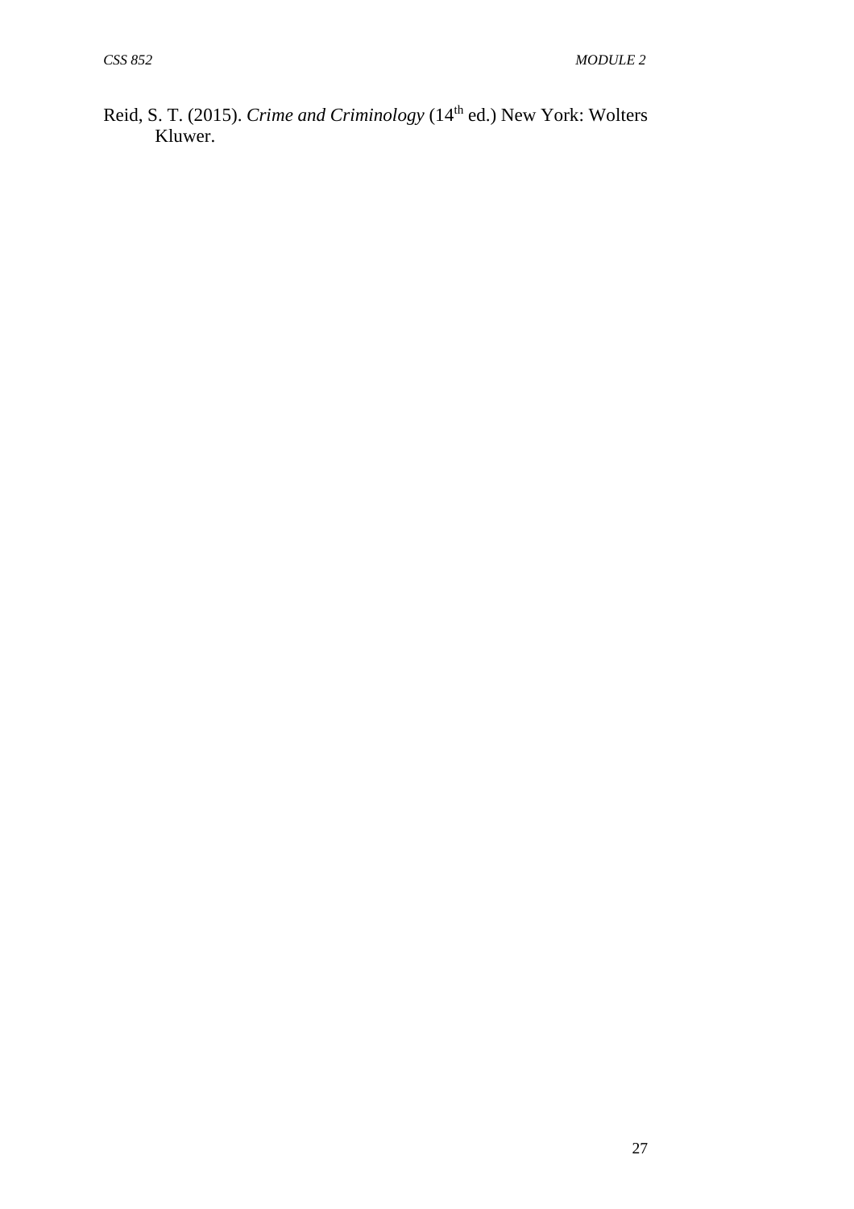Reid, S. T. (2015). *Crime and Criminology* (14th ed.) New York: Wolters Kluwer.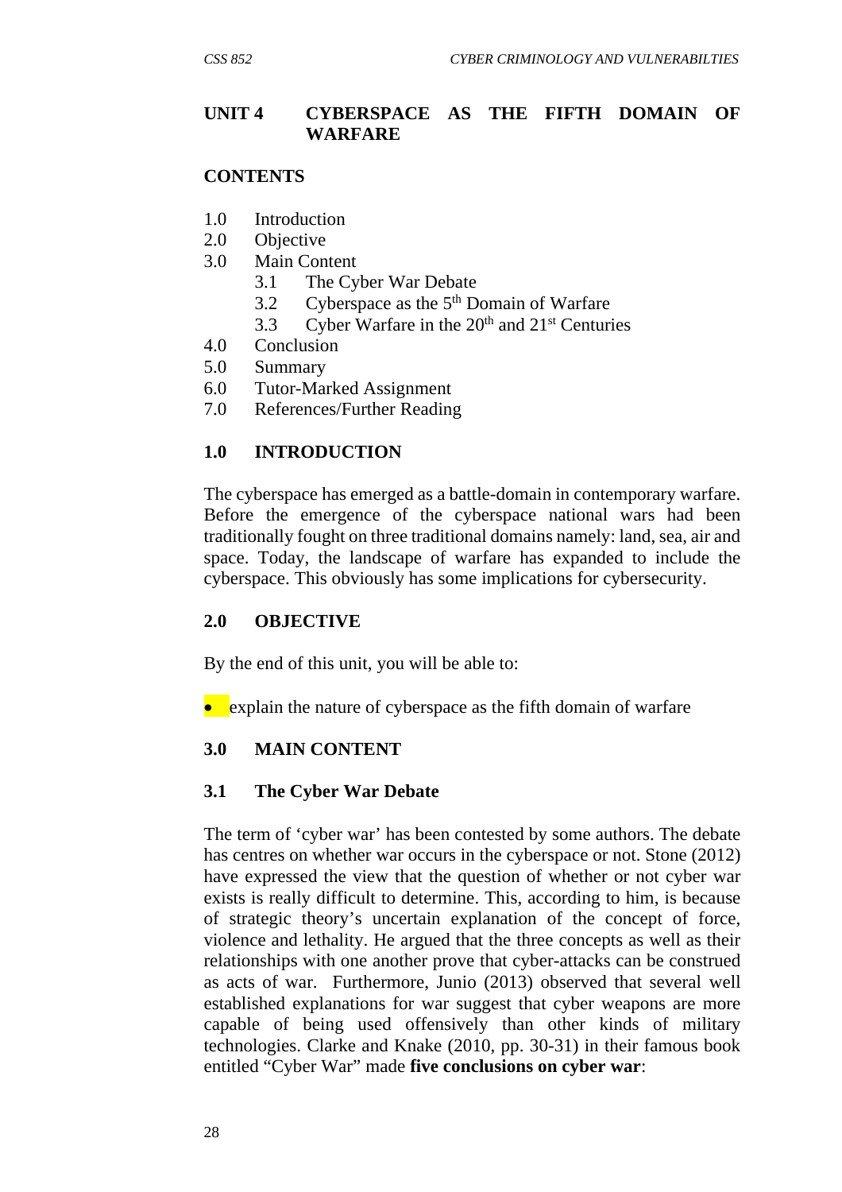## UNIT 4 CYBERSPACE AS THE FIFTH DOMAIN OF WARFARE

**CONTENTS**

1.0 Introduction
2.0 Objective
3.0 Main Content
  3.1 The Cyber War Debate
  3.2 Cyberspace as the 5th Domain of Warfare
  3.3 Cyber Warfare in the 20th and 21st Centuries
4.0 Conclusion
5.0 Summary
6.0 Tutor-Marked Assignment
7.0 References/Further Reading

### 1.0 INTRODUCTION

The cyberspace has emerged as a battle-domain in contemporary warfare. Before the emergence of the cyberspace national wars had been traditionally fought on three traditional domains namely: land, sea, air and space. Today, the landscape of warfare has expanded to include the cyberspace. This obviously has some implications for cybersecurity.

### 2.0 OBJECTIVE

By the end of this unit, you will be able to:

- explain the nature of cyberspace as the fifth domain of warfare

### 3.0 MAIN CONTENT

#### 3.1 The Cyber War Debate

The term of 'cyber war' has been contested by some authors. The debate has centres on whether war occurs in the cyberspace or not. Stone (2012) have expressed the view that the question of whether or not cyber war exists is really difficult to determine. This, according to him, is because of strategic theory's uncertain explanation of the concept of force, violence and lethality. He argued that the three concepts as well as their relationships with one another prove that cyber-attacks can be construed as acts of war. Furthermore, Junio (2013) observed that several well established explanations for war suggest that cyber weapons are more capable of being used offensively than other kinds of military technologies. Clarke and Knake (2010, pp. 30-31) in their famous book entitled "Cyber War" made **five conclusions on cyber war**: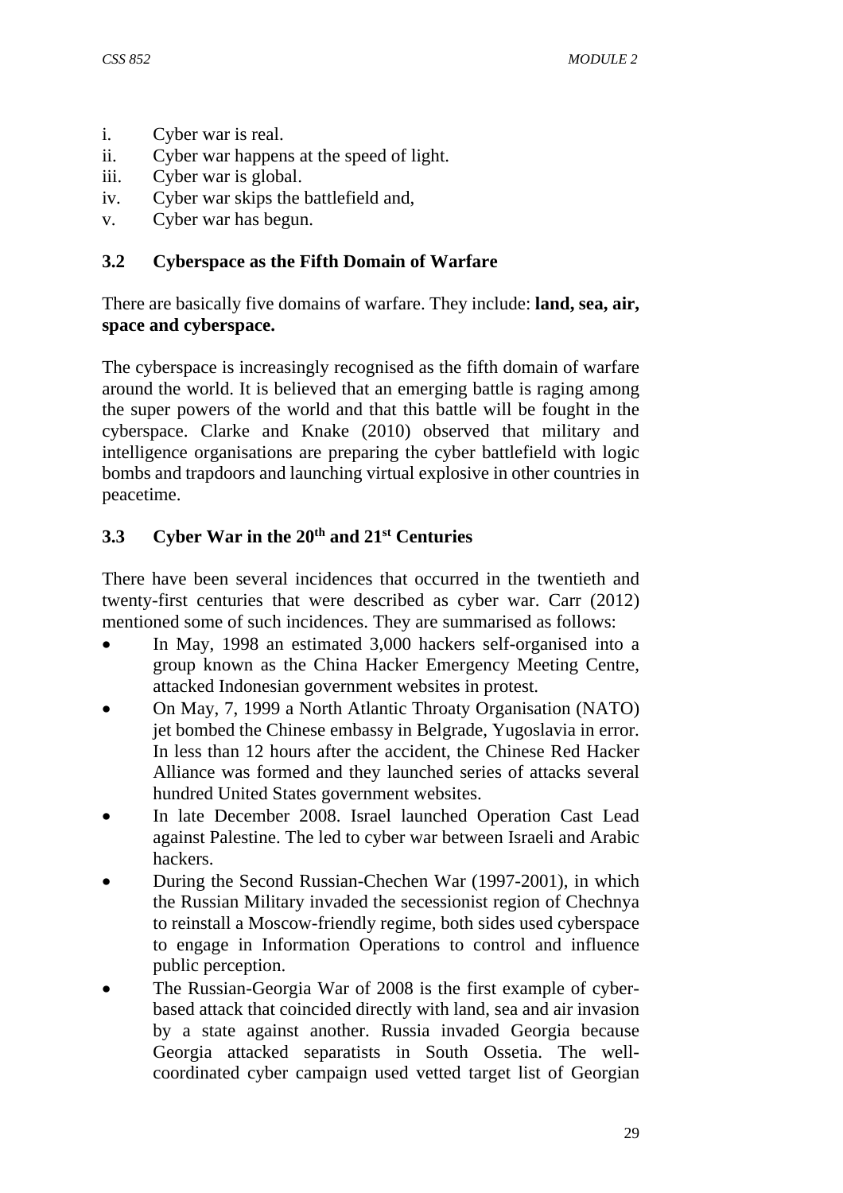i. Cyber war is real.
ii. Cyber war happens at the speed of light.
iii. Cyber war is global.
iv. Cyber war skips the battlefield and,
v. Cyber war has begun.

### 3.2 Cyberspace as the Fifth Domain of Warfare

There are basically five domains of warfare. They include: **land, sea, air, space and cyberspace.**

The cyberspace is increasingly recognised as the fifth domain of warfare around the world. It is believed that an emerging battle is raging among the super powers of the world and that this battle will be fought in the cyberspace. Clarke and Knake (2010) observed that military and intelligence organisations are preparing the cyber battlefield with logic bombs and trapdoors and launching virtual explosive in other countries in peacetime.

### 3.3 Cyber War in the 20th and 21st Centuries

There have been several incidences that occurred in the twentieth and twenty-first centuries that were described as cyber war. Carr (2012) mentioned some of such incidences. They are summarised as follows:

- In May, 1998 an estimated 3,000 hackers self-organised into a group known as the China Hacker Emergency Meeting Centre, attacked Indonesian government websites in protest.
- On May, 7, 1999 a North Atlantic Throaty Organisation (NATO) jet bombed the Chinese embassy in Belgrade, Yugoslavia in error. In less than 12 hours after the accident, the Chinese Red Hacker Alliance was formed and they launched series of attacks several hundred United States government websites.
- In late December 2008. Israel launched Operation Cast Lead against Palestine. The led to cyber war between Israeli and Arabic hackers.
- During the Second Russian-Chechen War (1997-2001), in which the Russian Military invaded the secessionist region of Chechnya to reinstall a Moscow-friendly regime, both sides used cyberspace to engage in Information Operations to control and influence public perception.
- The Russian-Georgia War of 2008 is the first example of cyber-based attack that coincided directly with land, sea and air invasion by a state against another. Russia invaded Georgia because Georgia attacked separatists in South Ossetia. The well-coordinated cyber campaign used vetted target list of Georgian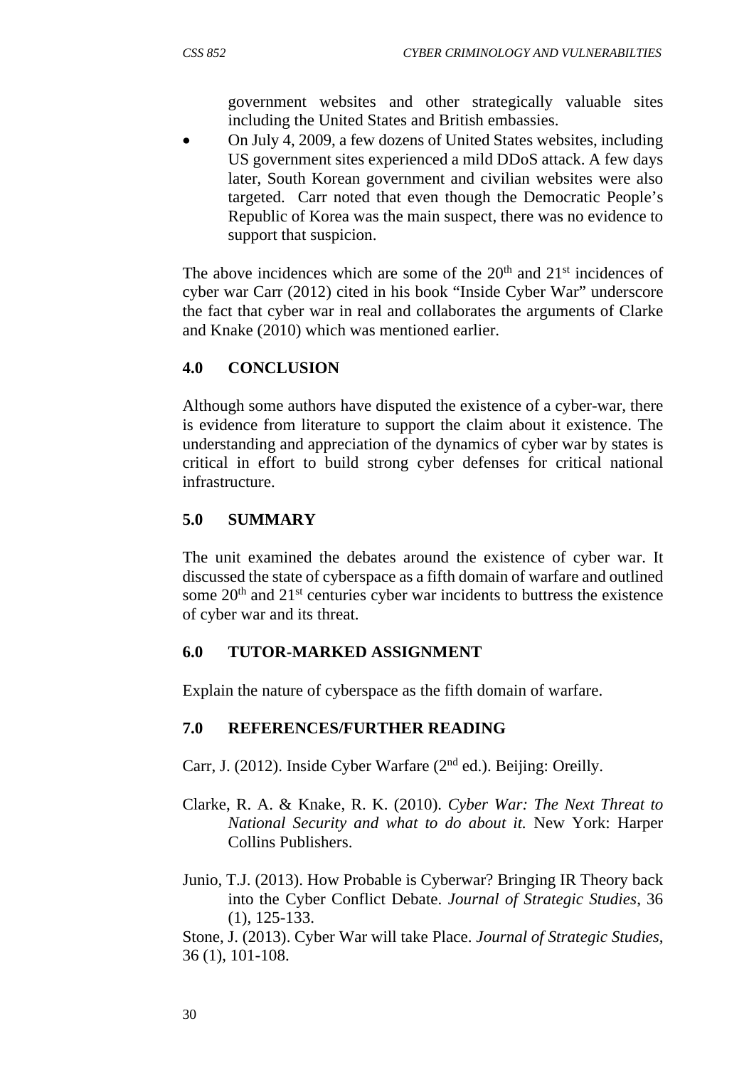government websites and other strategically valuable sites including the United States and British embassies.

- On July 4, 2009, a few dozens of United States websites, including US government sites experienced a mild DDoS attack. A few days later, South Korean government and civilian websites were also targeted. Carr noted that even though the Democratic People's Republic of Korea was the main suspect, there was no evidence to support that suspicion.

The above incidences which are some of the 20th and 21st incidences of cyber war Carr (2012) cited in his book "Inside Cyber War" underscore the fact that cyber war in real and collaborates the arguments of Clarke and Knake (2010) which was mentioned earlier.

## 4.0 CONCLUSION

Although some authors have disputed the existence of a cyber-war, there is evidence from literature to support the claim about it existence. The understanding and appreciation of the dynamics of cyber war by states is critical in effort to build strong cyber defenses for critical national infrastructure.

## 5.0 SUMMARY

The unit examined the debates around the existence of cyber war. It discussed the state of cyberspace as a fifth domain of warfare and outlined some 20th and 21st centuries cyber war incidents to buttress the existence of cyber war and its threat.

## 6.0 TUTOR-MARKED ASSIGNMENT

Explain the nature of cyberspace as the fifth domain of warfare.

## 7.0 REFERENCES/FURTHER READING

Carr, J. (2012). Inside Cyber Warfare (2nd ed.). Beijing: Oreilly.

Clarke, R. A. & Knake, R. K. (2010). *Cyber War: The Next Threat to National Security and what to do about it.* New York: Harper Collins Publishers.

Junio, T.J. (2013). How Probable is Cyberwar? Bringing IR Theory back into the Cyber Conflict Debate. *Journal of Strategic Studies*, 36 (1), 125-133.

Stone, J. (2013). Cyber War will take Place. *Journal of Strategic Studies*, 36 (1), 101-108.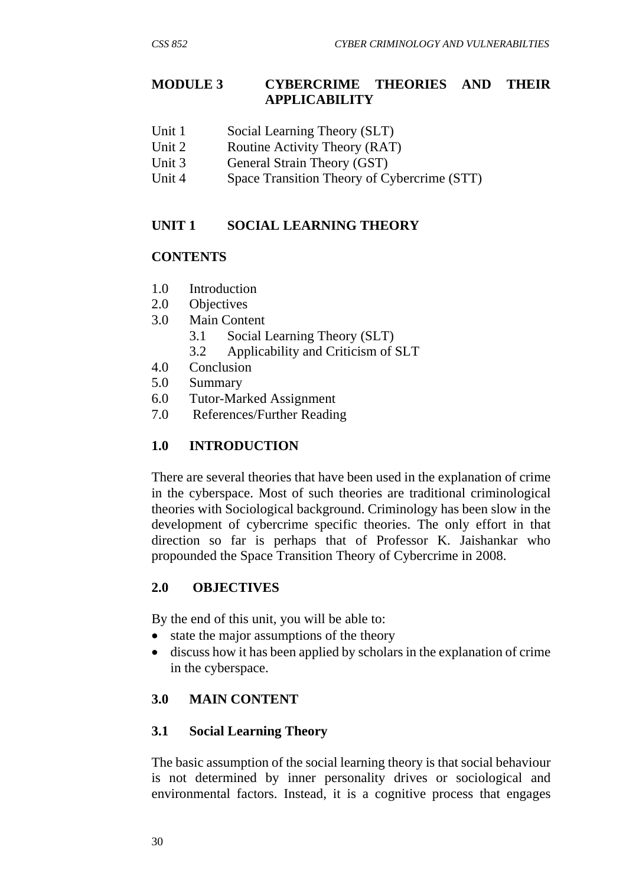## MODULE 3 CYBERCRIME THEORIES AND THEIR APPLICABILITY

Unit 1 Social Learning Theory (SLT)
Unit 2 Routine Activity Theory (RAT)
Unit 3 General Strain Theory (GST)
Unit 4 Space Transition Theory of Cybercrime (STT)

## UNIT 1 SOCIAL LEARNING THEORY

### CONTENTS

1.0 Introduction
2.0 Objectives
3.0 Main Content
 3.1 Social Learning Theory (SLT)
 3.2 Applicability and Criticism of SLT
4.0 Conclusion
5.0 Summary
6.0 Tutor-Marked Assignment
7.0 References/Further Reading

### 1.0 INTRODUCTION

There are several theories that have been used in the explanation of crime in the cyberspace. Most of such theories are traditional criminological theories with Sociological background. Criminology has been slow in the development of cybercrime specific theories. The only effort in that direction so far is perhaps that of Professor K. Jaishankar who propounded the Space Transition Theory of Cybercrime in 2008.

### 2.0 OBJECTIVES

By the end of this unit, you will be able to:

- state the major assumptions of the theory
- discuss how it has been applied by scholars in the explanation of crime in the cyberspace.

### 3.0 MAIN CONTENT

#### 3.1 Social Learning Theory

The basic assumption of the social learning theory is that social behaviour is not determined by inner personality drives or sociological and environmental factors. Instead, it is a cognitive process that engages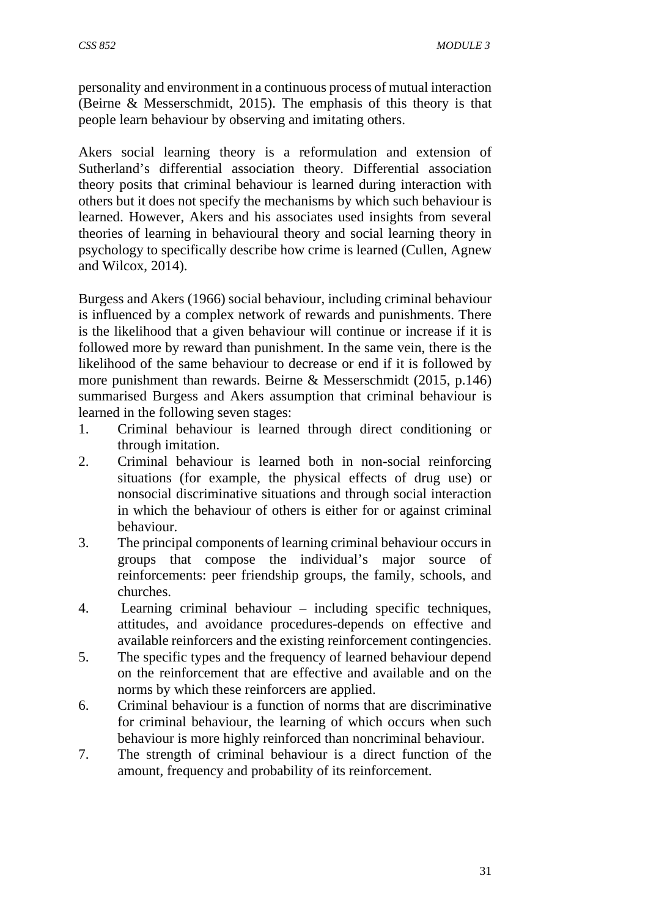personality and environment in a continuous process of mutual interaction (Beirne & Messerschmidt, 2015). The emphasis of this theory is that people learn behaviour by observing and imitating others.

Akers social learning theory is a reformulation and extension of Sutherland's differential association theory. Differential association theory posits that criminal behaviour is learned during interaction with others but it does not specify the mechanisms by which such behaviour is learned. However, Akers and his associates used insights from several theories of learning in behavioural theory and social learning theory in psychology to specifically describe how crime is learned (Cullen, Agnew and Wilcox, 2014).

Burgess and Akers (1966) social behaviour, including criminal behaviour is influenced by a complex network of rewards and punishments. There is the likelihood that a given behaviour will continue or increase if it is followed more by reward than punishment. In the same vein, there is the likelihood of the same behaviour to decrease or end if it is followed by more punishment than rewards. Beirne & Messerschmidt (2015, p.146) summarised Burgess and Akers assumption that criminal behaviour is learned in the following seven stages:

1. Criminal behaviour is learned through direct conditioning or through imitation.
2. Criminal behaviour is learned both in non-social reinforcing situations (for example, the physical effects of drug use) or nonsocial discriminative situations and through social interaction in which the behaviour of others is either for or against criminal behaviour.
3. The principal components of learning criminal behaviour occurs in groups that compose the individual's major source of reinforcements: peer friendship groups, the family, schools, and churches.
4. Learning criminal behaviour – including specific techniques, attitudes, and avoidance procedures-depends on effective and available reinforcers and the existing reinforcement contingencies.
5. The specific types and the frequency of learned behaviour depend on the reinforcement that are effective and available and on the norms by which these reinforcers are applied.
6. Criminal behaviour is a function of norms that are discriminative for criminal behaviour, the learning of which occurs when such behaviour is more highly reinforced than noncriminal behaviour.
7. The strength of criminal behaviour is a direct function of the amount, frequency and probability of its reinforcement.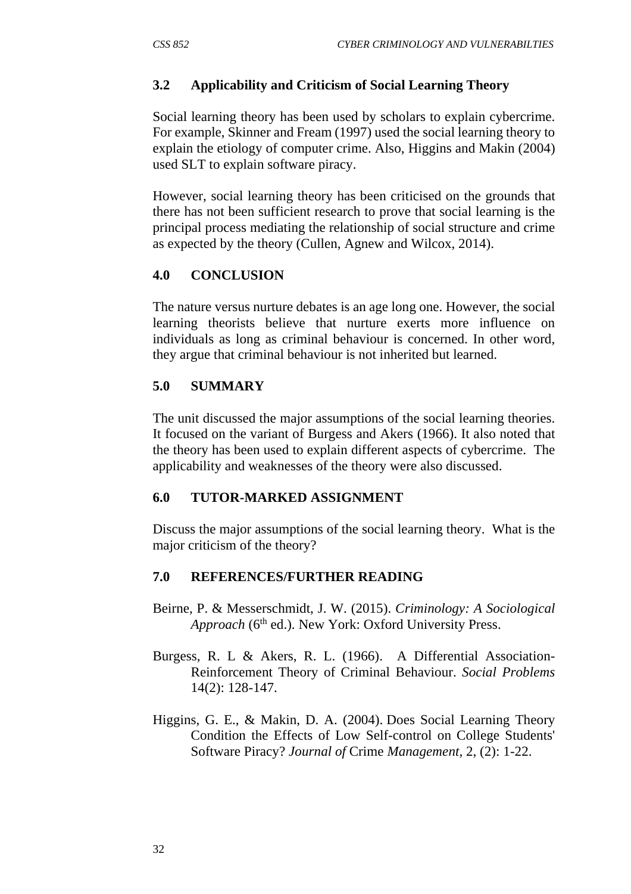### 3.2 Applicability and Criticism of Social Learning Theory

Social learning theory has been used by scholars to explain cybercrime. For example, Skinner and Fream (1997) used the social learning theory to explain the etiology of computer crime. Also, Higgins and Makin (2004) used SLT to explain software piracy.

However, social learning theory has been criticised on the grounds that there has not been sufficient research to prove that social learning is the principal process mediating the relationship of social structure and crime as expected by the theory (Cullen, Agnew and Wilcox, 2014).

## 4.0 CONCLUSION

The nature versus nurture debates is an age long one. However, the social learning theorists believe that nurture exerts more influence on individuals as long as criminal behaviour is concerned. In other word, they argue that criminal behaviour is not inherited but learned.

## 5.0 SUMMARY

The unit discussed the major assumptions of the social learning theories. It focused on the variant of Burgess and Akers (1966). It also noted that the theory has been used to explain different aspects of cybercrime. The applicability and weaknesses of the theory were also discussed.

## 6.0 TUTOR-MARKED ASSIGNMENT

Discuss the major assumptions of the social learning theory. What is the major criticism of the theory?

## 7.0 REFERENCES/FURTHER READING

Beirne, P. & Messerschmidt, J. W. (2015). *Criminology: A Sociological Approach* (6th ed.). New York: Oxford University Press.

Burgess, R. L & Akers, R. L. (1966). A Differential Association-Reinforcement Theory of Criminal Behaviour. *Social Problems* 14(2): 128-147.

Higgins, G. E., & Makin, D. A. (2004). Does Social Learning Theory Condition the Effects of Low Self-control on College Students' Software Piracy? *Journal of* Crime *Management*, 2, (2): 1-22.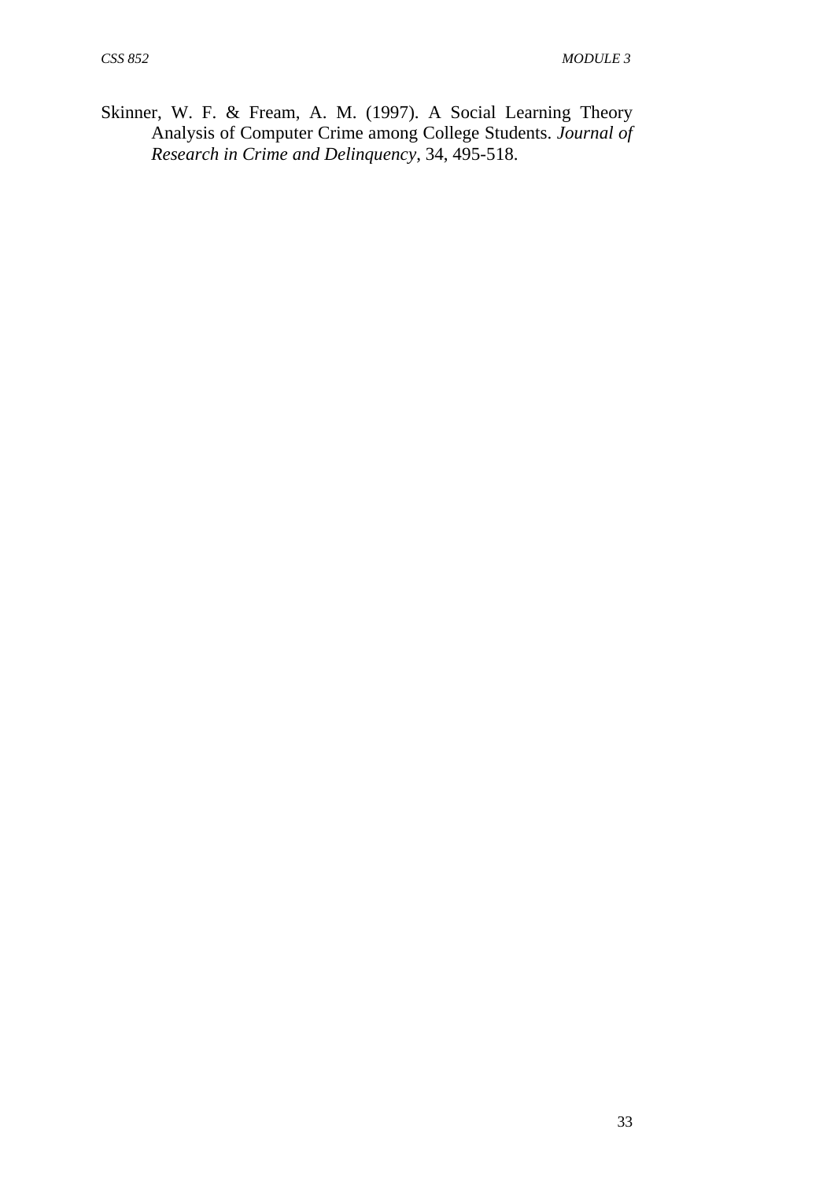Skinner, W. F. & Fream, A. M. (1997). A Social Learning Theory Analysis of Computer Crime among College Students. *Journal of Research in Crime and Delinquency*, 34, 495-518.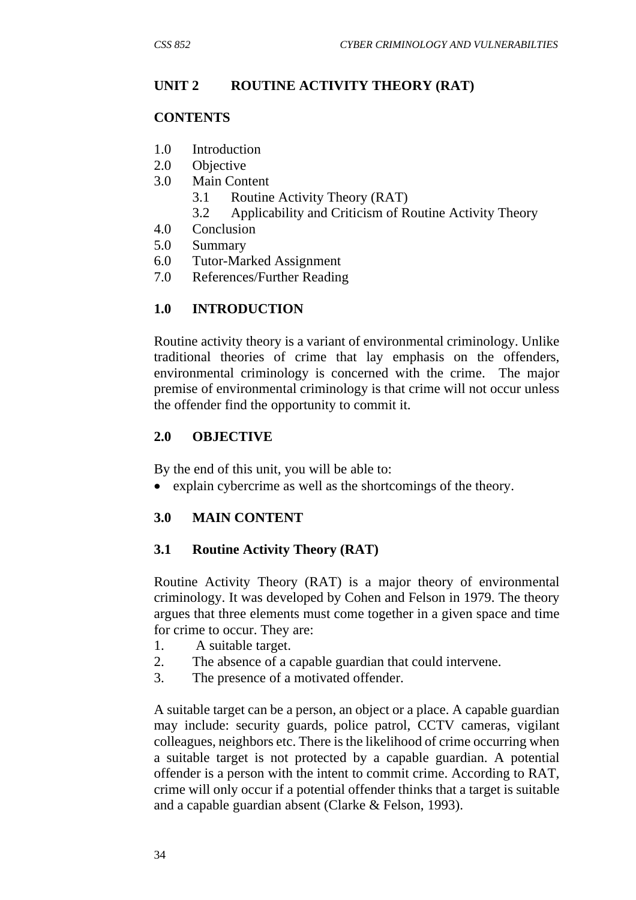## UNIT 2 ROUTINE ACTIVITY THEORY (RAT)

### CONTENTS

1.0 Introduction
2.0 Objective
3.0 Main Content
  3.1 Routine Activity Theory (RAT)
  3.2 Applicability and Criticism of Routine Activity Theory
4.0 Conclusion
5.0 Summary
6.0 Tutor-Marked Assignment
7.0 References/Further Reading

### 1.0 INTRODUCTION

Routine activity theory is a variant of environmental criminology. Unlike traditional theories of crime that lay emphasis on the offenders, environmental criminology is concerned with the crime. The major premise of environmental criminology is that crime will not occur unless the offender find the opportunity to commit it.

### 2.0 OBJECTIVE

By the end of this unit, you will be able to:

- explain cybercrime as well as the shortcomings of the theory.

### 3.0 MAIN CONTENT

### 3.1 Routine Activity Theory (RAT)

Routine Activity Theory (RAT) is a major theory of environmental criminology. It was developed by Cohen and Felson in 1979. The theory argues that three elements must come together in a given space and time for crime to occur. They are:

1. A suitable target.
2. The absence of a capable guardian that could intervene.
3. The presence of a motivated offender.

A suitable target can be a person, an object or a place. A capable guardian may include: security guards, police patrol, CCTV cameras, vigilant colleagues, neighbors etc. There is the likelihood of crime occurring when a suitable target is not protected by a capable guardian. A potential offender is a person with the intent to commit crime. According to RAT, crime will only occur if a potential offender thinks that a target is suitable and a capable guardian absent (Clarke & Felson, 1993).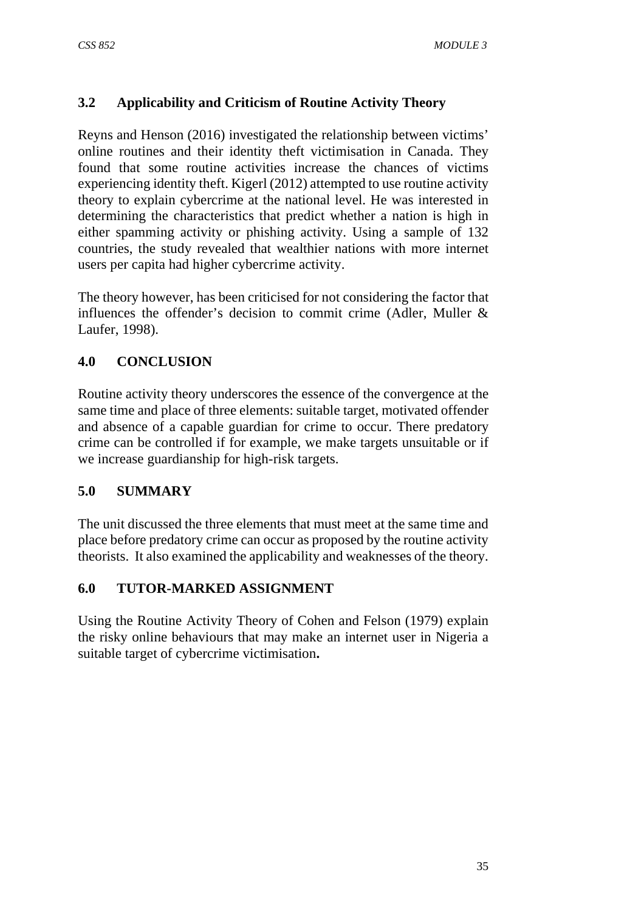## 3.2 Applicability and Criticism of Routine Activity Theory

Reyns and Henson (2016) investigated the relationship between victims' online routines and their identity theft victimisation in Canada. They found that some routine activities increase the chances of victims experiencing identity theft. Kigerl (2012) attempted to use routine activity theory to explain cybercrime at the national level. He was interested in determining the characteristics that predict whether a nation is high in either spamming activity or phishing activity. Using a sample of 132 countries, the study revealed that wealthier nations with more internet users per capita had higher cybercrime activity.

The theory however, has been criticised for not considering the factor that influences the offender's decision to commit crime (Adler, Muller & Laufer, 1998).

## 4.0 CONCLUSION

Routine activity theory underscores the essence of the convergence at the same time and place of three elements: suitable target, motivated offender and absence of a capable guardian for crime to occur. There predatory crime can be controlled if for example, we make targets unsuitable or if we increase guardianship for high-risk targets.

## 5.0 SUMMARY

The unit discussed the three elements that must meet at the same time and place before predatory crime can occur as proposed by the routine activity theorists. It also examined the applicability and weaknesses of the theory.

## 6.0 TUTOR-MARKED ASSIGNMENT

Using the Routine Activity Theory of Cohen and Felson (1979) explain the risky online behaviours that may make an internet user in Nigeria a suitable target of cybercrime victimisation**.**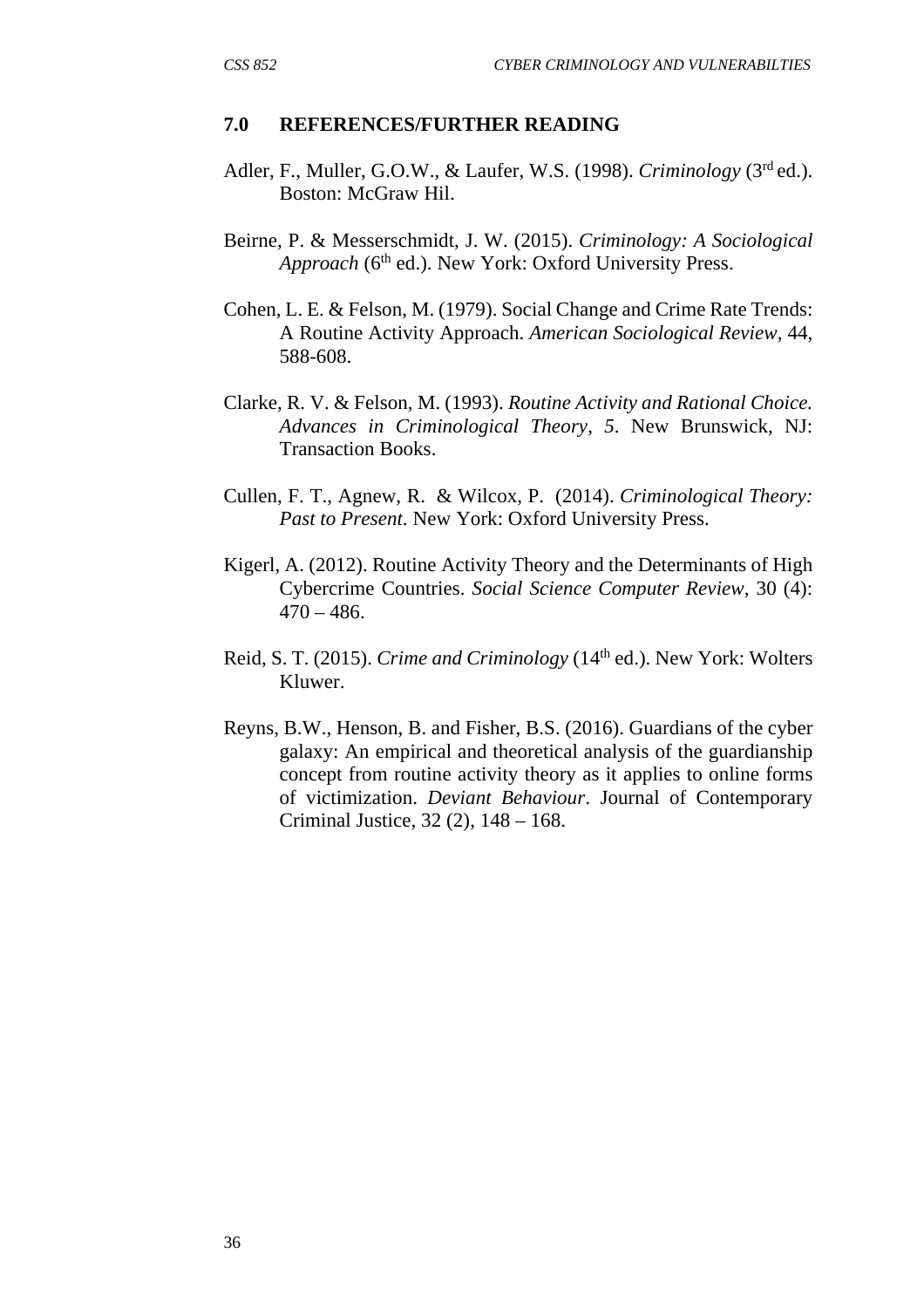## 7.0 REFERENCES/FURTHER READING

Adler, F., Muller, G.O.W., & Laufer, W.S. (1998). *Criminology* (3rd ed.). Boston: McGraw Hil.

Beirne, P. & Messerschmidt, J. W. (2015). *Criminology: A Sociological Approach* (6th ed.). New York: Oxford University Press.

Cohen, L. E. & Felson, M. (1979). Social Change and Crime Rate Trends: A Routine Activity Approach. *American Sociological Review,* 44, 588-608.

Clarke, R. V. & Felson, M. (1993). *Routine Activity and Rational Choice. Advances in Criminological Theory, 5*. New Brunswick, NJ: Transaction Books.

Cullen, F. T., Agnew, R. & Wilcox, P. (2014). *Criminological Theory: Past to Present*. New York: Oxford University Press.

Kigerl, A. (2012). Routine Activity Theory and the Determinants of High Cybercrime Countries. *Social Science Computer Review*, 30 (4): 470 – 486.

Reid, S. T. (2015). *Crime and Criminology* (14th ed.). New York: Wolters Kluwer.

Reyns, B.W., Henson, B. and Fisher, B.S. (2016). Guardians of the cyber galaxy: An empirical and theoretical analysis of the guardianship concept from routine activity theory as it applies to online forms of victimization. *Deviant Behaviour*. Journal of Contemporary Criminal Justice, 32 (2), 148 – 168.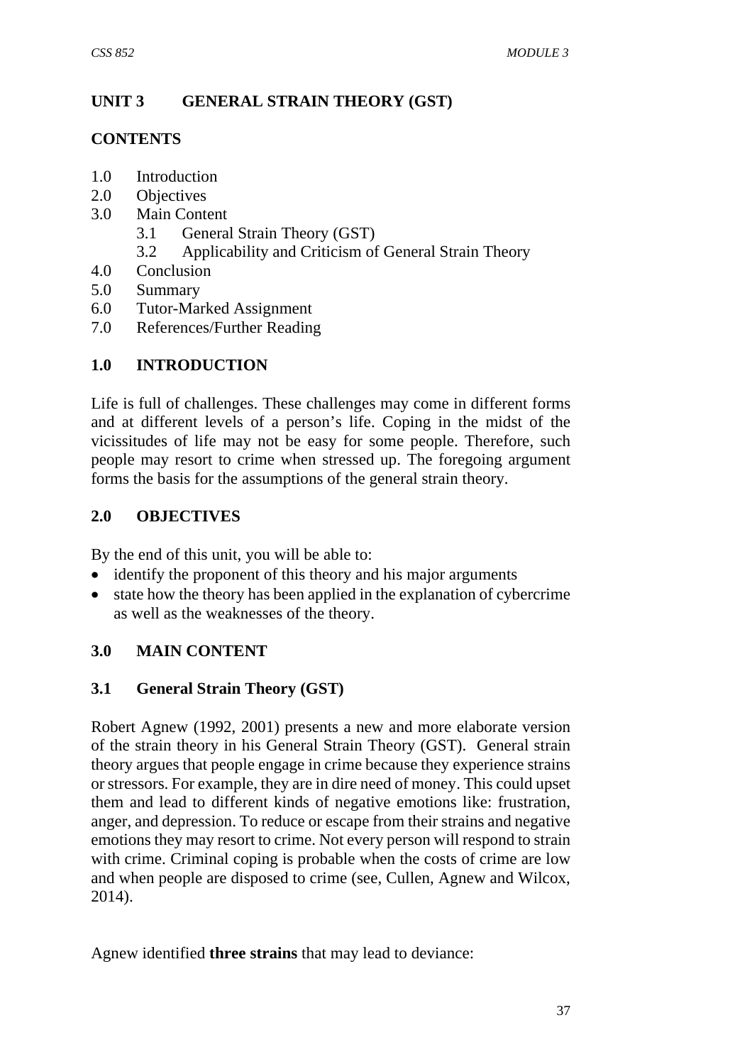## UNIT 3 GENERAL STRAIN THEORY (GST)

### CONTENTS

1.0 Introduction
2.0 Objectives
3.0 Main Content
    3.1 General Strain Theory (GST)
    3.2 Applicability and Criticism of General Strain Theory
4.0 Conclusion
5.0 Summary
6.0 Tutor-Marked Assignment
7.0 References/Further Reading

### 1.0 INTRODUCTION

Life is full of challenges. These challenges may come in different forms and at different levels of a person's life. Coping in the midst of the vicissitudes of life may not be easy for some people. Therefore, such people may resort to crime when stressed up. The foregoing argument forms the basis for the assumptions of the general strain theory.

### 2.0 OBJECTIVES

By the end of this unit, you will be able to:

- identify the proponent of this theory and his major arguments
- state how the theory has been applied in the explanation of cybercrime as well as the weaknesses of the theory.

### 3.0 MAIN CONTENT

### 3.1 General Strain Theory (GST)

Robert Agnew (1992, 2001) presents a new and more elaborate version of the strain theory in his General Strain Theory (GST). General strain theory argues that people engage in crime because they experience strains or stressors. For example, they are in dire need of money. This could upset them and lead to different kinds of negative emotions like: frustration, anger, and depression. To reduce or escape from their strains and negative emotions they may resort to crime. Not every person will respond to strain with crime. Criminal coping is probable when the costs of crime are low and when people are disposed to crime (see, Cullen, Agnew and Wilcox, 2014).

Agnew identified **three strains** that may lead to deviance: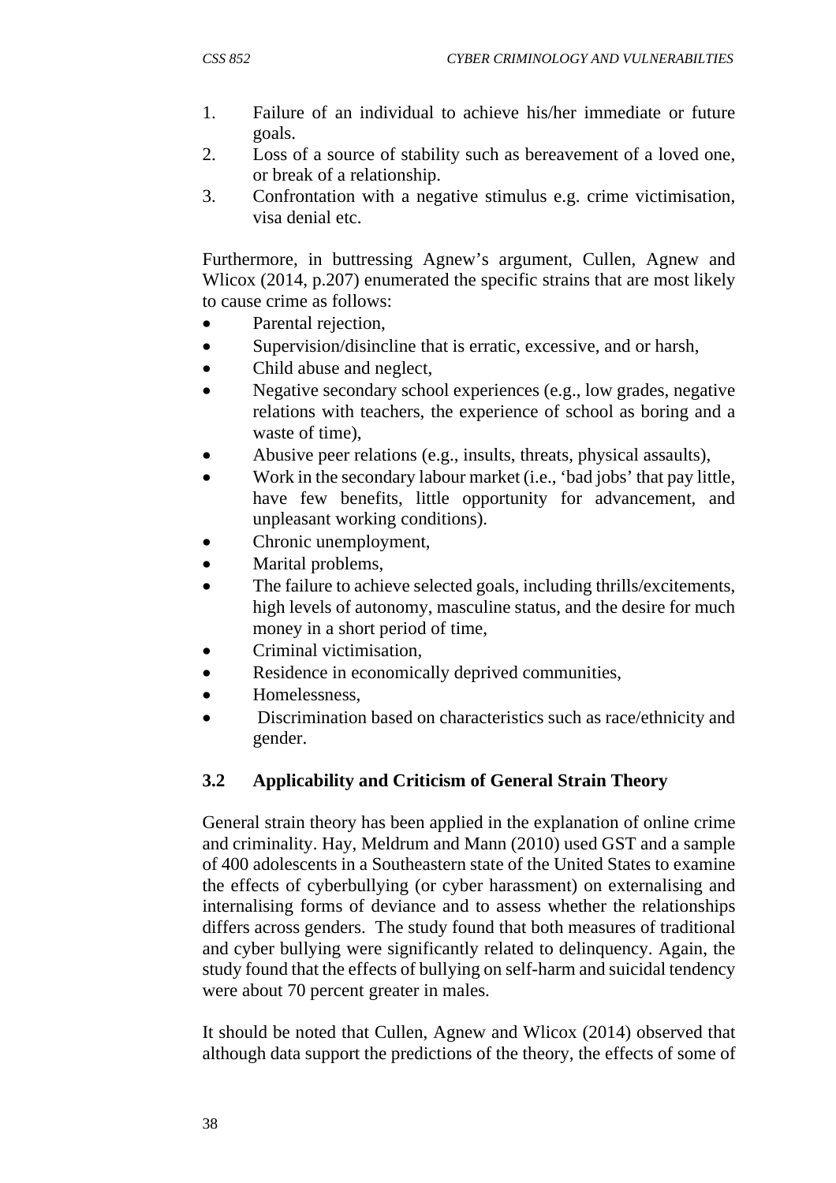1. Failure of an individual to achieve his/her immediate or future goals.
2. Loss of a source of stability such as bereavement of a loved one, or break of a relationship.
3. Confrontation with a negative stimulus e.g. crime victimisation, visa denial etc.

Furthermore, in buttressing Agnew's argument, Cullen, Agnew and Wlicox (2014, p.207) enumerated the specific strains that are most likely to cause crime as follows:

- Parental rejection,
- Supervision/disincline that is erratic, excessive, and or harsh,
- Child abuse and neglect,
- Negative secondary school experiences (e.g., low grades, negative relations with teachers, the experience of school as boring and a waste of time),
- Abusive peer relations (e.g., insults, threats, physical assaults),
- Work in the secondary labour market (i.e., 'bad jobs' that pay little, have few benefits, little opportunity for advancement, and unpleasant working conditions).
- Chronic unemployment,
- Marital problems,
- The failure to achieve selected goals, including thrills/excitements, high levels of autonomy, masculine status, and the desire for much money in a short period of time,
- Criminal victimisation,
- Residence in economically deprived communities,
- Homelessness,
- Discrimination based on characteristics such as race/ethnicity and gender.

### 3.2 Applicability and Criticism of General Strain Theory

General strain theory has been applied in the explanation of online crime and criminality. Hay, Meldrum and Mann (2010) used GST and a sample of 400 adolescents in a Southeastern state of the United States to examine the effects of cyberbullying (or cyber harassment) on externalising and internalising forms of deviance and to assess whether the relationships differs across genders. The study found that both measures of traditional and cyber bullying were significantly related to delinquency. Again, the study found that the effects of bullying on self-harm and suicidal tendency were about 70 percent greater in males.

It should be noted that Cullen, Agnew and Wlicox (2014) observed that although data support the predictions of the theory, the effects of some of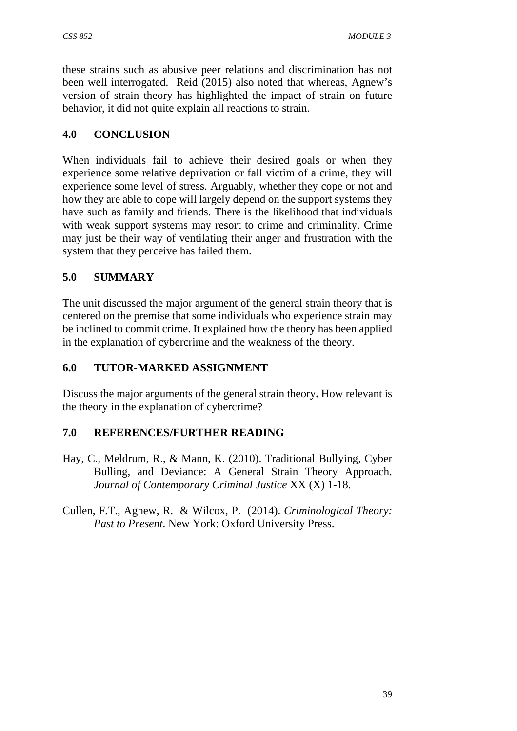these strains such as abusive peer relations and discrimination has not been well interrogated. Reid (2015) also noted that whereas, Agnew's version of strain theory has highlighted the impact of strain on future behavior, it did not quite explain all reactions to strain.

## 4.0 CONCLUSION

When individuals fail to achieve their desired goals or when they experience some relative deprivation or fall victim of a crime, they will experience some level of stress. Arguably, whether they cope or not and how they are able to cope will largely depend on the support systems they have such as family and friends. There is the likelihood that individuals with weak support systems may resort to crime and criminality. Crime may just be their way of ventilating their anger and frustration with the system that they perceive has failed them.

## 5.0 SUMMARY

The unit discussed the major argument of the general strain theory that is centered on the premise that some individuals who experience strain may be inclined to commit crime. It explained how the theory has been applied in the explanation of cybercrime and the weakness of the theory.

## 6.0 TUTOR-MARKED ASSIGNMENT

Discuss the major arguments of the general strain theory**.** How relevant is the theory in the explanation of cybercrime?

## 7.0 REFERENCES/FURTHER READING

Hay, C., Meldrum, R., & Mann, K. (2010). Traditional Bullying, Cyber Bulling, and Deviance: A General Strain Theory Approach. *Journal of Contemporary Criminal Justice* XX (X) 1-18.

Cullen, F.T., Agnew, R. & Wilcox, P. (2014). *Criminological Theory: Past to Present*. New York: Oxford University Press.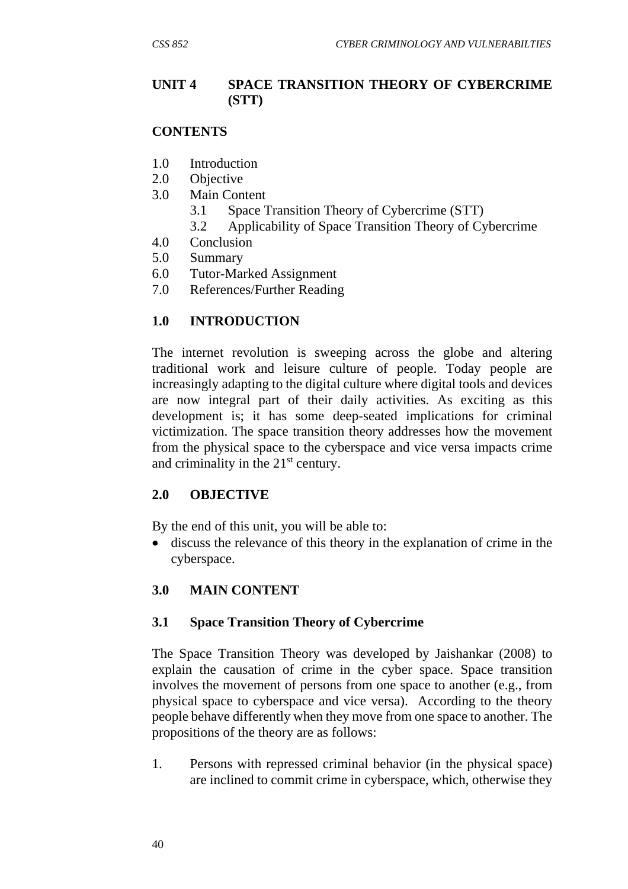## UNIT 4 SPACE TRANSITION THEORY OF CYBERCRIME (STT)

### CONTENTS

1.0 Introduction
2.0 Objective
3.0 Main Content
    3.1 Space Transition Theory of Cybercrime (STT)
    3.2 Applicability of Space Transition Theory of Cybercrime
4.0 Conclusion
5.0 Summary
6.0 Tutor-Marked Assignment
7.0 References/Further Reading

### 1.0 INTRODUCTION

The internet revolution is sweeping across the globe and altering traditional work and leisure culture of people. Today people are increasingly adapting to the digital culture where digital tools and devices are now integral part of their daily activities. As exciting as this development is; it has some deep-seated implications for criminal victimization. The space transition theory addresses how the movement from the physical space to the cyberspace and vice versa impacts crime and criminality in the 21st century.

### 2.0 OBJECTIVE

By the end of this unit, you will be able to:

- discuss the relevance of this theory in the explanation of crime in the cyberspace.

### 3.0 MAIN CONTENT

### 3.1 Space Transition Theory of Cybercrime

The Space Transition Theory was developed by Jaishankar (2008) to explain the causation of crime in the cyber space. Space transition involves the movement of persons from one space to another (e.g., from physical space to cyberspace and vice versa). According to the theory people behave differently when they move from one space to another. The propositions of the theory are as follows:

1. Persons with repressed criminal behavior (in the physical space) are inclined to commit crime in cyberspace, which, otherwise they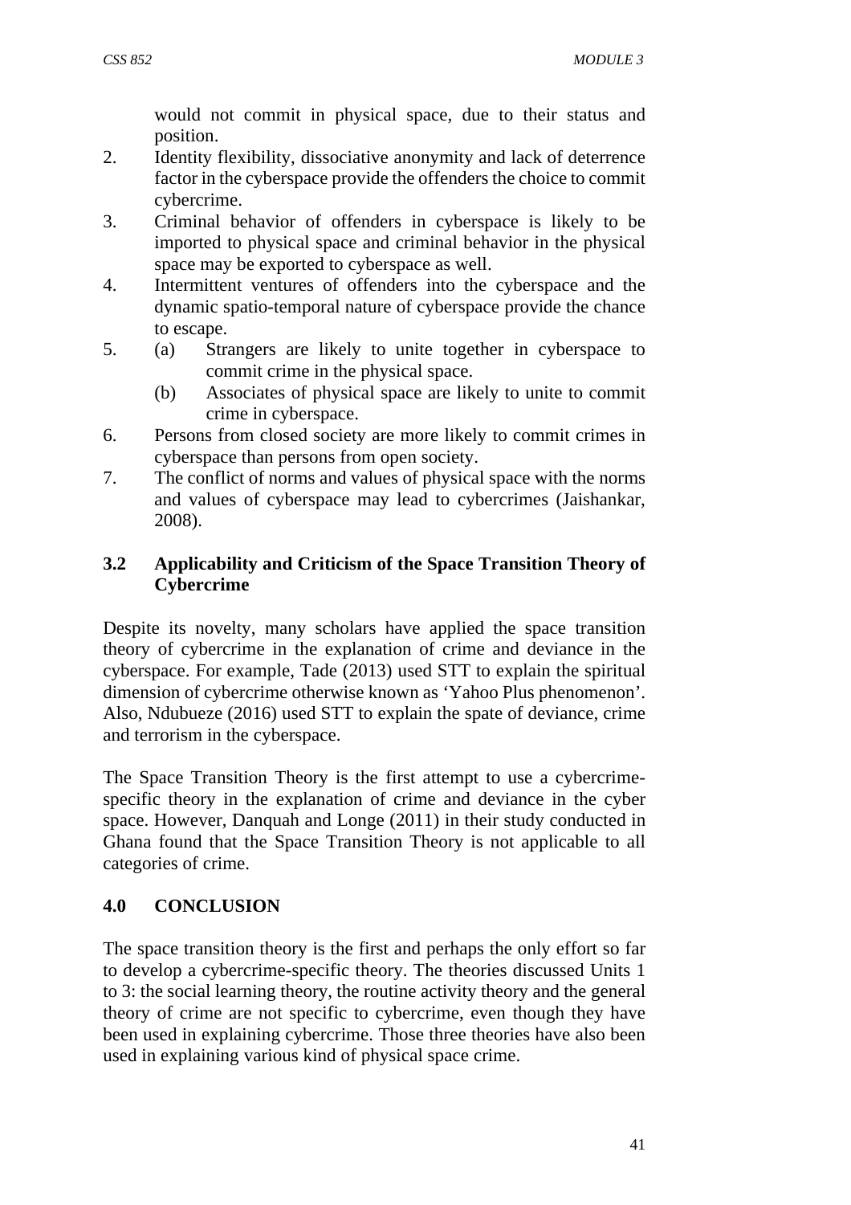would not commit in physical space, due to their status and position.

2. Identity flexibility, dissociative anonymity and lack of deterrence factor in the cyberspace provide the offenders the choice to commit cybercrime.
3. Criminal behavior of offenders in cyberspace is likely to be imported to physical space and criminal behavior in the physical space may be exported to cyberspace as well.
4. Intermittent ventures of offenders into the cyberspace and the dynamic spatio-temporal nature of cyberspace provide the chance to escape.
5. (a) Strangers are likely to unite together in cyberspace to commit crime in the physical space.
   (b) Associates of physical space are likely to unite to commit crime in cyberspace.
6. Persons from closed society are more likely to commit crimes in cyberspace than persons from open society.
7. The conflict of norms and values of physical space with the norms and values of cyberspace may lead to cybercrimes (Jaishankar, 2008).

### 3.2 Applicability and Criticism of the Space Transition Theory of Cybercrime

Despite its novelty, many scholars have applied the space transition theory of cybercrime in the explanation of crime and deviance in the cyberspace. For example, Tade (2013) used STT to explain the spiritual dimension of cybercrime otherwise known as 'Yahoo Plus phenomenon'. Also, Ndubueze (2016) used STT to explain the spate of deviance, crime and terrorism in the cyberspace.

The Space Transition Theory is the first attempt to use a cybercrime-specific theory in the explanation of crime and deviance in the cyber space. However, Danquah and Longe (2011) in their study conducted in Ghana found that the Space Transition Theory is not applicable to all categories of crime.

## 4.0 CONCLUSION

The space transition theory is the first and perhaps the only effort so far to develop a cybercrime-specific theory. The theories discussed Units 1 to 3: the social learning theory, the routine activity theory and the general theory of crime are not specific to cybercrime, even though they have been used in explaining cybercrime. Those three theories have also been used in explaining various kind of physical space crime.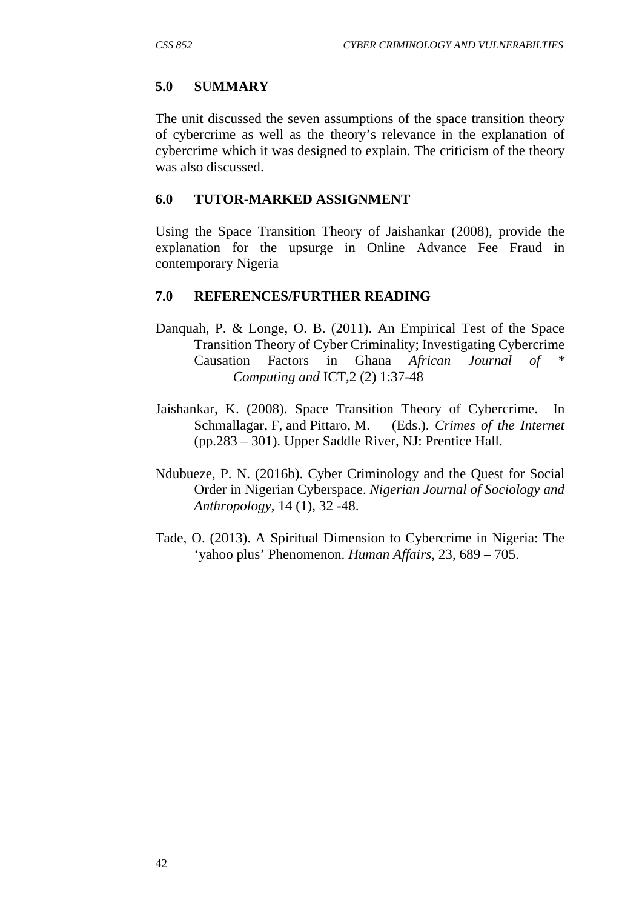## 5.0 SUMMARY

The unit discussed the seven assumptions of the space transition theory of cybercrime as well as the theory's relevance in the explanation of cybercrime which it was designed to explain. The criticism of the theory was also discussed.

## 6.0 TUTOR-MARKED ASSIGNMENT

Using the Space Transition Theory of Jaishankar (2008), provide the explanation for the upsurge in Online Advance Fee Fraud in contemporary Nigeria

## 7.0 REFERENCES/FURTHER READING

Danquah, P. & Longe, O. B. (2011). An Empirical Test of the Space Transition Theory of Cyber Criminality; Investigating Cybercrime Causation Factors in Ghana *African Journal of* * *Computing and* ICT,2 (2) 1:37-48

Jaishankar, K. (2008). Space Transition Theory of Cybercrime. In Schmallagar, F, and Pittaro, M. (Eds.). *Crimes of the Internet* (pp.283 – 301). Upper Saddle River, NJ: Prentice Hall.

Ndubueze, P. N. (2016b). Cyber Criminology and the Quest for Social Order in Nigerian Cyberspace. *Nigerian Journal of Sociology and Anthropology*, 14 (1), 32 -48.

Tade, O. (2013). A Spiritual Dimension to Cybercrime in Nigeria: The 'yahoo plus' Phenomenon. *Human Affairs*, 23, 689 – 705.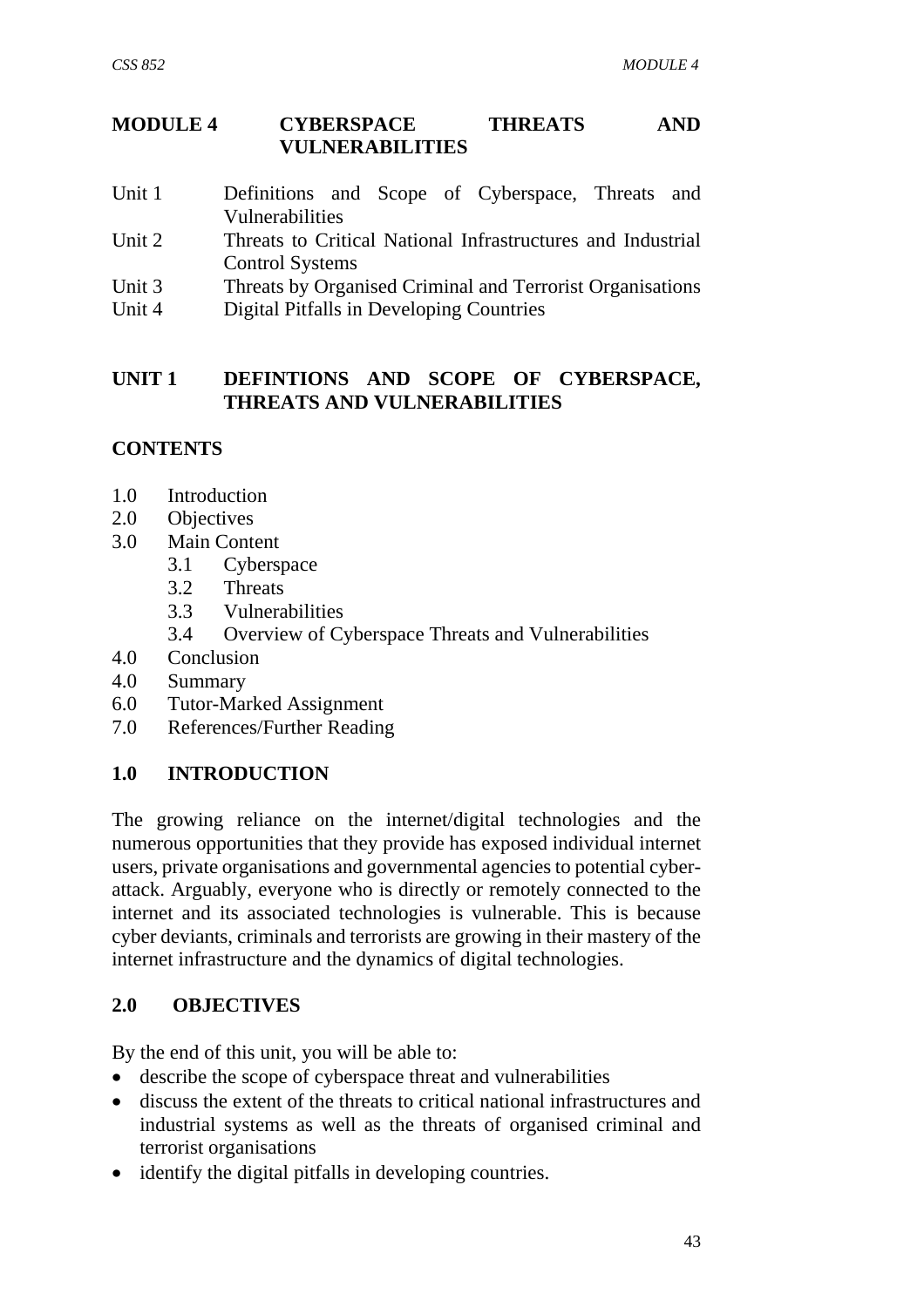# MODULE 4 CYBERSPACE THREATS AND VULNERABILITIES

Unit 1 Definitions and Scope of Cyberspace, Threats and Vulnerabilities
Unit 2 Threats to Critical National Infrastructures and Industrial Control Systems
Unit 3 Threats by Organised Criminal and Terrorist Organisations
Unit 4 Digital Pitfalls in Developing Countries

## UNIT 1 DEFINTIONS AND SCOPE OF CYBERSPACE, THREATS AND VULNERABILITIES

### CONTENTS

1.0 Introduction
2.0 Objectives
3.0 Main Content
    3.1 Cyberspace
    3.2 Threats
    3.3 Vulnerabilities
    3.4 Overview of Cyberspace Threats and Vulnerabilities
4.0 Conclusion
4.0 Summary
6.0 Tutor-Marked Assignment
7.0 References/Further Reading

### 1.0 INTRODUCTION

The growing reliance on the internet/digital technologies and the numerous opportunities that they provide has exposed individual internet users, private organisations and governmental agencies to potential cyber-attack. Arguably, everyone who is directly or remotely connected to the internet and its associated technologies is vulnerable. This is because cyber deviants, criminals and terrorists are growing in their mastery of the internet infrastructure and the dynamics of digital technologies.

### 2.0 OBJECTIVES

By the end of this unit, you will be able to:

- describe the scope of cyberspace threat and vulnerabilities
- discuss the extent of the threats to critical national infrastructures and industrial systems as well as the threats of organised criminal and terrorist organisations
- identify the digital pitfalls in developing countries.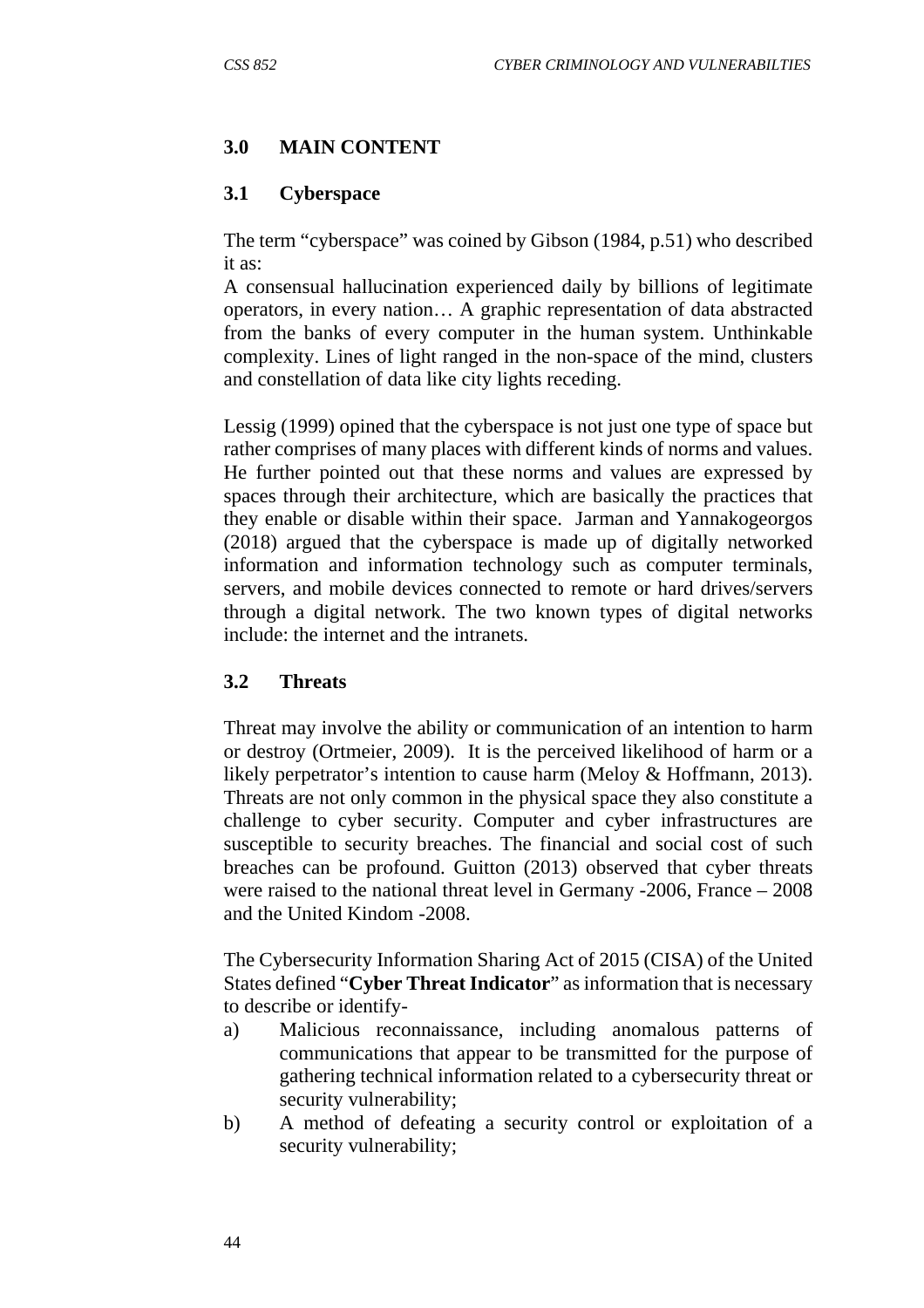## 3.0 MAIN CONTENT

### 3.1 Cyberspace

The term "cyberspace" was coined by Gibson (1984, p.51) who described it as:

A consensual hallucination experienced daily by billions of legitimate operators, in every nation… A graphic representation of data abstracted from the banks of every computer in the human system. Unthinkable complexity. Lines of light ranged in the non-space of the mind, clusters and constellation of data like city lights receding.

Lessig (1999) opined that the cyberspace is not just one type of space but rather comprises of many places with different kinds of norms and values. He further pointed out that these norms and values are expressed by spaces through their architecture, which are basically the practices that they enable or disable within their space. Jarman and Yannakogeorgos (2018) argued that the cyberspace is made up of digitally networked information and information technology such as computer terminals, servers, and mobile devices connected to remote or hard drives/servers through a digital network. The two known types of digital networks include: the internet and the intranets.

### 3.2 Threats

Threat may involve the ability or communication of an intention to harm or destroy (Ortmeier, 2009). It is the perceived likelihood of harm or a likely perpetrator's intention to cause harm (Meloy & Hoffmann, 2013). Threats are not only common in the physical space they also constitute a challenge to cyber security. Computer and cyber infrastructures are susceptible to security breaches. The financial and social cost of such breaches can be profound. Guitton (2013) observed that cyber threats were raised to the national threat level in Germany -2006, France – 2008 and the United Kindom -2008.

The Cybersecurity Information Sharing Act of 2015 (CISA) of the United States defined "**Cyber Threat Indicator**" as information that is necessary to describe or identify-

a) Malicious reconnaissance, including anomalous patterns of communications that appear to be transmitted for the purpose of gathering technical information related to a cybersecurity threat or security vulnerability;
b) A method of defeating a security control or exploitation of a security vulnerability;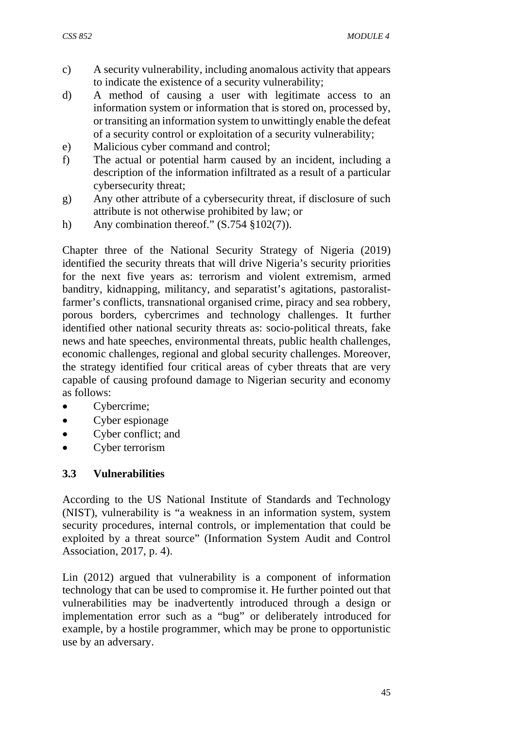c) A security vulnerability, including anomalous activity that appears to indicate the existence of a security vulnerability;

d) A method of causing a user with legitimate access to an information system or information that is stored on, processed by, or transiting an information system to unwittingly enable the defeat of a security control or exploitation of a security vulnerability;

e) Malicious cyber command and control;

f) The actual or potential harm caused by an incident, including a description of the information infiltrated as a result of a particular cybersecurity threat;

g) Any other attribute of a cybersecurity threat, if disclosure of such attribute is not otherwise prohibited by law; or

h) Any combination thereof." (S.754 §102(7)).

Chapter three of the National Security Strategy of Nigeria (2019) identified the security threats that will drive Nigeria's security priorities for the next five years as: terrorism and violent extremism, armed banditry, kidnapping, militancy, and separatist's agitations, pastoralist-farmer's conflicts, transnational organised crime, piracy and sea robbery, porous borders, cybercrimes and technology challenges. It further identified other national security threats as: socio-political threats, fake news and hate speeches, environmental threats, public health challenges, economic challenges, regional and global security challenges. Moreover, the strategy identified four critical areas of cyber threats that are very capable of causing profound damage to Nigerian security and economy as follows:

- Cybercrime;
- Cyber espionage
- Cyber conflict; and
- Cyber terrorism

### 3.3 Vulnerabilities

According to the US National Institute of Standards and Technology (NIST), vulnerability is "a weakness in an information system, system security procedures, internal controls, or implementation that could be exploited by a threat source" (Information System Audit and Control Association, 2017, p. 4).

Lin (2012) argued that vulnerability is a component of information technology that can be used to compromise it. He further pointed out that vulnerabilities may be inadvertently introduced through a design or implementation error such as a "bug" or deliberately introduced for example, by a hostile programmer, which may be prone to opportunistic use by an adversary.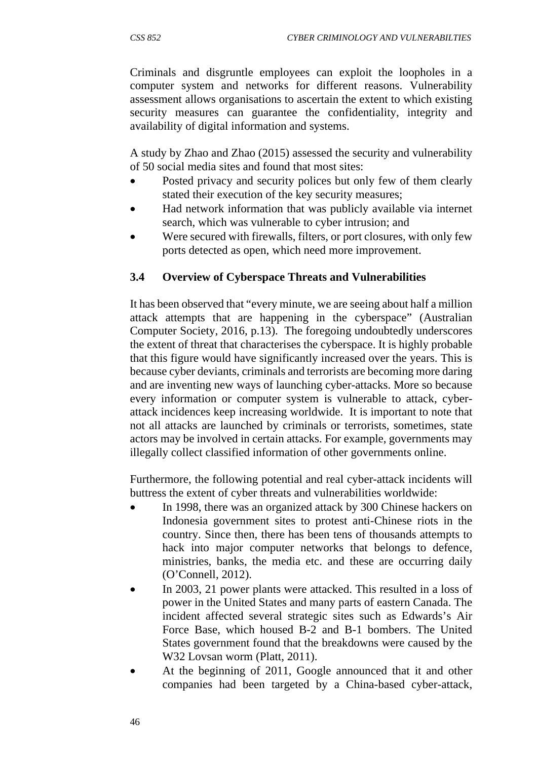Criminals and disgruntle employees can exploit the loopholes in a computer system and networks for different reasons. Vulnerability assessment allows organisations to ascertain the extent to which existing security measures can guarantee the confidentiality, integrity and availability of digital information and systems.

A study by Zhao and Zhao (2015) assessed the security and vulnerability of 50 social media sites and found that most sites:

- Posted privacy and security polices but only few of them clearly stated their execution of the key security measures;
- Had network information that was publicly available via internet search, which was vulnerable to cyber intrusion; and
- Were secured with firewalls, filters, or port closures, with only few ports detected as open, which need more improvement.

### 3.4 Overview of Cyberspace Threats and Vulnerabilities

It has been observed that "every minute, we are seeing about half a million attack attempts that are happening in the cyberspace" (Australian Computer Society, 2016, p.13). The foregoing undoubtedly underscores the extent of threat that characterises the cyberspace. It is highly probable that this figure would have significantly increased over the years. This is because cyber deviants, criminals and terrorists are becoming more daring and are inventing new ways of launching cyber-attacks. More so because every information or computer system is vulnerable to attack, cyber-attack incidences keep increasing worldwide. It is important to note that not all attacks are launched by criminals or terrorists, sometimes, state actors may be involved in certain attacks. For example, governments may illegally collect classified information of other governments online.

Furthermore, the following potential and real cyber-attack incidents will buttress the extent of cyber threats and vulnerabilities worldwide:

- In 1998, there was an organized attack by 300 Chinese hackers on Indonesia government sites to protest anti-Chinese riots in the country. Since then, there has been tens of thousands attempts to hack into major computer networks that belongs to defence, ministries, banks, the media etc. and these are occurring daily (O'Connell, 2012).
- In 2003, 21 power plants were attacked. This resulted in a loss of power in the United States and many parts of eastern Canada. The incident affected several strategic sites such as Edwards's Air Force Base, which housed B-2 and B-1 bombers. The United States government found that the breakdowns were caused by the W32 Lovsan worm (Platt, 2011).
- At the beginning of 2011, Google announced that it and other companies had been targeted by a China-based cyber-attack,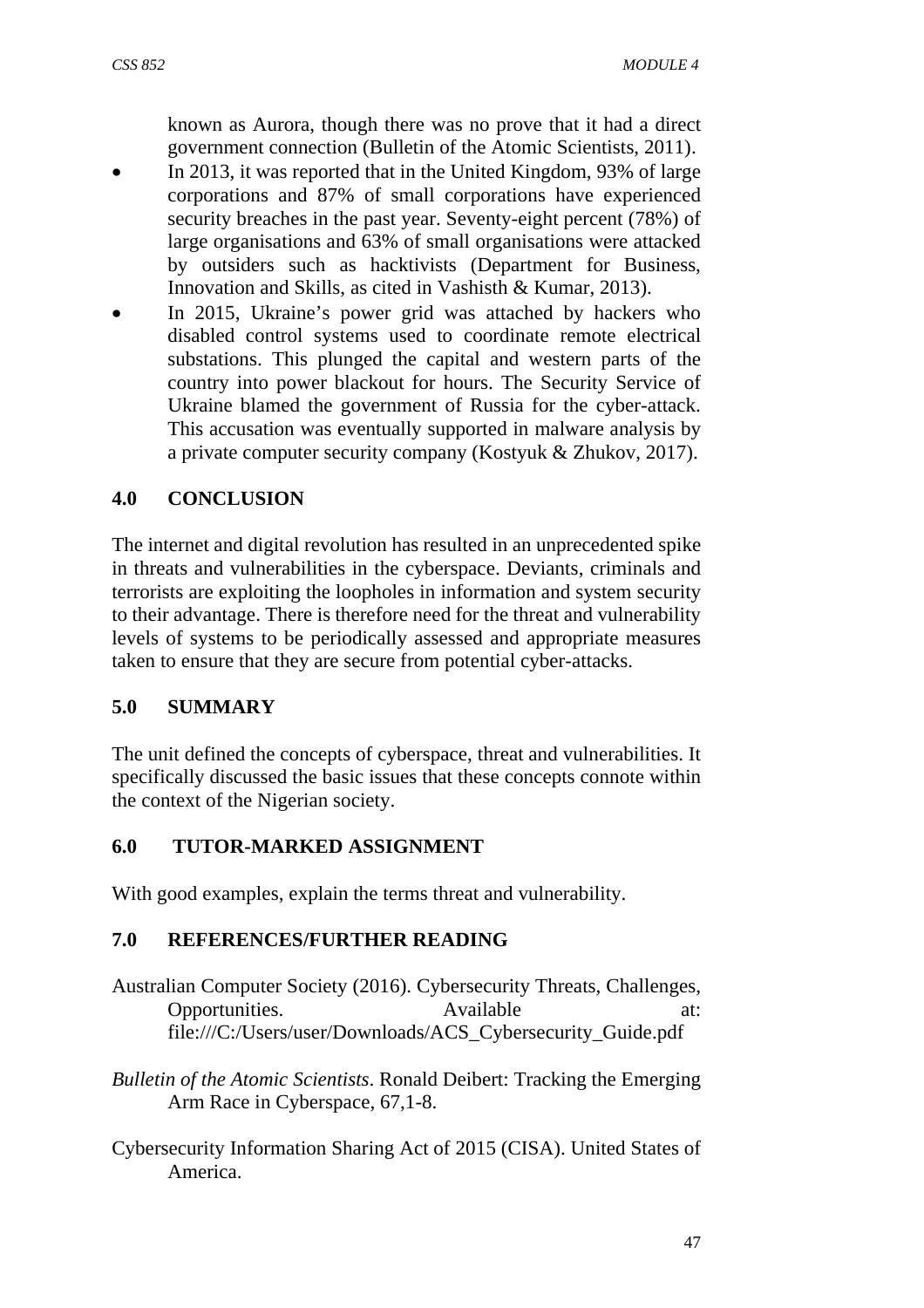known as Aurora, though there was no prove that it had a direct government connection (Bulletin of the Atomic Scientists, 2011).

- In 2013, it was reported that in the United Kingdom, 93% of large corporations and 87% of small corporations have experienced security breaches in the past year. Seventy-eight percent (78%) of large organisations and 63% of small organisations were attacked by outsiders such as hacktivists (Department for Business, Innovation and Skills, as cited in Vashisth & Kumar, 2013).
- In 2015, Ukraine's power grid was attached by hackers who disabled control systems used to coordinate remote electrical substations. This plunged the capital and western parts of the country into power blackout for hours. The Security Service of Ukraine blamed the government of Russia for the cyber-attack. This accusation was eventually supported in malware analysis by a private computer security company (Kostyuk & Zhukov, 2017).

## 4.0 CONCLUSION

The internet and digital revolution has resulted in an unprecedented spike in threats and vulnerabilities in the cyberspace. Deviants, criminals and terrorists are exploiting the loopholes in information and system security to their advantage. There is therefore need for the threat and vulnerability levels of systems to be periodically assessed and appropriate measures taken to ensure that they are secure from potential cyber-attacks.

## 5.0 SUMMARY

The unit defined the concepts of cyberspace, threat and vulnerabilities. It specifically discussed the basic issues that these concepts connote within the context of the Nigerian society.

## 6.0 TUTOR-MARKED ASSIGNMENT

With good examples, explain the terms threat and vulnerability.

## 7.0 REFERENCES/FURTHER READING

Australian Computer Society (2016). Cybersecurity Threats, Challenges, Opportunities. Available at: file:///C:/Users/user/Downloads/ACS_Cybersecurity_Guide.pdf

*Bulletin of the Atomic Scientists*. Ronald Deibert: Tracking the Emerging Arm Race in Cyberspace, 67,1-8.

Cybersecurity Information Sharing Act of 2015 (CISA). United States of America.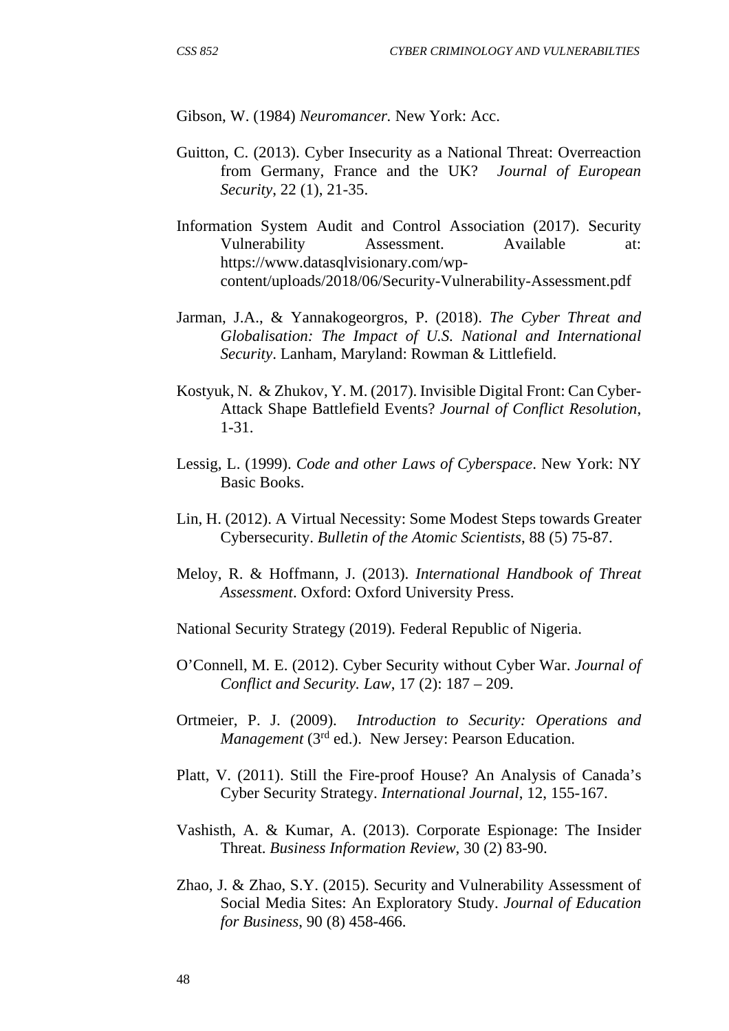Gibson, W. (1984) *Neuromancer.* New York: Acc.

Guitton, C. (2013). Cyber Insecurity as a National Threat: Overreaction from Germany, France and the UK? *Journal of European Security*, 22 (1), 21-35.

Information System Audit and Control Association (2017). Security Vulnerability Assessment. Available at: https://www.datasqlvisionary.com/wp-content/uploads/2018/06/Security-Vulnerability-Assessment.pdf

Jarman, J.A., & Yannakogeorgros, P. (2018). *The Cyber Threat and Globalisation: The Impact of U.S. National and International Security*. Lanham, Maryland: Rowman & Littlefield.

Kostyuk, N. & Zhukov, Y. M. (2017). Invisible Digital Front: Can Cyber-Attack Shape Battlefield Events? *Journal of Conflict Resolution*, 1-31.

Lessig, L. (1999). *Code and other Laws of Cyberspace*. New York: NY Basic Books.

Lin, H. (2012). A Virtual Necessity: Some Modest Steps towards Greater Cybersecurity. *Bulletin of the Atomic Scientists*, 88 (5) 75-87.

Meloy, R. & Hoffmann, J. (2013). *International Handbook of Threat Assessment*. Oxford: Oxford University Press.

National Security Strategy (2019). Federal Republic of Nigeria.

O'Connell, M. E. (2012). Cyber Security without Cyber War. *Journal of Conflict and Security. Law*, 17 (2): 187 – 209.

Ortmeier, P. J. (2009). *Introduction to Security: Operations and Management* (3rd ed.). New Jersey: Pearson Education.

Platt, V. (2011). Still the Fire-proof House? An Analysis of Canada's Cyber Security Strategy. *International Journal*, 12, 155-167.

Vashisth, A. & Kumar, A. (2013). Corporate Espionage: The Insider Threat. *Business Information Review*, 30 (2) 83-90.

Zhao, J. & Zhao, S.Y. (2015). Security and Vulnerability Assessment of Social Media Sites: An Exploratory Study. *Journal of Education for Business*, 90 (8) 458-466.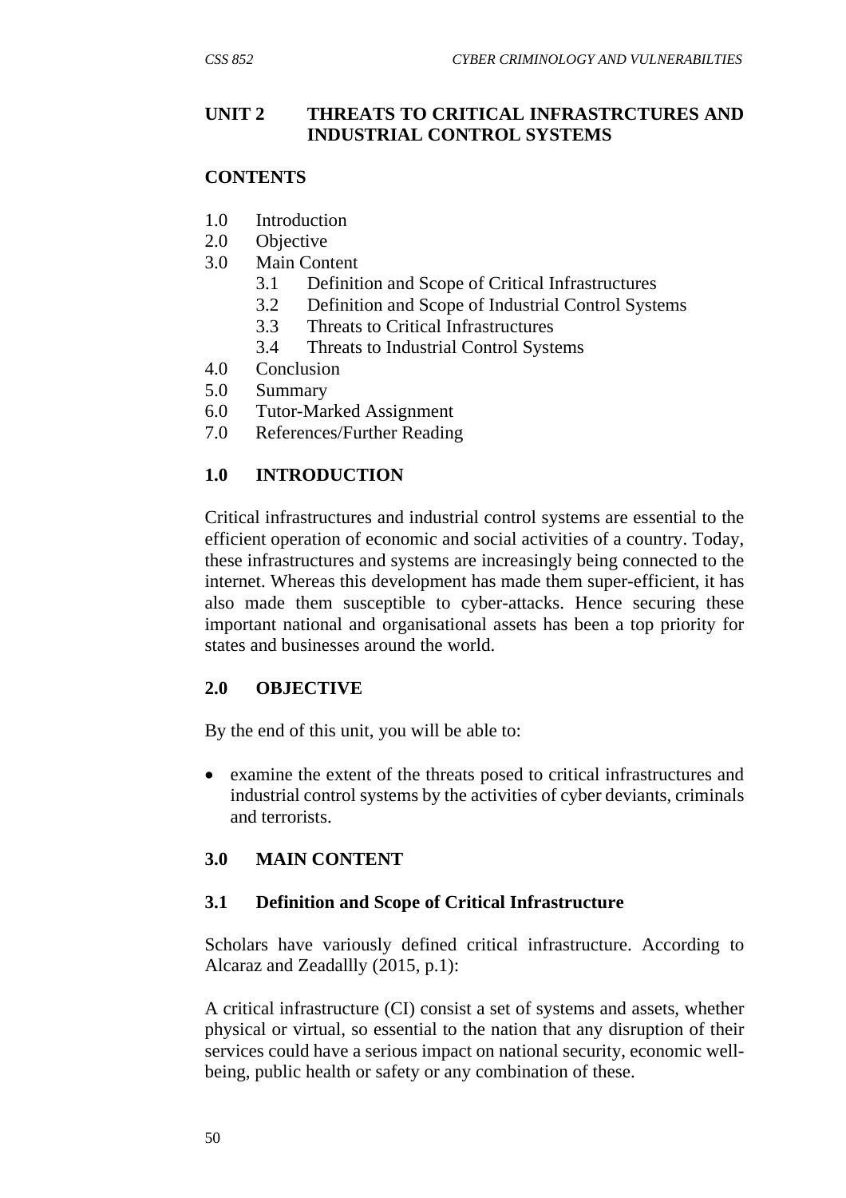## UNIT 2 THREATS TO CRITICAL INFRASTRCTURES AND INDUSTRIAL CONTROL SYSTEMS

**CONTENTS**

1.0 Introduction
2.0 Objective
3.0 Main Content
   3.1 Definition and Scope of Critical Infrastructures
   3.2 Definition and Scope of Industrial Control Systems
   3.3 Threats to Critical Infrastructures
   3.4 Threats to Industrial Control Systems
4.0 Conclusion
5.0 Summary
6.0 Tutor-Marked Assignment
7.0 References/Further Reading

### 1.0 INTRODUCTION

Critical infrastructures and industrial control systems are essential to the efficient operation of economic and social activities of a country. Today, these infrastructures and systems are increasingly being connected to the internet. Whereas this development has made them super-efficient, it has also made them susceptible to cyber-attacks. Hence securing these important national and organisational assets has been a top priority for states and businesses around the world.

### 2.0 OBJECTIVE

By the end of this unit, you will be able to:

- examine the extent of the threats posed to critical infrastructures and industrial control systems by the activities of cyber deviants, criminals and terrorists.

### 3.0 MAIN CONTENT

#### 3.1 Definition and Scope of Critical Infrastructure

Scholars have variously defined critical infrastructure. According to Alcaraz and Zeadallly (2015, p.1):

A critical infrastructure (CI) consist a set of systems and assets, whether physical or virtual, so essential to the nation that any disruption of their services could have a serious impact on national security, economic well-being, public health or safety or any combination of these.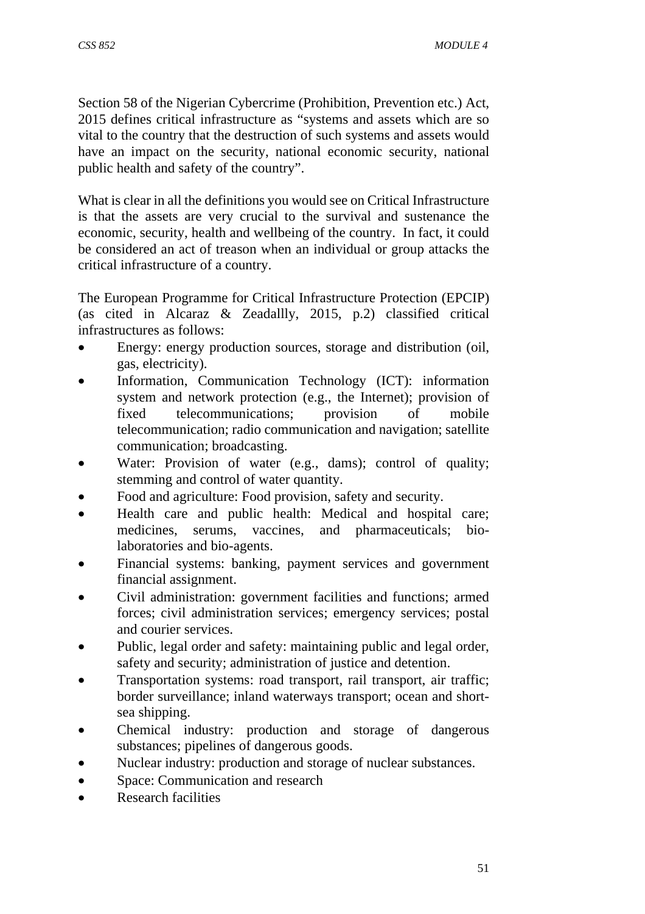Section 58 of the Nigerian Cybercrime (Prohibition, Prevention etc.) Act, 2015 defines critical infrastructure as "systems and assets which are so vital to the country that the destruction of such systems and assets would have an impact on the security, national economic security, national public health and safety of the country".

What is clear in all the definitions you would see on Critical Infrastructure is that the assets are very crucial to the survival and sustenance the economic, security, health and wellbeing of the country. In fact, it could be considered an act of treason when an individual or group attacks the critical infrastructure of a country.

The European Programme for Critical Infrastructure Protection (EPCIP) (as cited in Alcaraz & Zeadallly, 2015, p.2) classified critical infrastructures as follows:

- Energy: energy production sources, storage and distribution (oil, gas, electricity).
- Information, Communication Technology (ICT): information system and network protection (e.g., the Internet); provision of fixed telecommunications; provision of mobile telecommunication; radio communication and navigation; satellite communication; broadcasting.
- Water: Provision of water (e.g., dams); control of quality; stemming and control of water quantity.
- Food and agriculture: Food provision, safety and security.
- Health care and public health: Medical and hospital care; medicines, serums, vaccines, and pharmaceuticals; bio-laboratories and bio-agents.
- Financial systems: banking, payment services and government financial assignment.
- Civil administration: government facilities and functions; armed forces; civil administration services; emergency services; postal and courier services.
- Public, legal order and safety: maintaining public and legal order, safety and security; administration of justice and detention.
- Transportation systems: road transport, rail transport, air traffic; border surveillance; inland waterways transport; ocean and short-sea shipping.
- Chemical industry: production and storage of dangerous substances; pipelines of dangerous goods.
- Nuclear industry: production and storage of nuclear substances.
- Space: Communication and research
- Research facilities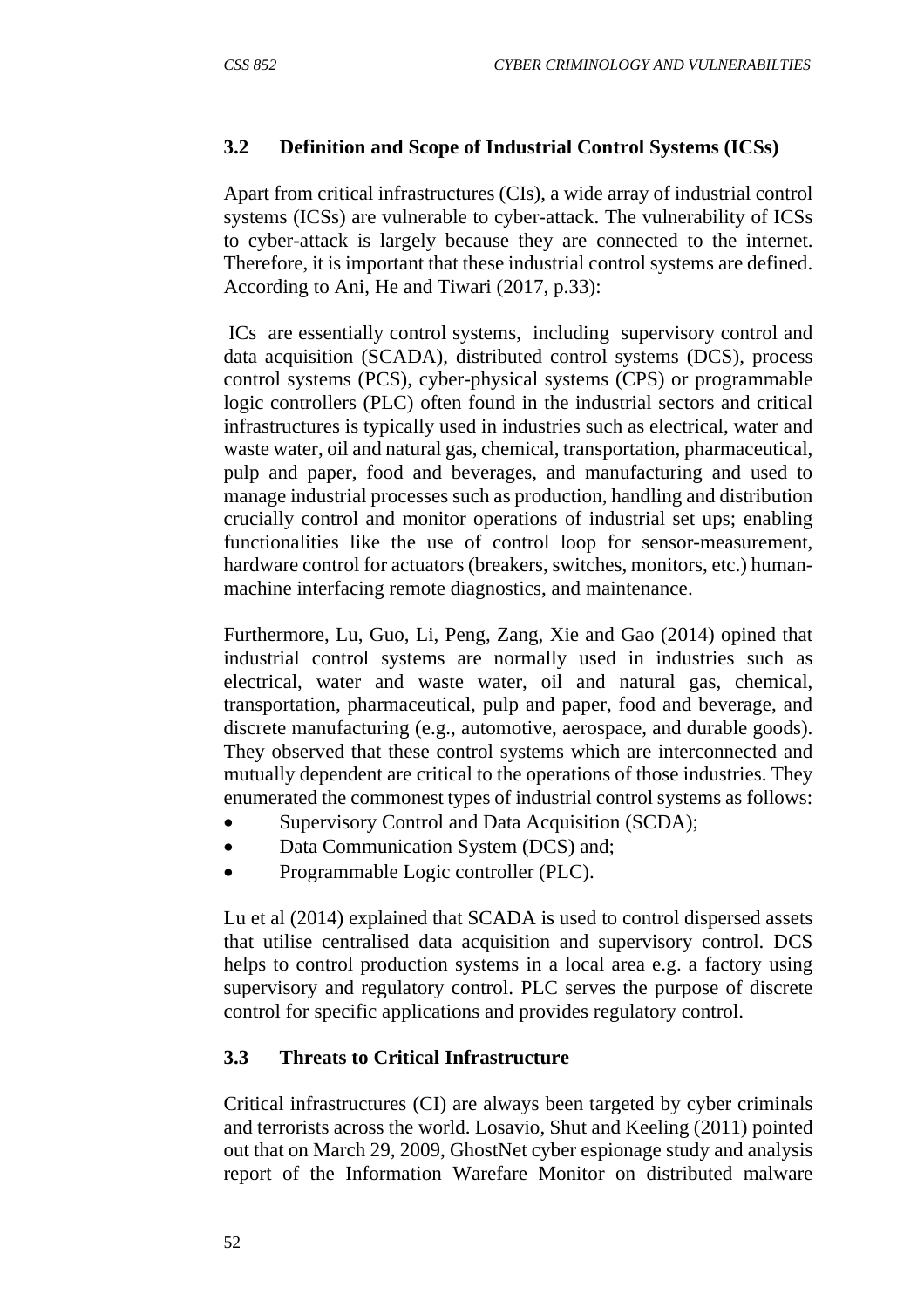### 3.2 Definition and Scope of Industrial Control Systems (ICSs)

Apart from critical infrastructures (CIs), a wide array of industrial control systems (ICSs) are vulnerable to cyber-attack. The vulnerability of ICSs to cyber-attack is largely because they are connected to the internet. Therefore, it is important that these industrial control systems are defined. According to Ani, He and Tiwari (2017, p.33):

ICs are essentially control systems, including supervisory control and data acquisition (SCADA), distributed control systems (DCS), process control systems (PCS), cyber-physical systems (CPS) or programmable logic controllers (PLC) often found in the industrial sectors and critical infrastructures is typically used in industries such as electrical, water and waste water, oil and natural gas, chemical, transportation, pharmaceutical, pulp and paper, food and beverages, and manufacturing and used to manage industrial processes such as production, handling and distribution crucially control and monitor operations of industrial set ups; enabling functionalities like the use of control loop for sensor-measurement, hardware control for actuators (breakers, switches, monitors, etc.) human-machine interfacing remote diagnostics, and maintenance.

Furthermore, Lu, Guo, Li, Peng, Zang, Xie and Gao (2014) opined that industrial control systems are normally used in industries such as electrical, water and waste water, oil and natural gas, chemical, transportation, pharmaceutical, pulp and paper, food and beverage, and discrete manufacturing (e.g., automotive, aerospace, and durable goods). They observed that these control systems which are interconnected and mutually dependent are critical to the operations of those industries. They enumerated the commonest types of industrial control systems as follows:

- Supervisory Control and Data Acquisition (SCDA);
- Data Communication System (DCS) and;
- Programmable Logic controller (PLC).

Lu et al (2014) explained that SCADA is used to control dispersed assets that utilise centralised data acquisition and supervisory control. DCS helps to control production systems in a local area e.g. a factory using supervisory and regulatory control. PLC serves the purpose of discrete control for specific applications and provides regulatory control.

### 3.3 Threats to Critical Infrastructure

Critical infrastructures (CI) are always been targeted by cyber criminals and terrorists across the world. Losavio, Shut and Keeling (2011) pointed out that on March 29, 2009, GhostNet cyber espionage study and analysis report of the Information Warefare Monitor on distributed malware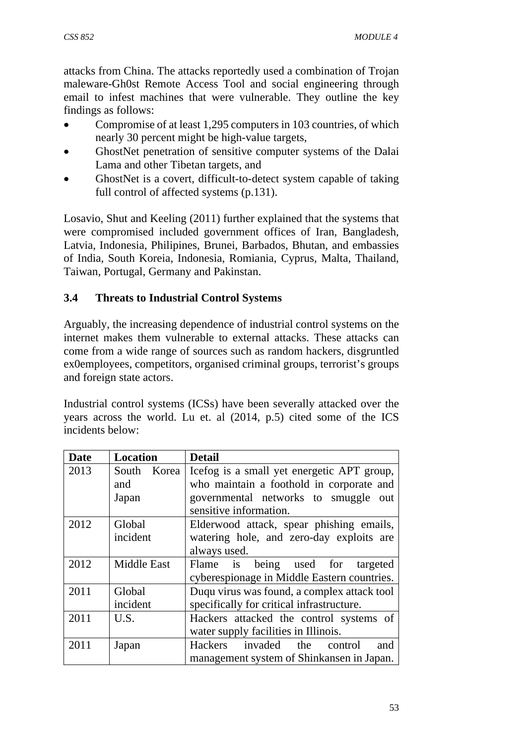attacks from China. The attacks reportedly used a combination of Trojan maleware-Gh0st Remote Access Tool and social engineering through email to infest machines that were vulnerable. They outline the key findings as follows:

- Compromise of at least 1,295 computers in 103 countries, of which nearly 30 percent might be high-value targets,
- GhostNet penetration of sensitive computer systems of the Dalai Lama and other Tibetan targets, and
- GhostNet is a covert, difficult-to-detect system capable of taking full control of affected systems (p.131).

Losavio, Shut and Keeling (2011) further explained that the systems that were compromised included government offices of Iran, Bangladesh, Latvia, Indonesia, Philipines, Brunei, Barbados, Bhutan, and embassies of India, South Koreia, Indonesia, Romiania, Cyprus, Malta, Thailand, Taiwan, Portugal, Germany and Pakinstan.

### 3.4 Threats to Industrial Control Systems

Arguably, the increasing dependence of industrial control systems on the internet makes them vulnerable to external attacks. These attacks can come from a wide range of sources such as random hackers, disgruntled ex0employees, competitors, organised criminal groups, terrorist's groups and foreign state actors.

Industrial control systems (ICSs) have been severally attacked over the years across the world. Lu et. al (2014, p.5) cited some of the ICS incidents below:

| Date | Location | Detail |
|---|---|---|
| 2013 | South Korea and Japan | Icefog is a small yet energetic APT group, who maintain a foothold in corporate and governmental networks to smuggle out sensitive information. |
| 2012 | Global incident | Elderwood attack, spear phishing emails, watering hole, and zero-day exploits are always used. |
| 2012 | Middle East | Flame is being used for targeted cyberespionage in Middle Eastern countries. |
| 2011 | Global incident | Duqu virus was found, a complex attack tool specifically for critical infrastructure. |
| 2011 | U.S. | Hackers attacked the control systems of water supply facilities in Illinois. |
| 2011 | Japan | Hackers invaded the control and management system of Shinkansen in Japan. |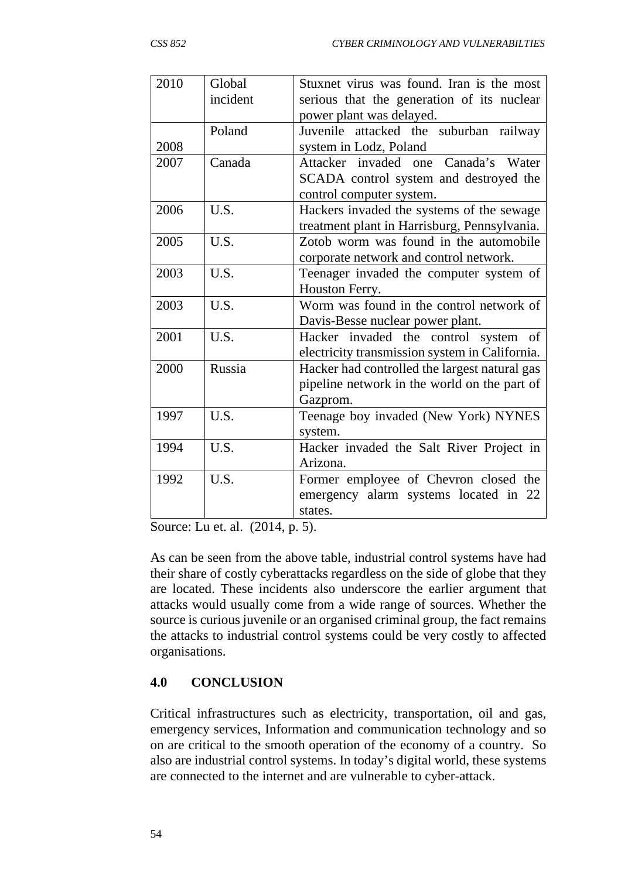| | | |
|---|---|---|
| 2010 | Global incident | Stuxnet virus was found. Iran is the most serious that the generation of its nuclear power plant was delayed. |
| 2008 | Poland | Juvenile attacked the suburban railway system in Lodz, Poland |
| 2007 | Canada | Attacker invaded one Canada's Water SCADA control system and destroyed the control computer system. |
| 2006 | U.S. | Hackers invaded the systems of the sewage treatment plant in Harrisburg, Pennsylvania. |
| 2005 | U.S. | Zotob worm was found in the automobile corporate network and control network. |
| 2003 | U.S. | Teenager invaded the computer system of Houston Ferry. |
| 2003 | U.S. | Worm was found in the control network of Davis-Besse nuclear power plant. |
| 2001 | U.S. | Hacker invaded the control system of electricity transmission system in California. |
| 2000 | Russia | Hacker had controlled the largest natural gas pipeline network in the world on the part of Gazprom. |
| 1997 | U.S. | Teenage boy invaded (New York) NYNES system. |
| 1994 | U.S. | Hacker invaded the Salt River Project in Arizona. |
| 1992 | U.S. | Former employee of Chevron closed the emergency alarm systems located in 22 states. |

Source: Lu et. al. (2014, p. 5).

As can be seen from the above table, industrial control systems have had their share of costly cyberattacks regardless on the side of globe that they are located. These incidents also underscore the earlier argument that attacks would usually come from a wide range of sources. Whether the source is curious juvenile or an organised criminal group, the fact remains the attacks to industrial control systems could be very costly to affected organisations.

## 4.0 CONCLUSION

Critical infrastructures such as electricity, transportation, oil and gas, emergency services, Information and communication technology and so on are critical to the smooth operation of the economy of a country. So also are industrial control systems. In today's digital world, these systems are connected to the internet and are vulnerable to cyber-attack.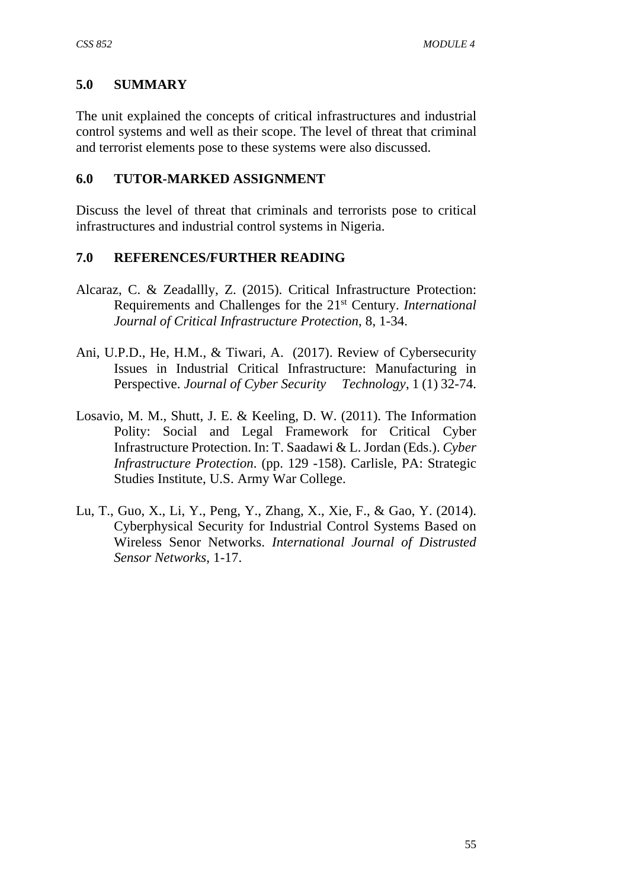## 5.0 SUMMARY

The unit explained the concepts of critical infrastructures and industrial control systems and well as their scope. The level of threat that criminal and terrorist elements pose to these systems were also discussed.

## 6.0 TUTOR-MARKED ASSIGNMENT

Discuss the level of threat that criminals and terrorists pose to critical infrastructures and industrial control systems in Nigeria.

## 7.0 REFERENCES/FURTHER READING

Alcaraz, C. & Zeadallly, Z. (2015). Critical Infrastructure Protection: Requirements and Challenges for the 21st Century. *International Journal of Critical Infrastructure Protection*, 8, 1-34.

Ani, U.P.D., He, H.M., & Tiwari, A. (2017). Review of Cybersecurity Issues in Industrial Critical Infrastructure: Manufacturing in Perspective. *Journal of Cyber Security Technology*, 1 (1) 32-74.

Losavio, M. M., Shutt, J. E. & Keeling, D. W. (2011). The Information Polity: Social and Legal Framework for Critical Cyber Infrastructure Protection. In: T. Saadawi & L. Jordan (Eds.). *Cyber Infrastructure Protection*. (pp. 129 -158). Carlisle, PA: Strategic Studies Institute, U.S. Army War College.

Lu, T., Guo, X., Li, Y., Peng, Y., Zhang, X., Xie, F., & Gao, Y. (2014). Cyberphysical Security for Industrial Control Systems Based on Wireless Senor Networks. *International Journal of Distrusted Sensor Networks*, 1-17.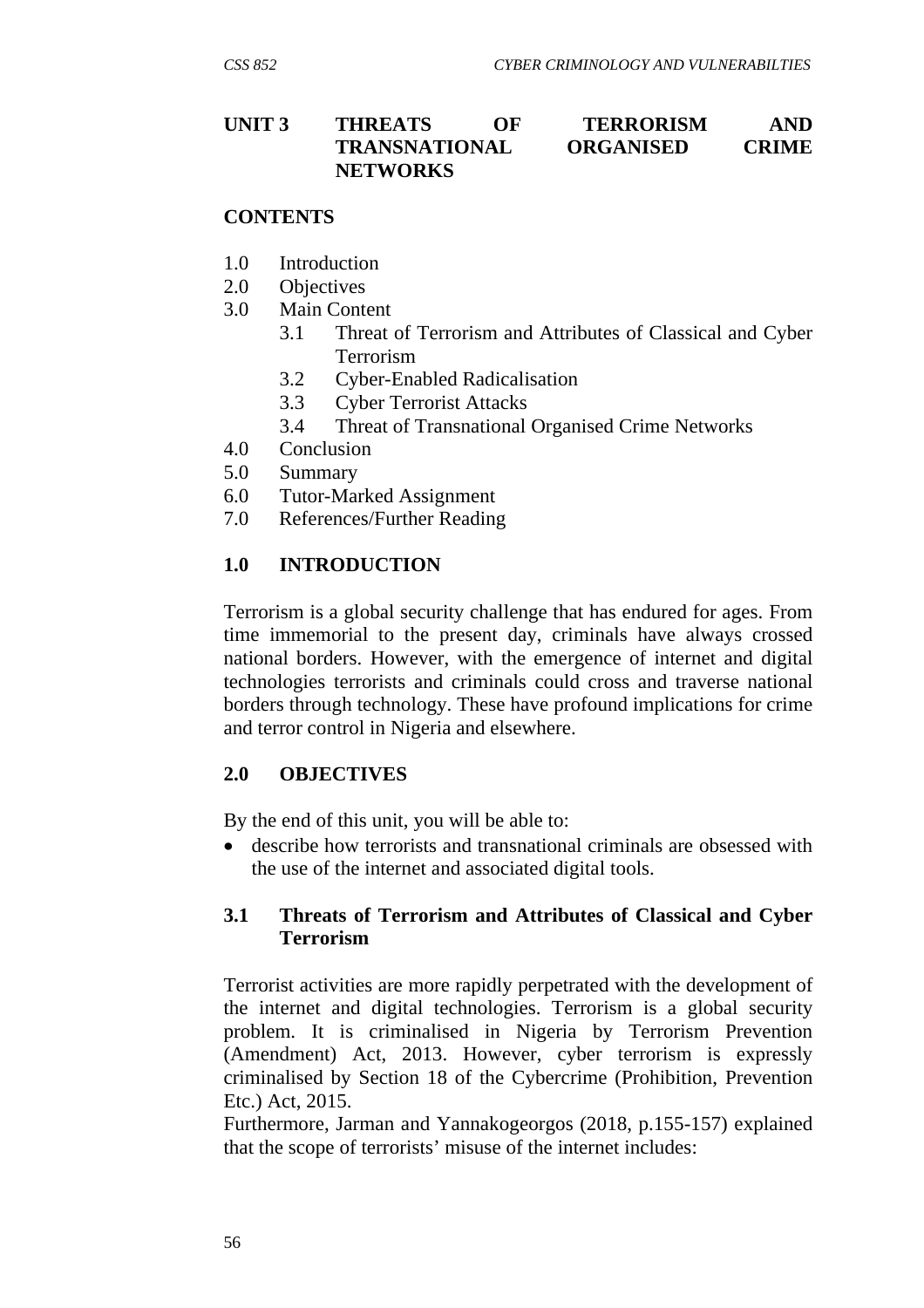## UNIT 3 THREATS OF TERRORISM AND TRANSNATIONAL ORGANISED CRIME NETWORKS

### CONTENTS

1.0 Introduction
2.0 Objectives
3.0 Main Content
   3.1 Threat of Terrorism and Attributes of Classical and Cyber Terrorism
   3.2 Cyber-Enabled Radicalisation
   3.3 Cyber Terrorist Attacks
   3.4 Threat of Transnational Organised Crime Networks
4.0 Conclusion
5.0 Summary
6.0 Tutor-Marked Assignment
7.0 References/Further Reading

### 1.0 INTRODUCTION

Terrorism is a global security challenge that has endured for ages. From time immemorial to the present day, criminals have always crossed national borders. However, with the emergence of internet and digital technologies terrorists and criminals could cross and traverse national borders through technology. These have profound implications for crime and terror control in Nigeria and elsewhere.

### 2.0 OBJECTIVES

By the end of this unit, you will be able to:

- describe how terrorists and transnational criminals are obsessed with the use of the internet and associated digital tools.

### 3.1 Threats of Terrorism and Attributes of Classical and Cyber Terrorism

Terrorist activities are more rapidly perpetrated with the development of the internet and digital technologies. Terrorism is a global security problem. It is criminalised in Nigeria by Terrorism Prevention (Amendment) Act, 2013. However, cyber terrorism is expressly criminalised by Section 18 of the Cybercrime (Prohibition, Prevention Etc.) Act, 2015.

Furthermore, Jarman and Yannakogeorgos (2018, p.155-157) explained that the scope of terrorists' misuse of the internet includes: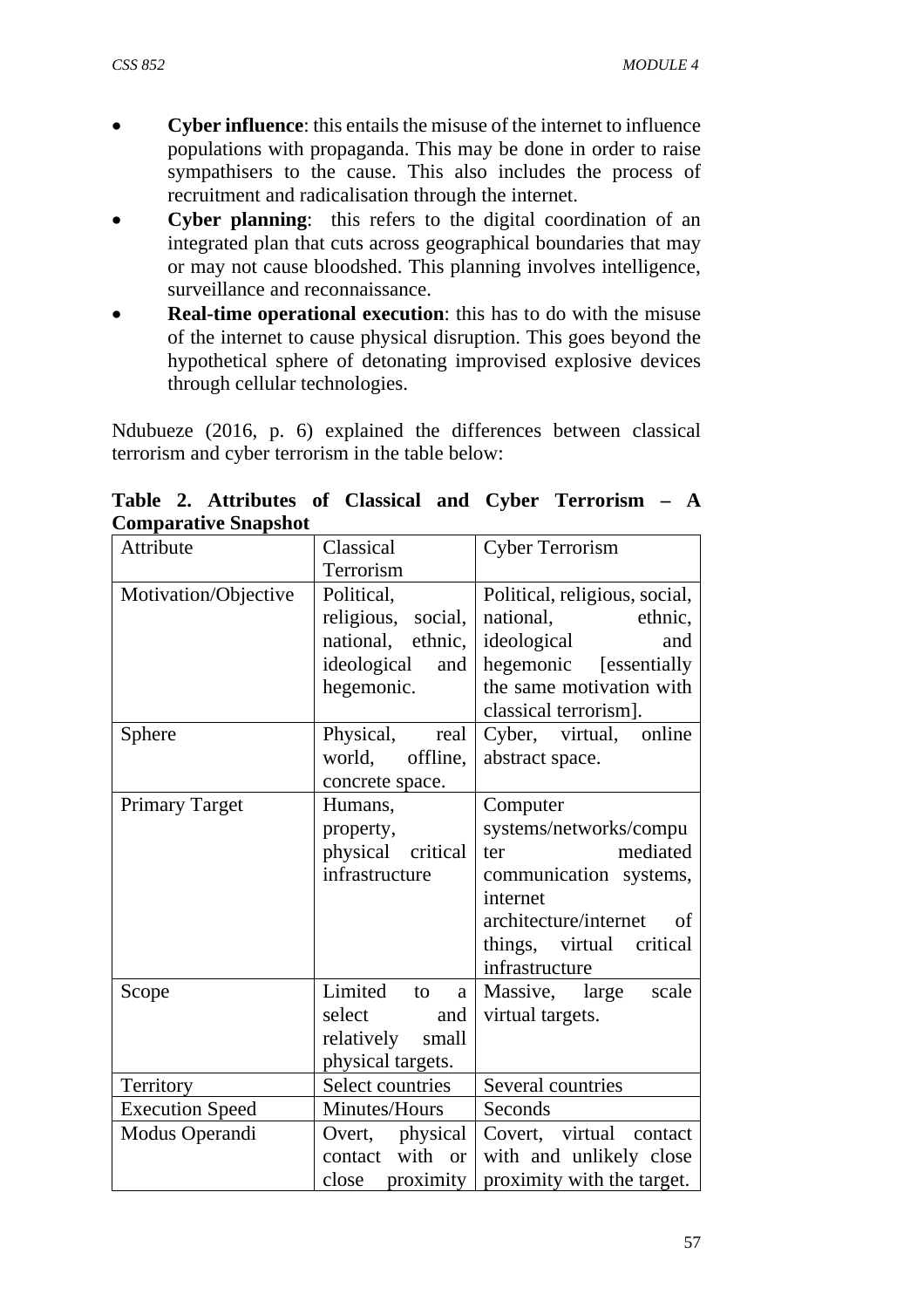- **Cyber influence**: this entails the misuse of the internet to influence populations with propaganda. This may be done in order to raise sympathisers to the cause. This also includes the process of recruitment and radicalisation through the internet.
- **Cyber planning**: this refers to the digital coordination of an integrated plan that cuts across geographical boundaries that may or may not cause bloodshed. This planning involves intelligence, surveillance and reconnaissance.
- **Real-time operational execution**: this has to do with the misuse of the internet to cause physical disruption. This goes beyond the hypothetical sphere of detonating improvised explosive devices through cellular technologies.

Ndubueze (2016, p. 6) explained the differences between classical terrorism and cyber terrorism in the table below:

**Table 2. Attributes of Classical and Cyber Terrorism – A Comparative Snapshot**

| Attribute | Classical Terrorism | Cyber Terrorism |
|---|---|---|
| Motivation/Objective | Political, religious, social, national, ethnic, ideological and hegemonic. | Political, religious, social, national, ethnic, ideological and hegemonic [essentially the same motivation with classical terrorism]. |
| Sphere | Physical, real world, offline, concrete space. | Cyber, virtual, online abstract space. |
| Primary Target | Humans, property, physical critical infrastructure | Computer systems/networks/computer mediated communication systems, internet architecture/internet of things, virtual critical infrastructure |
| Scope | Limited to a select and relatively small physical targets. | Massive, large scale virtual targets. |
| Territory | Select countries | Several countries |
| Execution Speed | Minutes/Hours | Seconds |
| Modus Operandi | Overt, physical contact with or close proximity | Covert, virtual contact with and unlikely close proximity with the target. |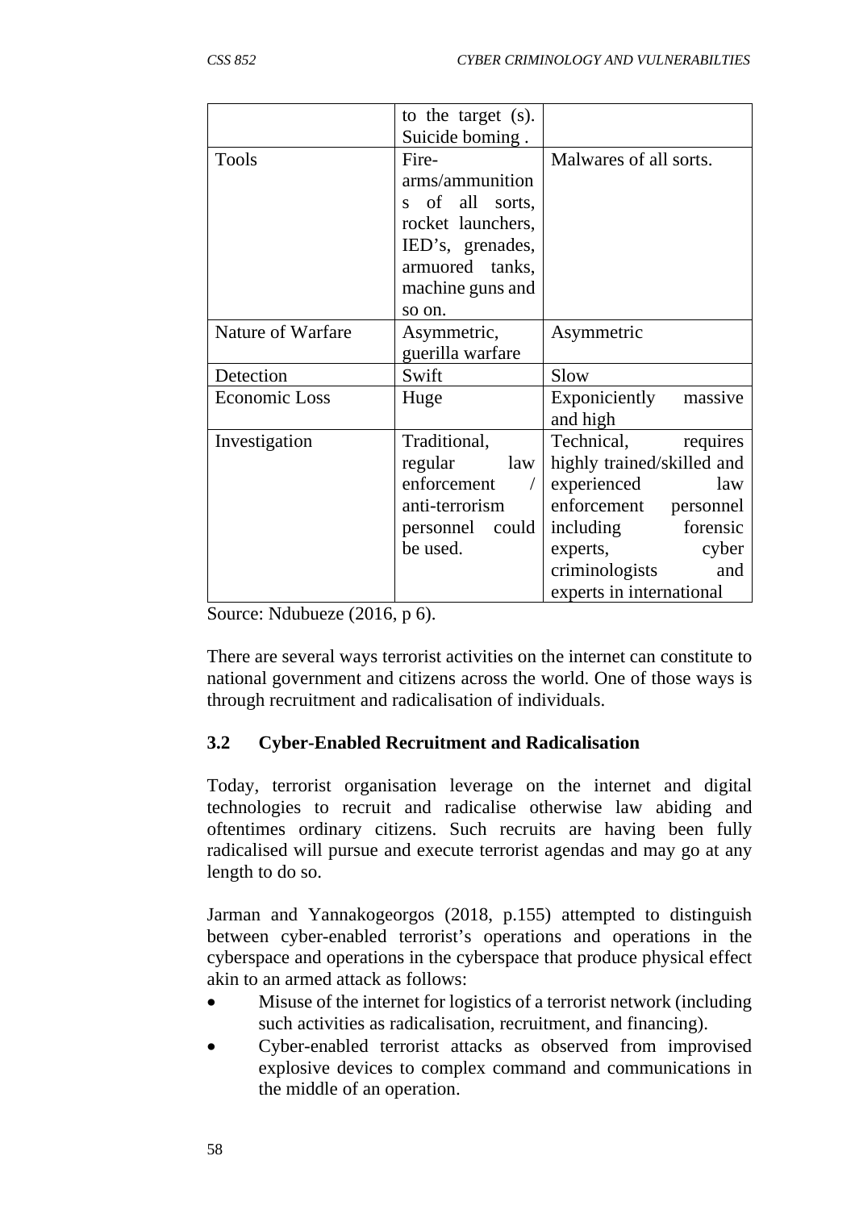| | | |
|---|---|---|
| | to the target (s). Suicide boming . | |
| Tools | Fire-arms/ammunitions of all sorts, rocket launchers, IED's, grenades, armuored tanks, machine guns and so on. | Malwares of all sorts. |
| Nature of Warfare | Asymmetric, guerilla warfare | Asymmetric |
| Detection | Swift | Slow |
| Economic Loss | Huge | Exponiciently massive and high |
| Investigation | Traditional, regular law enforcement / anti-terrorism personnel could be used. | Technical, requires highly trained/skilled and experienced law enforcement personnel including forensic experts, cyber criminologists and experts in international |

Source: Ndubueze (2016, p 6).

There are several ways terrorist activities on the internet can constitute to national government and citizens across the world. One of those ways is through recruitment and radicalisation of individuals.

### 3.2 Cyber-Enabled Recruitment and Radicalisation

Today, terrorist organisation leverage on the internet and digital technologies to recruit and radicalise otherwise law abiding and oftentimes ordinary citizens. Such recruits are having been fully radicalised will pursue and execute terrorist agendas and may go at any length to do so.

Jarman and Yannakogeorgos (2018, p.155) attempted to distinguish between cyber-enabled terrorist's operations and operations in the cyberspace and operations in the cyberspace that produce physical effect akin to an armed attack as follows:

- Misuse of the internet for logistics of a terrorist network (including such activities as radicalisation, recruitment, and financing).
- Cyber-enabled terrorist attacks as observed from improvised explosive devices to complex command and communications in the middle of an operation.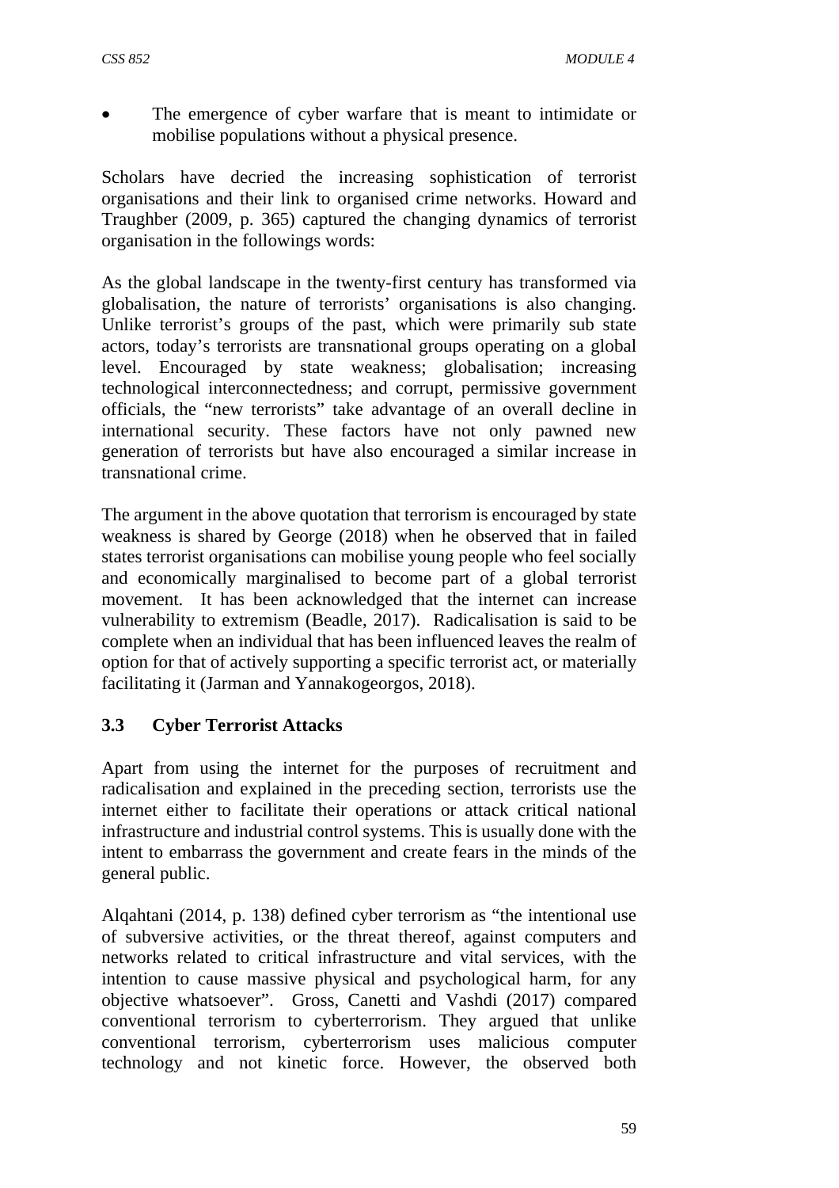- The emergence of cyber warfare that is meant to intimidate or mobilise populations without a physical presence.

Scholars have decried the increasing sophistication of terrorist organisations and their link to organised crime networks. Howard and Traughber (2009, p. 365) captured the changing dynamics of terrorist organisation in the followings words:

As the global landscape in the twenty-first century has transformed via globalisation, the nature of terrorists' organisations is also changing. Unlike terrorist's groups of the past, which were primarily sub state actors, today's terrorists are transnational groups operating on a global level. Encouraged by state weakness; globalisation; increasing technological interconnectedness; and corrupt, permissive government officials, the "new terrorists" take advantage of an overall decline in international security. These factors have not only pawned new generation of terrorists but have also encouraged a similar increase in transnational crime.

The argument in the above quotation that terrorism is encouraged by state weakness is shared by George (2018) when he observed that in failed states terrorist organisations can mobilise young people who feel socially and economically marginalised to become part of a global terrorist movement. It has been acknowledged that the internet can increase vulnerability to extremism (Beadle, 2017). Radicalisation is said to be complete when an individual that has been influenced leaves the realm of option for that of actively supporting a specific terrorist act, or materially facilitating it (Jarman and Yannakogeorgos, 2018).

### 3.3 Cyber Terrorist Attacks

Apart from using the internet for the purposes of recruitment and radicalisation and explained in the preceding section, terrorists use the internet either to facilitate their operations or attack critical national infrastructure and industrial control systems. This is usually done with the intent to embarrass the government and create fears in the minds of the general public.

Alqahtani (2014, p. 138) defined cyber terrorism as "the intentional use of subversive activities, or the threat thereof, against computers and networks related to critical infrastructure and vital services, with the intention to cause massive physical and psychological harm, for any objective whatsoever". Gross, Canetti and Vashdi (2017) compared conventional terrorism to cyberterrorism. They argued that unlike conventional terrorism, cyberterrorism uses malicious computer technology and not kinetic force. However, the observed both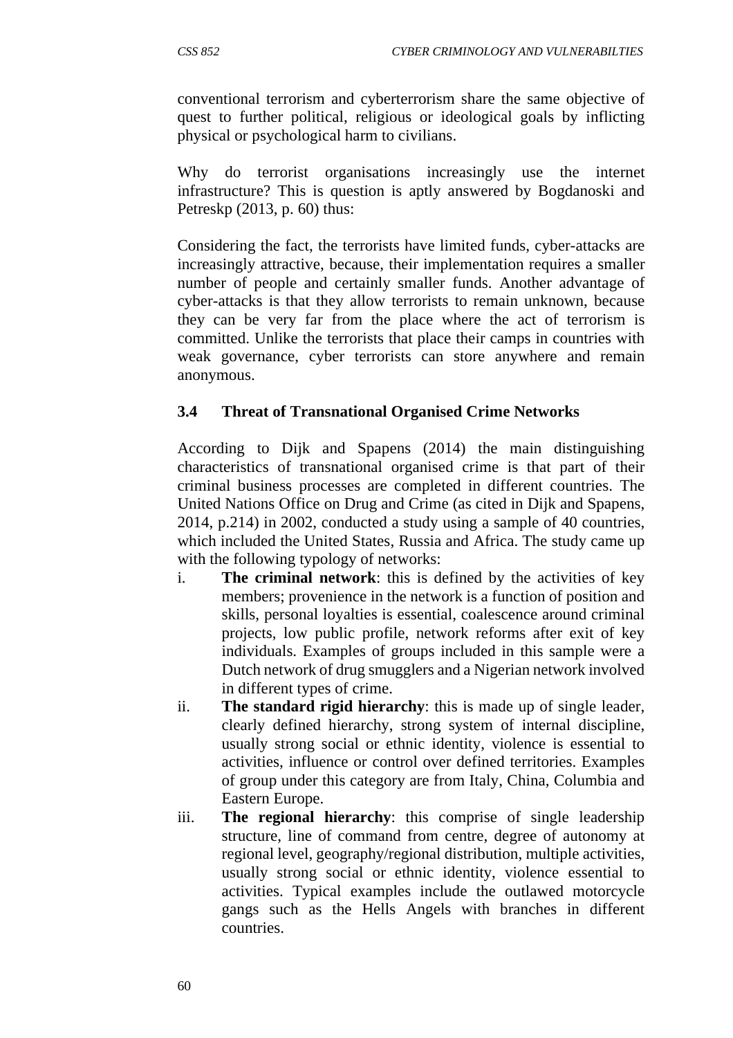conventional terrorism and cyberterrorism share the same objective of quest to further political, religious or ideological goals by inflicting physical or psychological harm to civilians.

Why do terrorist organisations increasingly use the internet infrastructure? This is question is aptly answered by Bogdanoski and Petreskp (2013, p. 60) thus:

Considering the fact, the terrorists have limited funds, cyber-attacks are increasingly attractive, because, their implementation requires a smaller number of people and certainly smaller funds. Another advantage of cyber-attacks is that they allow terrorists to remain unknown, because they can be very far from the place where the act of terrorism is committed. Unlike the terrorists that place their camps in countries with weak governance, cyber terrorists can store anywhere and remain anonymous.

### 3.4 Threat of Transnational Organised Crime Networks

According to Dijk and Spapens (2014) the main distinguishing characteristics of transnational organised crime is that part of their criminal business processes are completed in different countries. The United Nations Office on Drug and Crime (as cited in Dijk and Spapens, 2014, p.214) in 2002, conducted a study using a sample of 40 countries, which included the United States, Russia and Africa. The study came up with the following typology of networks:

i. **The criminal network**: this is defined by the activities of key members; provenience in the network is a function of position and skills, personal loyalties is essential, coalescence around criminal projects, low public profile, network reforms after exit of key individuals. Examples of groups included in this sample were a Dutch network of drug smugglers and a Nigerian network involved in different types of crime.
ii. **The standard rigid hierarchy**: this is made up of single leader, clearly defined hierarchy, strong system of internal discipline, usually strong social or ethnic identity, violence is essential to activities, influence or control over defined territories. Examples of group under this category are from Italy, China, Columbia and Eastern Europe.
iii. **The regional hierarchy**: this comprise of single leadership structure, line of command from centre, degree of autonomy at regional level, geography/regional distribution, multiple activities, usually strong social or ethnic identity, violence essential to activities. Typical examples include the outlawed motorcycle gangs such as the Hells Angels with branches in different countries.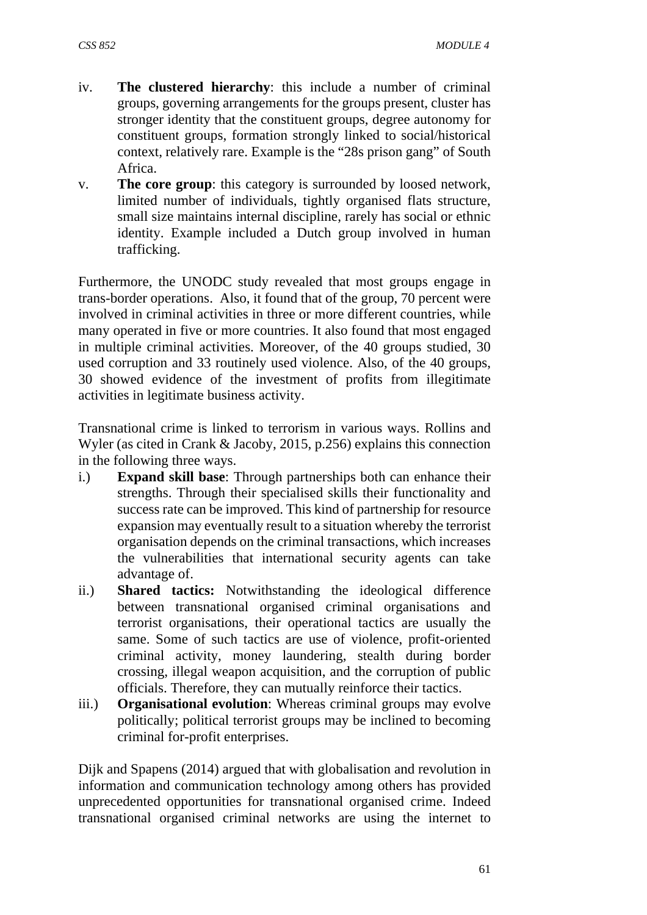iv. **The clustered hierarchy**: this include a number of criminal groups, governing arrangements for the groups present, cluster has stronger identity that the constituent groups, degree autonomy for constituent groups, formation strongly linked to social/historical context, relatively rare. Example is the "28s prison gang" of South Africa.

v. **The core group**: this category is surrounded by loosed network, limited number of individuals, tightly organised flats structure, small size maintains internal discipline, rarely has social or ethnic identity. Example included a Dutch group involved in human trafficking.

Furthermore, the UNODC study revealed that most groups engage in trans-border operations. Also, it found that of the group, 70 percent were involved in criminal activities in three or more different countries, while many operated in five or more countries. It also found that most engaged in multiple criminal activities. Moreover, of the 40 groups studied, 30 used corruption and 33 routinely used violence. Also, of the 40 groups, 30 showed evidence of the investment of profits from illegitimate activities in legitimate business activity.

Transnational crime is linked to terrorism in various ways. Rollins and Wyler (as cited in Crank & Jacoby, 2015, p.256) explains this connection in the following three ways.

i.) **Expand skill base**: Through partnerships both can enhance their strengths. Through their specialised skills their functionality and success rate can be improved. This kind of partnership for resource expansion may eventually result to a situation whereby the terrorist organisation depends on the criminal transactions, which increases the vulnerabilities that international security agents can take advantage of.

ii.) **Shared tactics:** Notwithstanding the ideological difference between transnational organised criminal organisations and terrorist organisations, their operational tactics are usually the same. Some of such tactics are use of violence, profit-oriented criminal activity, money laundering, stealth during border crossing, illegal weapon acquisition, and the corruption of public officials. Therefore, they can mutually reinforce their tactics.

iii.) **Organisational evolution**: Whereas criminal groups may evolve politically; political terrorist groups may be inclined to becoming criminal for-profit enterprises.

Dijk and Spapens (2014) argued that with globalisation and revolution in information and communication technology among others has provided unprecedented opportunities for transnational organised crime. Indeed transnational organised criminal networks are using the internet to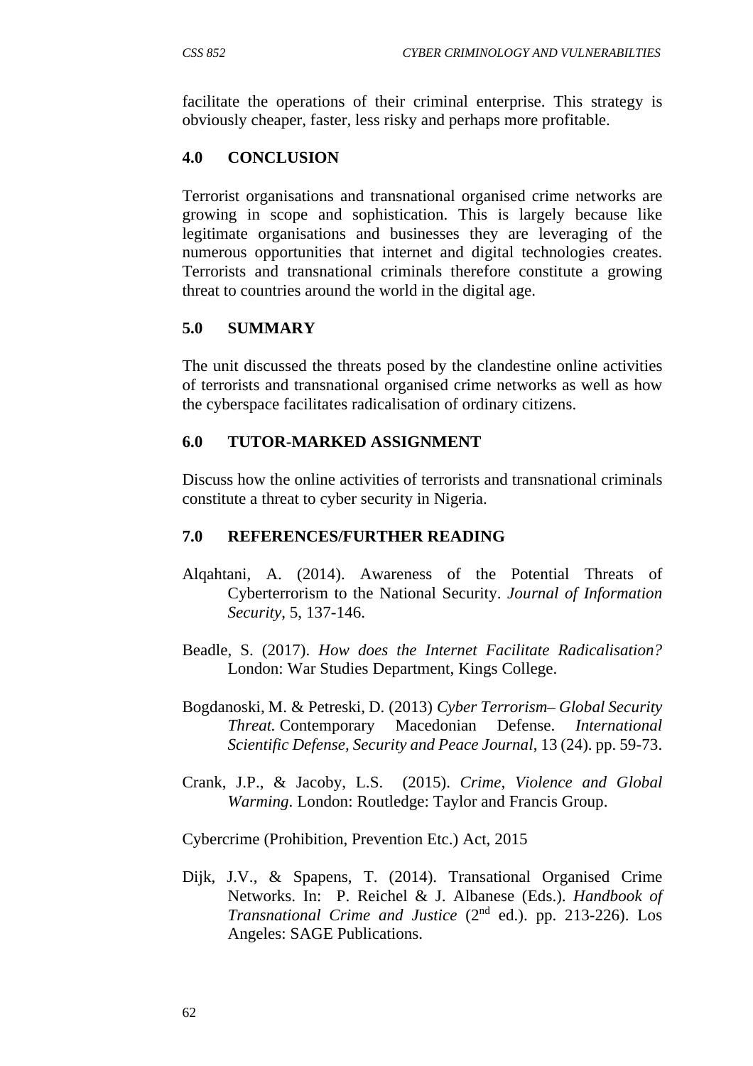facilitate the operations of their criminal enterprise. This strategy is obviously cheaper, faster, less risky and perhaps more profitable.

## 4.0 CONCLUSION

Terrorist organisations and transnational organised crime networks are growing in scope and sophistication. This is largely because like legitimate organisations and businesses they are leveraging of the numerous opportunities that internet and digital technologies creates. Terrorists and transnational criminals therefore constitute a growing threat to countries around the world in the digital age.

## 5.0 SUMMARY

The unit discussed the threats posed by the clandestine online activities of terrorists and transnational organised crime networks as well as how the cyberspace facilitates radicalisation of ordinary citizens.

## 6.0 TUTOR-MARKED ASSIGNMENT

Discuss how the online activities of terrorists and transnational criminals constitute a threat to cyber security in Nigeria.

## 7.0 REFERENCES/FURTHER READING

Alqahtani, A. (2014). Awareness of the Potential Threats of Cyberterrorism to the National Security. *Journal of Information Security*, 5, 137-146.

Beadle, S. (2017). *How does the Internet Facilitate Radicalisation?* London: War Studies Department, Kings College.

Bogdanoski, M. & Petreski, D. (2013) *Cyber Terrorism– Global Security Threat.* Contemporary Macedonian Defense. *International Scientific Defense, Security and Peace Journal*, 13 (24). pp. 59-73.

Crank, J.P., & Jacoby, L.S. (2015). *Crime, Violence and Global Warming*. London: Routledge: Taylor and Francis Group.

Cybercrime (Prohibition, Prevention Etc.) Act, 2015

Dijk, J.V., & Spapens, T. (2014). Transational Organised Crime Networks. In: P. Reichel & J. Albanese (Eds.). *Handbook of Transnational Crime and Justice* (2nd ed.). pp. 213-226). Los Angeles: SAGE Publications.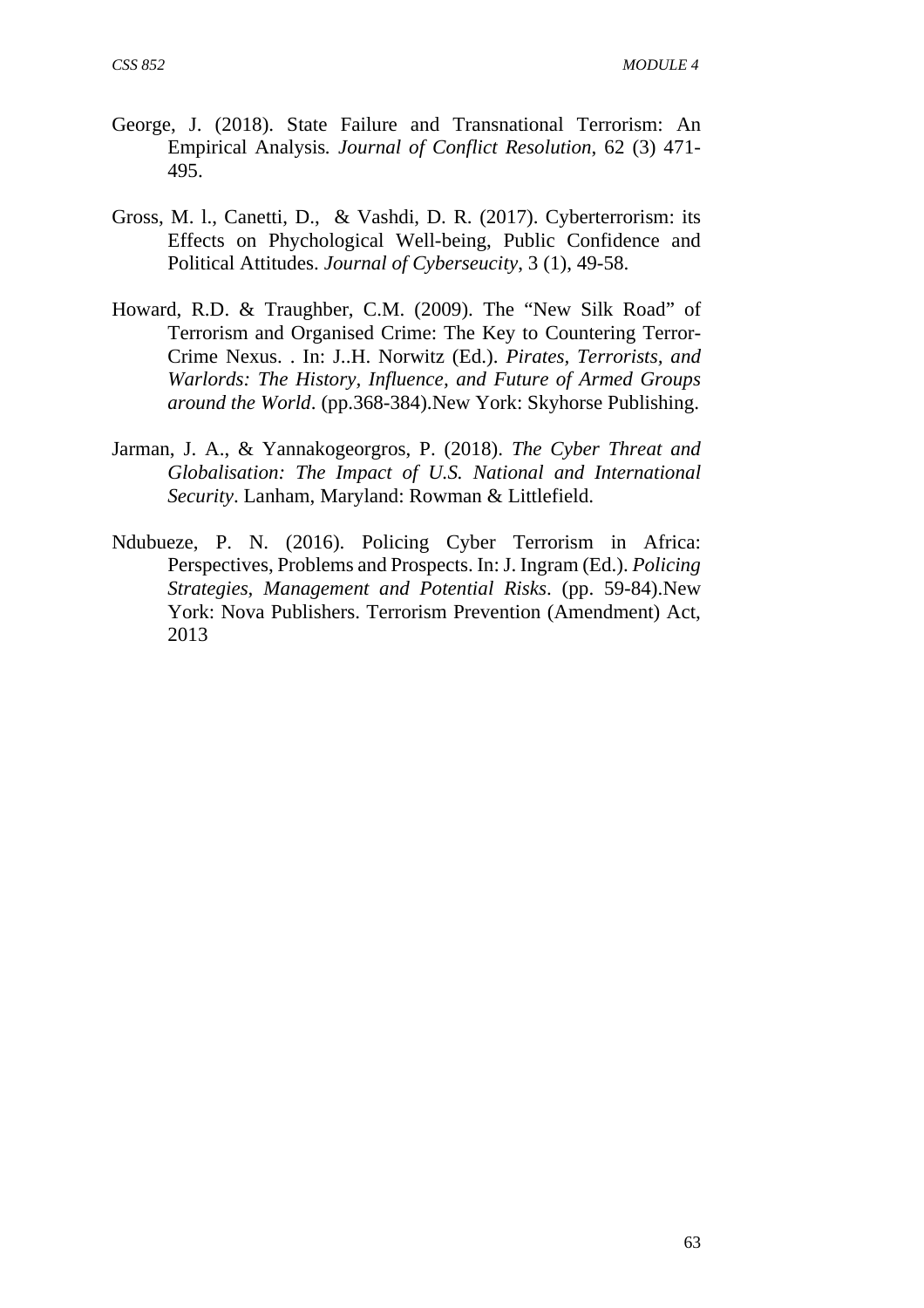George, J. (2018). State Failure and Transnational Terrorism: An Empirical Analysis. *Journal of Conflict Resolution*, 62 (3) 471-495.

Gross, M. l., Canetti, D., & Vashdi, D. R. (2017). Cyberterrorism: its Effects on Phychological Well-being, Public Confidence and Political Attitudes. *Journal of Cyberseucity*, 3 (1), 49-58.

Howard, R.D. & Traughber, C.M. (2009). The "New Silk Road" of Terrorism and Organised Crime: The Key to Countering Terror-Crime Nexus. . In: J..H. Norwitz (Ed.). *Pirates, Terrorists, and Warlords: The History, Influence, and Future of Armed Groups around the World*. (pp.368-384).New York: Skyhorse Publishing.

Jarman, J. A., & Yannakogeorgros, P. (2018). *The Cyber Threat and Globalisation: The Impact of U.S. National and International Security*. Lanham, Maryland: Rowman & Littlefield.

Ndubueze, P. N. (2016). Policing Cyber Terrorism in Africa: Perspectives, Problems and Prospects. In: J. Ingram (Ed.). *Policing Strategies, Management and Potential Risks*. (pp. 59-84).New York: Nova Publishers. Terrorism Prevention (Amendment) Act, 2013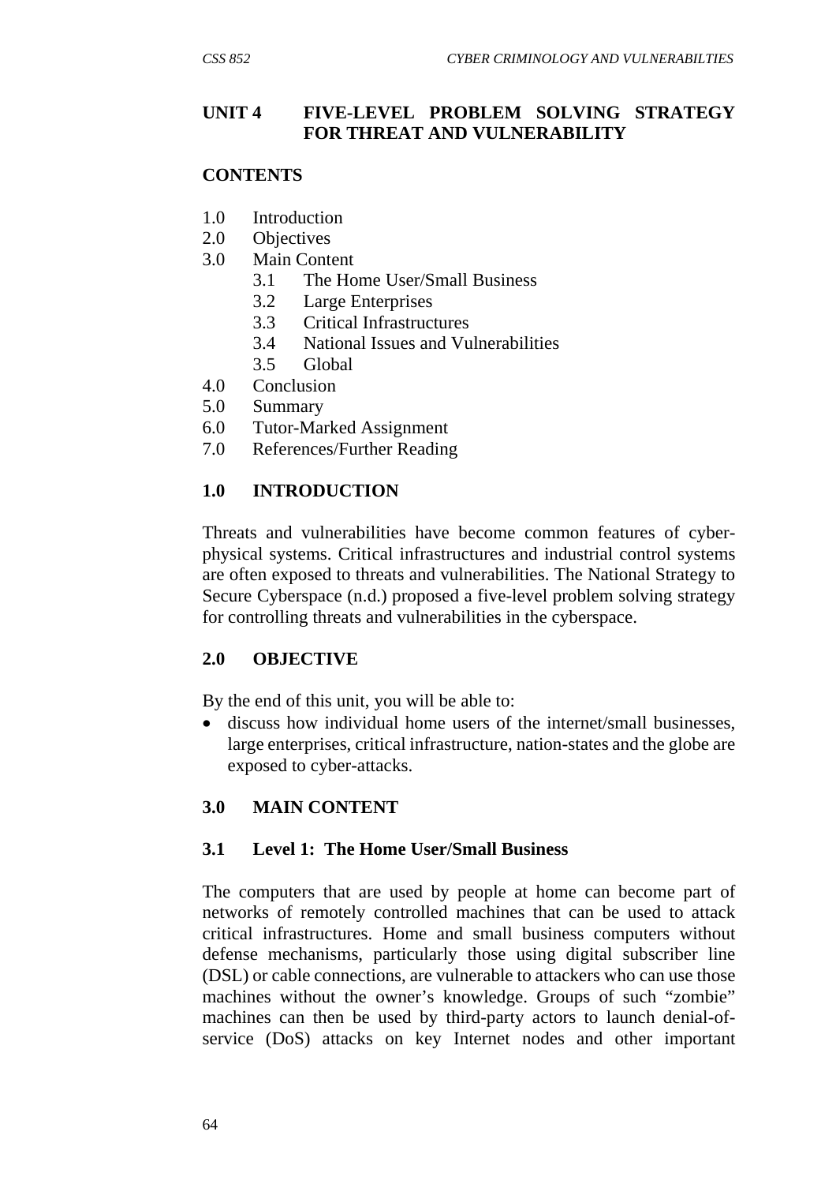## UNIT 4 FIVE-LEVEL PROBLEM SOLVING STRATEGY FOR THREAT AND VULNERABILITY

### CONTENTS

1.0 Introduction
2.0 Objectives
3.0 Main Content
  3.1 The Home User/Small Business
  3.2 Large Enterprises
  3.3 Critical Infrastructures
  3.4 National Issues and Vulnerabilities
  3.5 Global
4.0 Conclusion
5.0 Summary
6.0 Tutor-Marked Assignment
7.0 References/Further Reading

### 1.0 INTRODUCTION

Threats and vulnerabilities have become common features of cyber-physical systems. Critical infrastructures and industrial control systems are often exposed to threats and vulnerabilities. The National Strategy to Secure Cyberspace (n.d.) proposed a five-level problem solving strategy for controlling threats and vulnerabilities in the cyberspace.

### 2.0 OBJECTIVE

By the end of this unit, you will be able to:

- discuss how individual home users of the internet/small businesses, large enterprises, critical infrastructure, nation-states and the globe are exposed to cyber-attacks.

### 3.0 MAIN CONTENT

#### 3.1 Level 1: The Home User/Small Business

The computers that are used by people at home can become part of networks of remotely controlled machines that can be used to attack critical infrastructures. Home and small business computers without defense mechanisms, particularly those using digital subscriber line (DSL) or cable connections, are vulnerable to attackers who can use those machines without the owner's knowledge. Groups of such "zombie" machines can then be used by third-party actors to launch denial-of-service (DoS) attacks on key Internet nodes and other important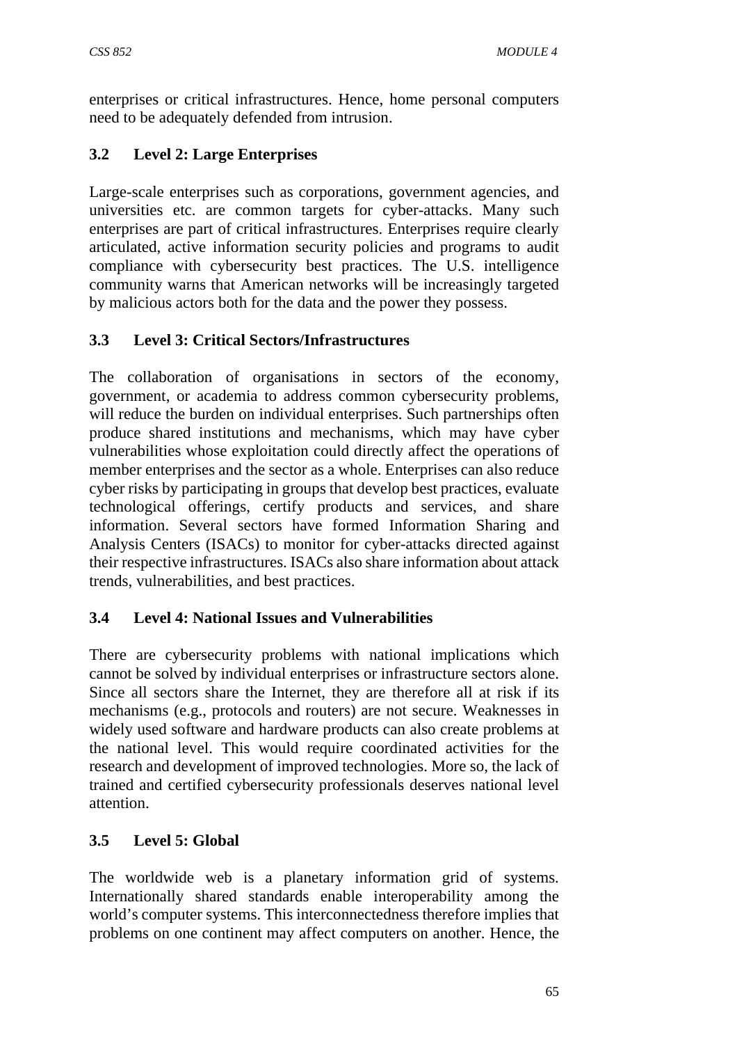enterprises or critical infrastructures. Hence, home personal computers need to be adequately defended from intrusion.

### 3.2 Level 2: Large Enterprises

Large-scale enterprises such as corporations, government agencies, and universities etc. are common targets for cyber-attacks. Many such enterprises are part of critical infrastructures. Enterprises require clearly articulated, active information security policies and programs to audit compliance with cybersecurity best practices. The U.S. intelligence community warns that American networks will be increasingly targeted by malicious actors both for the data and the power they possess.

### 3.3 Level 3: Critical Sectors/Infrastructures

The collaboration of organisations in sectors of the economy, government, or academia to address common cybersecurity problems, will reduce the burden on individual enterprises. Such partnerships often produce shared institutions and mechanisms, which may have cyber vulnerabilities whose exploitation could directly affect the operations of member enterprises and the sector as a whole. Enterprises can also reduce cyber risks by participating in groups that develop best practices, evaluate technological offerings, certify products and services, and share information. Several sectors have formed Information Sharing and Analysis Centers (ISACs) to monitor for cyber-attacks directed against their respective infrastructures. ISACs also share information about attack trends, vulnerabilities, and best practices.

### 3.4 Level 4: National Issues and Vulnerabilities

There are cybersecurity problems with national implications which cannot be solved by individual enterprises or infrastructure sectors alone. Since all sectors share the Internet, they are therefore all at risk if its mechanisms (e.g., protocols and routers) are not secure. Weaknesses in widely used software and hardware products can also create problems at the national level. This would require coordinated activities for the research and development of improved technologies. More so, the lack of trained and certified cybersecurity professionals deserves national level attention.

### 3.5 Level 5: Global

The worldwide web is a planetary information grid of systems. Internationally shared standards enable interoperability among the world's computer systems. This interconnectedness therefore implies that problems on one continent may affect computers on another. Hence, the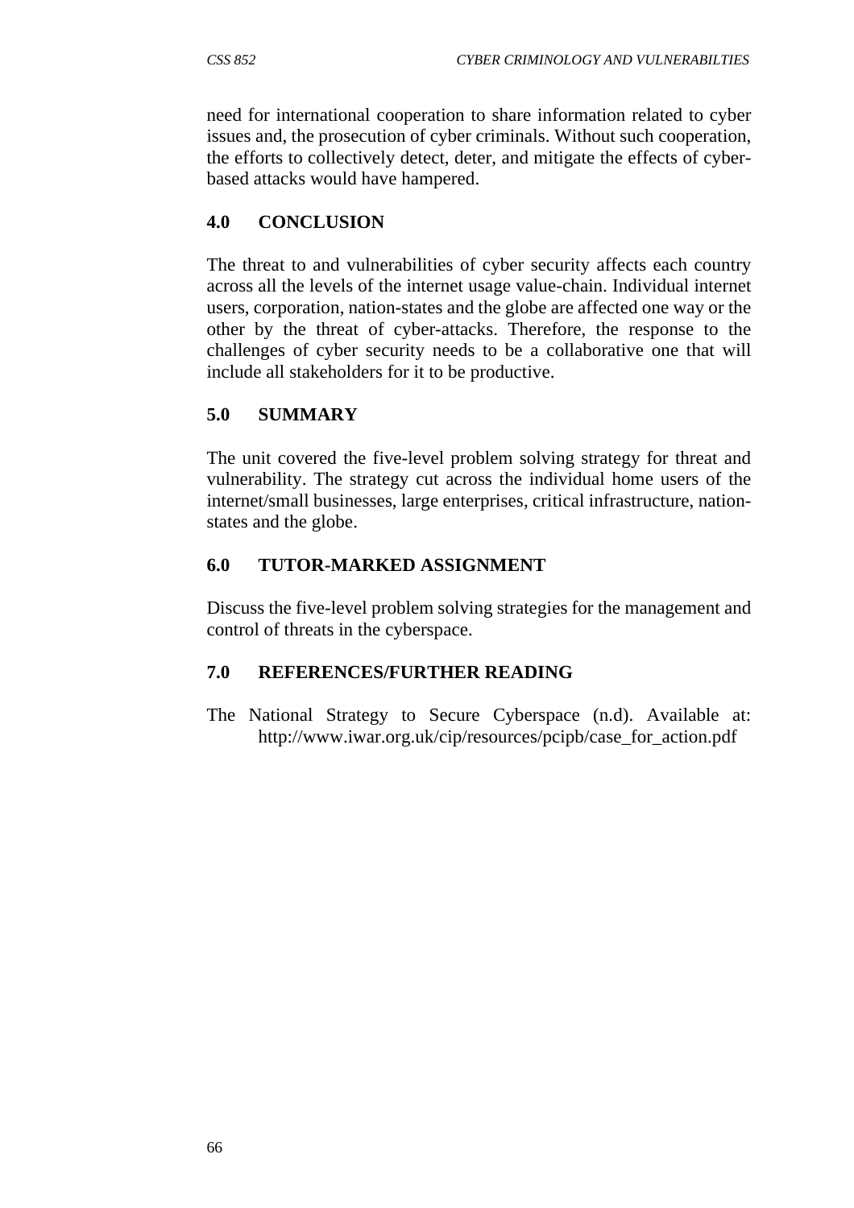need for international cooperation to share information related to cyber issues and, the prosecution of cyber criminals. Without such cooperation, the efforts to collectively detect, deter, and mitigate the effects of cyber-based attacks would have hampered.

## 4.0 CONCLUSION

The threat to and vulnerabilities of cyber security affects each country across all the levels of the internet usage value-chain. Individual internet users, corporation, nation-states and the globe are affected one way or the other by the threat of cyber-attacks. Therefore, the response to the challenges of cyber security needs to be a collaborative one that will include all stakeholders for it to be productive.

## 5.0 SUMMARY

The unit covered the five-level problem solving strategy for threat and vulnerability. The strategy cut across the individual home users of the internet/small businesses, large enterprises, critical infrastructure, nation-states and the globe.

## 6.0 TUTOR-MARKED ASSIGNMENT

Discuss the five-level problem solving strategies for the management and control of threats in the cyberspace.

## 7.0 REFERENCES/FURTHER READING

The National Strategy to Secure Cyberspace (n.d). Available at: http://www.iwar.org.uk/cip/resources/pcipb/case_for_action.pdf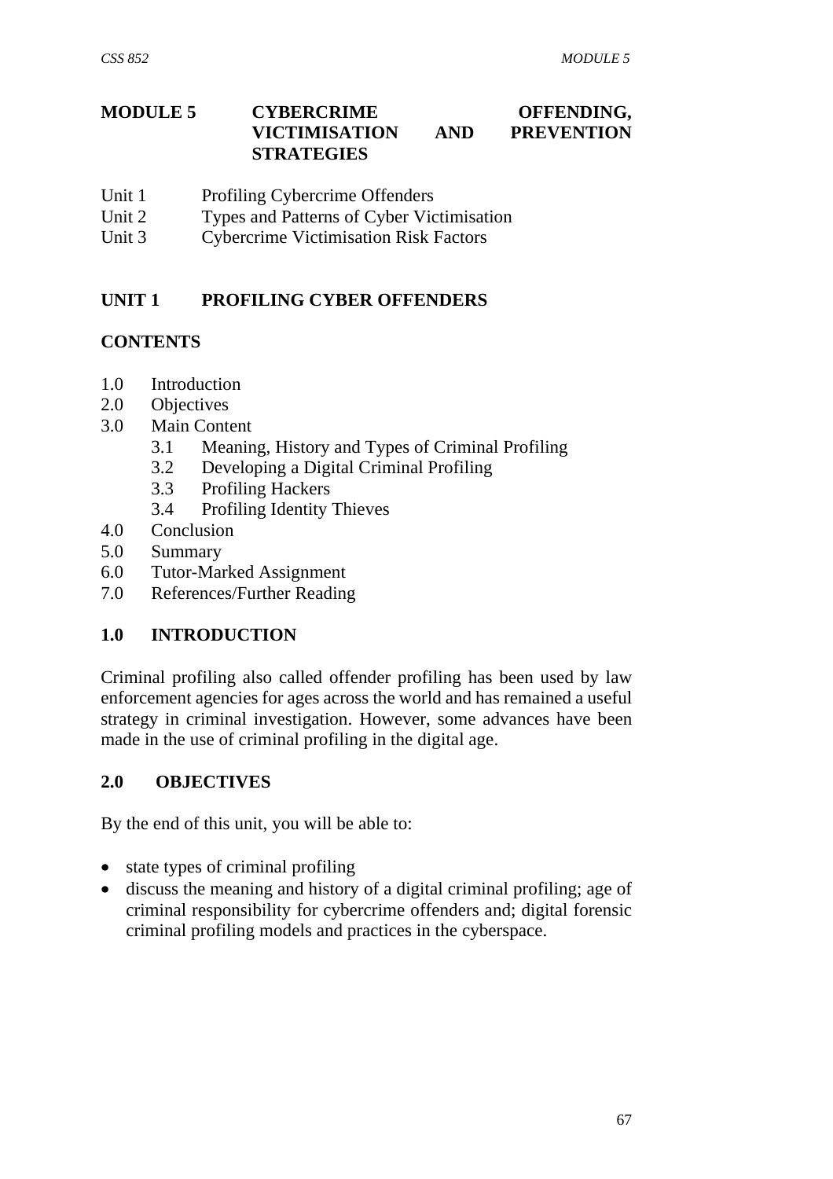# MODULE 5 CYBERCRIME OFFENDING, VICTIMISATION AND PREVENTION STRATEGIES

Unit 1 Profiling Cybercrime Offenders
Unit 2 Types and Patterns of Cyber Victimisation
Unit 3 Cybercrime Victimisation Risk Factors

## UNIT 1 PROFILING CYBER OFFENDERS

### CONTENTS

- 1.0 Introduction
- 2.0 Objectives
- 3.0 Main Content
  - 3.1 Meaning, History and Types of Criminal Profiling
  - 3.2 Developing a Digital Criminal Profiling
  - 3.3 Profiling Hackers
  - 3.4 Profiling Identity Thieves
- 4.0 Conclusion
- 5.0 Summary
- 6.0 Tutor-Marked Assignment
- 7.0 References/Further Reading

### 1.0 INTRODUCTION

Criminal profiling also called offender profiling has been used by law enforcement agencies for ages across the world and has remained a useful strategy in criminal investigation. However, some advances have been made in the use of criminal profiling in the digital age.

### 2.0 OBJECTIVES

By the end of this unit, you will be able to:

- state types of criminal profiling
- discuss the meaning and history of a digital criminal profiling; age of criminal responsibility for cybercrime offenders and; digital forensic criminal profiling models and practices in the cyberspace.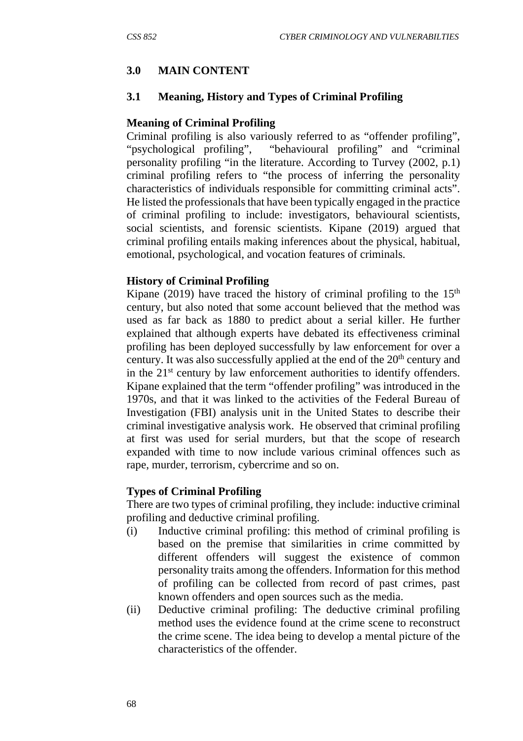## 3.0 MAIN CONTENT

### 3.1 Meaning, History and Types of Criminal Profiling

**Meaning of Criminal Profiling**

Criminal profiling is also variously referred to as "offender profiling", "psychological profiling", "behavioural profiling" and "criminal personality profiling "in the literature. According to Turvey (2002, p.1) criminal profiling refers to "the process of inferring the personality characteristics of individuals responsible for committing criminal acts". He listed the professionals that have been typically engaged in the practice of criminal profiling to include: investigators, behavioural scientists, social scientists, and forensic scientists. Kipane (2019) argued that criminal profiling entails making inferences about the physical, habitual, emotional, psychological, and vocation features of criminals.

**History of Criminal Profiling**

Kipane (2019) have traced the history of criminal profiling to the 15th century, but also noted that some account believed that the method was used as far back as 1880 to predict about a serial killer. He further explained that although experts have debated its effectiveness criminal profiling has been deployed successfully by law enforcement for over a century. It was also successfully applied at the end of the 20th century and in the 21st century by law enforcement authorities to identify offenders. Kipane explained that the term "offender profiling" was introduced in the 1970s, and that it was linked to the activities of the Federal Bureau of Investigation (FBI) analysis unit in the United States to describe their criminal investigative analysis work. He observed that criminal profiling at first was used for serial murders, but that the scope of research expanded with time to now include various criminal offences such as rape, murder, terrorism, cybercrime and so on.

**Types of Criminal Profiling**

There are two types of criminal profiling, they include: inductive criminal profiling and deductive criminal profiling.

(i) Inductive criminal profiling: this method of criminal profiling is based on the premise that similarities in crime committed by different offenders will suggest the existence of common personality traits among the offenders. Information for this method of profiling can be collected from record of past crimes, past known offenders and open sources such as the media.

(ii) Deductive criminal profiling: The deductive criminal profiling method uses the evidence found at the crime scene to reconstruct the crime scene. The idea being to develop a mental picture of the characteristics of the offender.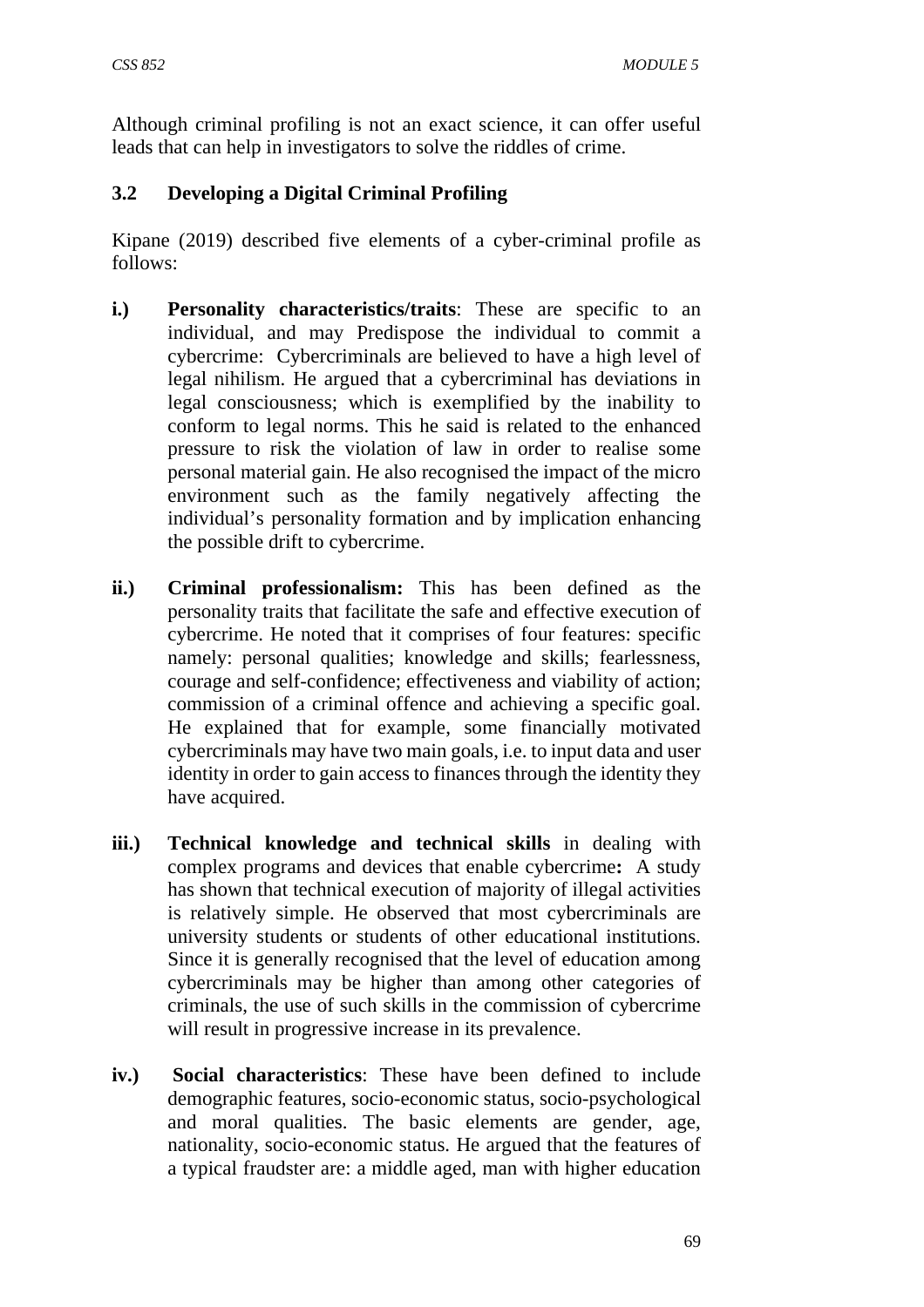Although criminal profiling is not an exact science, it can offer useful leads that can help in investigators to solve the riddles of crime.

### 3.2 Developing a Digital Criminal Profiling

Kipane (2019) described five elements of a cyber-criminal profile as follows:

**i.)** **Personality characteristics/traits**: These are specific to an individual, and may Predispose the individual to commit a cybercrime: Cybercriminals are believed to have a high level of legal nihilism. He argued that a cybercriminal has deviations in legal consciousness; which is exemplified by the inability to conform to legal norms. This he said is related to the enhanced pressure to risk the violation of law in order to realise some personal material gain. He also recognised the impact of the micro environment such as the family negatively affecting the individual's personality formation and by implication enhancing the possible drift to cybercrime.

**ii.)** **Criminal professionalism:** This has been defined as the personality traits that facilitate the safe and effective execution of cybercrime. He noted that it comprises of four features: specific namely: personal qualities; knowledge and skills; fearlessness, courage and self-confidence; effectiveness and viability of action; commission of a criminal offence and achieving a specific goal. He explained that for example, some financially motivated cybercriminals may have two main goals, i.e. to input data and user identity in order to gain access to finances through the identity they have acquired.

**iii.)** **Technical knowledge and technical skills** in dealing with complex programs and devices that enable cybercrime**:** A study has shown that technical execution of majority of illegal activities is relatively simple. He observed that most cybercriminals are university students or students of other educational institutions. Since it is generally recognised that the level of education among cybercriminals may be higher than among other categories of criminals, the use of such skills in the commission of cybercrime will result in progressive increase in its prevalence.

**iv.)** **Social characteristics**: These have been defined to include demographic features, socio-economic status, socio-psychological and moral qualities. The basic elements are gender, age, nationality, socio-economic status. He argued that the features of a typical fraudster are: a middle aged, man with higher education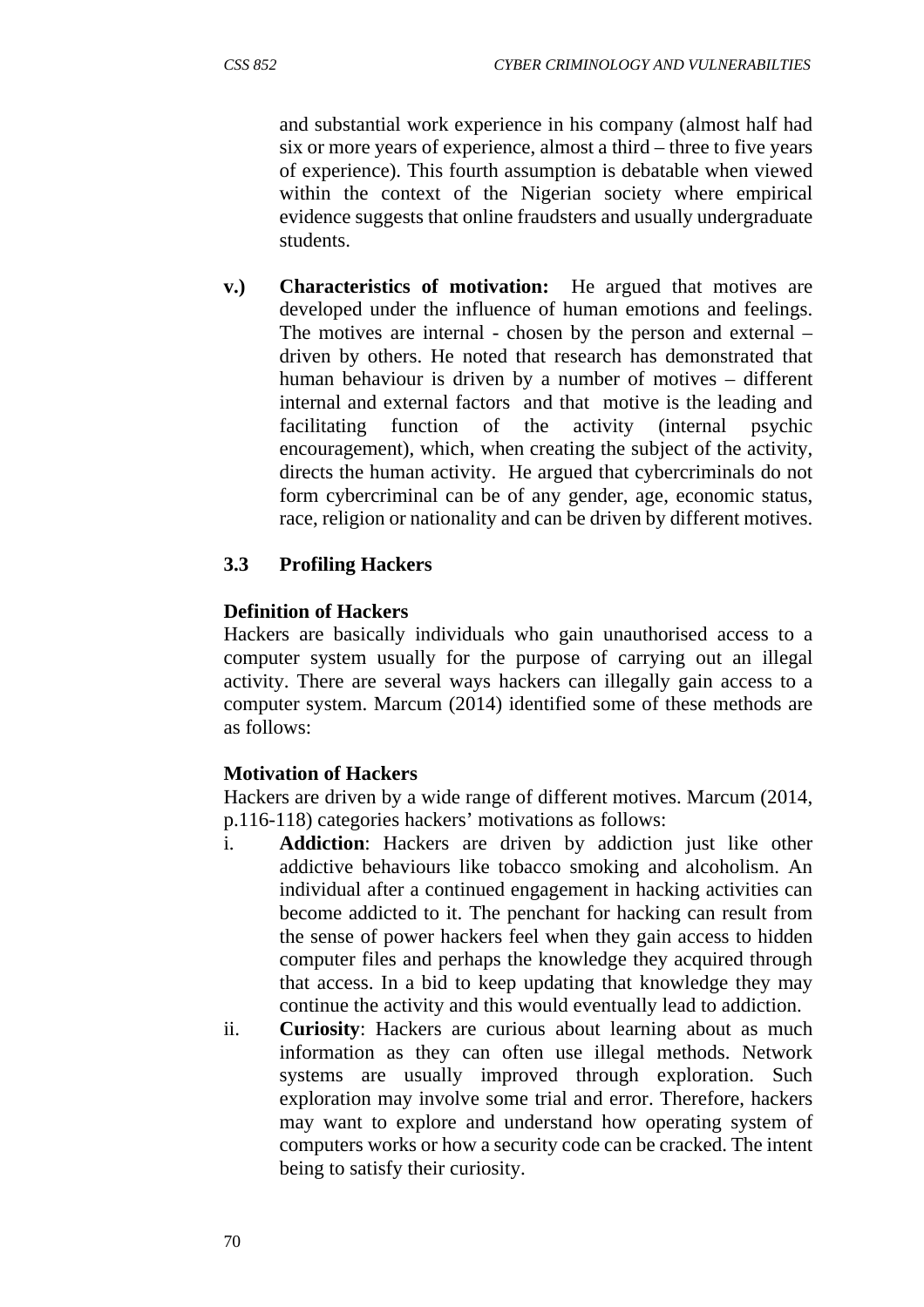and substantial work experience in his company (almost half had six or more years of experience, almost a third – three to five years of experience). This fourth assumption is debatable when viewed within the context of the Nigerian society where empirical evidence suggests that online fraudsters and usually undergraduate students.

**v.) Characteristics of motivation:** He argued that motives are developed under the influence of human emotions and feelings. The motives are internal - chosen by the person and external – driven by others. He noted that research has demonstrated that human behaviour is driven by a number of motives – different internal and external factors and that motive is the leading and facilitating function of the activity (internal psychic encouragement), which, when creating the subject of the activity, directs the human activity. He argued that cybercriminals do not form cybercriminal can be of any gender, age, economic status, race, religion or nationality and can be driven by different motives.

### 3.3 Profiling Hackers

**Definition of Hackers**

Hackers are basically individuals who gain unauthorised access to a computer system usually for the purpose of carrying out an illegal activity. There are several ways hackers can illegally gain access to a computer system. Marcum (2014) identified some of these methods are as follows:

**Motivation of Hackers**

Hackers are driven by a wide range of different motives. Marcum (2014, p.116-118) categories hackers' motivations as follows:

i. **Addiction**: Hackers are driven by addiction just like other addictive behaviours like tobacco smoking and alcoholism. An individual after a continued engagement in hacking activities can become addicted to it. The penchant for hacking can result from the sense of power hackers feel when they gain access to hidden computer files and perhaps the knowledge they acquired through that access. In a bid to keep updating that knowledge they may continue the activity and this would eventually lead to addiction.

ii. **Curiosity**: Hackers are curious about learning about as much information as they can often use illegal methods. Network systems are usually improved through exploration. Such exploration may involve some trial and error. Therefore, hackers may want to explore and understand how operating system of computers works or how a security code can be cracked. The intent being to satisfy their curiosity.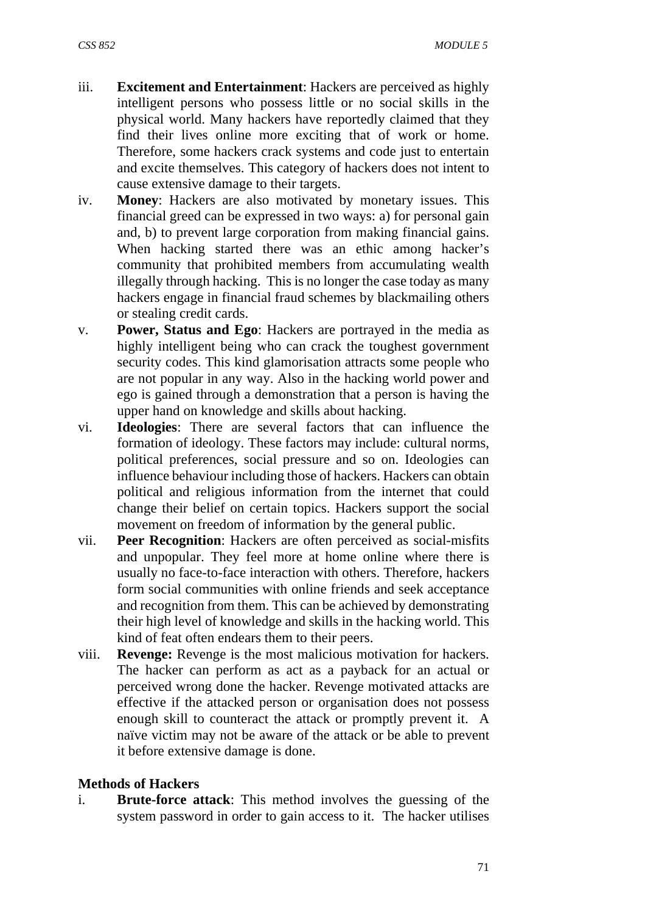iii. **Excitement and Entertainment**: Hackers are perceived as highly intelligent persons who possess little or no social skills in the physical world. Many hackers have reportedly claimed that they find their lives online more exciting that of work or home. Therefore, some hackers crack systems and code just to entertain and excite themselves. This category of hackers does not intent to cause extensive damage to their targets.

iv. **Money**: Hackers are also motivated by monetary issues. This financial greed can be expressed in two ways: a) for personal gain and, b) to prevent large corporation from making financial gains. When hacking started there was an ethic among hacker's community that prohibited members from accumulating wealth illegally through hacking. This is no longer the case today as many hackers engage in financial fraud schemes by blackmailing others or stealing credit cards.

v. **Power, Status and Ego**: Hackers are portrayed in the media as highly intelligent being who can crack the toughest government security codes. This kind glamorisation attracts some people who are not popular in any way. Also in the hacking world power and ego is gained through a demonstration that a person is having the upper hand on knowledge and skills about hacking.

vi. **Ideologies**: There are several factors that can influence the formation of ideology. These factors may include: cultural norms, political preferences, social pressure and so on. Ideologies can influence behaviour including those of hackers. Hackers can obtain political and religious information from the internet that could change their belief on certain topics. Hackers support the social movement on freedom of information by the general public.

vii. **Peer Recognition**: Hackers are often perceived as social-misfits and unpopular. They feel more at home online where there is usually no face-to-face interaction with others. Therefore, hackers form social communities with online friends and seek acceptance and recognition from them. This can be achieved by demonstrating their high level of knowledge and skills in the hacking world. This kind of feat often endears them to their peers.

viii. **Revenge:** Revenge is the most malicious motivation for hackers. The hacker can perform as act as a payback for an actual or perceived wrong done the hacker. Revenge motivated attacks are effective if the attacked person or organisation does not possess enough skill to counteract the attack or promptly prevent it. A naïve victim may not be aware of the attack or be able to prevent it before extensive damage is done.

**Methods of Hackers**

i. **Brute-force attack**: This method involves the guessing of the system password in order to gain access to it. The hacker utilises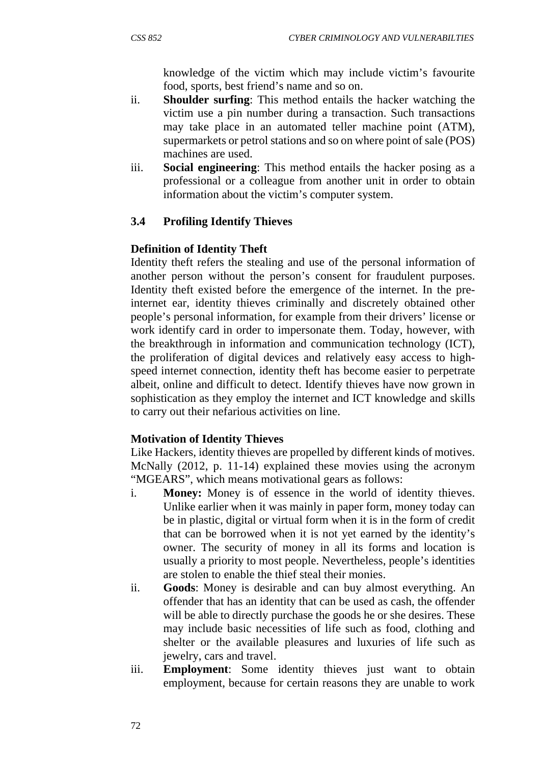knowledge of the victim which may include victim's favourite food, sports, best friend's name and so on.

ii. **Shoulder surfing**: This method entails the hacker watching the victim use a pin number during a transaction. Such transactions may take place in an automated teller machine point (ATM), supermarkets or petrol stations and so on where point of sale (POS) machines are used.

iii. **Social engineering**: This method entails the hacker posing as a professional or a colleague from another unit in order to obtain information about the victim's computer system.

### 3.4 Profiling Identify Thieves

**Definition of Identity Theft**

Identity theft refers the stealing and use of the personal information of another person without the person's consent for fraudulent purposes. Identity theft existed before the emergence of the internet. In the pre-internet ear, identity thieves criminally and discretely obtained other people's personal information, for example from their drivers' license or work identify card in order to impersonate them. Today, however, with the breakthrough in information and communication technology (ICT), the proliferation of digital devices and relatively easy access to high-speed internet connection, identity theft has become easier to perpetrate albeit, online and difficult to detect. Identify thieves have now grown in sophistication as they employ the internet and ICT knowledge and skills to carry out their nefarious activities on line.

**Motivation of Identity Thieves**

Like Hackers, identity thieves are propelled by different kinds of motives. McNally (2012, p. 11-14) explained these movies using the acronym "MGEARS", which means motivational gears as follows:

i. **Money:** Money is of essence in the world of identity thieves. Unlike earlier when it was mainly in paper form, money today can be in plastic, digital or virtual form when it is in the form of credit that can be borrowed when it is not yet earned by the identity's owner. The security of money in all its forms and location is usually a priority to most people. Nevertheless, people's identities are stolen to enable the thief steal their monies.

ii. **Goods**: Money is desirable and can buy almost everything. An offender that has an identity that can be used as cash, the offender will be able to directly purchase the goods he or she desires. These may include basic necessities of life such as food, clothing and shelter or the available pleasures and luxuries of life such as jewelry, cars and travel.

iii. **Employment**: Some identity thieves just want to obtain employment, because for certain reasons they are unable to work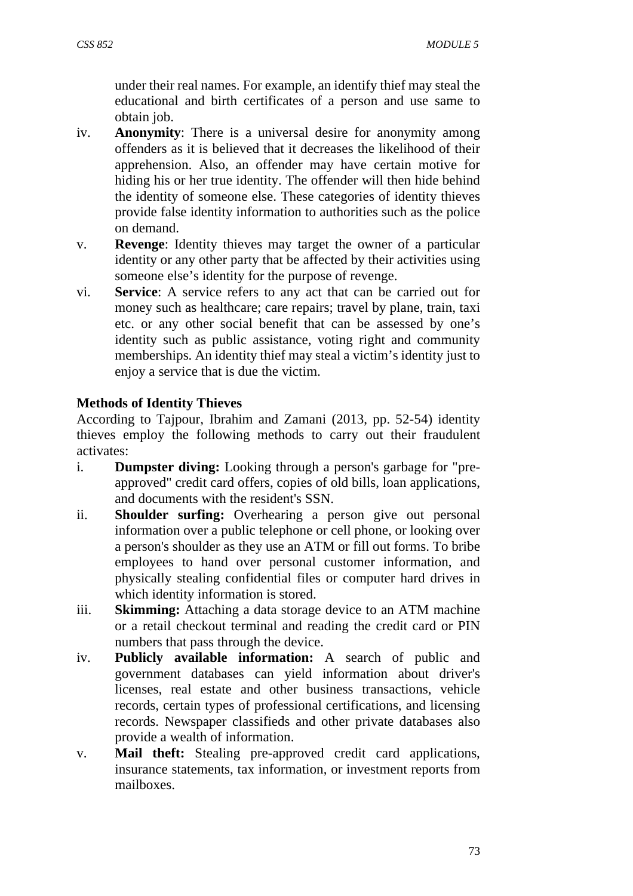under their real names. For example, an identify thief may steal the educational and birth certificates of a person and use same to obtain job.

iv. **Anonymity**: There is a universal desire for anonymity among offenders as it is believed that it decreases the likelihood of their apprehension. Also, an offender may have certain motive for hiding his or her true identity. The offender will then hide behind the identity of someone else. These categories of identity thieves provide false identity information to authorities such as the police on demand.

v. **Revenge**: Identity thieves may target the owner of a particular identity or any other party that be affected by their activities using someone else's identity for the purpose of revenge.

vi. **Service**: A service refers to any act that can be carried out for money such as healthcare; care repairs; travel by plane, train, taxi etc. or any other social benefit that can be assessed by one's identity such as public assistance, voting right and community memberships. An identity thief may steal a victim's identity just to enjoy a service that is due the victim.

**Methods of Identity Thieves**

According to Tajpour, Ibrahim and Zamani (2013, pp. 52-54) identity thieves employ the following methods to carry out their fraudulent activates:

i. **Dumpster diving:** Looking through a person's garbage for "pre-approved" credit card offers, copies of old bills, loan applications, and documents with the resident's SSN.

ii. **Shoulder surfing:** Overhearing a person give out personal information over a public telephone or cell phone, or looking over a person's shoulder as they use an ATM or fill out forms. To bribe employees to hand over personal customer information, and physically stealing confidential files or computer hard drives in which identity information is stored.

iii. **Skimming:** Attaching a data storage device to an ATM machine or a retail checkout terminal and reading the credit card or PIN numbers that pass through the device.

iv. **Publicly available information:** A search of public and government databases can yield information about driver's licenses, real estate and other business transactions, vehicle records, certain types of professional certifications, and licensing records. Newspaper classifieds and other private databases also provide a wealth of information.

v. **Mail theft:** Stealing pre-approved credit card applications, insurance statements, tax information, or investment reports from mailboxes.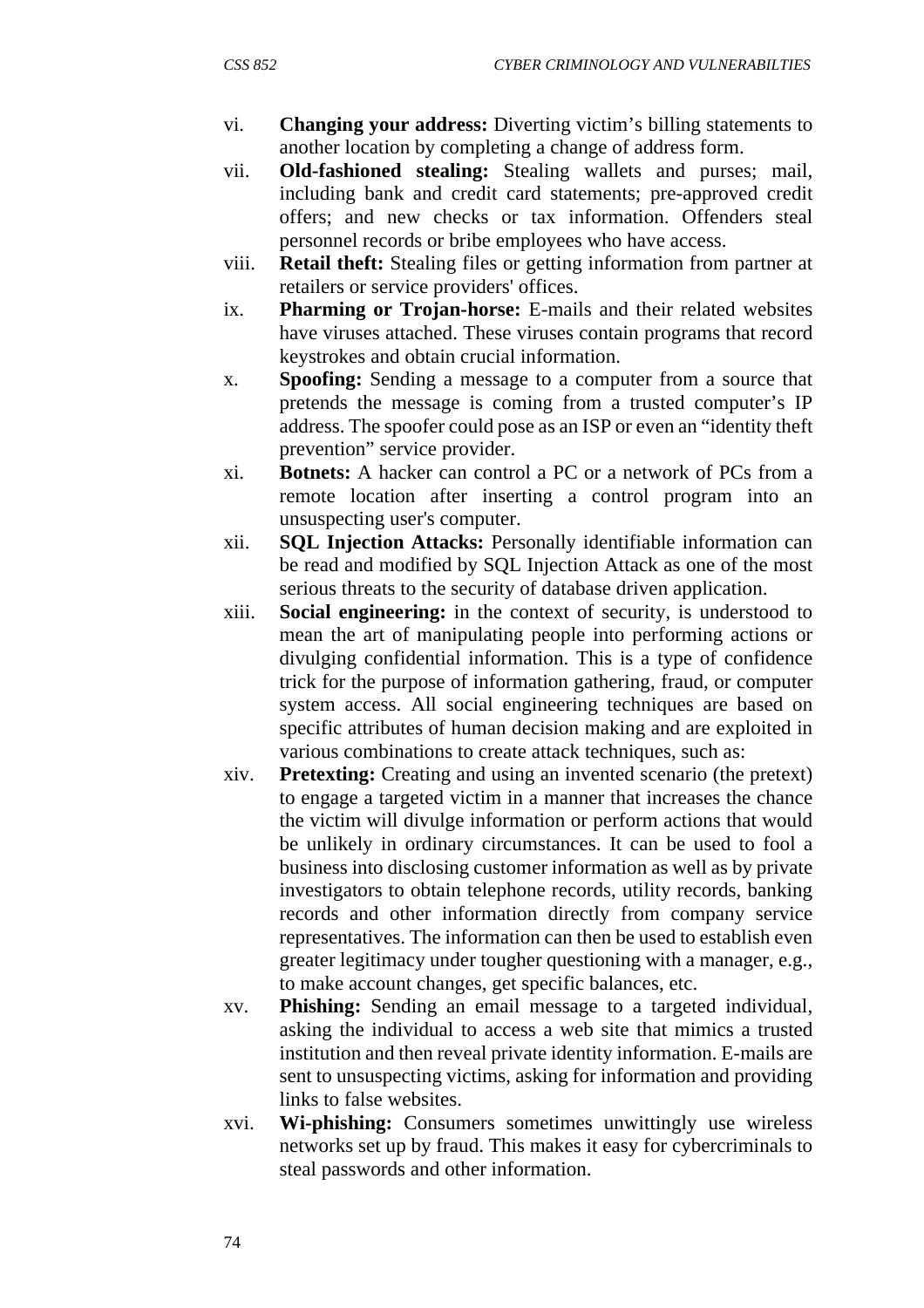vi. **Changing your address:** Diverting victim's billing statements to another location by completing a change of address form.

vii. **Old-fashioned stealing:** Stealing wallets and purses; mail, including bank and credit card statements; pre-approved credit offers; and new checks or tax information. Offenders steal personnel records or bribe employees who have access.

viii. **Retail theft:** Stealing files or getting information from partner at retailers or service providers' offices.

ix. **Pharming or Trojan-horse:** E-mails and their related websites have viruses attached. These viruses contain programs that record keystrokes and obtain crucial information.

x. **Spoofing:** Sending a message to a computer from a source that pretends the message is coming from a trusted computer's IP address. The spoofer could pose as an ISP or even an "identity theft prevention" service provider.

xi. **Botnets:** A hacker can control a PC or a network of PCs from a remote location after inserting a control program into an unsuspecting user's computer.

xii. **SQL Injection Attacks:** Personally identifiable information can be read and modified by SQL Injection Attack as one of the most serious threats to the security of database driven application.

xiii. **Social engineering:** in the context of security, is understood to mean the art of manipulating people into performing actions or divulging confidential information. This is a type of confidence trick for the purpose of information gathering, fraud, or computer system access. All social engineering techniques are based on specific attributes of human decision making and are exploited in various combinations to create attack techniques, such as:

xiv. **Pretexting:** Creating and using an invented scenario (the pretext) to engage a targeted victim in a manner that increases the chance the victim will divulge information or perform actions that would be unlikely in ordinary circumstances. It can be used to fool a business into disclosing customer information as well as by private investigators to obtain telephone records, utility records, banking records and other information directly from company service representatives. The information can then be used to establish even greater legitimacy under tougher questioning with a manager, e.g., to make account changes, get specific balances, etc.

xv. **Phishing:** Sending an email message to a targeted individual, asking the individual to access a web site that mimics a trusted institution and then reveal private identity information. E-mails are sent to unsuspecting victims, asking for information and providing links to false websites.

xvi. **Wi-phishing:** Consumers sometimes unwittingly use wireless networks set up by fraud. This makes it easy for cybercriminals to steal passwords and other information.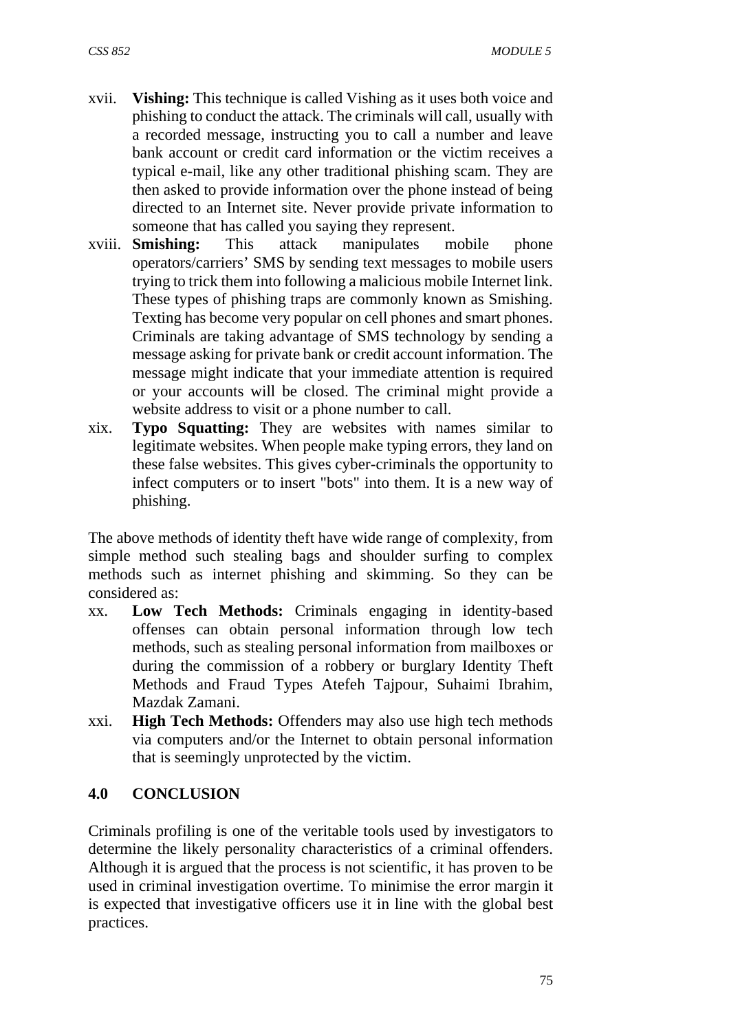xvii. **Vishing:** This technique is called Vishing as it uses both voice and phishing to conduct the attack. The criminals will call, usually with a recorded message, instructing you to call a number and leave bank account or credit card information or the victim receives a typical e-mail, like any other traditional phishing scam. They are then asked to provide information over the phone instead of being directed to an Internet site. Never provide private information to someone that has called you saying they represent.

xviii. **Smishing:** This attack manipulates mobile phone operators/carriers' SMS by sending text messages to mobile users trying to trick them into following a malicious mobile Internet link. These types of phishing traps are commonly known as Smishing. Texting has become very popular on cell phones and smart phones. Criminals are taking advantage of SMS technology by sending a message asking for private bank or credit account information. The message might indicate that your immediate attention is required or your accounts will be closed. The criminal might provide a website address to visit or a phone number to call.

xix. **Typo Squatting:** They are websites with names similar to legitimate websites. When people make typing errors, they land on these false websites. This gives cyber-criminals the opportunity to infect computers or to insert "bots" into them. It is a new way of phishing.

The above methods of identity theft have wide range of complexity, from simple method such stealing bags and shoulder surfing to complex methods such as internet phishing and skimming. So they can be considered as:

xx. **Low Tech Methods:** Criminals engaging in identity-based offenses can obtain personal information through low tech methods, such as stealing personal information from mailboxes or during the commission of a robbery or burglary Identity Theft Methods and Fraud Types Atefeh Tajpour, Suhaimi Ibrahim, Mazdak Zamani.

xxi. **High Tech Methods:** Offenders may also use high tech methods via computers and/or the Internet to obtain personal information that is seemingly unprotected by the victim.

## 4.0 CONCLUSION

Criminals profiling is one of the veritable tools used by investigators to determine the likely personality characteristics of a criminal offenders. Although it is argued that the process is not scientific, it has proven to be used in criminal investigation overtime. To minimise the error margin it is expected that investigative officers use it in line with the global best practices.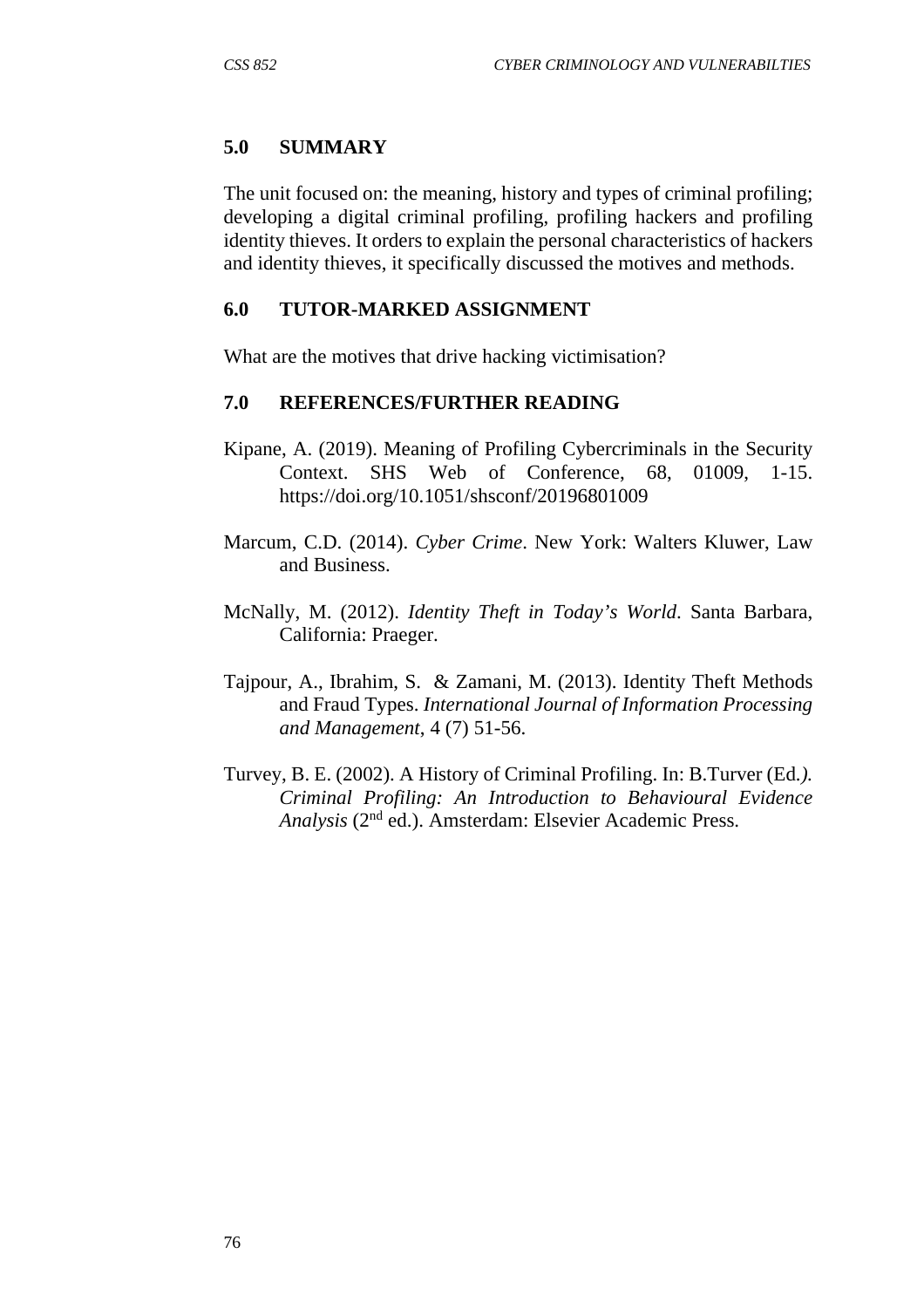## 5.0 SUMMARY

The unit focused on: the meaning, history and types of criminal profiling; developing a digital criminal profiling, profiling hackers and profiling identity thieves. It orders to explain the personal characteristics of hackers and identity thieves, it specifically discussed the motives and methods.

## 6.0 TUTOR-MARKED ASSIGNMENT

What are the motives that drive hacking victimisation?

## 7.0 REFERENCES/FURTHER READING

Kipane, A. (2019). Meaning of Profiling Cybercriminals in the Security Context. SHS Web of Conference, 68, 01009, 1-15. https://doi.org/10.1051/shsconf/20196801009

Marcum, C.D. (2014). *Cyber Crime*. New York: Walters Kluwer, Law and Business.

McNally, M. (2012). *Identity Theft in Today's World*. Santa Barbara, California: Praeger.

Tajpour, A., Ibrahim, S. & Zamani, M. (2013). Identity Theft Methods and Fraud Types. *International Journal of Information Processing and Management*, 4 (7) 51-56.

Turvey, B. E. (2002). A History of Criminal Profiling. In: B.Turver (Ed*.). Criminal Profiling: An Introduction to Behavioural Evidence Analysis* (2nd ed.). Amsterdam: Elsevier Academic Press.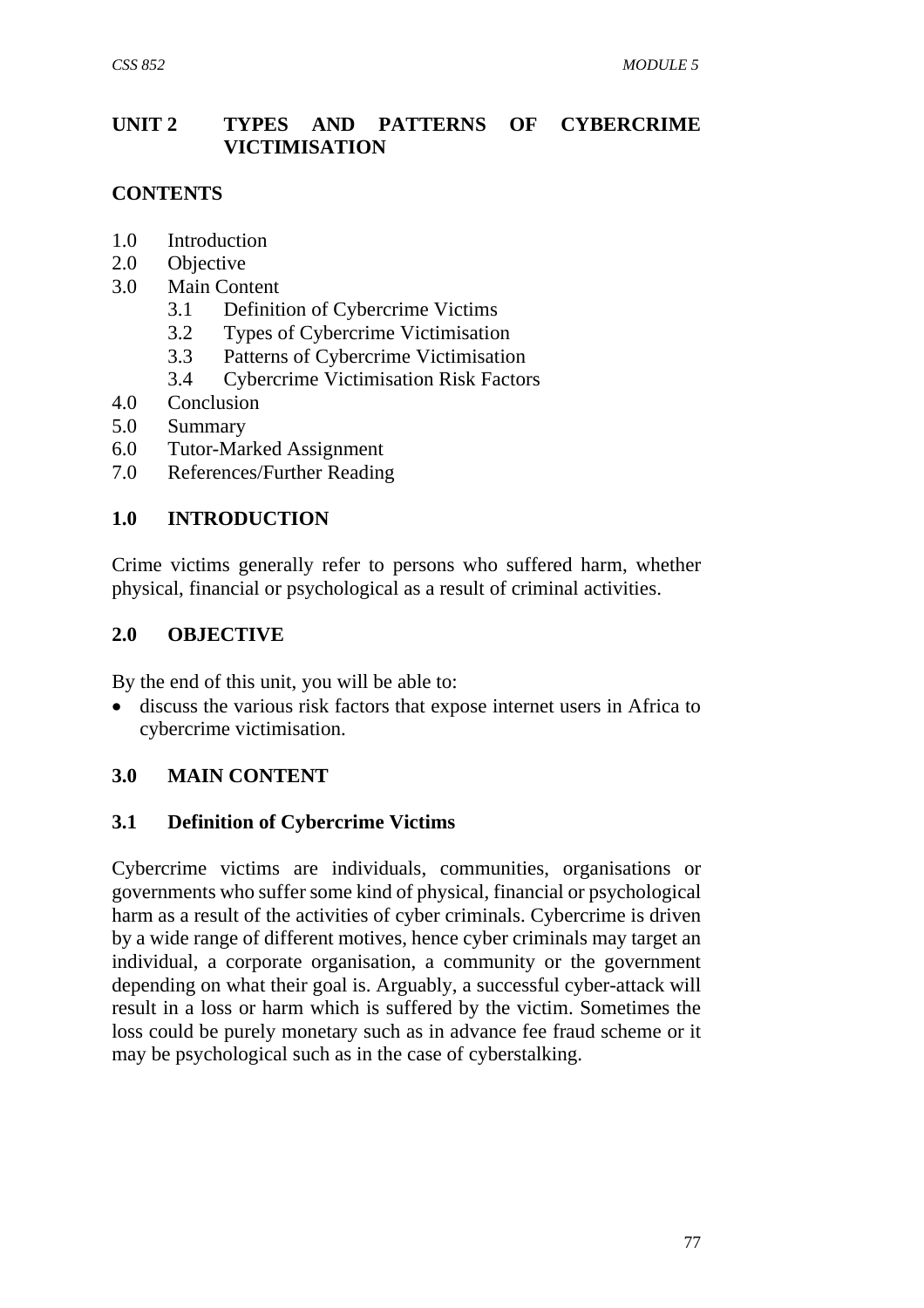## UNIT 2 TYPES AND PATTERNS OF CYBERCRIME VICTIMISATION

**CONTENTS**

1.0 Introduction
2.0 Objective
3.0 Main Content
  3.1 Definition of Cybercrime Victims
  3.2 Types of Cybercrime Victimisation
  3.3 Patterns of Cybercrime Victimisation
  3.4 Cybercrime Victimisation Risk Factors
4.0 Conclusion
5.0 Summary
6.0 Tutor-Marked Assignment
7.0 References/Further Reading

### 1.0 INTRODUCTION

Crime victims generally refer to persons who suffered harm, whether physical, financial or psychological as a result of criminal activities.

### 2.0 OBJECTIVE

By the end of this unit, you will be able to:

- discuss the various risk factors that expose internet users in Africa to cybercrime victimisation.

### 3.0 MAIN CONTENT

#### 3.1 Definition of Cybercrime Victims

Cybercrime victims are individuals, communities, organisations or governments who suffer some kind of physical, financial or psychological harm as a result of the activities of cyber criminals. Cybercrime is driven by a wide range of different motives, hence cyber criminals may target an individual, a corporate organisation, a community or the government depending on what their goal is. Arguably, a successful cyber-attack will result in a loss or harm which is suffered by the victim. Sometimes the loss could be purely monetary such as in advance fee fraud scheme or it may be psychological such as in the case of cyberstalking.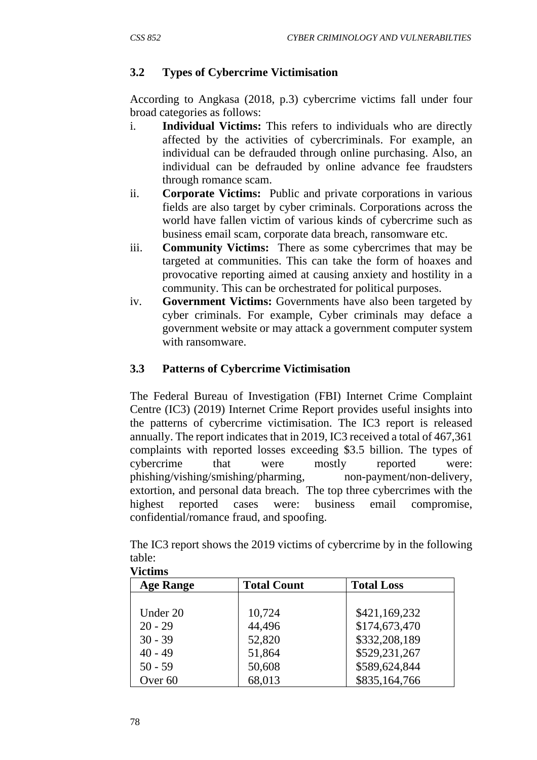### 3.2 Types of Cybercrime Victimisation

According to Angkasa (2018, p.3) cybercrime victims fall under four broad categories as follows:

i. **Individual Victims:** This refers to individuals who are directly affected by the activities of cybercriminals. For example, an individual can be defrauded through online purchasing. Also, an individual can be defrauded by online advance fee fraudsters through romance scam.
ii. **Corporate Victims:** Public and private corporations in various fields are also target by cyber criminals. Corporations across the world have fallen victim of various kinds of cybercrime such as business email scam, corporate data breach, ransomware etc.
iii. **Community Victims:** There as some cybercrimes that may be targeted at communities. This can take the form of hoaxes and provocative reporting aimed at causing anxiety and hostility in a community. This can be orchestrated for political purposes.
iv. **Government Victims:** Governments have also been targeted by cyber criminals. For example, Cyber criminals may deface a government website or may attack a government computer system with ransomware.

### 3.3 Patterns of Cybercrime Victimisation

The Federal Bureau of Investigation (FBI) Internet Crime Complaint Centre (IC3) (2019) Internet Crime Report provides useful insights into the patterns of cybercrime victimisation. The IC3 report is released annually. The report indicates that in 2019, IC3 received a total of 467,361 complaints with reported losses exceeding $3.5 billion. The types of cybercrime that were mostly reported were: phishing/vishing/smishing/pharming, non-payment/non-delivery, extortion, and personal data breach. The top three cybercrimes with the highest reported cases were: business email compromise, confidential/romance fraud, and spoofing.

The IC3 report shows the 2019 victims of cybercrime by in the following table:

**Victims**

| Age Range | Total Count | Total Loss |
|---|---|---|
| Under 20 | 10,724 | $421,169,232 |
| 20 - 29 | 44,496 | $174,673,470 |
| 30 - 39 | 52,820 | $332,208,189 |
| 40 - 49 | 51,864 | $529,231,267 |
| 50 - 59 | 50,608 | $589,624,844 |
| Over 60 | 68,013 | $835,164,766 |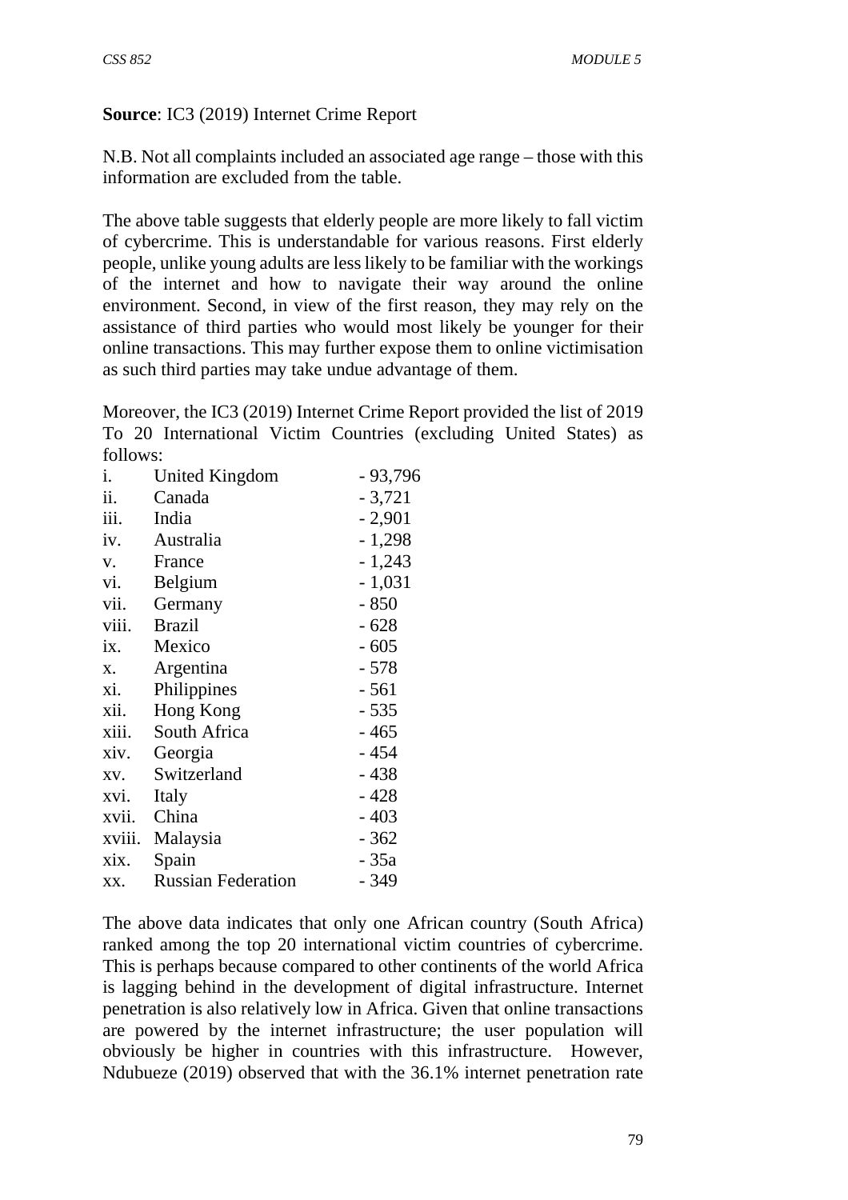**Source**: IC3 (2019) Internet Crime Report

N.B. Not all complaints included an associated age range – those with this information are excluded from the table.

The above table suggests that elderly people are more likely to fall victim of cybercrime. This is understandable for various reasons. First elderly people, unlike young adults are less likely to be familiar with the workings of the internet and how to navigate their way around the online environment. Second, in view of the first reason, they may rely on the assistance of third parties who would most likely be younger for their online transactions. This may further expose them to online victimisation as such third parties may take undue advantage of them.

Moreover, the IC3 (2019) Internet Crime Report provided the list of 2019 To 20 International Victim Countries (excluding United States) as follows:

i. United Kingdom - 93,796
ii. Canada - 3,721
iii. India - 2,901
iv. Australia - 1,298
v. France - 1,243
vi. Belgium - 1,031
vii. Germany - 850
viii. Brazil - 628
ix. Mexico - 605
x. Argentina - 578
xi. Philippines - 561
xii. Hong Kong - 535
xiii. South Africa - 465
xiv. Georgia - 454
xv. Switzerland - 438
xvi. Italy - 428
xvii. China - 403
xviii. Malaysia - 362
xix. Spain - 35a
xx. Russian Federation - 349

The above data indicates that only one African country (South Africa) ranked among the top 20 international victim countries of cybercrime. This is perhaps because compared to other continents of the world Africa is lagging behind in the development of digital infrastructure. Internet penetration is also relatively low in Africa. Given that online transactions are powered by the internet infrastructure; the user population will obviously be higher in countries with this infrastructure. However, Ndubueze (2019) observed that with the 36.1% internet penetration rate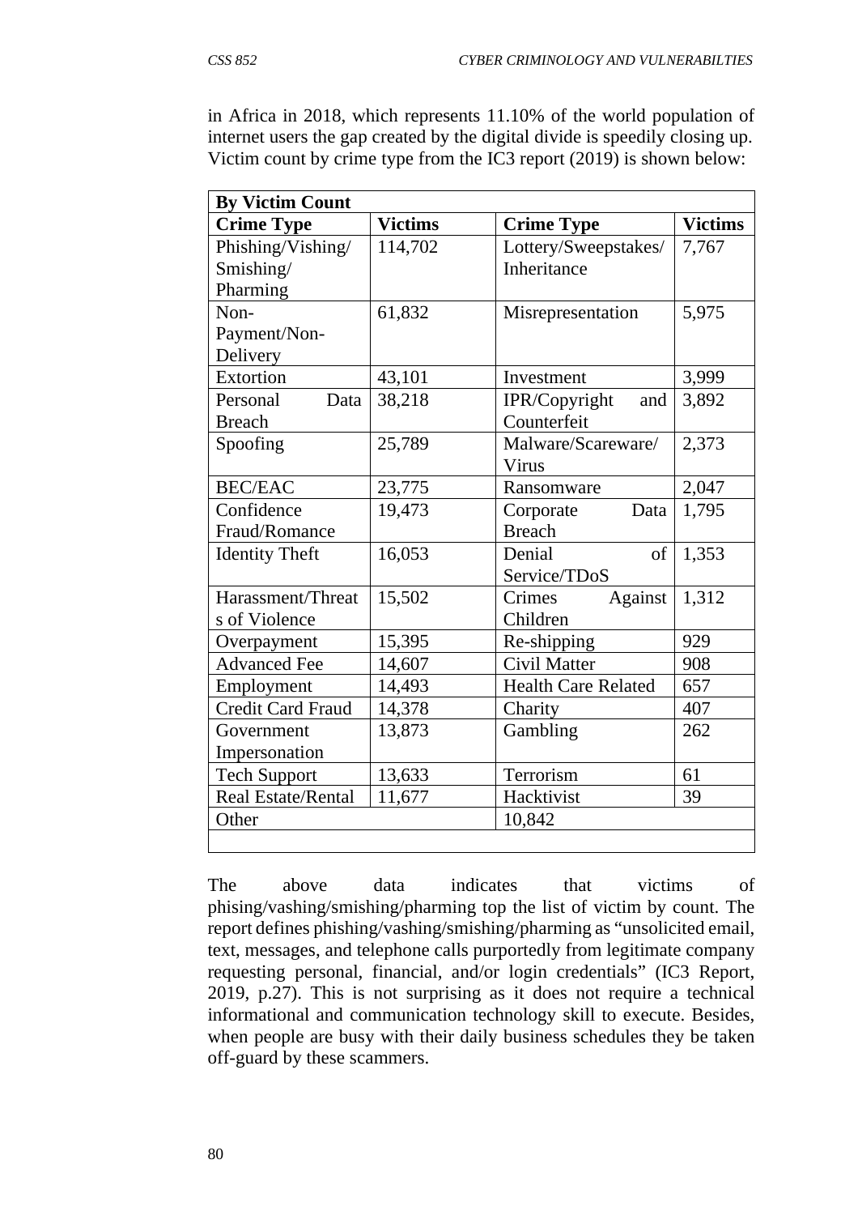in Africa in 2018, which represents 11.10% of the world population of internet users the gap created by the digital divide is speedily closing up. Victim count by crime type from the IC3 report (2019) is shown below:

| **By Victim Count** | | | |
|---|---|---|---|
| **Crime Type** | **Victims** | **Crime Type** | **Victims** |
| Phishing/Vishing/ Smishing/ Pharming | 114,702 | Lottery/Sweepstakes/ Inheritance | 7,767 |
| Non-Payment/Non-Delivery | 61,832 | Misrepresentation | 5,975 |
| Extortion | 43,101 | Investment | 3,999 |
| Personal Data Breach | 38,218 | IPR/Copyright and Counterfeit | 3,892 |
| Spoofing | 25,789 | Malware/Scareware/ Virus | 2,373 |
| BEC/EAC | 23,775 | Ransomware | 2,047 |
| Confidence Fraud/Romance | 19,473 | Corporate Data Breach | 1,795 |
| Identity Theft | 16,053 | Denial of Service/TDoS | 1,353 |
| Harassment/Threats of Violence | 15,502 | Crimes Against Children | 1,312 |
| Overpayment | 15,395 | Re-shipping | 929 |
| Advanced Fee | 14,607 | Civil Matter | 908 |
| Employment | 14,493 | Health Care Related | 657 |
| Credit Card Fraud | 14,378 | Charity | 407 |
| Government Impersonation | 13,873 | Gambling | 262 |
| Tech Support | 13,633 | Terrorism | 61 |
| Real Estate/Rental | 11,677 | Hacktivist | 39 |
| Other | | 10,842 | |

The above data indicates that victims of phising/vashing/smishing/pharming top the list of victim by count. The report defines phishing/vashing/smishing/pharming as "unsolicited email, text, messages, and telephone calls purportedly from legitimate company requesting personal, financial, and/or login credentials" (IC3 Report, 2019, p.27). This is not surprising as it does not require a technical informational and communication technology skill to execute. Besides, when people are busy with their daily business schedules they be taken off-guard by these scammers.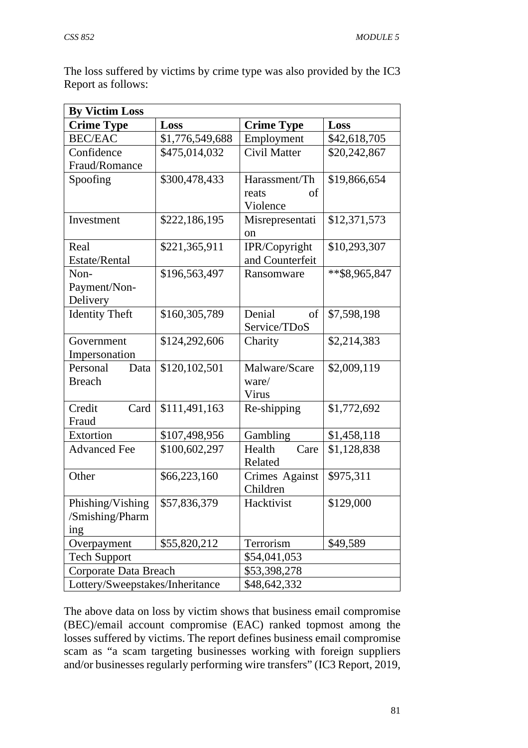The loss suffered by victims by crime type was also provided by the IC3 Report as follows:

| By Victim Loss | | | |
|---|---|---|---|
| **Crime Type** | **Loss** | **Crime Type** | **Loss** |
| BEC/EAC | $1,776,549,688 | Employment | $42,618,705 |
| Confidence Fraud/Romance | $475,014,032 | Civil Matter | $20,242,867 |
| Spoofing | $300,478,433 | Harassment/Threats of Violence | $19,866,654 |
| Investment | $222,186,195 | Misrepresentation | $12,371,573 |
| Real Estate/Rental | $221,365,911 | IPR/Copyright and Counterfeit | $10,293,307 |
| Non-Payment/Non-Delivery | $196,563,497 | Ransomware | **$8,965,847 |
| Identity Theft | $160,305,789 | Denial of Service/TDoS | $7,598,198 |
| Government Impersonation | $124,292,606 | Charity | $2,214,383 |
| Personal Data Breach | $120,102,501 | Malware/Scareware/ Virus | $2,009,119 |
| Credit Card Fraud | $111,491,163 | Re-shipping | $1,772,692 |
| Extortion | $107,498,956 | Gambling | $1,458,118 |
| Advanced Fee | $100,602,297 | Health Care Related | $1,128,838 |
| Other | $66,223,160 | Crimes Against Children | $975,311 |
| Phishing/Vishing/Smishing/Pharming | $57,836,379 | Hacktivist | $129,000 |
| Overpayment | $55,820,212 | Terrorism | $49,589 |
| Tech Support | | $54,041,053 | |
| Corporate Data Breach | | $53,398,278 | |
| Lottery/Sweepstakes/Inheritance | | $48,642,332 | |

The above data on loss by victim shows that business email compromise (BEC)/email account compromise (EAC) ranked topmost among the losses suffered by victims. The report defines business email compromise scam as "a scam targeting businesses working with foreign suppliers and/or businesses regularly performing wire transfers" (IC3 Report, 2019,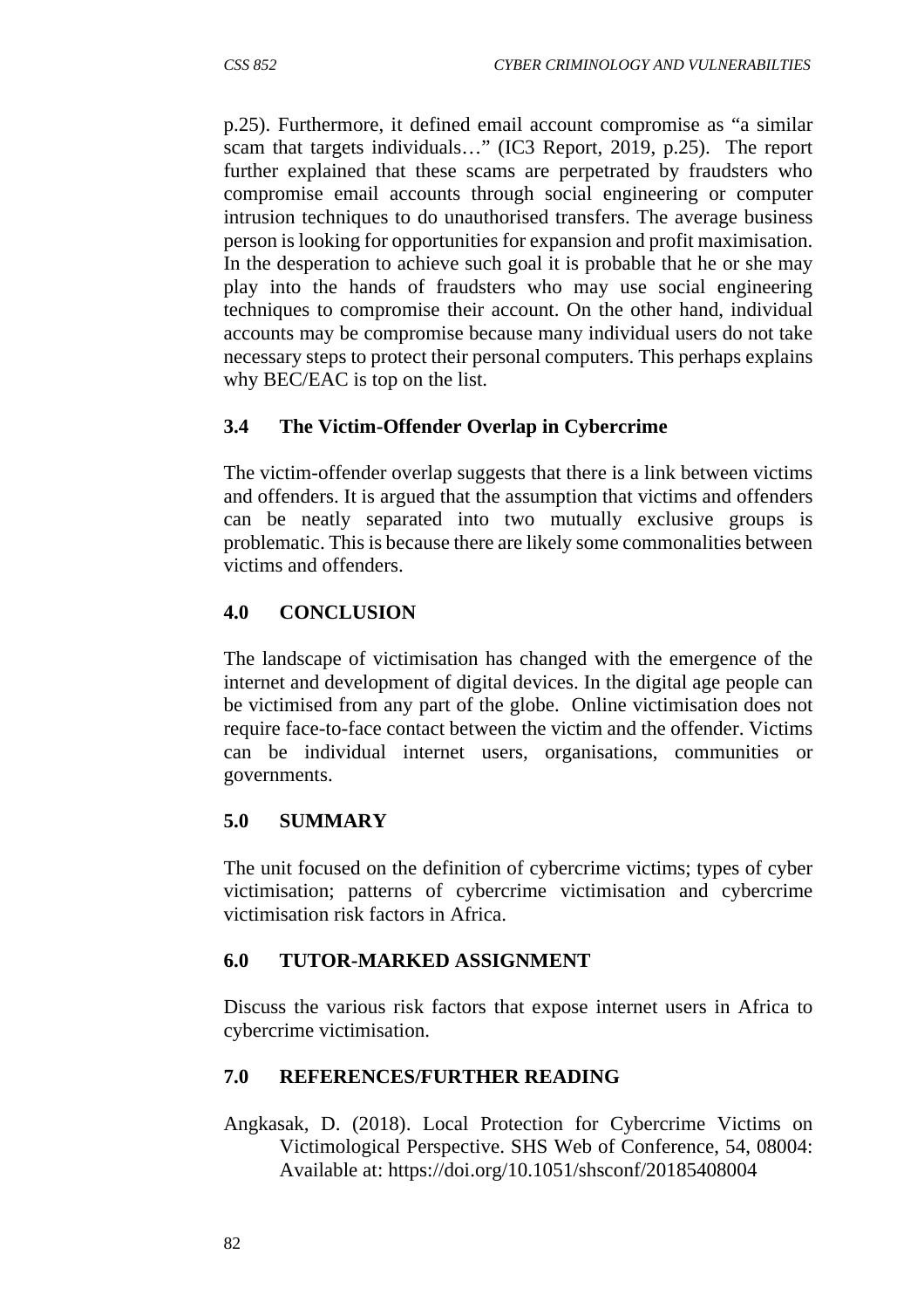p.25). Furthermore, it defined email account compromise as "a similar scam that targets individuals…" (IC3 Report, 2019, p.25). The report further explained that these scams are perpetrated by fraudsters who compromise email accounts through social engineering or computer intrusion techniques to do unauthorised transfers. The average business person is looking for opportunities for expansion and profit maximisation. In the desperation to achieve such goal it is probable that he or she may play into the hands of fraudsters who may use social engineering techniques to compromise their account. On the other hand, individual accounts may be compromise because many individual users do not take necessary steps to protect their personal computers. This perhaps explains why BEC/EAC is top on the list.

### 3.4 The Victim-Offender Overlap in Cybercrime

The victim-offender overlap suggests that there is a link between victims and offenders. It is argued that the assumption that victims and offenders can be neatly separated into two mutually exclusive groups is problematic. This is because there are likely some commonalities between victims and offenders.

## 4.0 CONCLUSION

The landscape of victimisation has changed with the emergence of the internet and development of digital devices. In the digital age people can be victimised from any part of the globe. Online victimisation does not require face-to-face contact between the victim and the offender. Victims can be individual internet users, organisations, communities or governments.

## 5.0 SUMMARY

The unit focused on the definition of cybercrime victims; types of cyber victimisation; patterns of cybercrime victimisation and cybercrime victimisation risk factors in Africa.

## 6.0 TUTOR-MARKED ASSIGNMENT

Discuss the various risk factors that expose internet users in Africa to cybercrime victimisation.

## 7.0 REFERENCES/FURTHER READING

Angkasak, D. (2018). Local Protection for Cybercrime Victims on Victimological Perspective. SHS Web of Conference, 54, 08004: Available at: https://doi.org/10.1051/shsconf/20185408004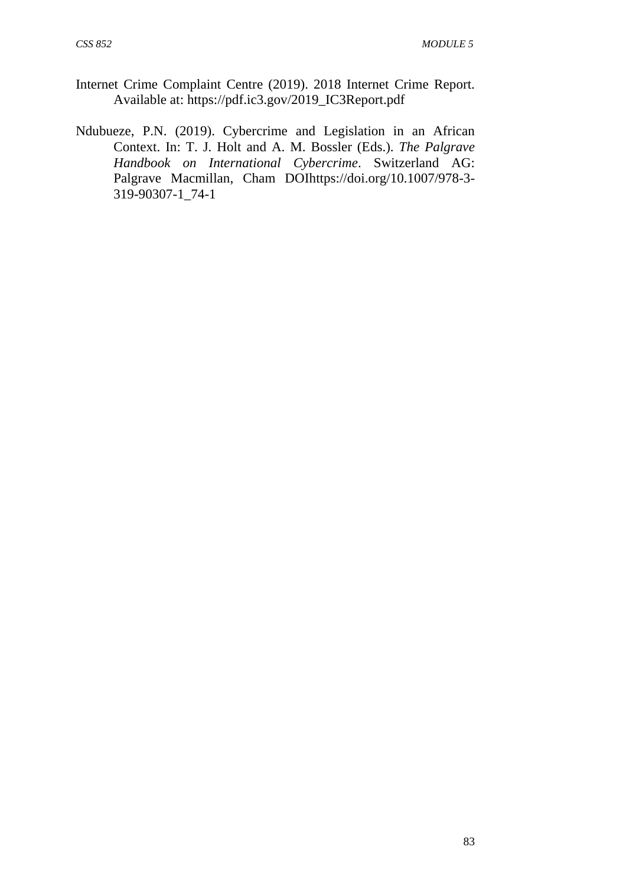Internet Crime Complaint Centre (2019). 2018 Internet Crime Report. Available at: https://pdf.ic3.gov/2019_IC3Report.pdf

Ndubueze, P.N. (2019). Cybercrime and Legislation in an African Context. In: T. J. Holt and A. M. Bossler (Eds.). *The Palgrave Handbook on International Cybercrime*. Switzerland AG: Palgrave Macmillan, Cham DOIhttps://doi.org/10.1007/978-3-319-90307-1_74-1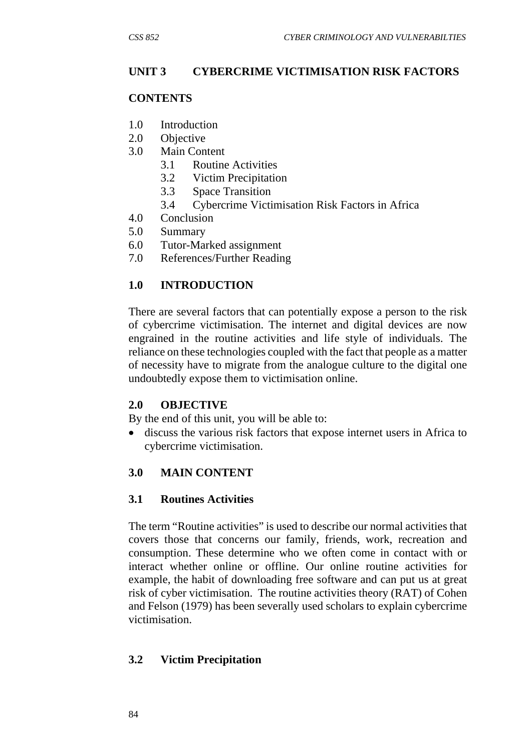## UNIT 3 CYBERCRIME VICTIMISATION RISK FACTORS

### CONTENTS

1.0 Introduction
2.0 Objective
3.0 Main Content
 3.1 Routine Activities
 3.2 Victim Precipitation
 3.3 Space Transition
 3.4 Cybercrime Victimisation Risk Factors in Africa
4.0 Conclusion
5.0 Summary
6.0 Tutor-Marked assignment
7.0 References/Further Reading

### 1.0 INTRODUCTION

There are several factors that can potentially expose a person to the risk of cybercrime victimisation. The internet and digital devices are now engrained in the routine activities and life style of individuals. The reliance on these technologies coupled with the fact that people as a matter of necessity have to migrate from the analogue culture to the digital one undoubtedly expose them to victimisation online.

### 2.0 OBJECTIVE

By the end of this unit, you will be able to:

- discuss the various risk factors that expose internet users in Africa to cybercrime victimisation.

### 3.0 MAIN CONTENT

#### 3.1 Routines Activities

The term "Routine activities" is used to describe our normal activities that covers those that concerns our family, friends, work, recreation and consumption. These determine who we often come in contact with or interact whether online or offline. Our online routine activities for example, the habit of downloading free software and can put us at great risk of cyber victimisation. The routine activities theory (RAT) of Cohen and Felson (1979) has been severally used scholars to explain cybercrime victimisation.

#### 3.2 Victim Precipitation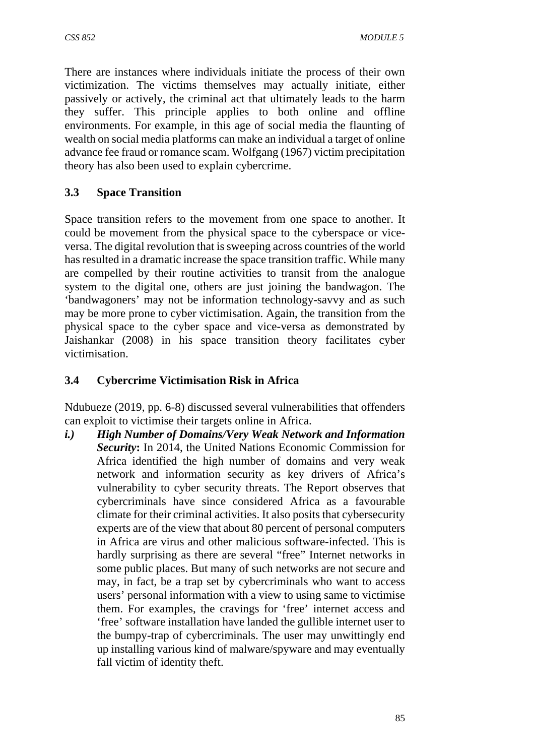There are instances where individuals initiate the process of their own victimization. The victims themselves may actually initiate, either passively or actively, the criminal act that ultimately leads to the harm they suffer. This principle applies to both online and offline environments. For example, in this age of social media the flaunting of wealth on social media platforms can make an individual a target of online advance fee fraud or romance scam. Wolfgang (1967) victim precipitation theory has also been used to explain cybercrime.

### 3.3 Space Transition

Space transition refers to the movement from one space to another. It could be movement from the physical space to the cyberspace or vice-versa. The digital revolution that is sweeping across countries of the world has resulted in a dramatic increase the space transition traffic. While many are compelled by their routine activities to transit from the analogue system to the digital one, others are just joining the bandwagon. The 'bandwagoners' may not be information technology-savvy and as such may be more prone to cyber victimisation. Again, the transition from the physical space to the cyber space and vice-versa as demonstrated by Jaishankar (2008) in his space transition theory facilitates cyber victimisation.

### 3.4 Cybercrime Victimisation Risk in Africa

Ndubueze (2019, pp. 6-8) discussed several vulnerabilities that offenders can exploit to victimise their targets online in Africa.

*i.)* ***High Number of Domains/Very Weak Network and Information Security*:** In 2014, the United Nations Economic Commission for Africa identified the high number of domains and very weak network and information security as key drivers of Africa's vulnerability to cyber security threats. The Report observes that cybercriminals have since considered Africa as a favourable climate for their criminal activities. It also posits that cybersecurity experts are of the view that about 80 percent of personal computers in Africa are virus and other malicious software-infected. This is hardly surprising as there are several "free" Internet networks in some public places. But many of such networks are not secure and may, in fact, be a trap set by cybercriminals who want to access users' personal information with a view to using same to victimise them. For examples, the cravings for 'free' internet access and 'free' software installation have landed the gullible internet user to the bumpy-trap of cybercriminals. The user may unwittingly end up installing various kind of malware/spyware and may eventually fall victim of identity theft.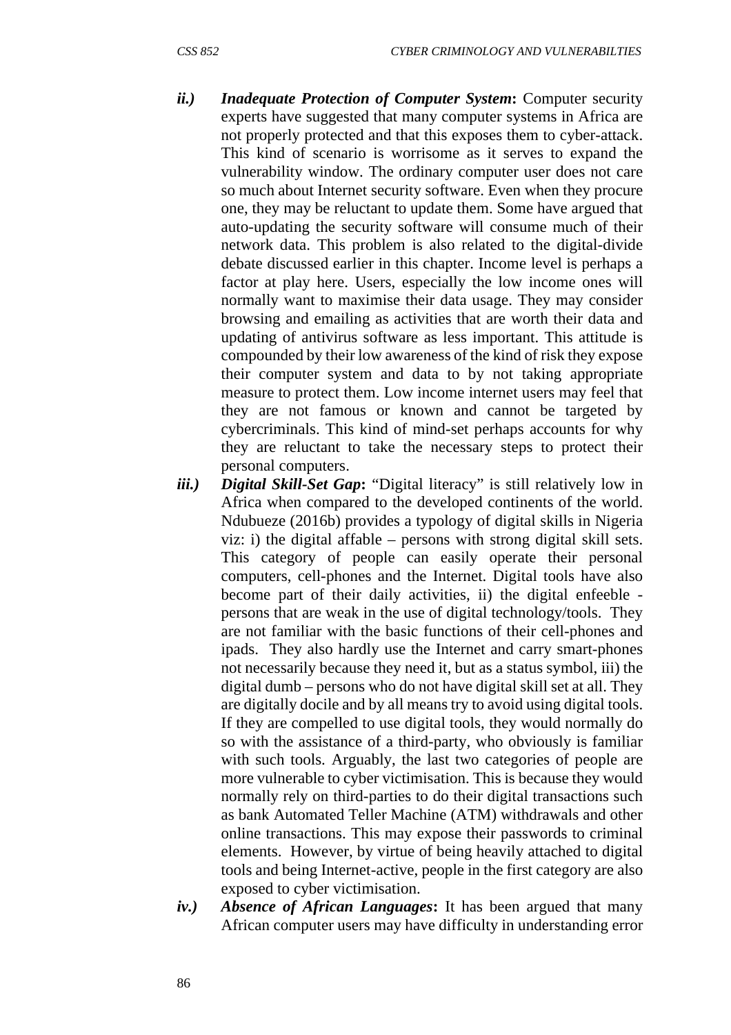ii.) ***Inadequate Protection of Computer System*:** Computer security experts have suggested that many computer systems in Africa are not properly protected and that this exposes them to cyber-attack. This kind of scenario is worrisome as it serves to expand the vulnerability window. The ordinary computer user does not care so much about Internet security software. Even when they procure one, they may be reluctant to update them. Some have argued that auto-updating the security software will consume much of their network data. This problem is also related to the digital-divide debate discussed earlier in this chapter. Income level is perhaps a factor at play here. Users, especially the low income ones will normally want to maximise their data usage. They may consider browsing and emailing as activities that are worth their data and updating of antivirus software as less important. This attitude is compounded by their low awareness of the kind of risk they expose their computer system and data to by not taking appropriate measure to protect them. Low income internet users may feel that they are not famous or known and cannot be targeted by cybercriminals. This kind of mind-set perhaps accounts for why they are reluctant to take the necessary steps to protect their personal computers.

iii.) ***Digital Skill-Set Gap*:** "Digital literacy" is still relatively low in Africa when compared to the developed continents of the world. Ndubueze (2016b) provides a typology of digital skills in Nigeria viz: i) the digital affable – persons with strong digital skill sets. This category of people can easily operate their personal computers, cell-phones and the Internet. Digital tools have also become part of their daily activities, ii) the digital enfeeble - persons that are weak in the use of digital technology/tools. They are not familiar with the basic functions of their cell-phones and ipads. They also hardly use the Internet and carry smart-phones not necessarily because they need it, but as a status symbol, iii) the digital dumb – persons who do not have digital skill set at all. They are digitally docile and by all means try to avoid using digital tools. If they are compelled to use digital tools, they would normally do so with the assistance of a third-party, who obviously is familiar with such tools. Arguably, the last two categories of people are more vulnerable to cyber victimisation. This is because they would normally rely on third-parties to do their digital transactions such as bank Automated Teller Machine (ATM) withdrawals and other online transactions. This may expose their passwords to criminal elements. However, by virtue of being heavily attached to digital tools and being Internet-active, people in the first category are also exposed to cyber victimisation.

iv.) ***Absence of African Languages*:** It has been argued that many African computer users may have difficulty in understanding error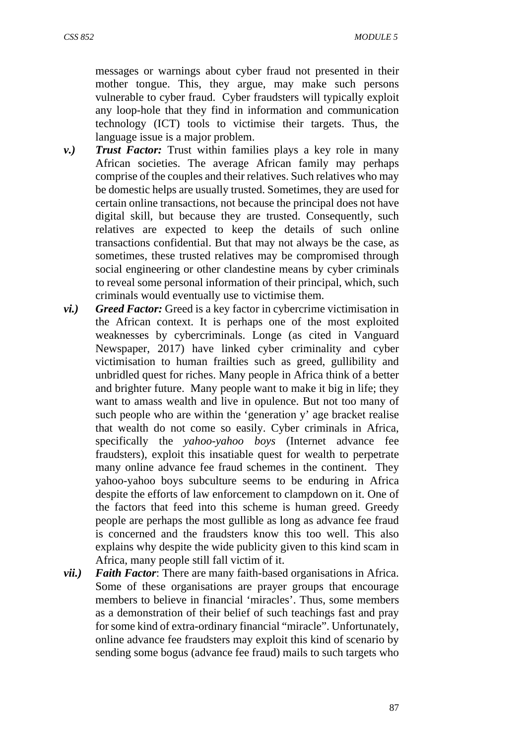messages or warnings about cyber fraud not presented in their mother tongue. This, they argue, may make such persons vulnerable to cyber fraud. Cyber fraudsters will typically exploit any loop-hole that they find in information and communication technology (ICT) tools to victimise their targets. Thus, the language issue is a major problem.

***v.)*** ***Trust Factor:*** Trust within families plays a key role in many African societies. The average African family may perhaps comprise of the couples and their relatives. Such relatives who may be domestic helps are usually trusted. Sometimes, they are used for certain online transactions, not because the principal does not have digital skill, but because they are trusted. Consequently, such relatives are expected to keep the details of such online transactions confidential. But that may not always be the case, as sometimes, these trusted relatives may be compromised through social engineering or other clandestine means by cyber criminals to reveal some personal information of their principal, which, such criminals would eventually use to victimise them.

***vi.)*** ***Greed Factor:*** Greed is a key factor in cybercrime victimisation in the African context. It is perhaps one of the most exploited weaknesses by cybercriminals. Longe (as cited in Vanguard Newspaper, 2017) have linked cyber criminality and cyber victimisation to human frailties such as greed, gullibility and unbridled quest for riches. Many people in Africa think of a better and brighter future. Many people want to make it big in life; they want to amass wealth and live in opulence. But not too many of such people who are within the 'generation y' age bracket realise that wealth do not come so easily. Cyber criminals in Africa, specifically the *yahoo-yahoo boys* (Internet advance fee fraudsters), exploit this insatiable quest for wealth to perpetrate many online advance fee fraud schemes in the continent. They yahoo-yahoo boys subculture seems to be enduring in Africa despite the efforts of law enforcement to clampdown on it. One of the factors that feed into this scheme is human greed. Greedy people are perhaps the most gullible as long as advance fee fraud is concerned and the fraudsters know this too well. This also explains why despite the wide publicity given to this kind scam in Africa, many people still fall victim of it.

***vii.)*** ***Faith Factor***: There are many faith-based organisations in Africa. Some of these organisations are prayer groups that encourage members to believe in financial 'miracles'. Thus, some members as a demonstration of their belief of such teachings fast and pray for some kind of extra-ordinary financial "miracle". Unfortunately, online advance fee fraudsters may exploit this kind of scenario by sending some bogus (advance fee fraud) mails to such targets who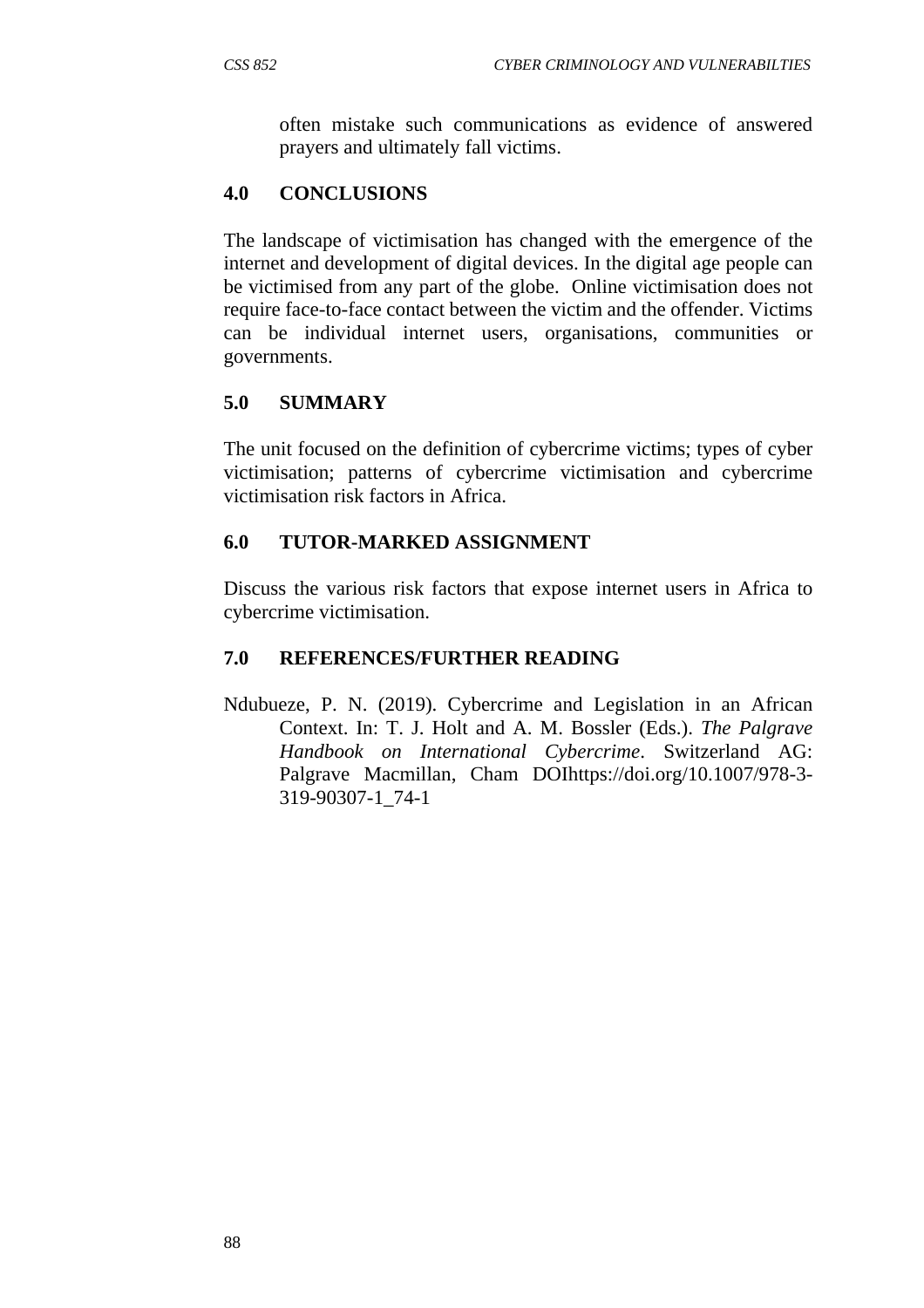often mistake such communications as evidence of answered prayers and ultimately fall victims.

## 4.0 CONCLUSIONS

The landscape of victimisation has changed with the emergence of the internet and development of digital devices. In the digital age people can be victimised from any part of the globe. Online victimisation does not require face-to-face contact between the victim and the offender. Victims can be individual internet users, organisations, communities or governments.

## 5.0 SUMMARY

The unit focused on the definition of cybercrime victims; types of cyber victimisation; patterns of cybercrime victimisation and cybercrime victimisation risk factors in Africa.

## 6.0 TUTOR-MARKED ASSIGNMENT

Discuss the various risk factors that expose internet users in Africa to cybercrime victimisation.

## 7.0 REFERENCES/FURTHER READING

Ndubueze, P. N. (2019). Cybercrime and Legislation in an African Context. In: T. J. Holt and A. M. Bossler (Eds.). *The Palgrave Handbook on International Cybercrime*. Switzerland AG: Palgrave Macmillan, Cham DOIhttps://doi.org/10.1007/978-3-319-90307-1_74-1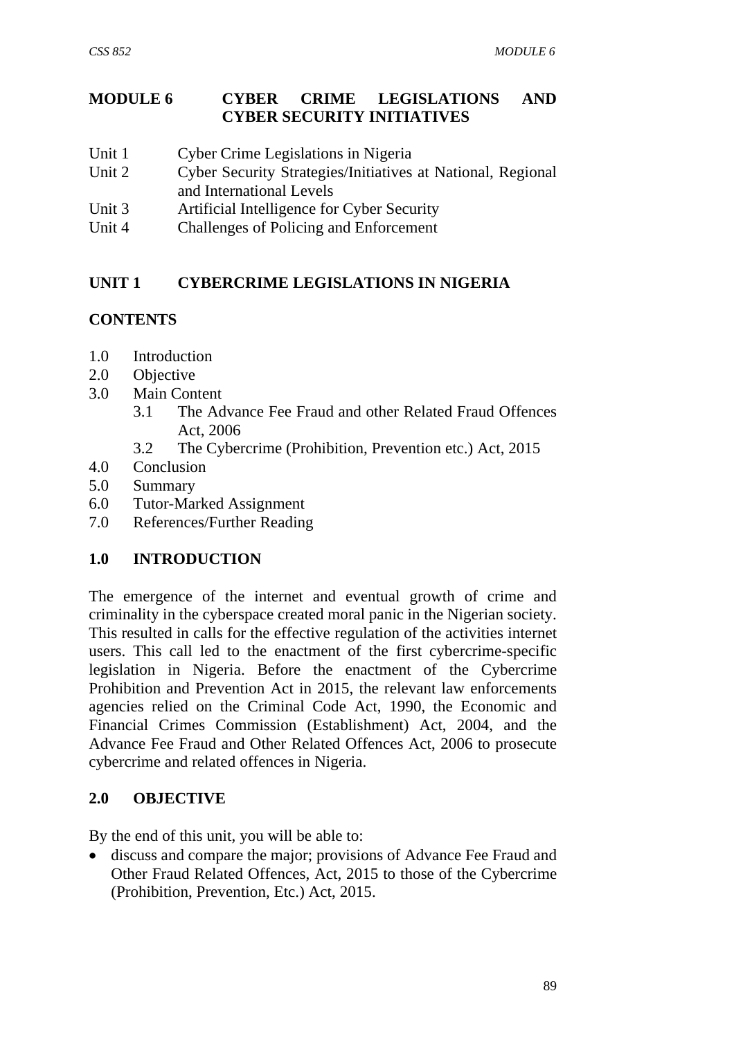# MODULE 6 CYBER CRIME LEGISLATIONS AND CYBER SECURITY INITIATIVES

Unit 1 Cyber Crime Legislations in Nigeria
Unit 2 Cyber Security Strategies/Initiatives at National, Regional and International Levels
Unit 3 Artificial Intelligence for Cyber Security
Unit 4 Challenges of Policing and Enforcement

## UNIT 1 CYBERCRIME LEGISLATIONS IN NIGERIA

### CONTENTS

1.0 Introduction
2.0 Objective
3.0 Main Content
  3.1 The Advance Fee Fraud and other Related Fraud Offences Act, 2006
  3.2 The Cybercrime (Prohibition, Prevention etc.) Act, 2015
4.0 Conclusion
5.0 Summary
6.0 Tutor-Marked Assignment
7.0 References/Further Reading

## 1.0 INTRODUCTION

The emergence of the internet and eventual growth of crime and criminality in the cyberspace created moral panic in the Nigerian society. This resulted in calls for the effective regulation of the activities internet users. This call led to the enactment of the first cybercrime-specific legislation in Nigeria. Before the enactment of the Cybercrime Prohibition and Prevention Act in 2015, the relevant law enforcements agencies relied on the Criminal Code Act, 1990, the Economic and Financial Crimes Commission (Establishment) Act, 2004, and the Advance Fee Fraud and Other Related Offences Act, 2006 to prosecute cybercrime and related offences in Nigeria.

## 2.0 OBJECTIVE

By the end of this unit, you will be able to:

- discuss and compare the major; provisions of Advance Fee Fraud and Other Fraud Related Offences, Act, 2015 to those of the Cybercrime (Prohibition, Prevention, Etc.) Act, 2015.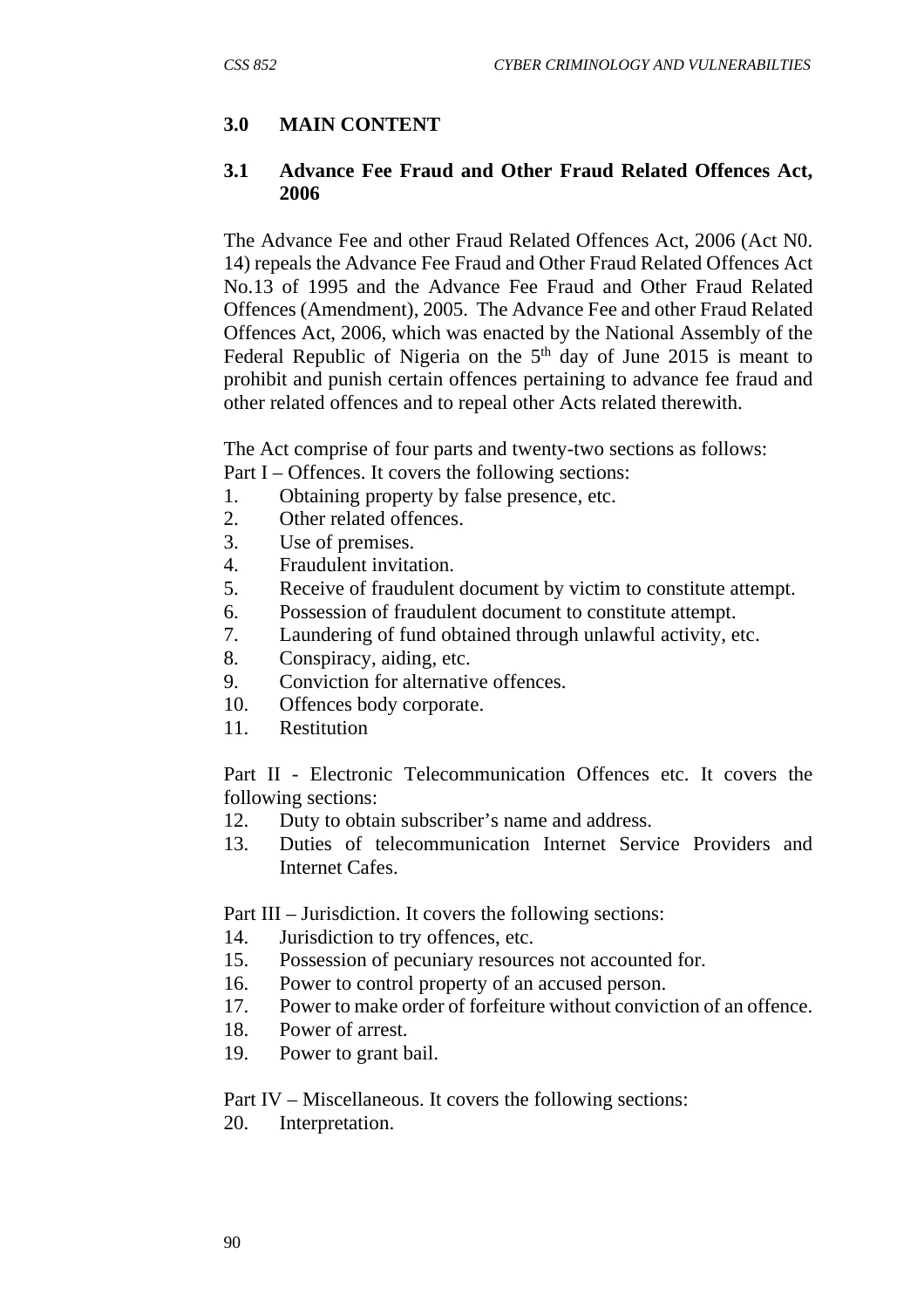## 3.0 MAIN CONTENT

### 3.1 Advance Fee Fraud and Other Fraud Related Offences Act, 2006

The Advance Fee and other Fraud Related Offences Act, 2006 (Act N0. 14) repeals the Advance Fee Fraud and Other Fraud Related Offences Act No.13 of 1995 and the Advance Fee Fraud and Other Fraud Related Offences (Amendment), 2005. The Advance Fee and other Fraud Related Offences Act, 2006, which was enacted by the National Assembly of the Federal Republic of Nigeria on the 5th day of June 2015 is meant to prohibit and punish certain offences pertaining to advance fee fraud and other related offences and to repeal other Acts related therewith.

The Act comprise of four parts and twenty-two sections as follows:
Part I – Offences. It covers the following sections:

1. Obtaining property by false presence, etc.
2. Other related offences.
3. Use of premises.
4. Fraudulent invitation.
5. Receive of fraudulent document by victim to constitute attempt.
6. Possession of fraudulent document to constitute attempt.
7. Laundering of fund obtained through unlawful activity, etc.
8. Conspiracy, aiding, etc.
9. Conviction for alternative offences.
10. Offences body corporate.
11. Restitution

Part II - Electronic Telecommunication Offences etc. It covers the following sections:

12. Duty to obtain subscriber's name and address.
13. Duties of telecommunication Internet Service Providers and Internet Cafes.

Part III – Jurisdiction. It covers the following sections:

14. Jurisdiction to try offences, etc.
15. Possession of pecuniary resources not accounted for.
16. Power to control property of an accused person.
17. Power to make order of forfeiture without conviction of an offence.
18. Power of arrest.
19. Power to grant bail.

Part IV – Miscellaneous. It covers the following sections:

20. Interpretation.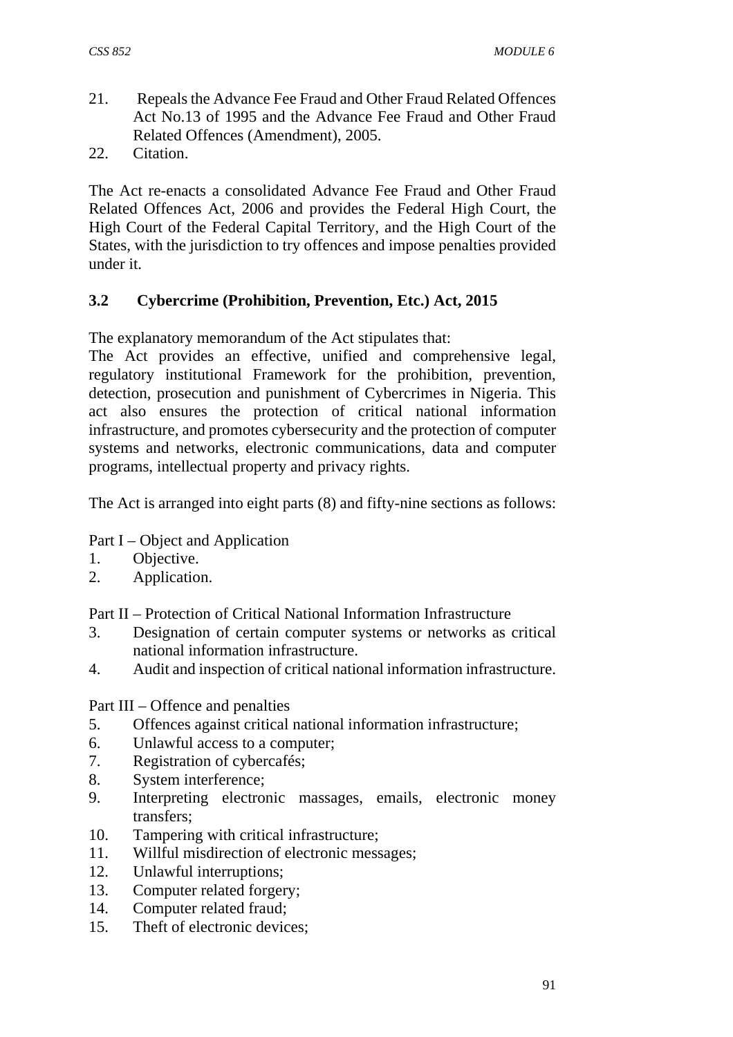21. Repeals the Advance Fee Fraud and Other Fraud Related Offences Act No.13 of 1995 and the Advance Fee Fraud and Other Fraud Related Offences (Amendment), 2005.
22. Citation.

The Act re-enacts a consolidated Advance Fee Fraud and Other Fraud Related Offences Act, 2006 and provides the Federal High Court, the High Court of the Federal Capital Territory, and the High Court of the States, with the jurisdiction to try offences and impose penalties provided under it.

### 3.2 Cybercrime (Prohibition, Prevention, Etc.) Act, 2015

The explanatory memorandum of the Act stipulates that:
The Act provides an effective, unified and comprehensive legal, regulatory institutional Framework for the prohibition, prevention, detection, prosecution and punishment of Cybercrimes in Nigeria. This act also ensures the protection of critical national information infrastructure, and promotes cybersecurity and the protection of computer systems and networks, electronic communications, data and computer programs, intellectual property and privacy rights.

The Act is arranged into eight parts (8) and fifty-nine sections as follows:

Part I – Object and Application
1. Objective.
2. Application.

Part II – Protection of Critical National Information Infrastructure
3. Designation of certain computer systems or networks as critical national information infrastructure.
4. Audit and inspection of critical national information infrastructure.

Part III – Offence and penalties
5. Offences against critical national information infrastructure;
6. Unlawful access to a computer;
7. Registration of cybercafés;
8. System interference;
9. Interpreting electronic massages, emails, electronic money transfers;
10. Tampering with critical infrastructure;
11. Willful misdirection of electronic messages;
12. Unlawful interruptions;
13. Computer related forgery;
14. Computer related fraud;
15. Theft of electronic devices;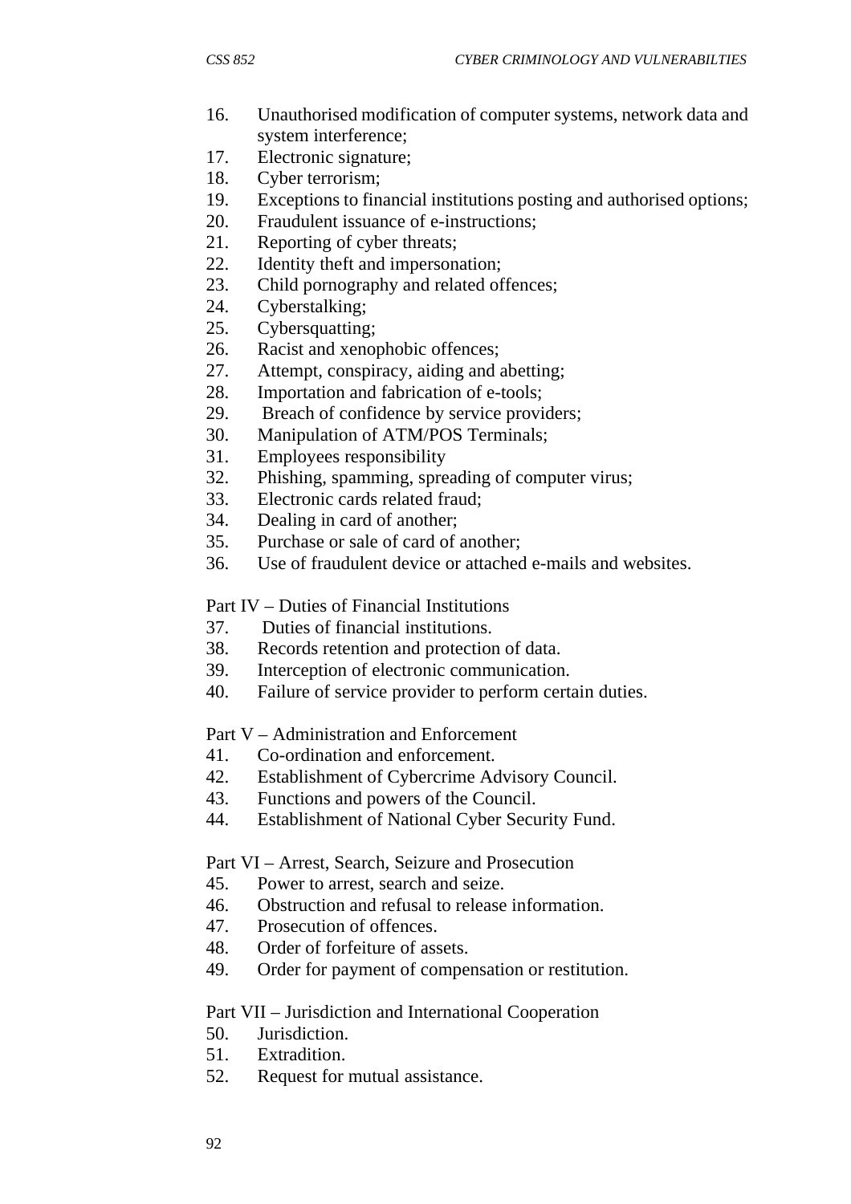16. Unauthorised modification of computer systems, network data and system interference;
17. Electronic signature;
18. Cyber terrorism;
19. Exceptions to financial institutions posting and authorised options;
20. Fraudulent issuance of e-instructions;
21. Reporting of cyber threats;
22. Identity theft and impersonation;
23. Child pornography and related offences;
24. Cyberstalking;
25. Cybersquatting;
26. Racist and xenophobic offences;
27. Attempt, conspiracy, aiding and abetting;
28. Importation and fabrication of e-tools;
29. Breach of confidence by service providers;
30. Manipulation of ATM/POS Terminals;
31. Employees responsibility
32. Phishing, spamming, spreading of computer virus;
33. Electronic cards related fraud;
34. Dealing in card of another;
35. Purchase or sale of card of another;
36. Use of fraudulent device or attached e-mails and websites.

Part IV – Duties of Financial Institutions

37. Duties of financial institutions.
38. Records retention and protection of data.
39. Interception of electronic communication.
40. Failure of service provider to perform certain duties.

Part V – Administration and Enforcement

41. Co-ordination and enforcement.
42. Establishment of Cybercrime Advisory Council.
43. Functions and powers of the Council.
44. Establishment of National Cyber Security Fund.

Part VI – Arrest, Search, Seizure and Prosecution

45. Power to arrest, search and seize.
46. Obstruction and refusal to release information.
47. Prosecution of offences.
48. Order of forfeiture of assets.
49. Order for payment of compensation or restitution.

Part VII – Jurisdiction and International Cooperation

50. Jurisdiction.
51. Extradition.
52. Request for mutual assistance.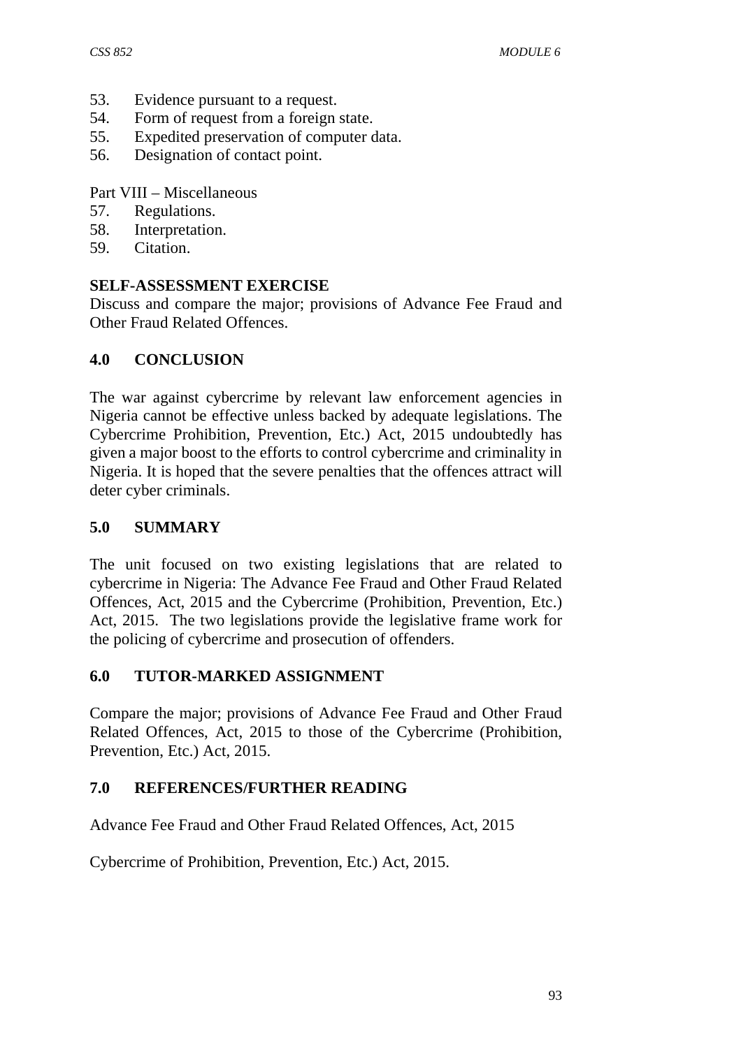53. Evidence pursuant to a request.
54. Form of request from a foreign state.
55. Expedited preservation of computer data.
56. Designation of contact point.

Part VIII – Miscellaneous

57. Regulations.
58. Interpretation.
59. Citation.

**SELF-ASSESSMENT EXERCISE**

Discuss and compare the major; provisions of Advance Fee Fraud and Other Fraud Related Offences.

## 4.0 CONCLUSION

The war against cybercrime by relevant law enforcement agencies in Nigeria cannot be effective unless backed by adequate legislations. The Cybercrime Prohibition, Prevention, Etc.) Act, 2015 undoubtedly has given a major boost to the efforts to control cybercrime and criminality in Nigeria. It is hoped that the severe penalties that the offences attract will deter cyber criminals.

## 5.0 SUMMARY

The unit focused on two existing legislations that are related to cybercrime in Nigeria: The Advance Fee Fraud and Other Fraud Related Offences, Act, 2015 and the Cybercrime (Prohibition, Prevention, Etc.) Act, 2015. The two legislations provide the legislative frame work for the policing of cybercrime and prosecution of offenders.

## 6.0 TUTOR-MARKED ASSIGNMENT

Compare the major; provisions of Advance Fee Fraud and Other Fraud Related Offences, Act, 2015 to those of the Cybercrime (Prohibition, Prevention, Etc.) Act, 2015.

## 7.0 REFERENCES/FURTHER READING

Advance Fee Fraud and Other Fraud Related Offences, Act, 2015

Cybercrime of Prohibition, Prevention, Etc.) Act, 2015.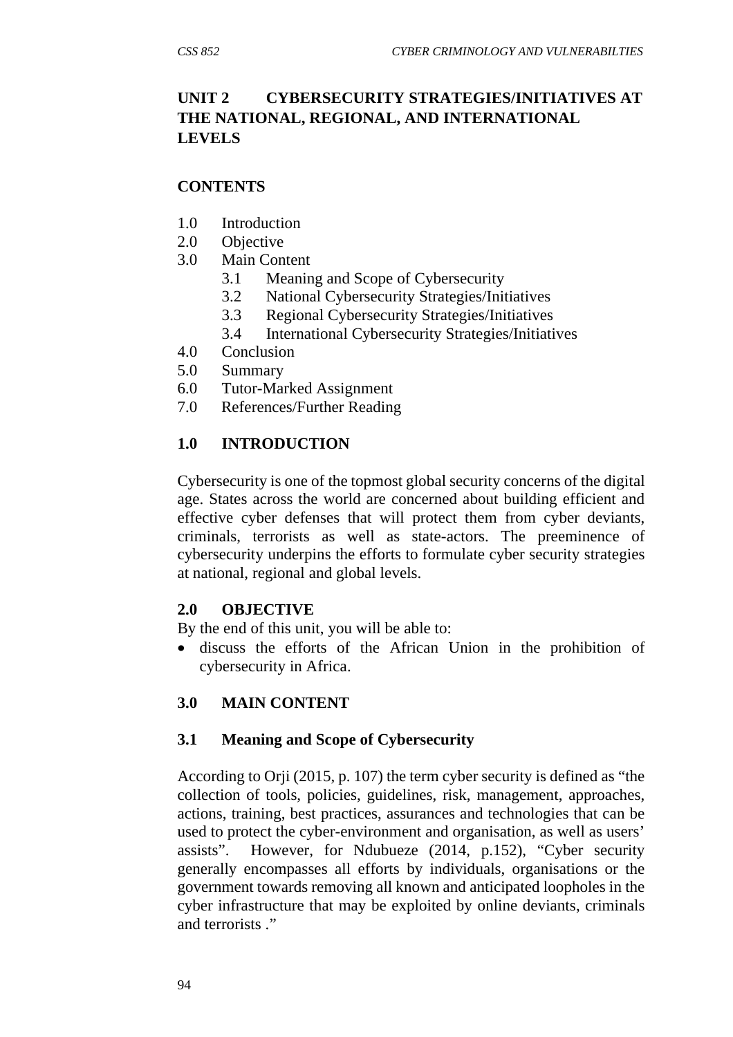## UNIT 2 CYBERSECURITY STRATEGIES/INITIATIVES AT THE NATIONAL, REGIONAL, AND INTERNATIONAL LEVELS

### CONTENTS

1.0 Introduction
2.0 Objective
3.0 Main Content
 3.1 Meaning and Scope of Cybersecurity
 3.2 National Cybersecurity Strategies/Initiatives
 3.3 Regional Cybersecurity Strategies/Initiatives
 3.4 International Cybersecurity Strategies/Initiatives
4.0 Conclusion
5.0 Summary
6.0 Tutor-Marked Assignment
7.0 References/Further Reading

### 1.0 INTRODUCTION

Cybersecurity is one of the topmost global security concerns of the digital age. States across the world are concerned about building efficient and effective cyber defenses that will protect them from cyber deviants, criminals, terrorists as well as state-actors. The preeminence of cybersecurity underpins the efforts to formulate cyber security strategies at national, regional and global levels.

### 2.0 OBJECTIVE

By the end of this unit, you will be able to:

- discuss the efforts of the African Union in the prohibition of cybersecurity in Africa.

### 3.0 MAIN CONTENT

#### 3.1 Meaning and Scope of Cybersecurity

According to Orji (2015, p. 107) the term cyber security is defined as "the collection of tools, policies, guidelines, risk, management, approaches, actions, training, best practices, assurances and technologies that can be used to protect the cyber-environment and organisation, as well as users' assists". However, for Ndubueze (2014, p.152), "Cyber security generally encompasses all efforts by individuals, organisations or the government towards removing all known and anticipated loopholes in the cyber infrastructure that may be exploited by online deviants, criminals and terrorists ."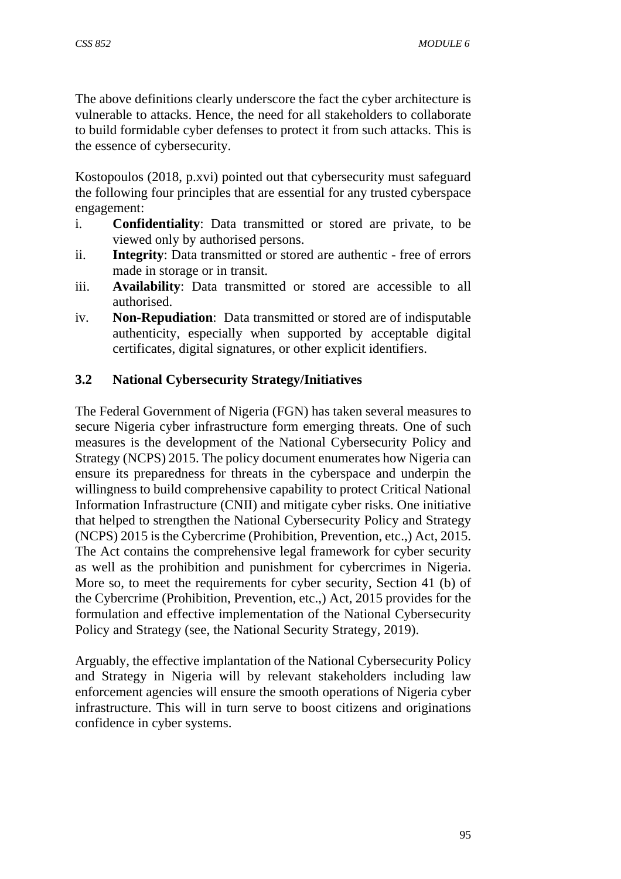The above definitions clearly underscore the fact the cyber architecture is vulnerable to attacks. Hence, the need for all stakeholders to collaborate to build formidable cyber defenses to protect it from such attacks. This is the essence of cybersecurity.

Kostopoulos (2018, p.xvi) pointed out that cybersecurity must safeguard the following four principles that are essential for any trusted cyberspace engagement:

i. **Confidentiality**: Data transmitted or stored are private, to be viewed only by authorised persons.
ii. **Integrity**: Data transmitted or stored are authentic - free of errors made in storage or in transit.
iii. **Availability**: Data transmitted or stored are accessible to all authorised.
iv. **Non-Repudiation**: Data transmitted or stored are of indisputable authenticity, especially when supported by acceptable digital certificates, digital signatures, or other explicit identifiers.

### 3.2 National Cybersecurity Strategy/Initiatives

The Federal Government of Nigeria (FGN) has taken several measures to secure Nigeria cyber infrastructure form emerging threats. One of such measures is the development of the National Cybersecurity Policy and Strategy (NCPS) 2015. The policy document enumerates how Nigeria can ensure its preparedness for threats in the cyberspace and underpin the willingness to build comprehensive capability to protect Critical National Information Infrastructure (CNII) and mitigate cyber risks. One initiative that helped to strengthen the National Cybersecurity Policy and Strategy (NCPS) 2015 is the Cybercrime (Prohibition, Prevention, etc.,) Act, 2015. The Act contains the comprehensive legal framework for cyber security as well as the prohibition and punishment for cybercrimes in Nigeria. More so, to meet the requirements for cyber security, Section 41 (b) of the Cybercrime (Prohibition, Prevention, etc.,) Act, 2015 provides for the formulation and effective implementation of the National Cybersecurity Policy and Strategy (see, the National Security Strategy, 2019).

Arguably, the effective implantation of the National Cybersecurity Policy and Strategy in Nigeria will by relevant stakeholders including law enforcement agencies will ensure the smooth operations of Nigeria cyber infrastructure. This will in turn serve to boost citizens and originations confidence in cyber systems.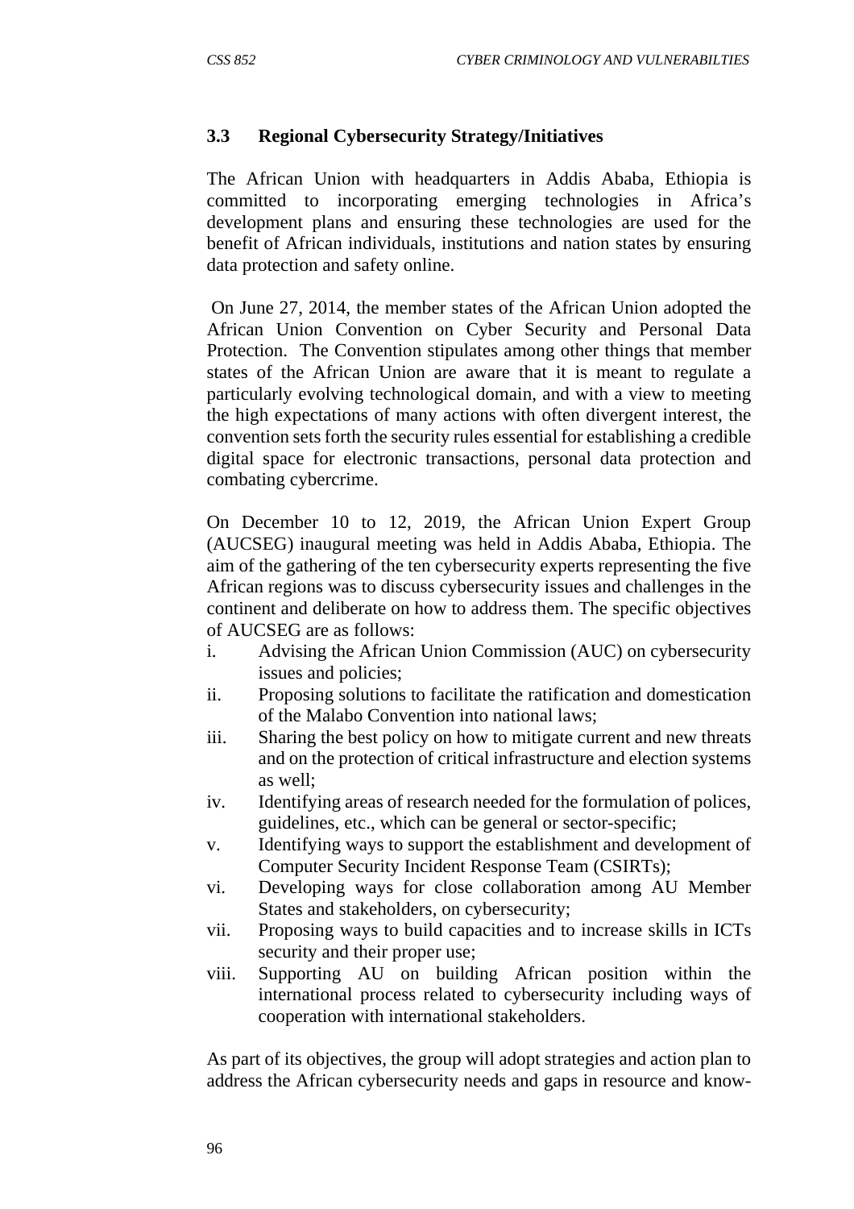### 3.3 Regional Cybersecurity Strategy/Initiatives

The African Union with headquarters in Addis Ababa, Ethiopia is committed to incorporating emerging technologies in Africa's development plans and ensuring these technologies are used for the benefit of African individuals, institutions and nation states by ensuring data protection and safety online.

On June 27, 2014, the member states of the African Union adopted the African Union Convention on Cyber Security and Personal Data Protection. The Convention stipulates among other things that member states of the African Union are aware that it is meant to regulate a particularly evolving technological domain, and with a view to meeting the high expectations of many actions with often divergent interest, the convention sets forth the security rules essential for establishing a credible digital space for electronic transactions, personal data protection and combating cybercrime.

On December 10 to 12, 2019, the African Union Expert Group (AUCSEG) inaugural meeting was held in Addis Ababa, Ethiopia. The aim of the gathering of the ten cybersecurity experts representing the five African regions was to discuss cybersecurity issues and challenges in the continent and deliberate on how to address them. The specific objectives of AUCSEG are as follows:

i. Advising the African Union Commission (AUC) on cybersecurity issues and policies;
ii. Proposing solutions to facilitate the ratification and domestication of the Malabo Convention into national laws;
iii. Sharing the best policy on how to mitigate current and new threats and on the protection of critical infrastructure and election systems as well;
iv. Identifying areas of research needed for the formulation of polices, guidelines, etc., which can be general or sector-specific;
v. Identifying ways to support the establishment and development of Computer Security Incident Response Team (CSIRTs);
vi. Developing ways for close collaboration among AU Member States and stakeholders, on cybersecurity;
vii. Proposing ways to build capacities and to increase skills in ICTs security and their proper use;
viii. Supporting AU on building African position within the international process related to cybersecurity including ways of cooperation with international stakeholders.

As part of its objectives, the group will adopt strategies and action plan to address the African cybersecurity needs and gaps in resource and know-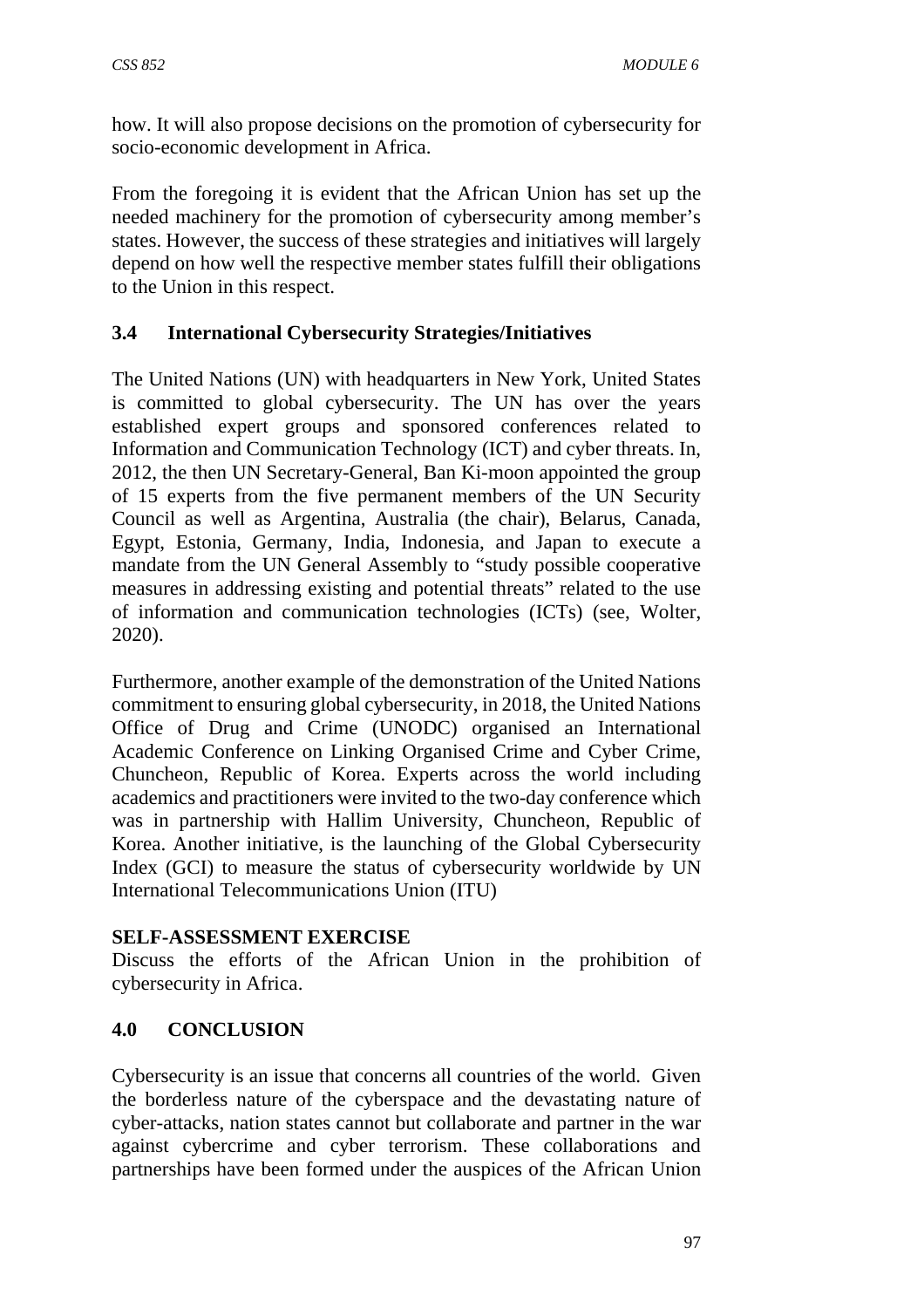how. It will also propose decisions on the promotion of cybersecurity for socio-economic development in Africa.

From the foregoing it is evident that the African Union has set up the needed machinery for the promotion of cybersecurity among member's states. However, the success of these strategies and initiatives will largely depend on how well the respective member states fulfill their obligations to the Union in this respect.

### 3.4 International Cybersecurity Strategies/Initiatives

The United Nations (UN) with headquarters in New York, United States is committed to global cybersecurity. The UN has over the years established expert groups and sponsored conferences related to Information and Communication Technology (ICT) and cyber threats. In, 2012, the then UN Secretary-General, Ban Ki-moon appointed the group of 15 experts from the five permanent members of the UN Security Council as well as Argentina, Australia (the chair), Belarus, Canada, Egypt, Estonia, Germany, India, Indonesia, and Japan to execute a mandate from the UN General Assembly to "study possible cooperative measures in addressing existing and potential threats" related to the use of information and communication technologies (ICTs) (see, Wolter, 2020).

Furthermore, another example of the demonstration of the United Nations commitment to ensuring global cybersecurity, in 2018, the United Nations Office of Drug and Crime (UNODC) organised an International Academic Conference on Linking Organised Crime and Cyber Crime, Chuncheon, Republic of Korea. Experts across the world including academics and practitioners were invited to the two-day conference which was in partnership with Hallim University, Chuncheon, Republic of Korea. Another initiative, is the launching of the Global Cybersecurity Index (GCI) to measure the status of cybersecurity worldwide by UN International Telecommunications Union (ITU)

**SELF-ASSESSMENT EXERCISE**
Discuss the efforts of the African Union in the prohibition of cybersecurity in Africa.

## 4.0 CONCLUSION

Cybersecurity is an issue that concerns all countries of the world. Given the borderless nature of the cyberspace and the devastating nature of cyber-attacks, nation states cannot but collaborate and partner in the war against cybercrime and cyber terrorism. These collaborations and partnerships have been formed under the auspices of the African Union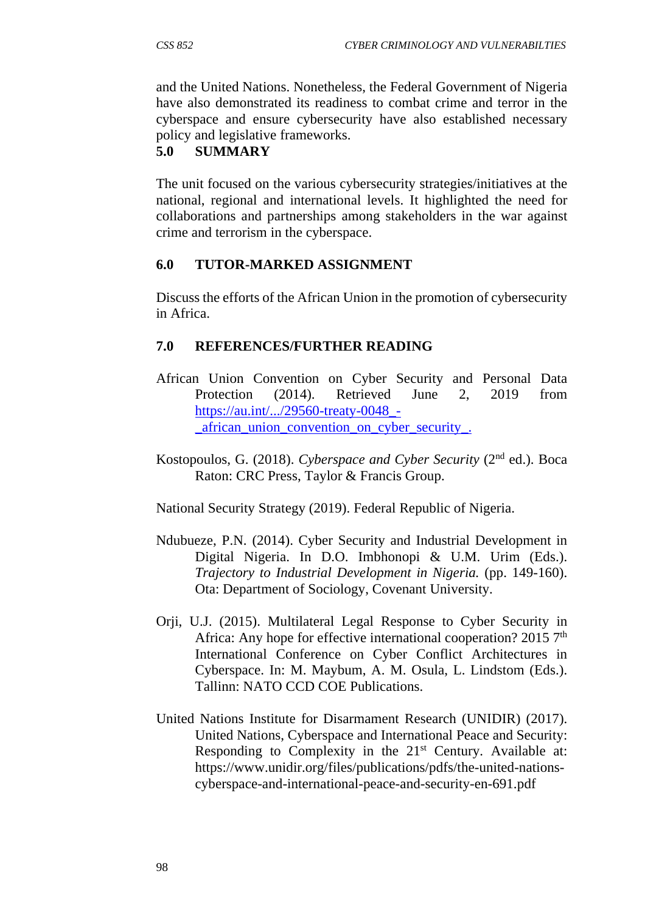and the United Nations. Nonetheless, the Federal Government of Nigeria have also demonstrated its readiness to combat crime and terror in the cyberspace and ensure cybersecurity have also established necessary policy and legislative frameworks.

## 5.0 SUMMARY

The unit focused on the various cybersecurity strategies/initiatives at the national, regional and international levels. It highlighted the need for collaborations and partnerships among stakeholders in the war against crime and terrorism in the cyberspace.

## 6.0 TUTOR-MARKED ASSIGNMENT

Discuss the efforts of the African Union in the promotion of cybersecurity in Africa.

## 7.0 REFERENCES/FURTHER READING

African Union Convention on Cyber Security and Personal Data Protection (2014). Retrieved June 2, 2019 from [https://au.int/.../29560-treaty-0048_-_african_union_convention_on_cyber_security_.](https://au.int/.../29560-treaty-0048_-_african_union_convention_on_cyber_security_.)

Kostopoulos, G. (2018). *Cyberspace and Cyber Security* (2nd ed.). Boca Raton: CRC Press, Taylor & Francis Group.

National Security Strategy (2019). Federal Republic of Nigeria.

Ndubueze, P.N. (2014). Cyber Security and Industrial Development in Digital Nigeria. In D.O. Imbhonopi & U.M. Urim (Eds.). *Trajectory to Industrial Development in Nigeria.* (pp. 149-160). Ota: Department of Sociology, Covenant University.

Orji, U.J. (2015). Multilateral Legal Response to Cyber Security in Africa: Any hope for effective international cooperation? 2015 7th International Conference on Cyber Conflict Architectures in Cyberspace. In: M. Maybum, A. M. Osula, L. Lindstom (Eds.). Tallinn: NATO CCD COE Publications.

United Nations Institute for Disarmament Research (UNIDIR) (2017). United Nations, Cyberspace and International Peace and Security: Responding to Complexity in the 21st Century. Available at: https://www.unidir.org/files/publications/pdfs/the-united-nations-cyberspace-and-international-peace-and-security-en-691.pdf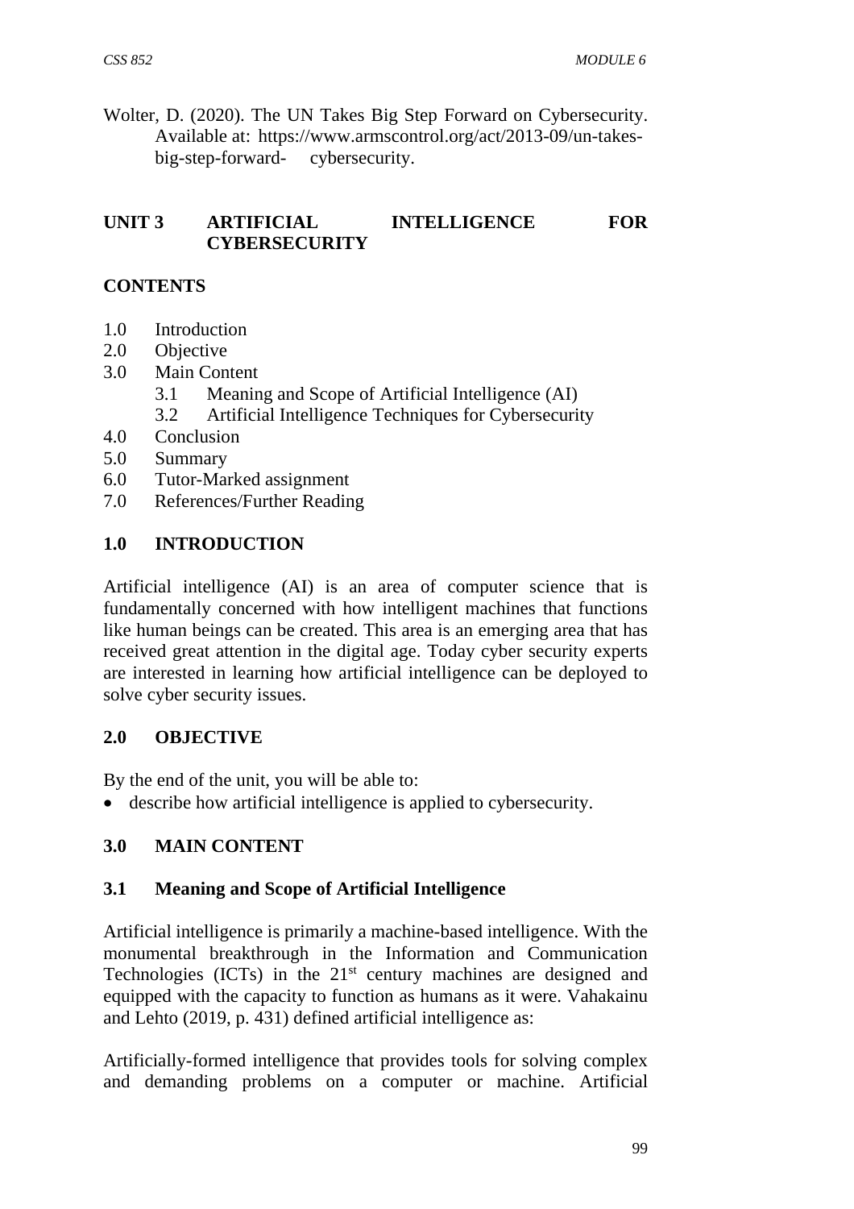Wolter, D. (2020). The UN Takes Big Step Forward on Cybersecurity. Available at: https://www.armscontrol.org/act/2013-09/un-takes-big-step-forward- cybersecurity.

## UNIT 3 ARTIFICIAL INTELLIGENCE FOR CYBERSECURITY

### CONTENTS

1.0 Introduction
2.0 Objective
3.0 Main Content
 3.1 Meaning and Scope of Artificial Intelligence (AI)
 3.2 Artificial Intelligence Techniques for Cybersecurity
4.0 Conclusion
5.0 Summary
6.0 Tutor-Marked assignment
7.0 References/Further Reading

### 1.0 INTRODUCTION

Artificial intelligence (AI) is an area of computer science that is fundamentally concerned with how intelligent machines that functions like human beings can be created. This area is an emerging area that has received great attention in the digital age. Today cyber security experts are interested in learning how artificial intelligence can be deployed to solve cyber security issues.

### 2.0 OBJECTIVE

By the end of the unit, you will be able to:

- describe how artificial intelligence is applied to cybersecurity.

### 3.0 MAIN CONTENT

#### 3.1 Meaning and Scope of Artificial Intelligence

Artificial intelligence is primarily a machine-based intelligence. With the monumental breakthrough in the Information and Communication Technologies (ICTs) in the 21st century machines are designed and equipped with the capacity to function as humans as it were. Vahakainu and Lehto (2019, p. 431) defined artificial intelligence as:

Artificially-formed intelligence that provides tools for solving complex and demanding problems on a computer or machine. Artificial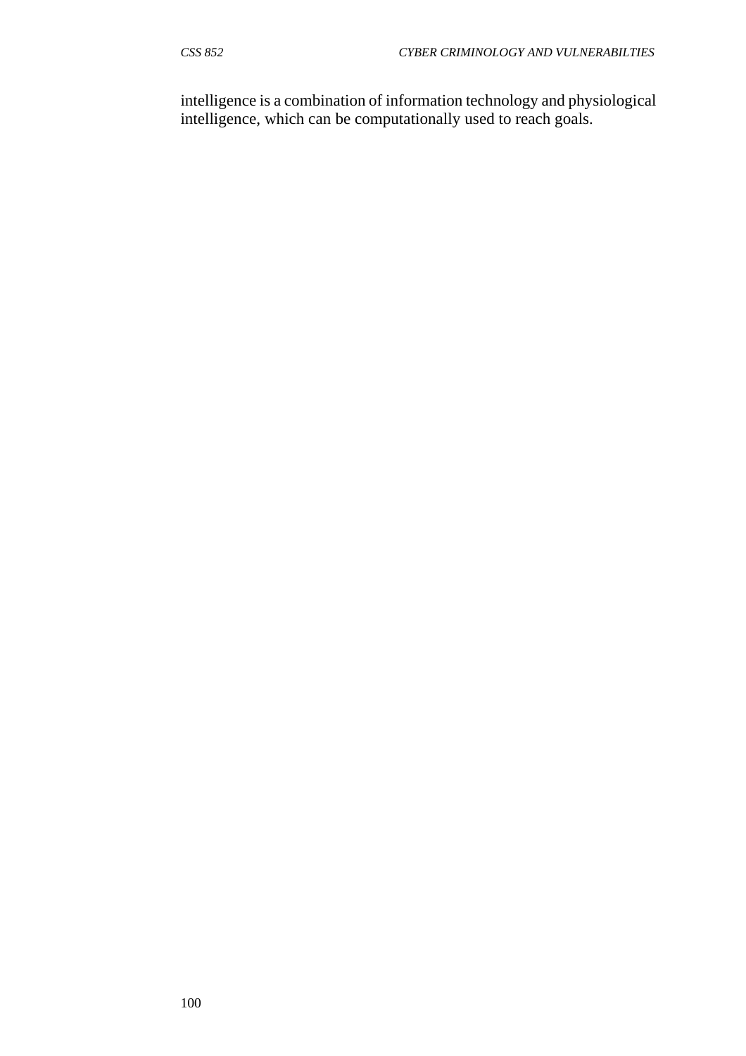intelligence is a combination of information technology and physiological intelligence, which can be computationally used to reach goals.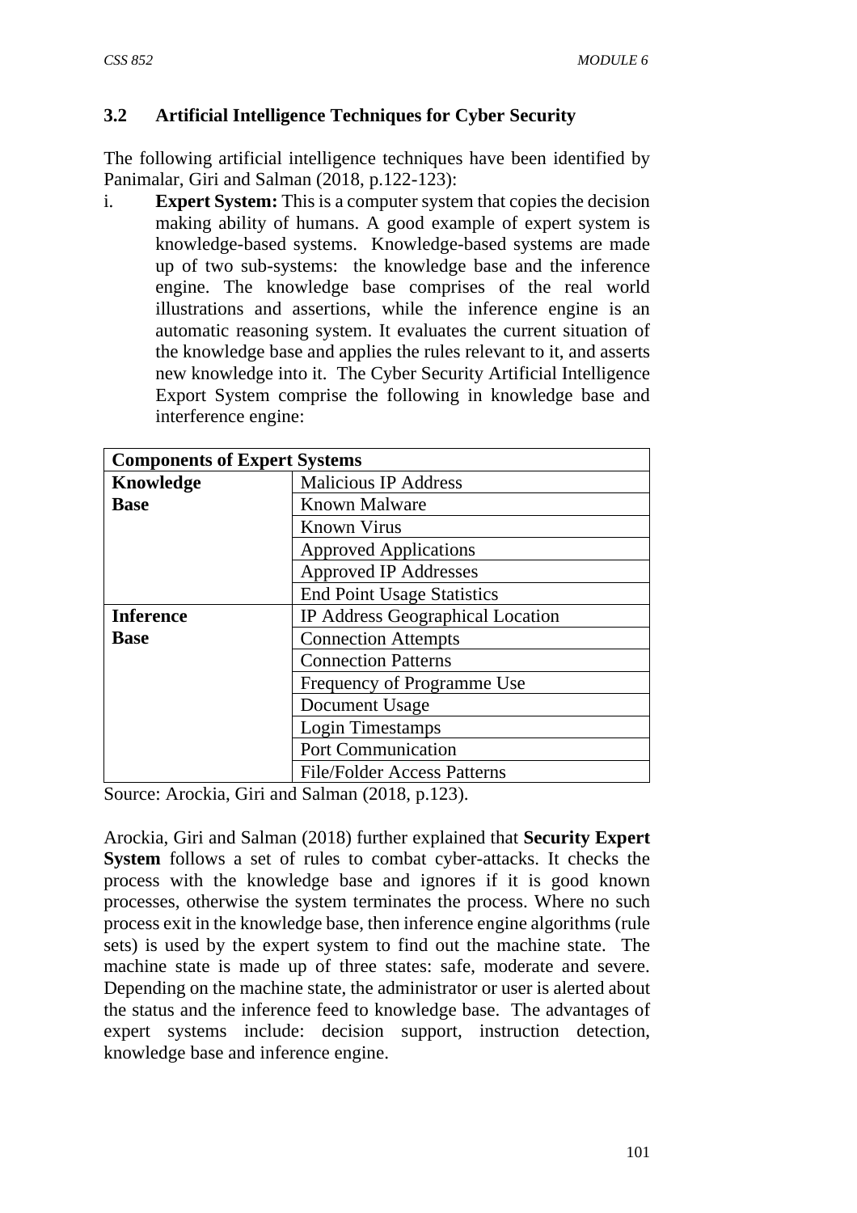### 3.2 Artificial Intelligence Techniques for Cyber Security

The following artificial intelligence techniques have been identified by Panimalar, Giri and Salman (2018, p.122-123):

i. **Expert System:** This is a computer system that copies the decision making ability of humans. A good example of expert system is knowledge-based systems. Knowledge-based systems are made up of two sub-systems: the knowledge base and the inference engine. The knowledge base comprises of the real world illustrations and assertions, while the inference engine is an automatic reasoning system. It evaluates the current situation of the knowledge base and applies the rules relevant to it, and asserts new knowledge into it. The Cyber Security Artificial Intelligence Export System comprise the following in knowledge base and interference engine:

| **Components of Expert Systems** | |
|---|---|
| **Knowledge Base** | Malicious IP Address |
| | Known Malware |
| | Known Virus |
| | Approved Applications |
| | Approved IP Addresses |
| | End Point Usage Statistics |
| **Inference Base** | IP Address Geographical Location |
| | Connection Attempts |
| | Connection Patterns |
| | Frequency of Programme Use |
| | Document Usage |
| | Login Timestamps |
| | Port Communication |
| | File/Folder Access Patterns |

Source: Arockia, Giri and Salman (2018, p.123).

Arockia, Giri and Salman (2018) further explained that **Security Expert System** follows a set of rules to combat cyber-attacks. It checks the process with the knowledge base and ignores if it is good known processes, otherwise the system terminates the process. Where no such process exit in the knowledge base, then inference engine algorithms (rule sets) is used by the expert system to find out the machine state. The machine state is made up of three states: safe, moderate and severe. Depending on the machine state, the administrator or user is alerted about the status and the inference feed to knowledge base. The advantages of expert systems include: decision support, instruction detection, knowledge base and inference engine.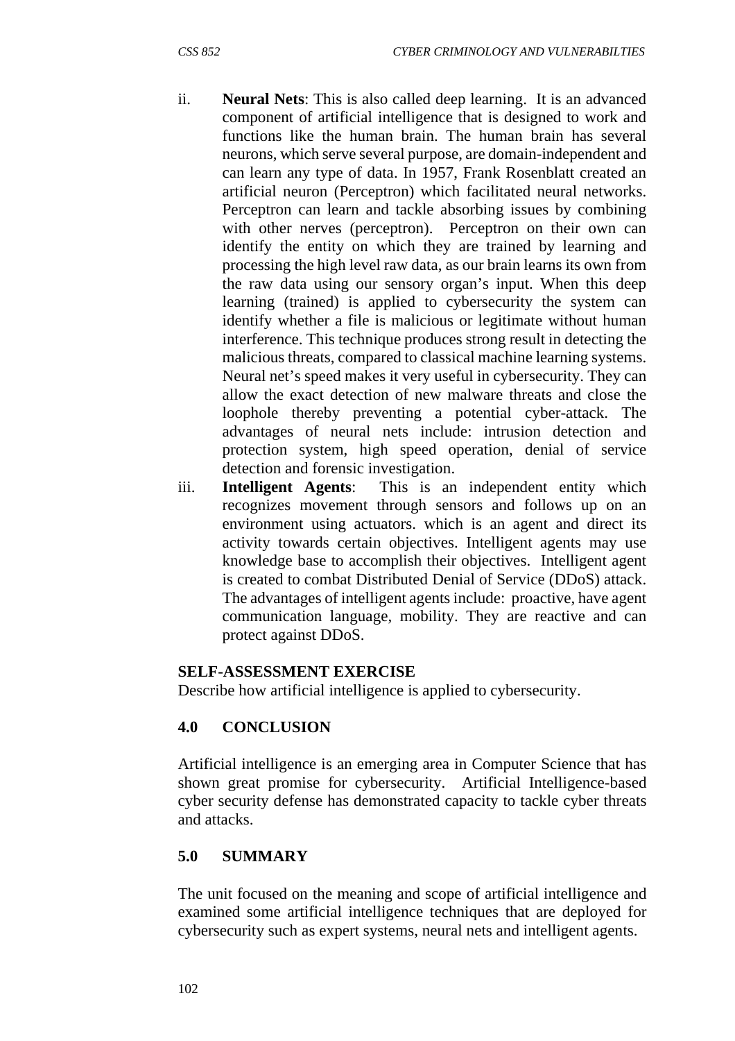ii. **Neural Nets**: This is also called deep learning. It is an advanced component of artificial intelligence that is designed to work and functions like the human brain. The human brain has several neurons, which serve several purpose, are domain-independent and can learn any type of data. In 1957, Frank Rosenblatt created an artificial neuron (Perceptron) which facilitated neural networks. Perceptron can learn and tackle absorbing issues by combining with other nerves (perceptron). Perceptron on their own can identify the entity on which they are trained by learning and processing the high level raw data, as our brain learns its own from the raw data using our sensory organ's input. When this deep learning (trained) is applied to cybersecurity the system can identify whether a file is malicious or legitimate without human interference. This technique produces strong result in detecting the malicious threats, compared to classical machine learning systems. Neural net's speed makes it very useful in cybersecurity. They can allow the exact detection of new malware threats and close the loophole thereby preventing a potential cyber-attack. The advantages of neural nets include: intrusion detection and protection system, high speed operation, denial of service detection and forensic investigation.

iii. **Intelligent Agents**: This is an independent entity which recognizes movement through sensors and follows up on an environment using actuators. which is an agent and direct its activity towards certain objectives. Intelligent agents may use knowledge base to accomplish their objectives. Intelligent agent is created to combat Distributed Denial of Service (DDoS) attack. The advantages of intelligent agents include: proactive, have agent communication language, mobility. They are reactive and can protect against DDoS.

**SELF-ASSESSMENT EXERCISE**

Describe how artificial intelligence is applied to cybersecurity.

## 4.0 CONCLUSION

Artificial intelligence is an emerging area in Computer Science that has shown great promise for cybersecurity. Artificial Intelligence-based cyber security defense has demonstrated capacity to tackle cyber threats and attacks.

## 5.0 SUMMARY

The unit focused on the meaning and scope of artificial intelligence and examined some artificial intelligence techniques that are deployed for cybersecurity such as expert systems, neural nets and intelligent agents.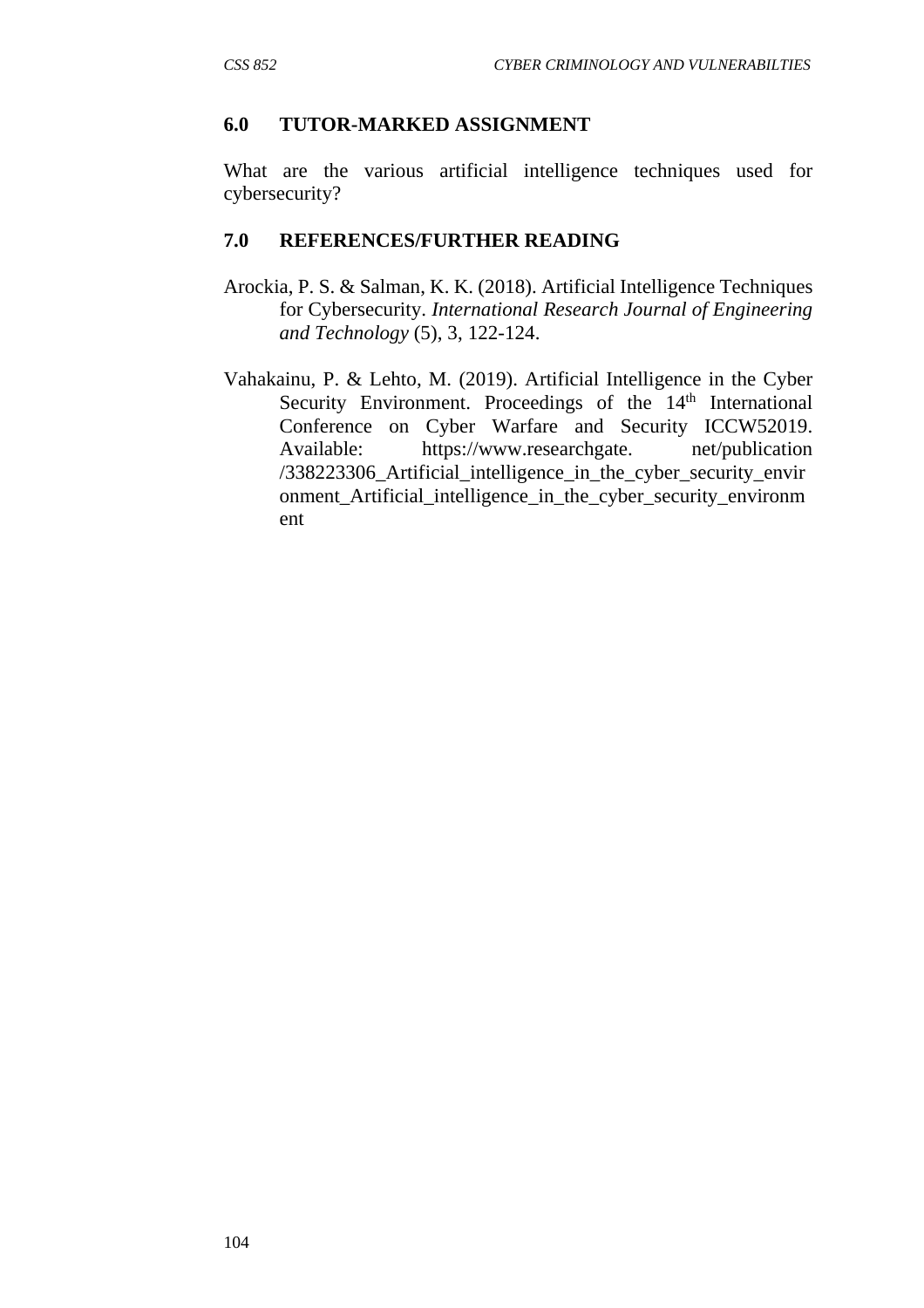## 6.0 TUTOR-MARKED ASSIGNMENT

What are the various artificial intelligence techniques used for cybersecurity?

## 7.0 REFERENCES/FURTHER READING

Arockia, P. S. & Salman, K. K. (2018). Artificial Intelligence Techniques for Cybersecurity. *International Research Journal of Engineering and Technology* (5), 3, 122-124.

Vahakainu, P. & Lehto, M. (2019). Artificial Intelligence in the Cyber Security Environment. Proceedings of the 14th International Conference on Cyber Warfare and Security ICCW52019. Available: https://www.researchgate. net/publication /338223306_Artificial_intelligence_in_the_cyber_security_environment_Artificial_intelligence_in_the_cyber_security_environment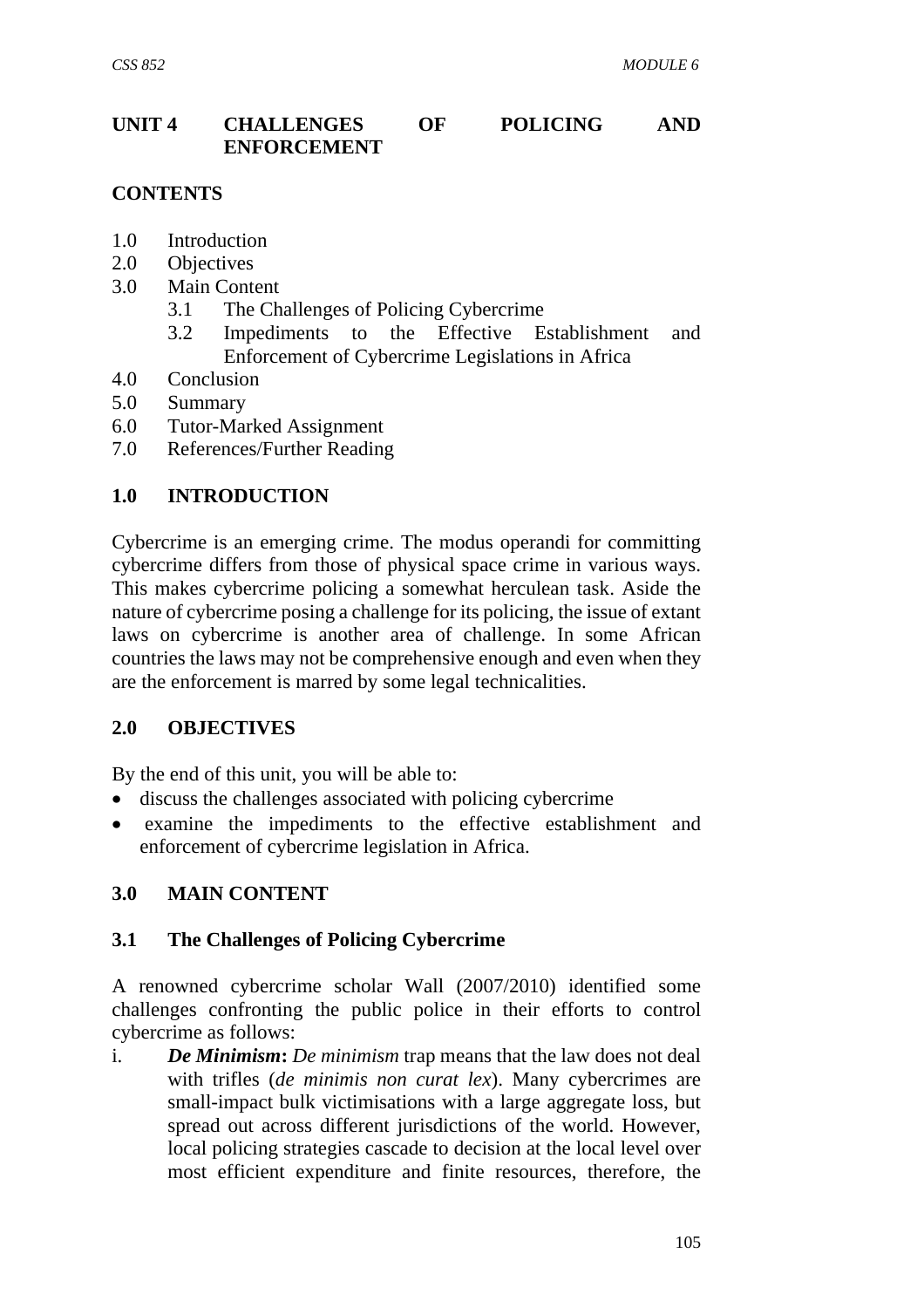## UNIT 4 CHALLENGES OF POLICING AND ENFORCEMENT

**CONTENTS**

- 1.0 Introduction
- 2.0 Objectives
- 3.0 Main Content
    - 3.1 The Challenges of Policing Cybercrime
    - 3.2 Impediments to the Effective Establishment and Enforcement of Cybercrime Legislations in Africa
- 4.0 Conclusion
- 5.0 Summary
- 6.0 Tutor-Marked Assignment
- 7.0 References/Further Reading

### 1.0 INTRODUCTION

Cybercrime is an emerging crime. The modus operandi for committing cybercrime differs from those of physical space crime in various ways. This makes cybercrime policing a somewhat herculean task. Aside the nature of cybercrime posing a challenge for its policing, the issue of extant laws on cybercrime is another area of challenge. In some African countries the laws may not be comprehensive enough and even when they are the enforcement is marred by some legal technicalities.

### 2.0 OBJECTIVES

By the end of this unit, you will be able to:

- discuss the challenges associated with policing cybercrime
- examine the impediments to the effective establishment and enforcement of cybercrime legislation in Africa.

### 3.0 MAIN CONTENT

### 3.1 The Challenges of Policing Cybercrime

A renowned cybercrime scholar Wall (2007/2010) identified some challenges confronting the public police in their efforts to control cybercrime as follows:

i. ***De Minimism*:** *De minimism* trap means that the law does not deal with trifles (*de minimis non curat lex*). Many cybercrimes are small-impact bulk victimisations with a large aggregate loss, but spread out across different jurisdictions of the world. However, local policing strategies cascade to decision at the local level over most efficient expenditure and finite resources, therefore, the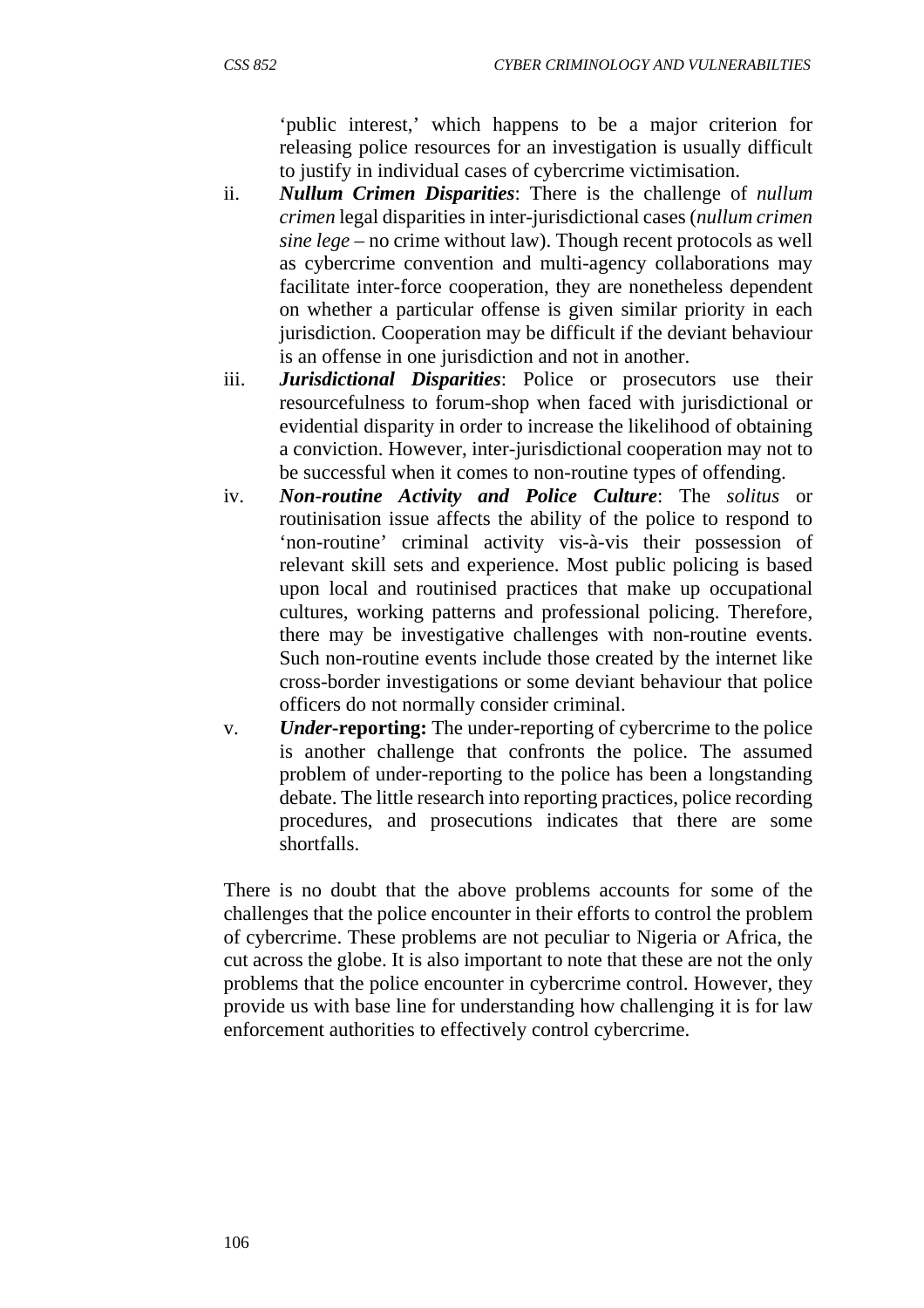'public interest,' which happens to be a major criterion for releasing police resources for an investigation is usually difficult to justify in individual cases of cybercrime victimisation.

ii. ***Nullum Crimen Disparities***: There is the challenge of *nullum crimen* legal disparities in inter-jurisdictional cases (*nullum crimen sine lege* – no crime without law). Though recent protocols as well as cybercrime convention and multi-agency collaborations may facilitate inter-force cooperation, they are nonetheless dependent on whether a particular offense is given similar priority in each jurisdiction. Cooperation may be difficult if the deviant behaviour is an offense in one jurisdiction and not in another.

iii. ***Jurisdictional Disparities***: Police or prosecutors use their resourcefulness to forum-shop when faced with jurisdictional or evidential disparity in order to increase the likelihood of obtaining a conviction. However, inter-jurisdictional cooperation may not to be successful when it comes to non-routine types of offending.

iv. ***Non-routine Activity and Police Culture***: The *solitus* or routinisation issue affects the ability of the police to respond to 'non-routine' criminal activity vis-à-vis their possession of relevant skill sets and experience. Most public policing is based upon local and routinised practices that make up occupational cultures, working patterns and professional policing. Therefore, there may be investigative challenges with non-routine events. Such non-routine events include those created by the internet like cross-border investigations or some deviant behaviour that police officers do not normally consider criminal.

v. ***Under*-reporting:** The under-reporting of cybercrime to the police is another challenge that confronts the police. The assumed problem of under-reporting to the police has been a longstanding debate. The little research into reporting practices, police recording procedures, and prosecutions indicates that there are some shortfalls.

There is no doubt that the above problems accounts for some of the challenges that the police encounter in their efforts to control the problem of cybercrime. These problems are not peculiar to Nigeria or Africa, the cut across the globe. It is also important to note that these are not the only problems that the police encounter in cybercrime control. However, they provide us with base line for understanding how challenging it is for law enforcement authorities to effectively control cybercrime.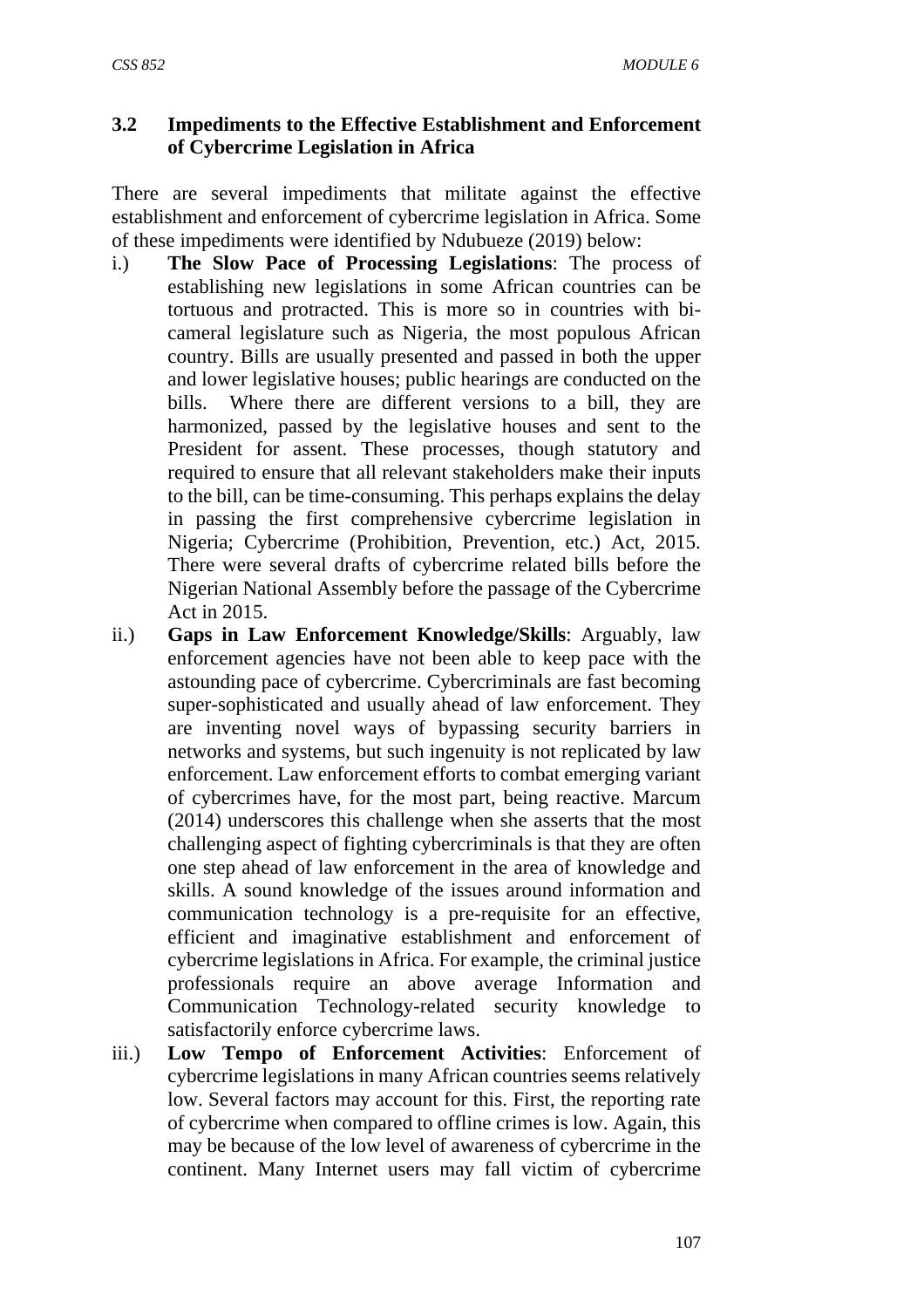### 3.2 Impediments to the Effective Establishment and Enforcement of Cybercrime Legislation in Africa

There are several impediments that militate against the effective establishment and enforcement of cybercrime legislation in Africa. Some of these impediments were identified by Ndubueze (2019) below:

i.) **The Slow Pace of Processing Legislations**: The process of establishing new legislations in some African countries can be tortuous and protracted. This is more so in countries with bi-cameral legislature such as Nigeria, the most populous African country. Bills are usually presented and passed in both the upper and lower legislative houses; public hearings are conducted on the bills. Where there are different versions to a bill, they are harmonized, passed by the legislative houses and sent to the President for assent. These processes, though statutory and required to ensure that all relevant stakeholders make their inputs to the bill, can be time-consuming. This perhaps explains the delay in passing the first comprehensive cybercrime legislation in Nigeria; Cybercrime (Prohibition, Prevention, etc.) Act, 2015. There were several drafts of cybercrime related bills before the Nigerian National Assembly before the passage of the Cybercrime Act in 2015.

ii.) **Gaps in Law Enforcement Knowledge/Skills**: Arguably, law enforcement agencies have not been able to keep pace with the astounding pace of cybercrime. Cybercriminals are fast becoming super-sophisticated and usually ahead of law enforcement. They are inventing novel ways of bypassing security barriers in networks and systems, but such ingenuity is not replicated by law enforcement. Law enforcement efforts to combat emerging variant of cybercrimes have, for the most part, being reactive. Marcum (2014) underscores this challenge when she asserts that the most challenging aspect of fighting cybercriminals is that they are often one step ahead of law enforcement in the area of knowledge and skills. A sound knowledge of the issues around information and communication technology is a pre-requisite for an effective, efficient and imaginative establishment and enforcement of cybercrime legislations in Africa. For example, the criminal justice professionals require an above average Information and Communication Technology-related security knowledge to satisfactorily enforce cybercrime laws.

iii.) **Low Tempo of Enforcement Activities**: Enforcement of cybercrime legislations in many African countries seems relatively low. Several factors may account for this. First, the reporting rate of cybercrime when compared to offline crimes is low. Again, this may be because of the low level of awareness of cybercrime in the continent. Many Internet users may fall victim of cybercrime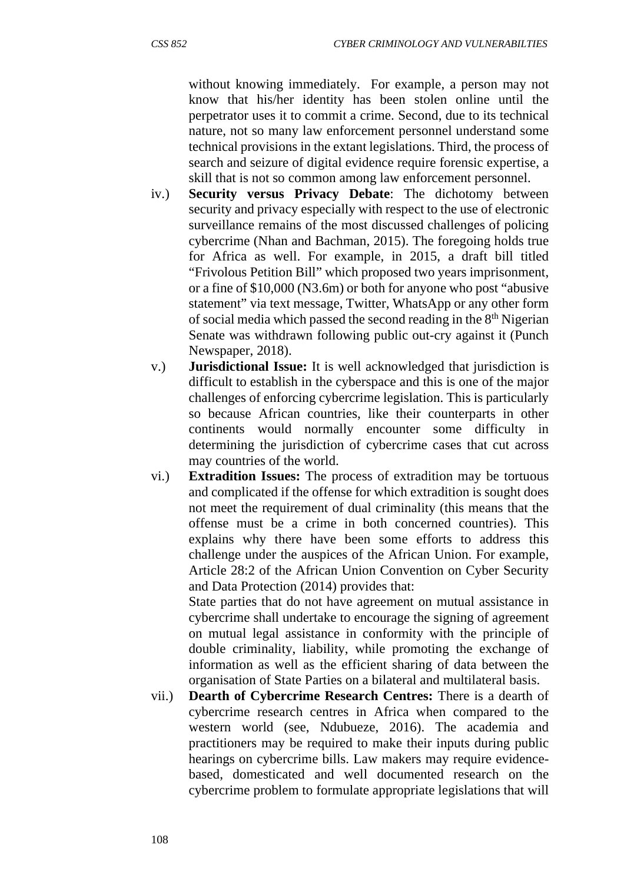without knowing immediately. For example, a person may not know that his/her identity has been stolen online until the perpetrator uses it to commit a crime. Second, due to its technical nature, not so many law enforcement personnel understand some technical provisions in the extant legislations. Third, the process of search and seizure of digital evidence require forensic expertise, a skill that is not so common among law enforcement personnel.

iv.) **Security versus Privacy Debate**: The dichotomy between security and privacy especially with respect to the use of electronic surveillance remains of the most discussed challenges of policing cybercrime (Nhan and Bachman, 2015). The foregoing holds true for Africa as well. For example, in 2015, a draft bill titled "Frivolous Petition Bill" which proposed two years imprisonment, or a fine of $10,000 (N3.6m) or both for anyone who post "abusive statement" via text message, Twitter, WhatsApp or any other form of social media which passed the second reading in the 8th Nigerian Senate was withdrawn following public out-cry against it (Punch Newspaper, 2018).

v.) **Jurisdictional Issue:** It is well acknowledged that jurisdiction is difficult to establish in the cyberspace and this is one of the major challenges of enforcing cybercrime legislation. This is particularly so because African countries, like their counterparts in other continents would normally encounter some difficulty in determining the jurisdiction of cybercrime cases that cut across may countries of the world.

vi.) **Extradition Issues:** The process of extradition may be tortuous and complicated if the offense for which extradition is sought does not meet the requirement of dual criminality (this means that the offense must be a crime in both concerned countries). This explains why there have been some efforts to address this challenge under the auspices of the African Union. For example, Article 28:2 of the African Union Convention on Cyber Security and Data Protection (2014) provides that:

State parties that do not have agreement on mutual assistance in cybercrime shall undertake to encourage the signing of agreement on mutual legal assistance in conformity with the principle of double criminality, liability, while promoting the exchange of information as well as the efficient sharing of data between the organisation of State Parties on a bilateral and multilateral basis.

vii.) **Dearth of Cybercrime Research Centres:** There is a dearth of cybercrime research centres in Africa when compared to the western world (see, Ndubueze, 2016). The academia and practitioners may be required to make their inputs during public hearings on cybercrime bills. Law makers may require evidence-based, domesticated and well documented research on the cybercrime problem to formulate appropriate legislations that will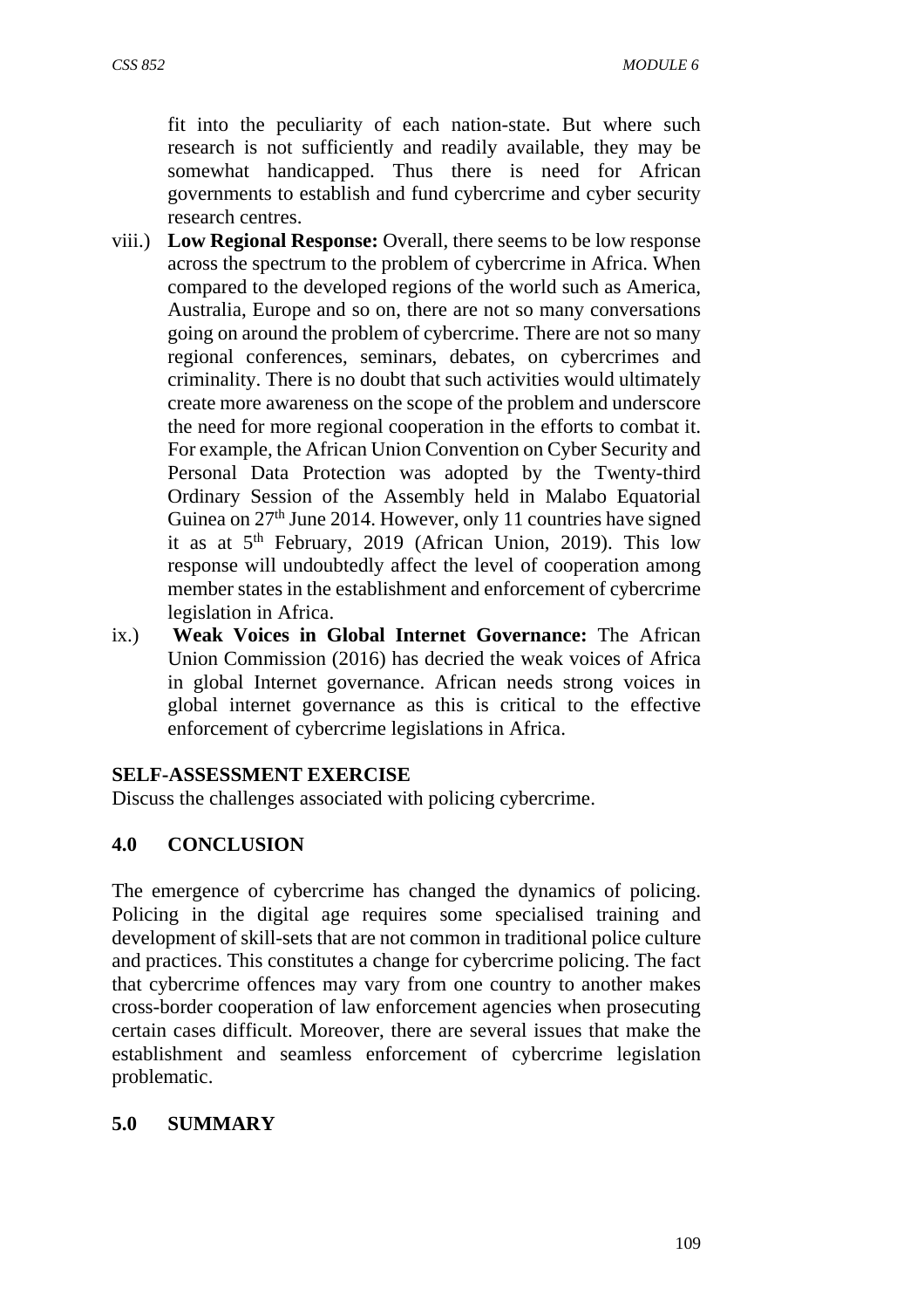fit into the peculiarity of each nation-state. But where such research is not sufficiently and readily available, they may be somewhat handicapped. Thus there is need for African governments to establish and fund cybercrime and cyber security research centres.

viii.) **Low Regional Response:** Overall, there seems to be low response across the spectrum to the problem of cybercrime in Africa. When compared to the developed regions of the world such as America, Australia, Europe and so on, there are not so many conversations going on around the problem of cybercrime. There are not so many regional conferences, seminars, debates, on cybercrimes and criminality. There is no doubt that such activities would ultimately create more awareness on the scope of the problem and underscore the need for more regional cooperation in the efforts to combat it. For example, the African Union Convention on Cyber Security and Personal Data Protection was adopted by the Twenty-third Ordinary Session of the Assembly held in Malabo Equatorial Guinea on 27th June 2014. However, only 11 countries have signed it as at 5th February, 2019 (African Union, 2019). This low response will undoubtedly affect the level of cooperation among member states in the establishment and enforcement of cybercrime legislation in Africa.

ix.) **Weak Voices in Global Internet Governance:** The African Union Commission (2016) has decried the weak voices of Africa in global Internet governance. African needs strong voices in global internet governance as this is critical to the effective enforcement of cybercrime legislations in Africa.

**SELF-ASSESSMENT EXERCISE**

Discuss the challenges associated with policing cybercrime.

## 4.0 CONCLUSION

The emergence of cybercrime has changed the dynamics of policing. Policing in the digital age requires some specialised training and development of skill-sets that are not common in traditional police culture and practices. This constitutes a change for cybercrime policing. The fact that cybercrime offences may vary from one country to another makes cross-border cooperation of law enforcement agencies when prosecuting certain cases difficult. Moreover, there are several issues that make the establishment and seamless enforcement of cybercrime legislation problematic.

## 5.0 SUMMARY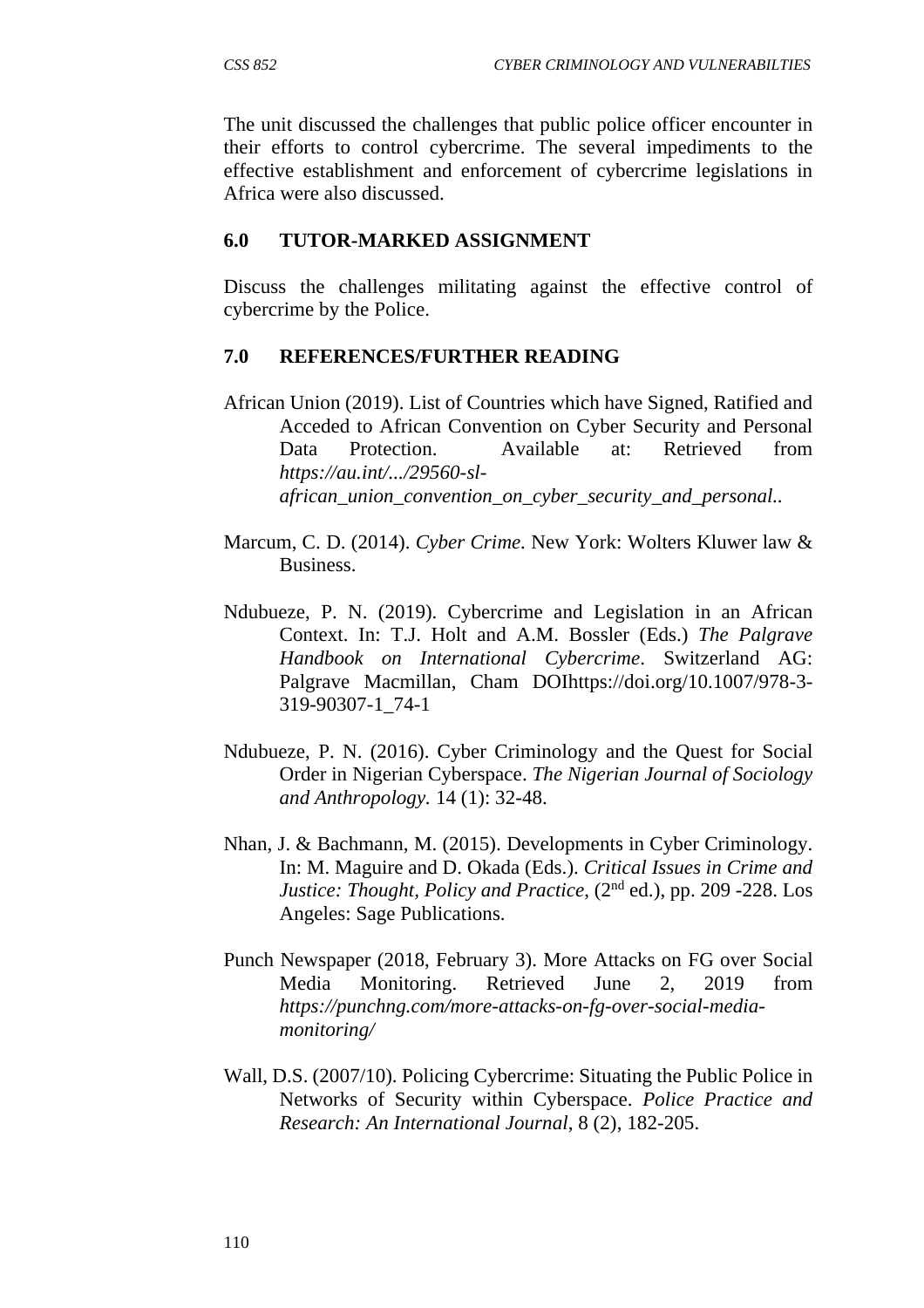The unit discussed the challenges that public police officer encounter in their efforts to control cybercrime. The several impediments to the effective establishment and enforcement of cybercrime legislations in Africa were also discussed.

## 6.0 TUTOR-MARKED ASSIGNMENT

Discuss the challenges militating against the effective control of cybercrime by the Police.

## 7.0 REFERENCES/FURTHER READING

African Union (2019). List of Countries which have Signed, Ratified and Acceded to African Convention on Cyber Security and Personal Data Protection. Available at: Retrieved from *https://au.int/.../29560-sl-african_union_convention_on_cyber_security_and_personal..*

Marcum, C. D. (2014). *Cyber Crime.* New York: Wolters Kluwer law & Business.

Ndubueze, P. N. (2019). Cybercrime and Legislation in an African Context. In: T.J. Holt and A.M. Bossler (Eds.) *The Palgrave Handbook on International Cybercrime*. Switzerland AG: Palgrave Macmillan, Cham DOIhttps://doi.org/10.1007/978-3-319-90307-1_74-1

Ndubueze, P. N. (2016). Cyber Criminology and the Quest for Social Order in Nigerian Cyberspace. *The Nigerian Journal of Sociology and Anthropology.* 14 (1): 32-48.

Nhan, J. & Bachmann, M. (2015). Developments in Cyber Criminology. In: M. Maguire and D. Okada (Eds.). *Critical Issues in Crime and Justice: Thought, Policy and Practice*, (2nd ed.), pp. 209 -228. Los Angeles: Sage Publications.

Punch Newspaper (2018, February 3). More Attacks on FG over Social Media Monitoring. Retrieved June 2, 2019 from *https://punchng.com/more-attacks-on-fg-over-social-media-monitoring/*

Wall, D.S. (2007/10). Policing Cybercrime: Situating the Public Police in Networks of Security within Cyberspace. *Police Practice and Research: An International Journal*, 8 (2), 182-205.